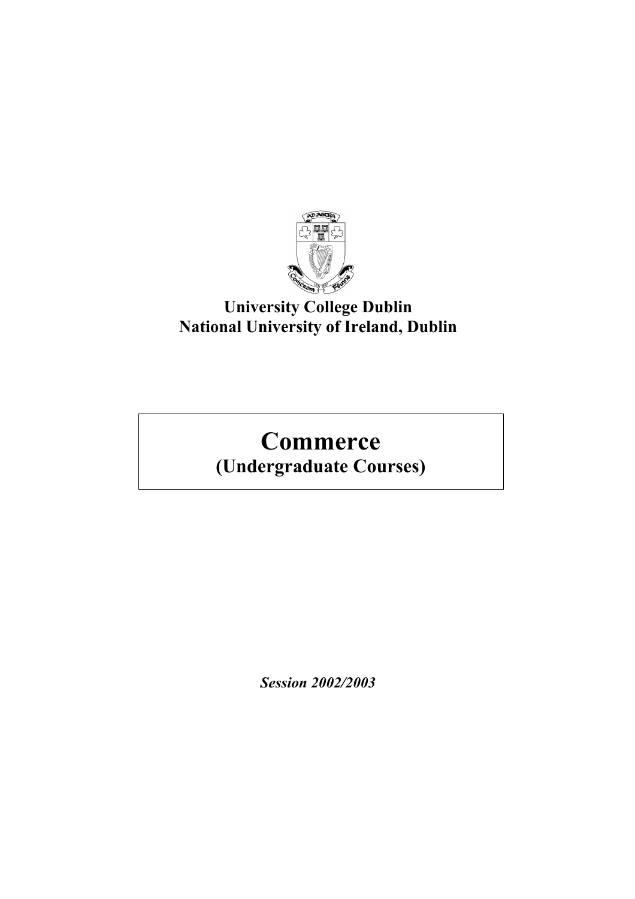**University College Dublin**
**National University of Ireland, Dublin**

# Commerce
## (Undergraduate Courses)

***Session 2002/2003***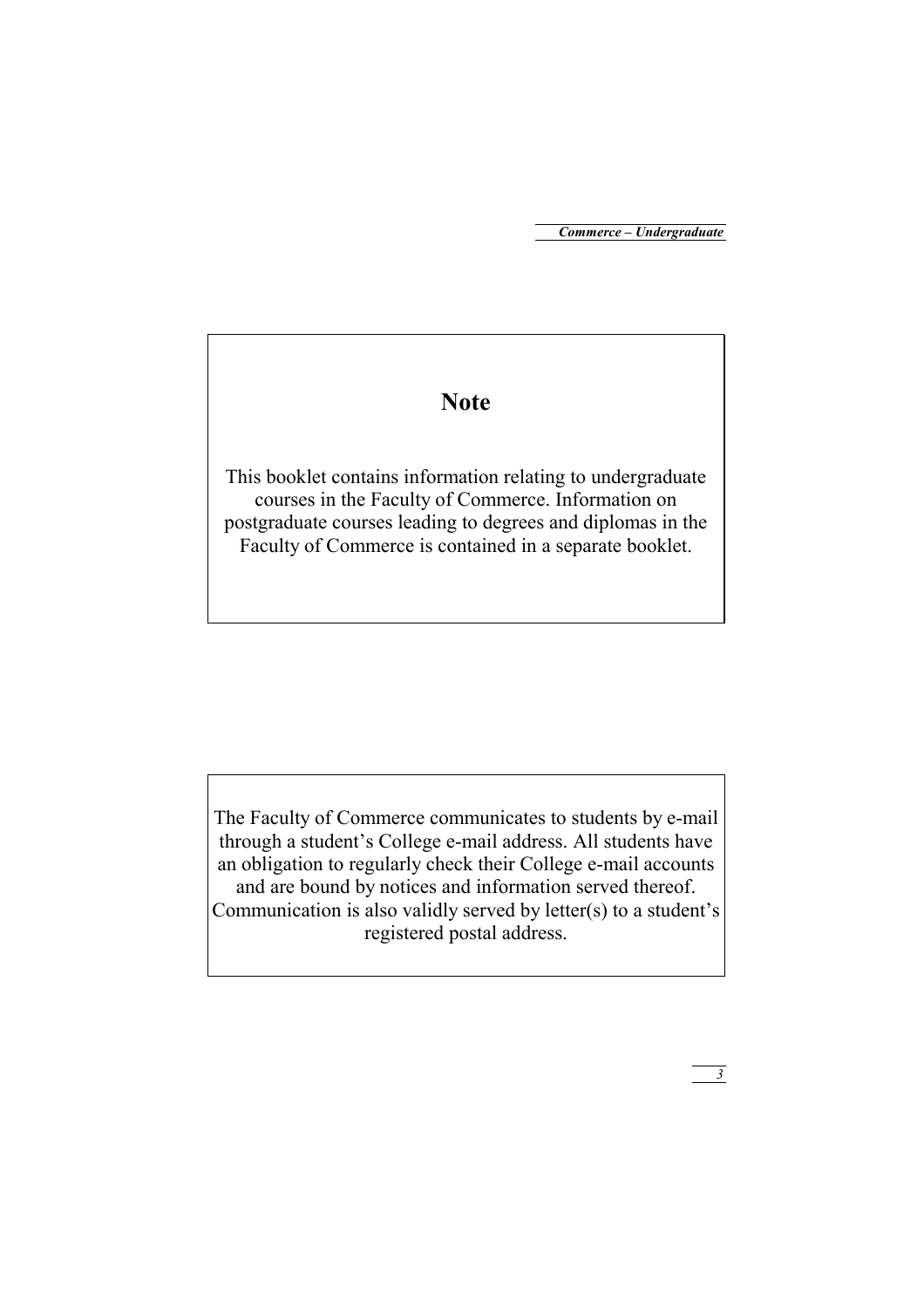## Note

This booklet contains information relating to undergraduate courses in the Faculty of Commerce. Information on postgraduate courses leading to degrees and diplomas in the Faculty of Commerce is contained in a separate booklet.

The Faculty of Commerce communicates to students by e-mail through a student's College e-mail address. All students have an obligation to regularly check their College e-mail accounts and are bound by notices and information served thereof. Communication is also validly served by letter(s) to a student's registered postal address.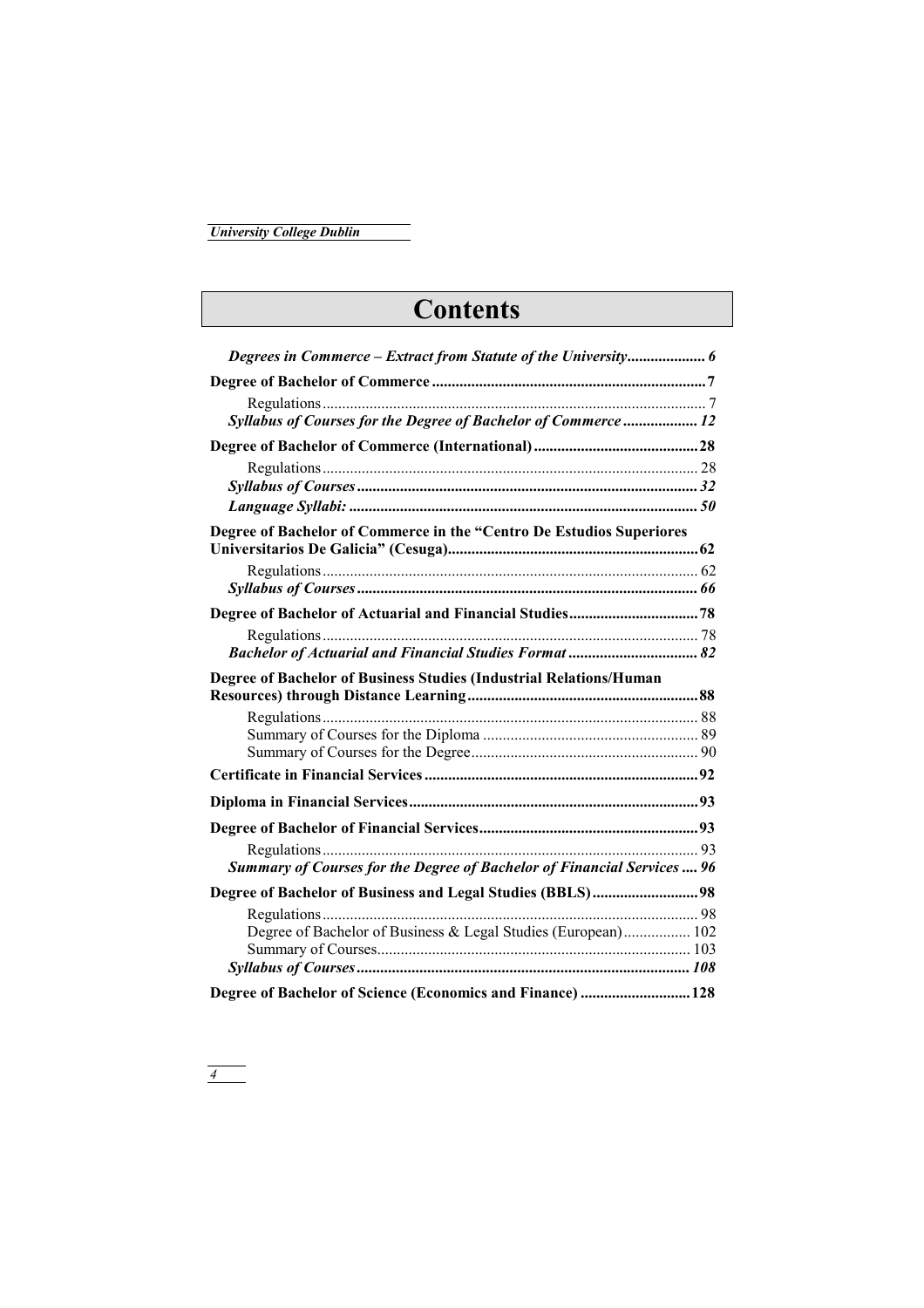# Contents

*Degrees in Commerce – Extract from Statute of the University* .................... 6

**Degree of Bachelor of Commerce** .................... 7

- Regulations .................... 7
- ***Syllabus of Courses for the Degree of Bachelor of Commerce*** .................... 12

**Degree of Bachelor of Commerce (International)** .................... 28

- Regulations .................... 28
- ***Syllabus of Courses*** .................... 32
- ***Language Syllabi:*** .................... 50

**Degree of Bachelor of Commerce in the "Centro De Estudios Superiores Universitarios De Galicia" (Cesuga)** .................... 62

- Regulations .................... 62
- ***Syllabus of Courses*** .................... 66

**Degree of Bachelor of Actuarial and Financial Studies** .................... 78

- Regulations .................... 78
- ***Bachelor of Actuarial and Financial Studies Format*** .................... 82

**Degree of Bachelor of Business Studies (Industrial Relations/Human Resources) through Distance Learning** .................... 88

- Regulations .................... 88
- Summary of Courses for the Diploma .................... 89
- Summary of Courses for the Degree .................... 90

**Certificate in Financial Services** .................... 92

**Diploma in Financial Services** .................... 93

**Degree of Bachelor of Financial Services** .................... 93

- Regulations .................... 93
- ***Summary of Courses for the Degree of Bachelor of Financial Services*** .... 96

**Degree of Bachelor of Business and Legal Studies (BBLS)** .................... 98

- Regulations .................... 98
- Degree of Bachelor of Business & Legal Studies (European) .................... 102
- Summary of Courses .................... 103
- ***Syllabus of Courses*** .................... 108

**Degree of Bachelor of Science (Economics and Finance)** .................... 128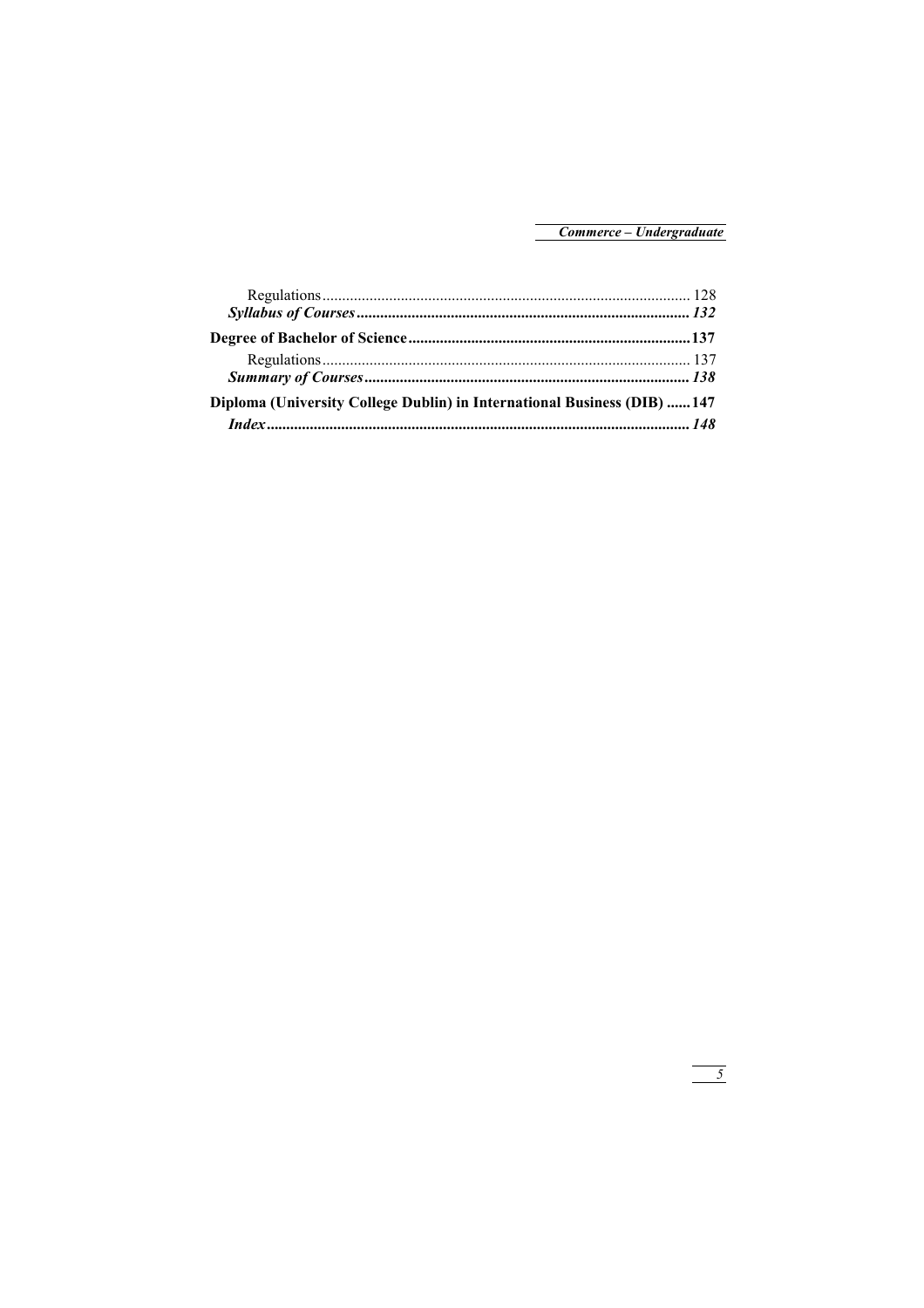Regulations ........................................................................................... 128

***Syllabus of Courses*** .................................................................................... ***132***

**Degree of Bachelor of Science** ......................................................................**137**

Regulations ........................................................................................... 137

***Summary of Courses*** .................................................................................. ***138***

**Diploma (University College Dublin) in International Business (DIB) ......147**

***Index*** ........................................................................................................... ***148***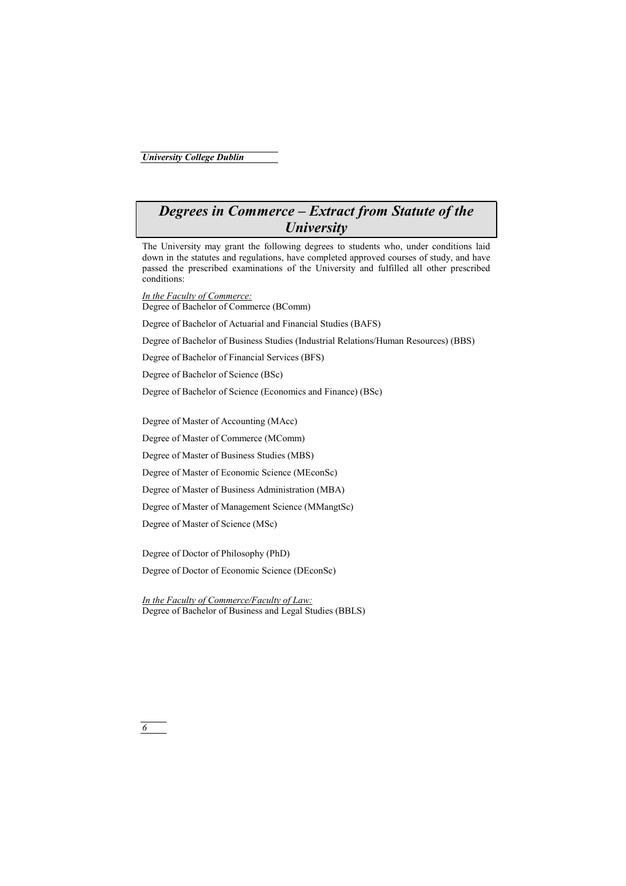# *Degrees in Commerce – Extract from Statute of the University*

The University may grant the following degrees to students who, under conditions laid down in the statutes and regulations, have completed approved courses of study, and have passed the prescribed examinations of the University and fulfilled all other prescribed conditions:

*In the Faculty of Commerce:*

Degree of Bachelor of Commerce (BComm)

Degree of Bachelor of Actuarial and Financial Studies (BAFS)

Degree of Bachelor of Business Studies (Industrial Relations/Human Resources) (BBS)

Degree of Bachelor of Financial Services (BFS)

Degree of Bachelor of Science (BSc)

Degree of Bachelor of Science (Economics and Finance) (BSc)

Degree of Master of Accounting (MAcc)

Degree of Master of Commerce (MComm)

Degree of Master of Business Studies (MBS)

Degree of Master of Economic Science (MEconSc)

Degree of Master of Business Administration (MBA)

Degree of Master of Management Science (MMangtSc)

Degree of Master of Science (MSc)

Degree of Doctor of Philosophy (PhD)

Degree of Doctor of Economic Science (DEconSc)

*In the Faculty of Commerce/Faculty of Law:*

Degree of Bachelor of Business and Legal Studies (BBLS)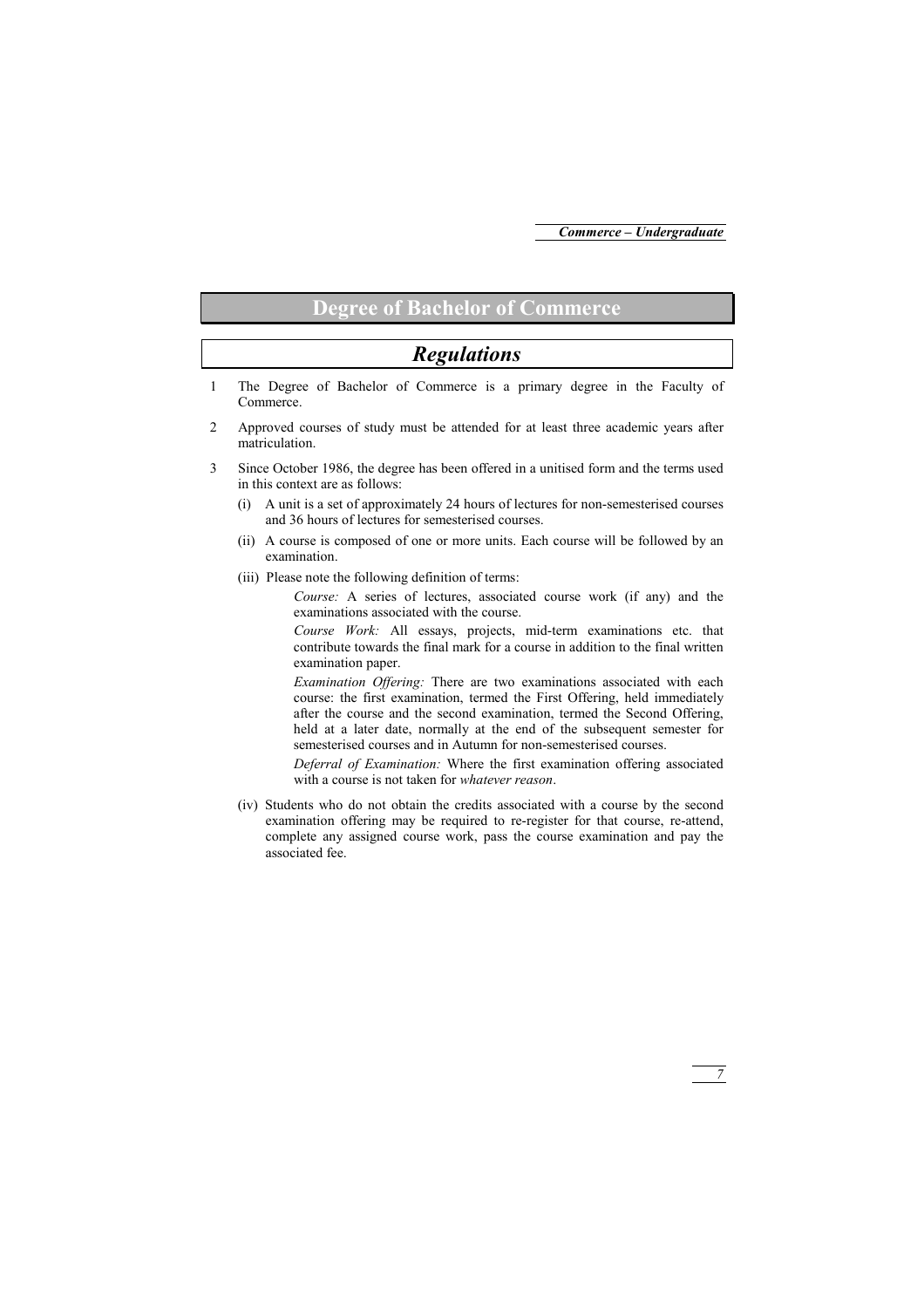# Degree of Bachelor of Commerce

## *Regulations*

1 The Degree of Bachelor of Commerce is a primary degree in the Faculty of Commerce.

2 Approved courses of study must be attended for at least three academic years after matriculation.

3 Since October 1986, the degree has been offered in a unitised form and the terms used in this context are as follows:

   (i) A unit is a set of approximately 24 hours of lectures for non-semesterised courses and 36 hours of lectures for semesterised courses.

   (ii) A course is composed of one or more units. Each course will be followed by an examination.

   (iii) Please note the following definition of terms:

   *Course:* A series of lectures, associated course work (if any) and the examinations associated with the course.

   *Course Work:* All essays, projects, mid-term examinations etc. that contribute towards the final mark for a course in addition to the final written examination paper.

   *Examination Offering:* There are two examinations associated with each course: the first examination, termed the First Offering, held immediately after the course and the second examination, termed the Second Offering, held at a later date, normally at the end of the subsequent semester for semesterised courses and in Autumn for non-semesterised courses.

   *Deferral of Examination:* Where the first examination offering associated with a course is not taken for *whatever reason*.

   (iv) Students who do not obtain the credits associated with a course by the second examination offering may be required to re-register for that course, re-attend, complete any assigned course work, pass the course examination and pay the associated fee.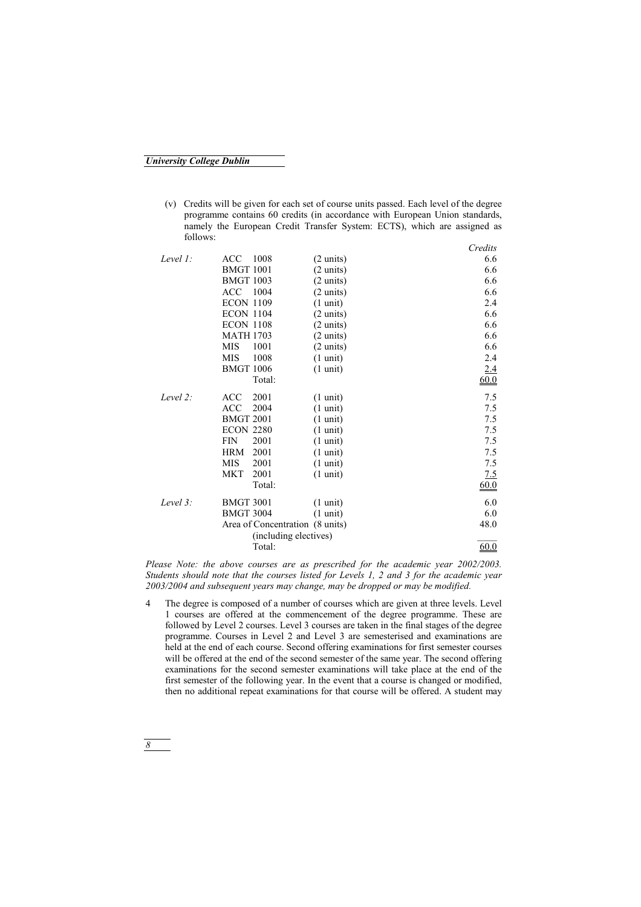(v) Credits will be given for each set of course units passed. Each level of the degree programme contains 60 credits (in accordance with European Union standards, namely the European Credit Transfer System: ECTS), which are assigned as follows:

| | | | *Credits* |
|---|---|---|---|
| *Level 1:* | ACC 1008 | (2 units) | 6.6 |
| | BMGT 1001 | (2 units) | 6.6 |
| | BMGT 1003 | (2 units) | 6.6 |
| | ACC 1004 | (2 units) | 6.6 |
| | ECON 1109 | (1 unit) | 2.4 |
| | ECON 1104 | (2 units) | 6.6 |
| | ECON 1108 | (2 units) | 6.6 |
| | MATH 1703 | (2 units) | 6.6 |
| | MIS 1001 | (2 units) | 6.6 |
| | MIS 1008 | (1 unit) | 2.4 |
| | BMGT 1006 | (1 unit) | 2.4 |
| | Total: | | 60.0 |
| *Level 2:* | ACC 2001 | (1 unit) | 7.5 |
| | ACC 2004 | (1 unit) | 7.5 |
| | BMGT 2001 | (1 unit) | 7.5 |
| | ECON 2280 | (1 unit) | 7.5 |
| | FIN 2001 | (1 unit) | 7.5 |
| | HRM 2001 | (1 unit) | 7.5 |
| | MIS 2001 | (1 unit) | 7.5 |
| | MKT 2001 | (1 unit) | 7.5 |
| | Total: | | 60.0 |
| *Level 3:* | BMGT 3001 | (1 unit) | 6.0 |
| | BMGT 3004 | (1 unit) | 6.0 |
| | Area of Concentration (including electives) | (8 units) | 48.0 |
| | Total: | | 60.0 |

*Please Note: the above courses are as prescribed for the academic year 2002/2003. Students should note that the courses listed for Levels 1, 2 and 3 for the academic year 2003/2004 and subsequent years may change, may be dropped or may be modified.*

4 The degree is composed of a number of courses which are given at three levels. Level 1 courses are offered at the commencement of the degree programme. These are followed by Level 2 courses. Level 3 courses are taken in the final stages of the degree programme. Courses in Level 2 and Level 3 are semesterised and examinations are held at the end of each course. Second offering examinations for first semester courses will be offered at the end of the second semester of the same year. The second offering examinations for the second semester examinations will take place at the end of the first semester of the following year. In the event that a course is changed or modified, then no additional repeat examinations for that course will be offered. A student may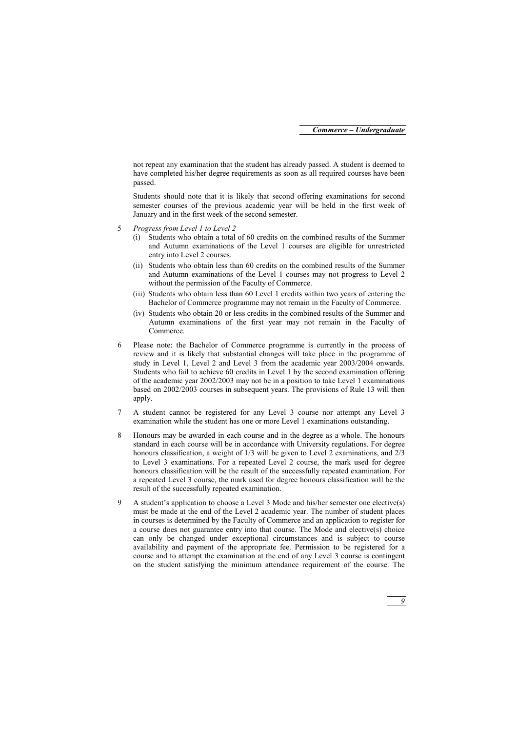not repeat any examination that the student has already passed. A student is deemed to have completed his/her degree requirements as soon as all required courses have been passed.

Students should note that it is likely that second offering examinations for second semester courses of the previous academic year will be held in the first week of January and in the first week of the second semester.

5 *Progress from Level 1 to Level 2*
   (i) Students who obtain a total of 60 credits on the combined results of the Summer and Autumn examinations of the Level 1 courses are eligible for unrestricted entry into Level 2 courses.
   (ii) Students who obtain less than 60 credits on the combined results of the Summer and Autumn examinations of the Level 1 courses may not progress to Level 2 without the permission of the Faculty of Commerce.
   (iii) Students who obtain less than 60 Level 1 credits within two years of entering the Bachelor of Commerce programme may not remain in the Faculty of Commerce.
   (iv) Students who obtain 20 or less credits in the combined results of the Summer and Autumn examinations of the first year may not remain in the Faculty of Commerce.

6 Please note: the Bachelor of Commerce programme is currently in the process of review and it is likely that substantial changes will take place in the programme of study in Level 1, Level 2 and Level 3 from the academic year 2003/2004 onwards. Students who fail to achieve 60 credits in Level 1 by the second examination offering of the academic year 2002/2003 may not be in a position to take Level 1 examinations based on 2002/2003 courses in subsequent years. The provisions of Rule 13 will then apply.

7 A student cannot be registered for any Level 3 course nor attempt any Level 3 examination while the student has one or more Level 1 examinations outstanding.

8 Honours may be awarded in each course and in the degree as a whole. The honours standard in each course will be in accordance with University regulations. For degree honours classification, a weight of 1/3 will be given to Level 2 examinations, and 2/3 to Level 3 examinations. For a repeated Level 2 course, the mark used for degree honours classification will be the result of the successfully repeated examination. For a repeated Level 3 course, the mark used for degree honours classification will be the result of the successfully repeated examination.

9 A student's application to choose a Level 3 Mode and his/her semester one elective(s) must be made at the end of the Level 2 academic year. The number of student places in courses is determined by the Faculty of Commerce and an application to register for a course does not guarantee entry into that course. The Mode and elective(s) choice can only be changed under exceptional circumstances and is subject to course availability and payment of the appropriate fee. Permission to be registered for a course and to attempt the examination at the end of any Level 3 course is contingent on the student satisfying the minimum attendance requirement of the course. The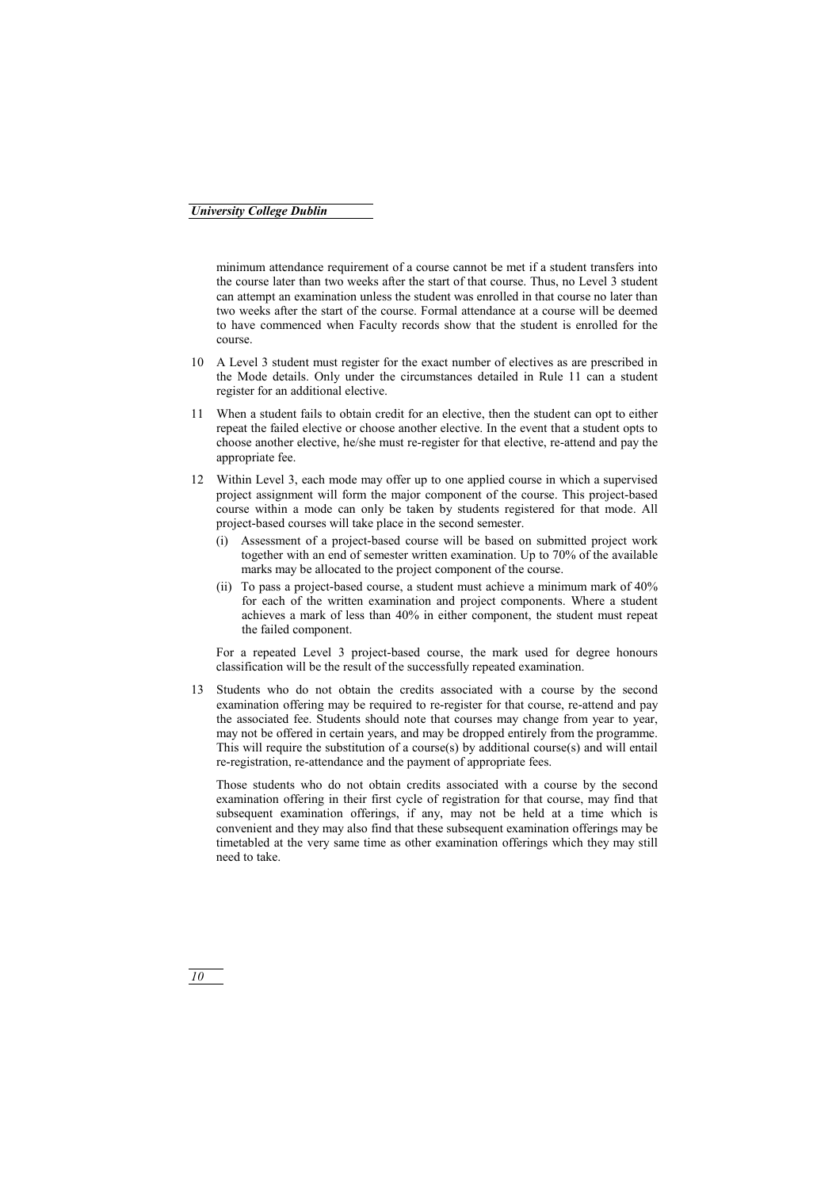minimum attendance requirement of a course cannot be met if a student transfers into the course later than two weeks after the start of that course. Thus, no Level 3 student can attempt an examination unless the student was enrolled in that course no later than two weeks after the start of the course. Formal attendance at a course will be deemed to have commenced when Faculty records show that the student is enrolled for the course.

10 A Level 3 student must register for the exact number of electives as are prescribed in the Mode details. Only under the circumstances detailed in Rule 11 can a student register for an additional elective.

11 When a student fails to obtain credit for an elective, then the student can opt to either repeat the failed elective or choose another elective. In the event that a student opts to choose another elective, he/she must re-register for that elective, re-attend and pay the appropriate fee.

12 Within Level 3, each mode may offer up to one applied course in which a supervised project assignment will form the major component of the course. This project-based course within a mode can only be taken by students registered for that mode. All project-based courses will take place in the second semester.

   (i) Assessment of a project-based course will be based on submitted project work together with an end of semester written examination. Up to 70% of the available marks may be allocated to the project component of the course.

   (ii) To pass a project-based course, a student must achieve a minimum mark of 40% for each of the written examination and project components. Where a student achieves a mark of less than 40% in either component, the student must repeat the failed component.

   For a repeated Level 3 project-based course, the mark used for degree honours classification will be the result of the successfully repeated examination.

13 Students who do not obtain the credits associated with a course by the second examination offering may be required to re-register for that course, re-attend and pay the associated fee. Students should note that courses may change from year to year, may not be offered in certain years, and may be dropped entirely from the programme. This will require the substitution of a course(s) by additional course(s) and will entail re-registration, re-attendance and the payment of appropriate fees.

   Those students who do not obtain credits associated with a course by the second examination offering in their first cycle of registration for that course, may find that subsequent examination offerings, if any, may not be held at a time which is convenient and they may also find that these subsequent examination offerings may be timetabled at the very same time as other examination offerings which they may still need to take.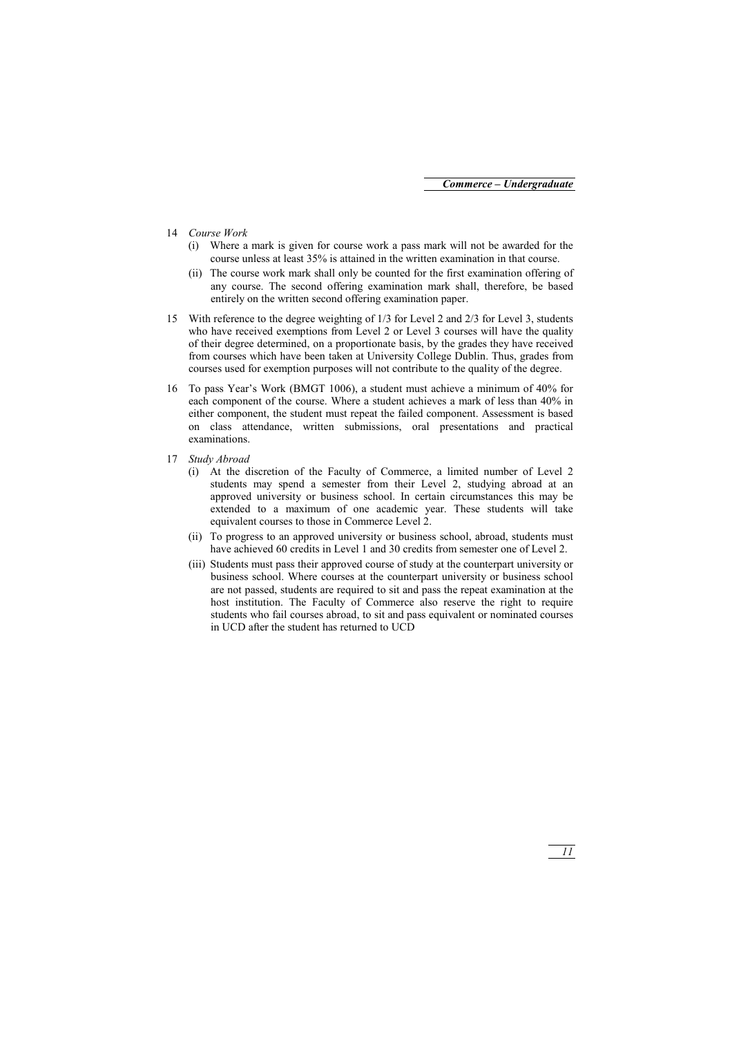14 *Course Work*

   (i) Where a mark is given for course work a pass mark will not be awarded for the course unless at least 35% is attained in the written examination in that course.

   (ii) The course work mark shall only be counted for the first examination offering of any course. The second offering examination mark shall, therefore, be based entirely on the written second offering examination paper.

15 With reference to the degree weighting of 1/3 for Level 2 and 2/3 for Level 3, students who have received exemptions from Level 2 or Level 3 courses will have the quality of their degree determined, on a proportionate basis, by the grades they have received from courses which have been taken at University College Dublin. Thus, grades from courses used for exemption purposes will not contribute to the quality of the degree.

16 To pass Year's Work (BMGT 1006), a student must achieve a minimum of 40% for each component of the course. Where a student achieves a mark of less than 40% in either component, the student must repeat the failed component. Assessment is based on class attendance, written submissions, oral presentations and practical examinations.

17 *Study Abroad*

   (i) At the discretion of the Faculty of Commerce, a limited number of Level 2 students may spend a semester from their Level 2, studying abroad at an approved university or business school. In certain circumstances this may be extended to a maximum of one academic year. These students will take equivalent courses to those in Commerce Level 2.

   (ii) To progress to an approved university or business school, abroad, students must have achieved 60 credits in Level 1 and 30 credits from semester one of Level 2.

   (iii) Students must pass their approved course of study at the counterpart university or business school. Where courses at the counterpart university or business school are not passed, students are required to sit and pass the repeat examination at the host institution. The Faculty of Commerce also reserve the right to require students who fail courses abroad, to sit and pass equivalent or nominated courses in UCD after the student has returned to UCD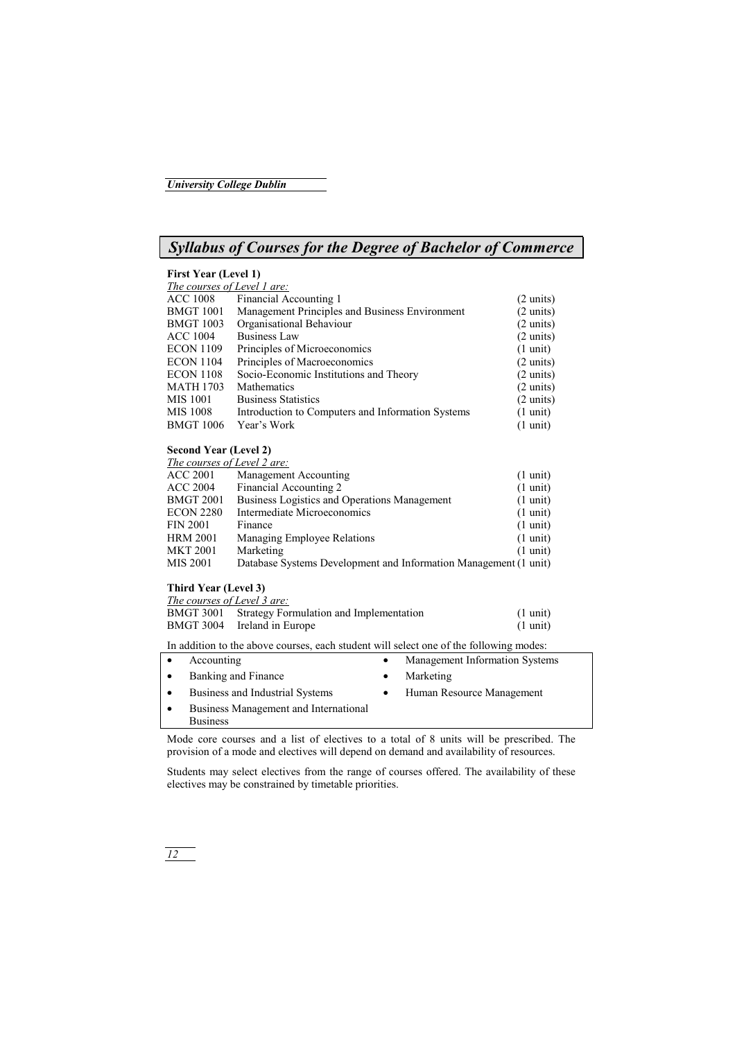## Syllabus of Courses for the Degree of Bachelor of Commerce

### First Year (Level 1)

*The courses of Level 1 are:*

| | | |
|---|---|---|
| ACC 1008 | Financial Accounting 1 | (2 units) |
| BMGT 1001 | Management Principles and Business Environment | (2 units) |
| BMGT 1003 | Organisational Behaviour | (2 units) |
| ACC 1004 | Business Law | (2 units) |
| ECON 1109 | Principles of Microeconomics | (1 unit) |
| ECON 1104 | Principles of Macroeconomics | (2 units) |
| ECON 1108 | Socio-Economic Institutions and Theory | (2 units) |
| MATH 1703 | Mathematics | (2 units) |
| MIS 1001 | Business Statistics | (2 units) |
| MIS 1008 | Introduction to Computers and Information Systems | (1 unit) |
| BMGT 1006 | Year's Work | (1 unit) |

### Second Year (Level 2)

*The courses of Level 2 are:*

| | | |
|---|---|---|
| ACC 2001 | Management Accounting | (1 unit) |
| ACC 2004 | Financial Accounting 2 | (1 unit) |
| BMGT 2001 | Business Logistics and Operations Management | (1 unit) |
| ECON 2280 | Intermediate Microeconomics | (1 unit) |
| FIN 2001 | Finance | (1 unit) |
| HRM 2001 | Managing Employee Relations | (1 unit) |
| MKT 2001 | Marketing | (1 unit) |
| MIS 2001 | Database Systems Development and Information Management | (1 unit) |

### Third Year (Level 3)

*The courses of Level 3 are:*

| | | |
|---|---|---|
| BMGT 3001 | Strategy Formulation and Implementation | (1 unit) |
| BMGT 3004 | Ireland in Europe | (1 unit) |

In addition to the above courses, each student will select one of the following modes:

- Accounting
- Banking and Finance
- Business and Industrial Systems
- Business Management and International Business
- Management Information Systems
- Marketing
- Human Resource Management

Mode core courses and a list of electives to a total of 8 units will be prescribed. The provision of a mode and electives will depend on demand and availability of resources.

Students may select electives from the range of courses offered. The availability of these electives may be constrained by timetable priorities.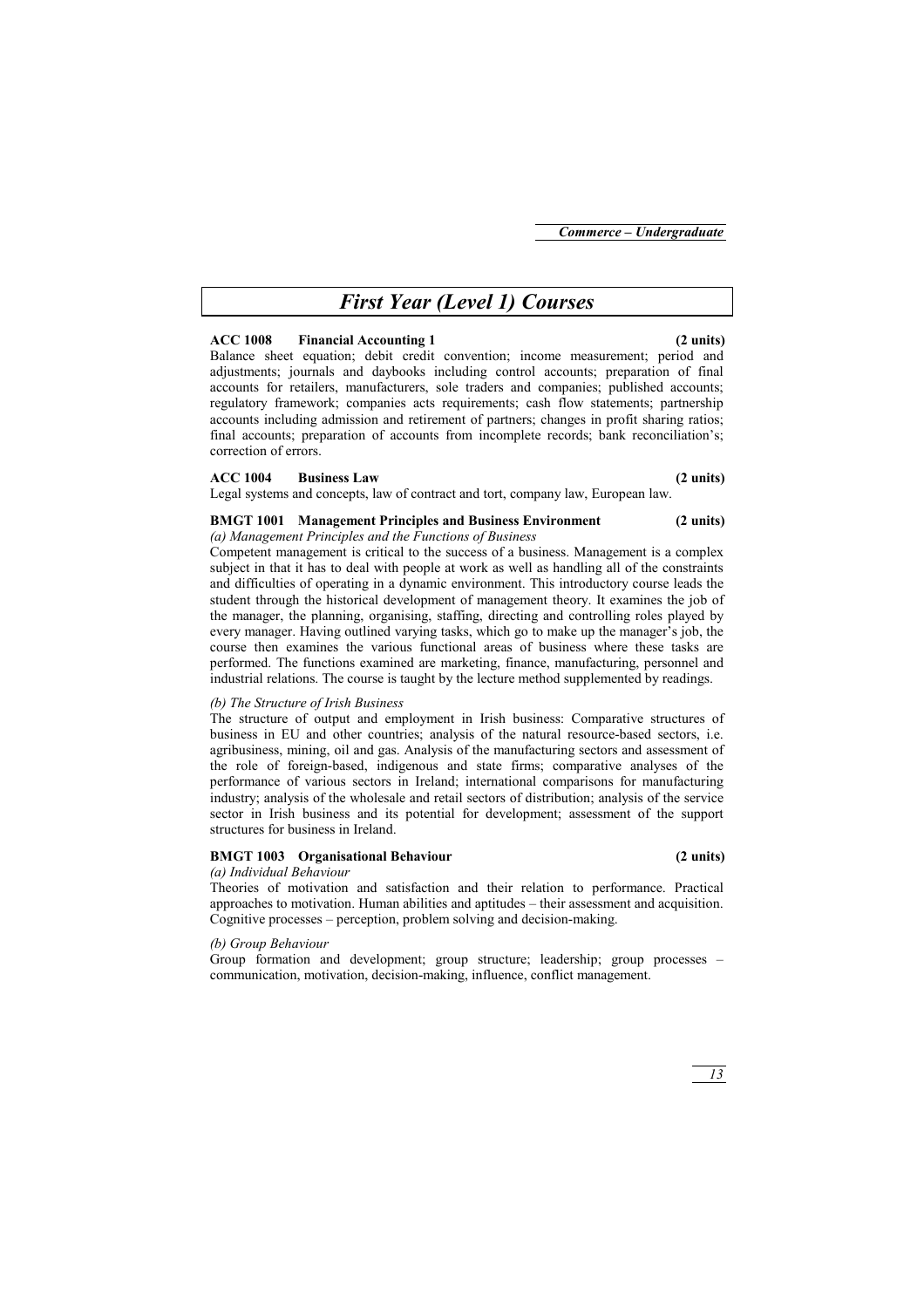# First Year (Level 1) Courses

**ACC 1008 Financial Accounting 1 (2 units)**

Balance sheet equation; debit credit convention; income measurement; period and adjustments; journals and daybooks including control accounts; preparation of final accounts for retailers, manufacturers, sole traders and companies; published accounts; regulatory framework; companies acts requirements; cash flow statements; partnership accounts including admission and retirement of partners; changes in profit sharing ratios; final accounts; preparation of accounts from incomplete records; bank reconciliation's; correction of errors.

**ACC 1004 Business Law (2 units)**

Legal systems and concepts, law of contract and tort, company law, European law.

**BMGT 1001 Management Principles and Business Environment (2 units)**

*(a) Management Principles and the Functions of Business*

Competent management is critical to the success of a business. Management is a complex subject in that it has to deal with people at work as well as handling all of the constraints and difficulties of operating in a dynamic environment. This introductory course leads the student through the historical development of management theory. It examines the job of the manager, the planning, organising, staffing, directing and controlling roles played by every manager. Having outlined varying tasks, which go to make up the manager's job, the course then examines the various functional areas of business where these tasks are performed. The functions examined are marketing, finance, manufacturing, personnel and industrial relations. The course is taught by the lecture method supplemented by readings.

*(b) The Structure of Irish Business*

The structure of output and employment in Irish business: Comparative structures of business in EU and other countries; analysis of the natural resource-based sectors, i.e. agribusiness, mining, oil and gas. Analysis of the manufacturing sectors and assessment of the role of foreign-based, indigenous and state firms; comparative analyses of the performance of various sectors in Ireland; international comparisons for manufacturing industry; analysis of the wholesale and retail sectors of distribution; analysis of the service sector in Irish business and its potential for development; assessment of the support structures for business in Ireland.

**BMGT 1003 Organisational Behaviour (2 units)**

*(a) Individual Behaviour*

Theories of motivation and satisfaction and their relation to performance. Practical approaches to motivation. Human abilities and aptitudes – their assessment and acquisition. Cognitive processes – perception, problem solving and decision-making.

*(b) Group Behaviour*

Group formation and development; group structure; leadership; group processes – communication, motivation, decision-making, influence, conflict management.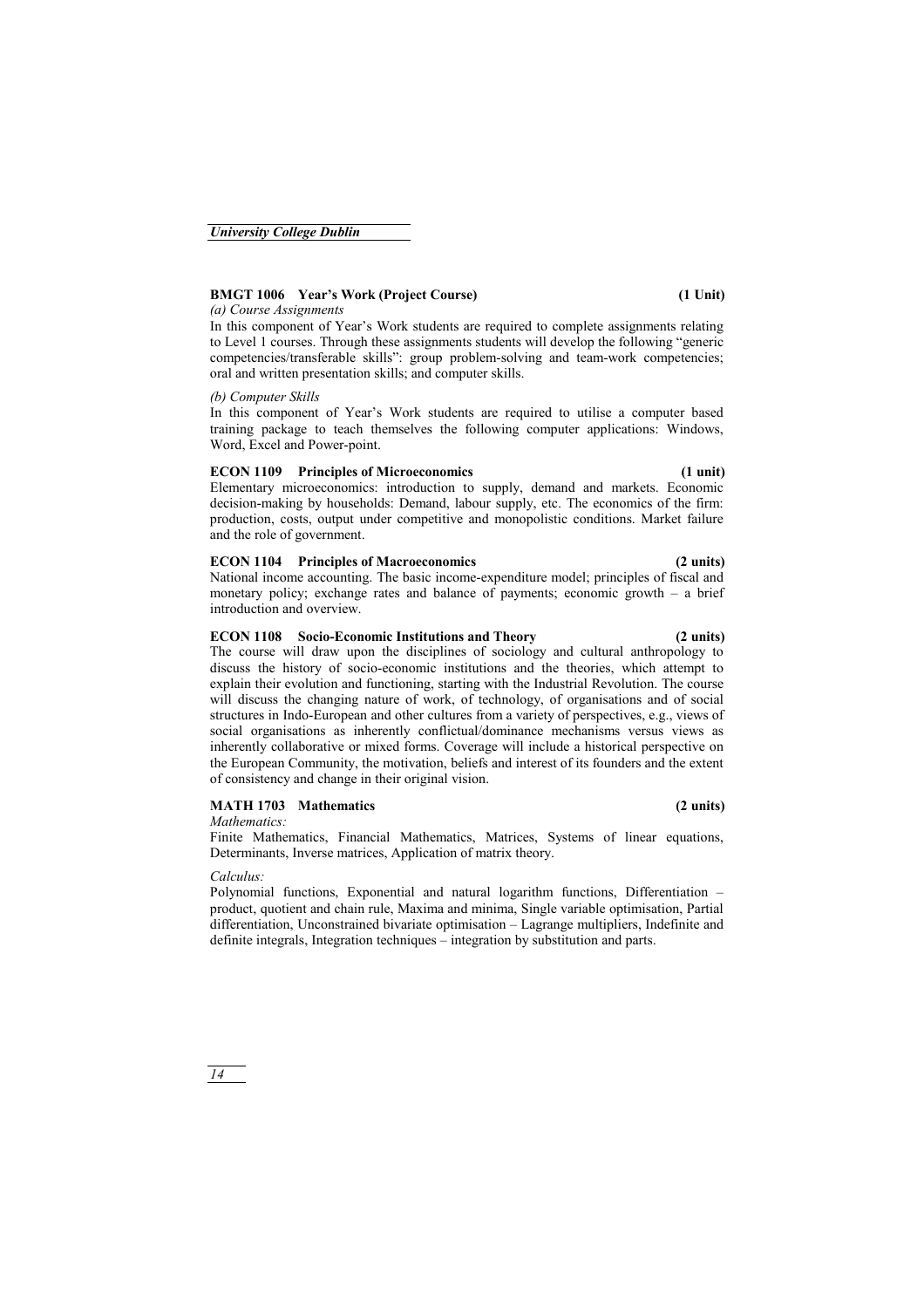**BMGT 1006 Year's Work (Project Course) (1 Unit)**

*(a) Course Assignments*

In this component of Year's Work students are required to complete assignments relating to Level 1 courses. Through these assignments students will develop the following "generic competencies/transferable skills": group problem-solving and team-work competencies; oral and written presentation skills; and computer skills.

*(b) Computer Skills*

In this component of Year's Work students are required to utilise a computer based training package to teach themselves the following computer applications: Windows, Word, Excel and Power-point.

**ECON 1109 Principles of Microeconomics (1 unit)**

Elementary microeconomics: introduction to supply, demand and markets. Economic decision-making by households: Demand, labour supply, etc. The economics of the firm: production, costs, output under competitive and monopolistic conditions. Market failure and the role of government.

**ECON 1104 Principles of Macroeconomics (2 units)**

National income accounting. The basic income-expenditure model; principles of fiscal and monetary policy; exchange rates and balance of payments; economic growth – a brief introduction and overview.

**ECON 1108 Socio-Economic Institutions and Theory (2 units)**

The course will draw upon the disciplines of sociology and cultural anthropology to discuss the history of socio-economic institutions and the theories, which attempt to explain their evolution and functioning, starting with the Industrial Revolution. The course will discuss the changing nature of work, of technology, of organisations and of social structures in Indo-European and other cultures from a variety of perspectives, e.g., views of social organisations as inherently conflictual/dominance mechanisms versus views as inherently collaborative or mixed forms. Coverage will include a historical perspective on the European Community, the motivation, beliefs and interest of its founders and the extent of consistency and change in their original vision.

**MATH 1703 Mathematics (2 units)**

*Mathematics:*

Finite Mathematics, Financial Mathematics, Matrices, Systems of linear equations, Determinants, Inverse matrices, Application of matrix theory.

*Calculus:*

Polynomial functions, Exponential and natural logarithm functions, Differentiation – product, quotient and chain rule, Maxima and minima, Single variable optimisation, Partial differentiation, Unconstrained bivariate optimisation – Lagrange multipliers, Indefinite and definite integrals, Integration techniques – integration by substitution and parts.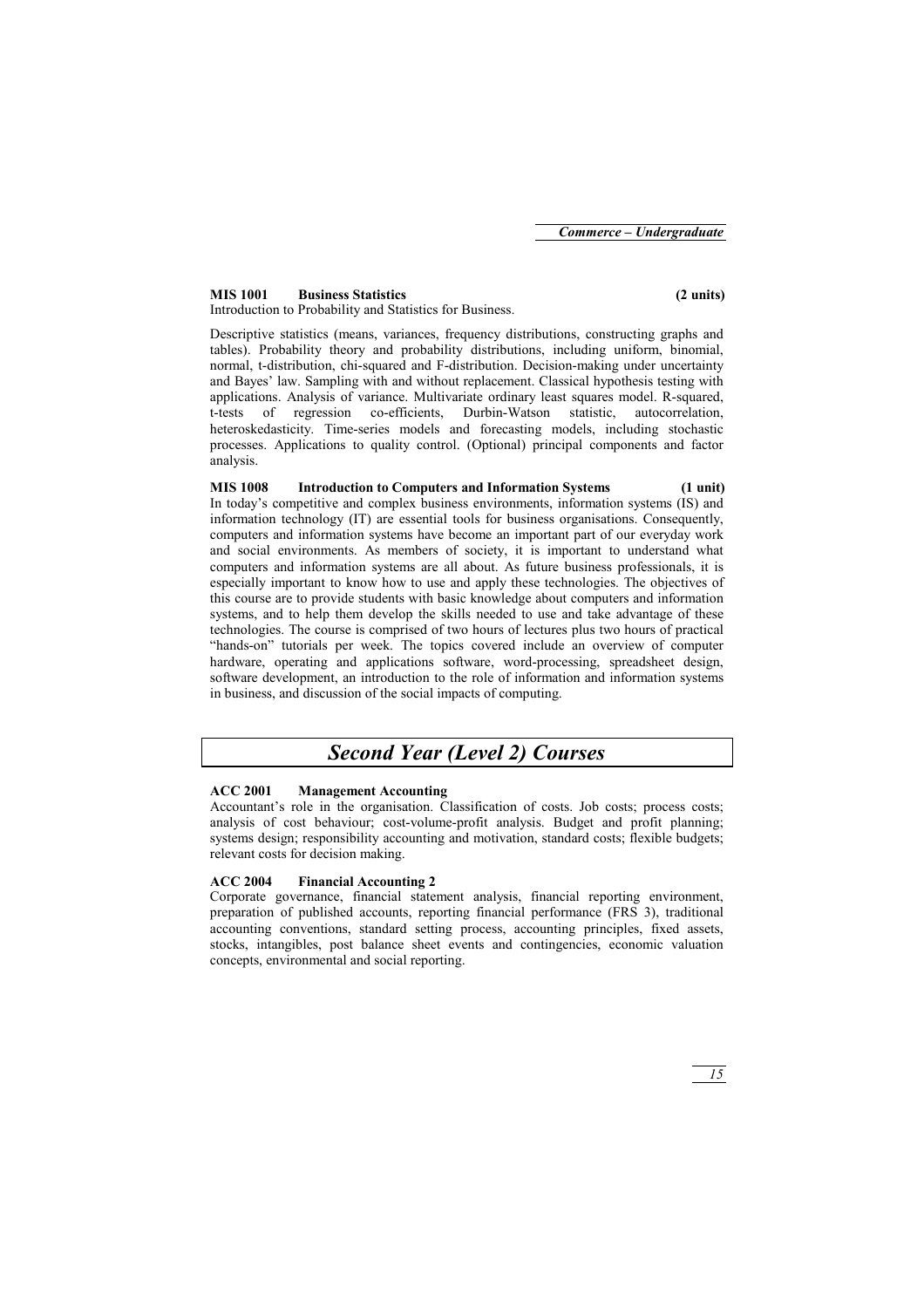**MIS 1001 Business Statistics (2 units)**
Introduction to Probability and Statistics for Business.

Descriptive statistics (means, variances, frequency distributions, constructing graphs and tables). Probability theory and probability distributions, including uniform, binomial, normal, t-distribution, chi-squared and F-distribution. Decision-making under uncertainty and Bayes' law. Sampling with and without replacement. Classical hypothesis testing with applications. Analysis of variance. Multivariate ordinary least squares model. R-squared, t-tests of regression co-efficients, Durbin-Watson statistic, autocorrelation, heteroskedasticity. Time-series models and forecasting models, including stochastic processes. Applications to quality control. (Optional) principal components and factor analysis.

**MIS 1008 Introduction to Computers and Information Systems (1 unit)**
In today's competitive and complex business environments, information systems (IS) and information technology (IT) are essential tools for business organisations. Consequently, computers and information systems have become an important part of our everyday work and social environments. As members of society, it is important to understand what computers and information systems are all about. As future business professionals, it is especially important to know how to use and apply these technologies. The objectives of this course are to provide students with basic knowledge about computers and information systems, and to help them develop the skills needed to use and take advantage of these technologies. The course is comprised of two hours of lectures plus two hours of practical "hands-on" tutorials per week. The topics covered include an overview of computer hardware, operating and applications software, word-processing, spreadsheet design, software development, an introduction to the role of information and information systems in business, and discussion of the social impacts of computing.

## *Second Year (Level 2) Courses*

**ACC 2001 Management Accounting**
Accountant's role in the organisation. Classification of costs. Job costs; process costs; analysis of cost behaviour; cost-volume-profit analysis. Budget and profit planning; systems design; responsibility accounting and motivation, standard costs; flexible budgets; relevant costs for decision making.

**ACC 2004 Financial Accounting 2**
Corporate governance, financial statement analysis, financial reporting environment, preparation of published accounts, reporting financial performance (FRS 3), traditional accounting conventions, standard setting process, accounting principles, fixed assets, stocks, intangibles, post balance sheet events and contingencies, economic valuation concepts, environmental and social reporting.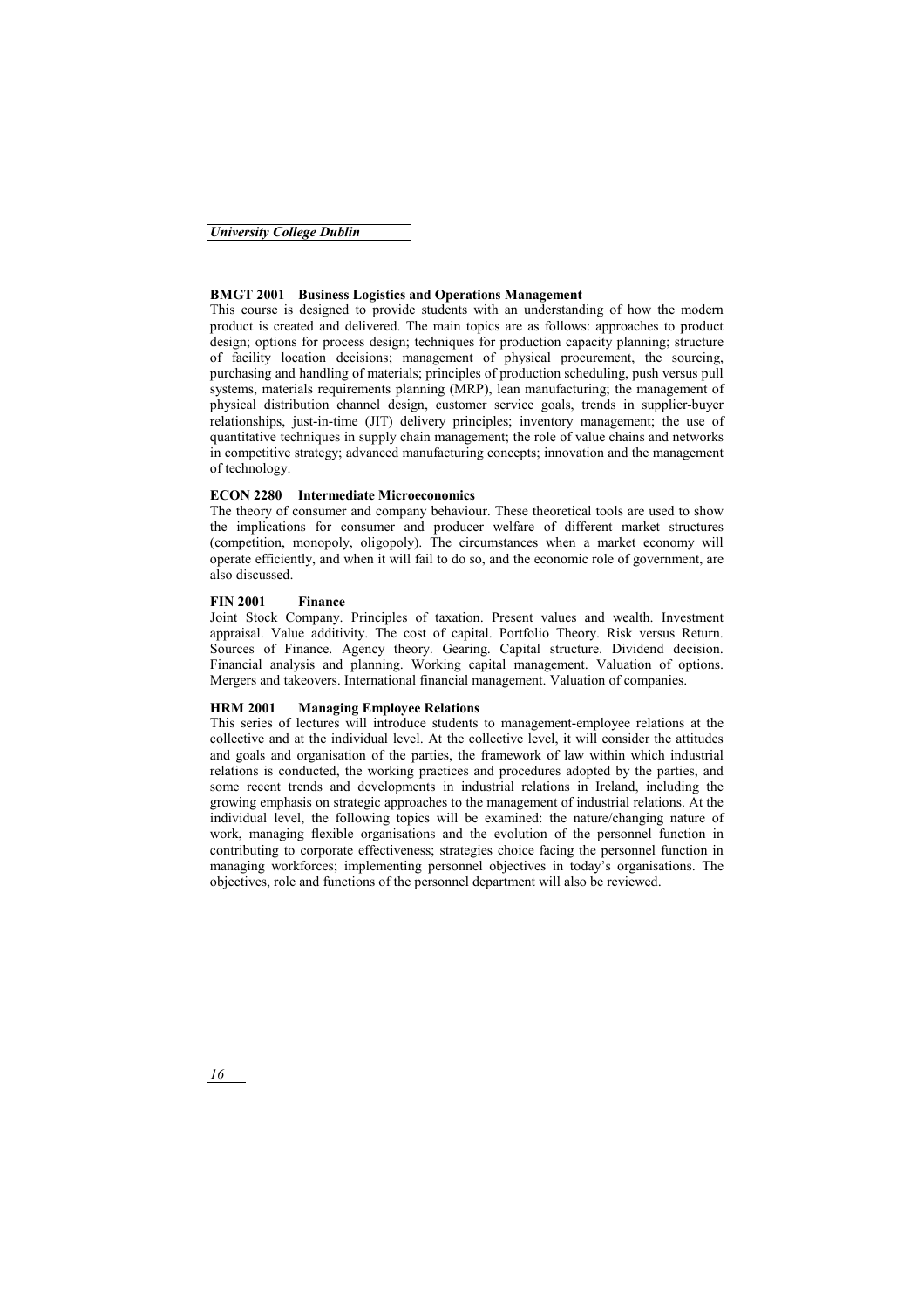**BMGT 2001 Business Logistics and Operations Management**

This course is designed to provide students with an understanding of how the modern product is created and delivered. The main topics are as follows: approaches to product design; options for process design; techniques for production capacity planning; structure of facility location decisions; management of physical procurement, the sourcing, purchasing and handling of materials; principles of production scheduling, push versus pull systems, materials requirements planning (MRP), lean manufacturing; the management of physical distribution channel design, customer service goals, trends in supplier-buyer relationships, just-in-time (JIT) delivery principles; inventory management; the use of quantitative techniques in supply chain management; the role of value chains and networks in competitive strategy; advanced manufacturing concepts; innovation and the management of technology.

**ECON 2280 Intermediate Microeconomics**

The theory of consumer and company behaviour. These theoretical tools are used to show the implications for consumer and producer welfare of different market structures (competition, monopoly, oligopoly). The circumstances when a market economy will operate efficiently, and when it will fail to do so, and the economic role of government, are also discussed.

**FIN 2001 Finance**

Joint Stock Company. Principles of taxation. Present values and wealth. Investment appraisal. Value additivity. The cost of capital. Portfolio Theory. Risk versus Return. Sources of Finance. Agency theory. Gearing. Capital structure. Dividend decision. Financial analysis and planning. Working capital management. Valuation of options. Mergers and takeovers. International financial management. Valuation of companies.

**HRM 2001 Managing Employee Relations**

This series of lectures will introduce students to management-employee relations at the collective and at the individual level. At the collective level, it will consider the attitudes and goals and organisation of the parties, the framework of law within which industrial relations is conducted, the working practices and procedures adopted by the parties, and some recent trends and developments in industrial relations in Ireland, including the growing emphasis on strategic approaches to the management of industrial relations. At the individual level, the following topics will be examined: the nature/changing nature of work, managing flexible organisations and the evolution of the personnel function in contributing to corporate effectiveness; strategies choice facing the personnel function in managing workforces; implementing personnel objectives in today's organisations. The objectives, role and functions of the personnel department will also be reviewed.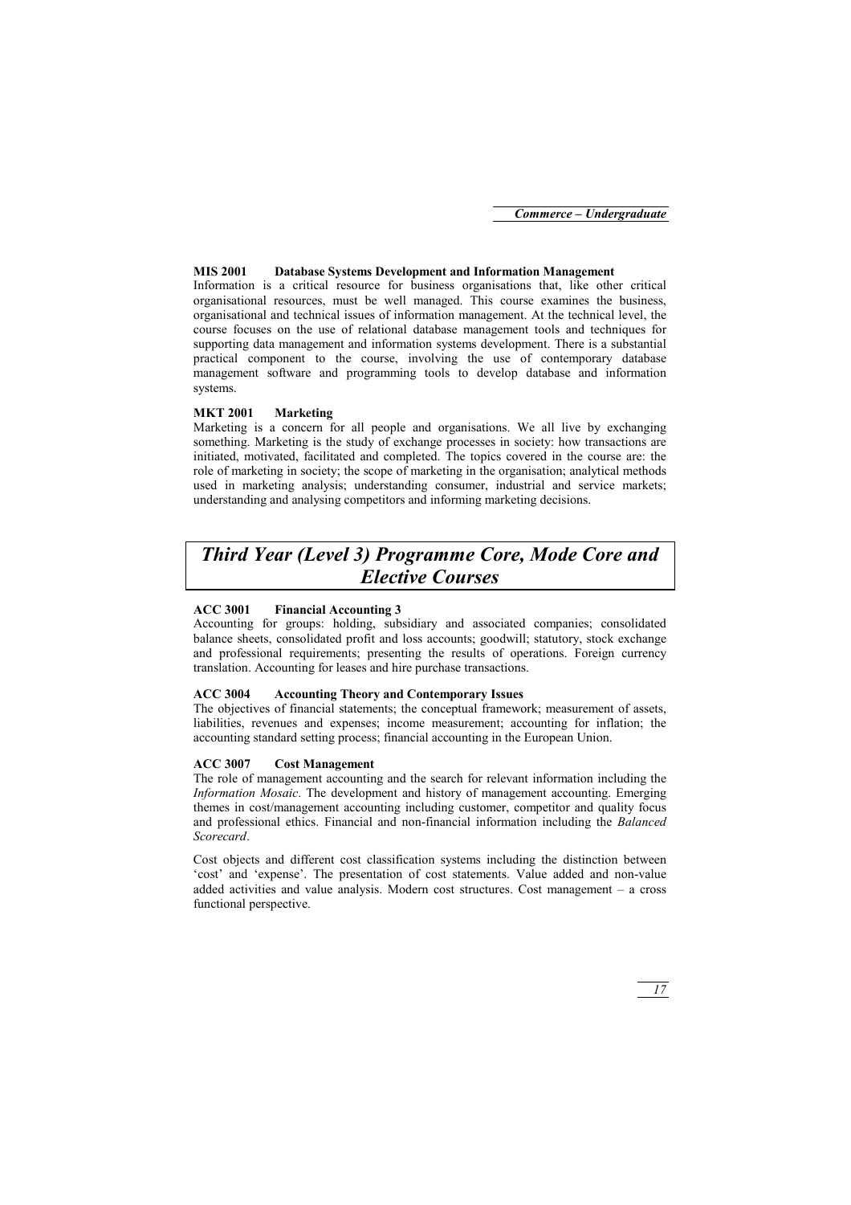**MIS 2001 Database Systems Development and Information Management**

Information is a critical resource for business organisations that, like other critical organisational resources, must be well managed. This course examines the business, organisational and technical issues of information management. At the technical level, the course focuses on the use of relational database management tools and techniques for supporting data management and information systems development. There is a substantial practical component to the course, involving the use of contemporary database management software and programming tools to develop database and information systems.

**MKT 2001 Marketing**

Marketing is a concern for all people and organisations. We all live by exchanging something. Marketing is the study of exchange processes in society: how transactions are initiated, motivated, facilitated and completed. The topics covered in the course are: the role of marketing in society; the scope of marketing in the organisation; analytical methods used in marketing analysis; understanding consumer, industrial and service markets; understanding and analysing competitors and informing marketing decisions.

## *Third Year (Level 3) Programme Core, Mode Core and Elective Courses*

**ACC 3001 Financial Accounting 3**

Accounting for groups: holding, subsidiary and associated companies; consolidated balance sheets, consolidated profit and loss accounts; goodwill; statutory, stock exchange and professional requirements; presenting the results of operations. Foreign currency translation. Accounting for leases and hire purchase transactions.

**ACC 3004 Accounting Theory and Contemporary Issues**

The objectives of financial statements; the conceptual framework; measurement of assets, liabilities, revenues and expenses; income measurement; accounting for inflation; the accounting standard setting process; financial accounting in the European Union.

**ACC 3007 Cost Management**

The role of management accounting and the search for relevant information including the *Information Mosaic*. The development and history of management accounting. Emerging themes in cost/management accounting including customer, competitor and quality focus and professional ethics. Financial and non-financial information including the *Balanced Scorecard*.

Cost objects and different cost classification systems including the distinction between 'cost' and 'expense'. The presentation of cost statements. Value added and non-value added activities and value analysis. Modern cost structures. Cost management – a cross functional perspective.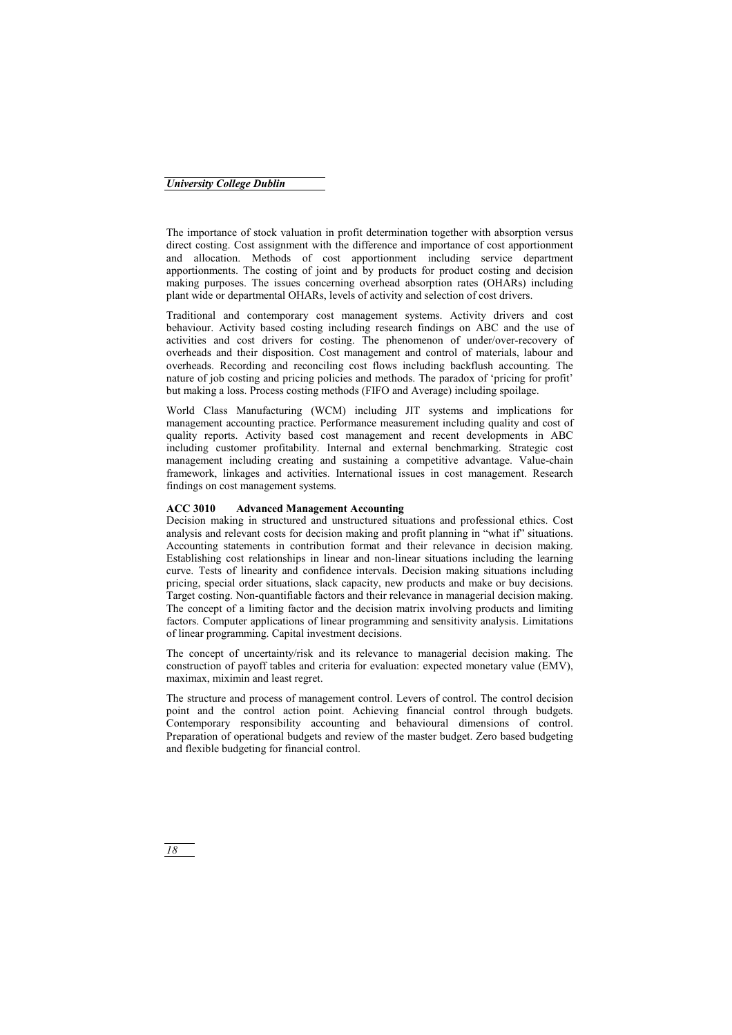The importance of stock valuation in profit determination together with absorption versus direct costing. Cost assignment with the difference and importance of cost apportionment and allocation. Methods of cost apportionment including service department apportionments. The costing of joint and by products for product costing and decision making purposes. The issues concerning overhead absorption rates (OHARs) including plant wide or departmental OHARs, levels of activity and selection of cost drivers.

Traditional and contemporary cost management systems. Activity drivers and cost behaviour. Activity based costing including research findings on ABC and the use of activities and cost drivers for costing. The phenomenon of under/over-recovery of overheads and their disposition. Cost management and control of materials, labour and overheads. Recording and reconciling cost flows including backflush accounting. The nature of job costing and pricing policies and methods. The paradox of 'pricing for profit' but making a loss. Process costing methods (FIFO and Average) including spoilage.

World Class Manufacturing (WCM) including JIT systems and implications for management accounting practice. Performance measurement including quality and cost of quality reports. Activity based cost management and recent developments in ABC including customer profitability. Internal and external benchmarking. Strategic cost management including creating and sustaining a competitive advantage. Value-chain framework, linkages and activities. International issues in cost management. Research findings on cost management systems.

**ACC 3010 Advanced Management Accounting**

Decision making in structured and unstructured situations and professional ethics. Cost analysis and relevant costs for decision making and profit planning in "what if" situations. Accounting statements in contribution format and their relevance in decision making. Establishing cost relationships in linear and non-linear situations including the learning curve. Tests of linearity and confidence intervals. Decision making situations including pricing, special order situations, slack capacity, new products and make or buy decisions. Target costing. Non-quantifiable factors and their relevance in managerial decision making. The concept of a limiting factor and the decision matrix involving products and limiting factors. Computer applications of linear programming and sensitivity analysis. Limitations of linear programming. Capital investment decisions.

The concept of uncertainty/risk and its relevance to managerial decision making. The construction of payoff tables and criteria for evaluation: expected monetary value (EMV), maximax, miximin and least regret.

The structure and process of management control. Levers of control. The control decision point and the control action point. Achieving financial control through budgets. Contemporary responsibility accounting and behavioural dimensions of control. Preparation of operational budgets and review of the master budget. Zero based budgeting and flexible budgeting for financial control.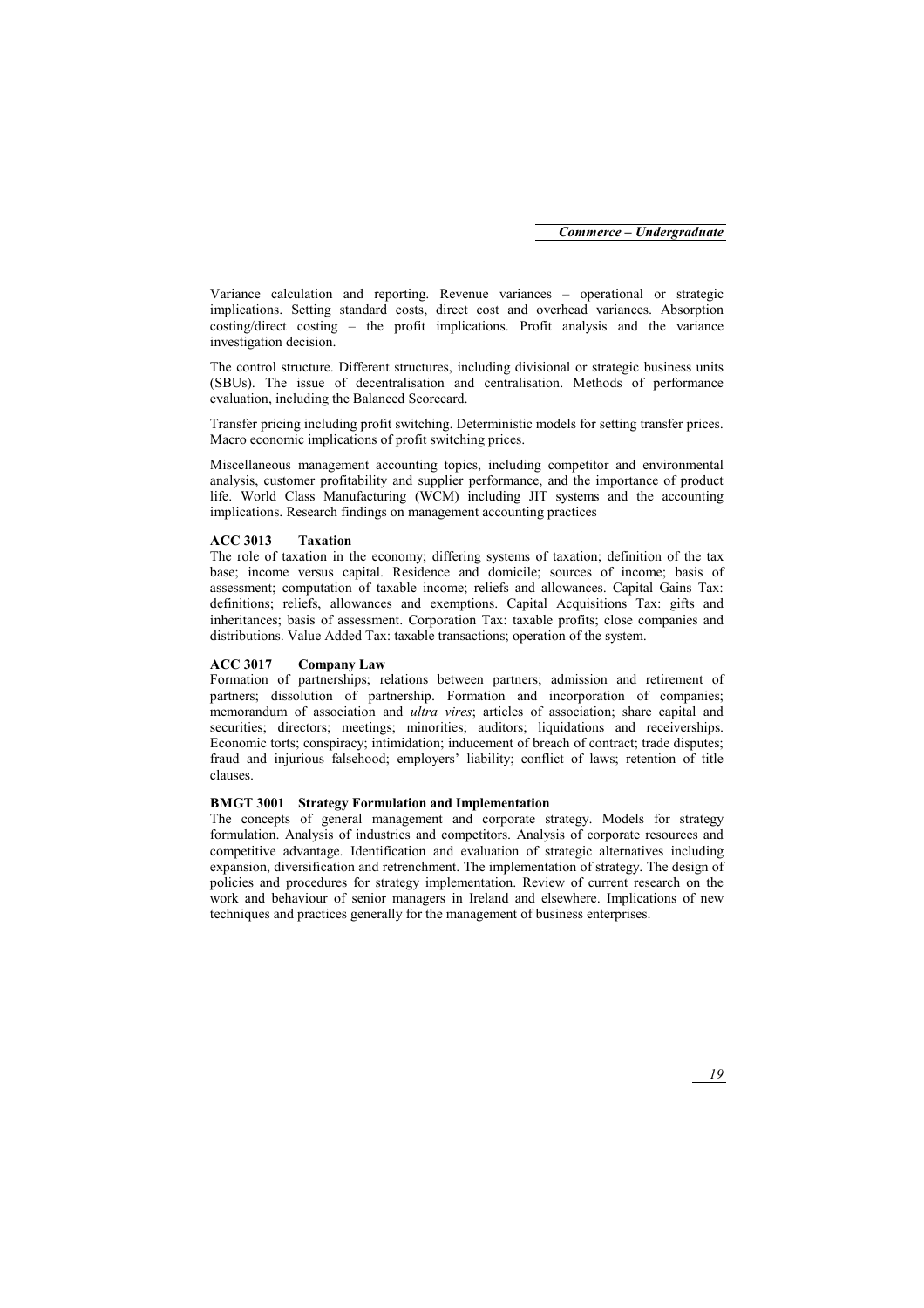Variance calculation and reporting. Revenue variances – operational or strategic implications. Setting standard costs, direct cost and overhead variances. Absorption costing/direct costing – the profit implications. Profit analysis and the variance investigation decision.

The control structure. Different structures, including divisional or strategic business units (SBUs). The issue of decentralisation and centralisation. Methods of performance evaluation, including the Balanced Scorecard.

Transfer pricing including profit switching. Deterministic models for setting transfer prices. Macro economic implications of profit switching prices.

Miscellaneous management accounting topics, including competitor and environmental analysis, customer profitability and supplier performance, and the importance of product life. World Class Manufacturing (WCM) including JIT systems and the accounting implications. Research findings on management accounting practices

**ACC 3013 Taxation**

The role of taxation in the economy; differing systems of taxation; definition of the tax base; income versus capital. Residence and domicile; sources of income; basis of assessment; computation of taxable income; reliefs and allowances. Capital Gains Tax: definitions; reliefs, allowances and exemptions. Capital Acquisitions Tax: gifts and inheritances; basis of assessment. Corporation Tax: taxable profits; close companies and distributions. Value Added Tax: taxable transactions; operation of the system.

**ACC 3017 Company Law**

Formation of partnerships; relations between partners; admission and retirement of partners; dissolution of partnership. Formation and incorporation of companies; memorandum of association and *ultra vires*; articles of association; share capital and securities; directors; meetings; minorities; auditors; liquidations and receiverships. Economic torts; conspiracy; intimidation; inducement of breach of contract; trade disputes; fraud and injurious falsehood; employers' liability; conflict of laws; retention of title clauses.

**BMGT 3001 Strategy Formulation and Implementation**

The concepts of general management and corporate strategy. Models for strategy formulation. Analysis of industries and competitors. Analysis of corporate resources and competitive advantage. Identification and evaluation of strategic alternatives including expansion, diversification and retrenchment. The implementation of strategy. The design of policies and procedures for strategy implementation. Review of current research on the work and behaviour of senior managers in Ireland and elsewhere. Implications of new techniques and practices generally for the management of business enterprises.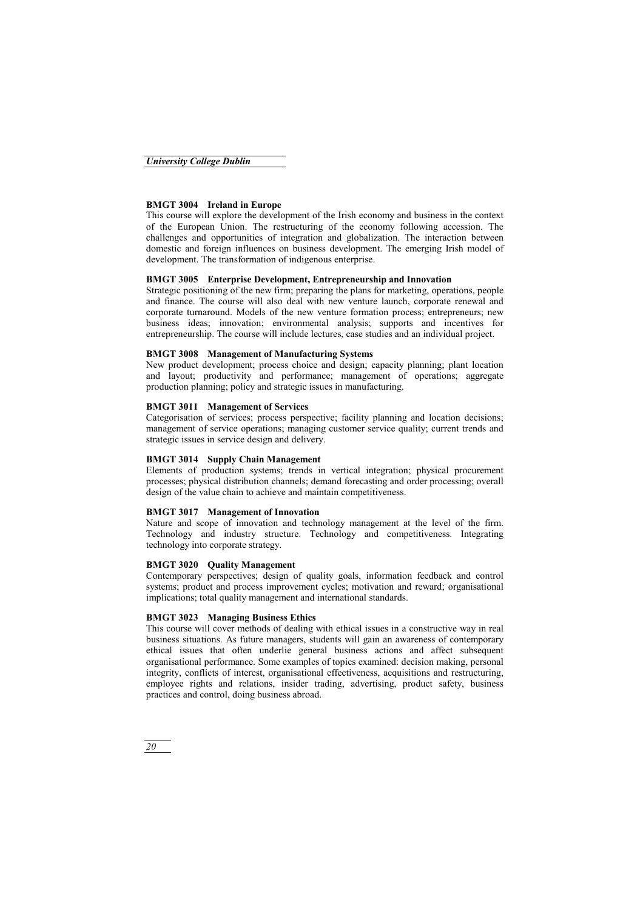**BMGT 3004 Ireland in Europe**

This course will explore the development of the Irish economy and business in the context of the European Union. The restructuring of the economy following accession. The challenges and opportunities of integration and globalization. The interaction between domestic and foreign influences on business development. The emerging Irish model of development. The transformation of indigenous enterprise.

**BMGT 3005 Enterprise Development, Entrepreneurship and Innovation**

Strategic positioning of the new firm; preparing the plans for marketing, operations, people and finance. The course will also deal with new venture launch, corporate renewal and corporate turnaround. Models of the new venture formation process; entrepreneurs; new business ideas; innovation; environmental analysis; supports and incentives for entrepreneurship. The course will include lectures, case studies and an individual project.

**BMGT 3008 Management of Manufacturing Systems**

New product development; process choice and design; capacity planning; plant location and layout; productivity and performance; management of operations; aggregate production planning; policy and strategic issues in manufacturing.

**BMGT 3011 Management of Services**

Categorisation of services; process perspective; facility planning and location decisions; management of service operations; managing customer service quality; current trends and strategic issues in service design and delivery.

**BMGT 3014 Supply Chain Management**

Elements of production systems; trends in vertical integration; physical procurement processes; physical distribution channels; demand forecasting and order processing; overall design of the value chain to achieve and maintain competitiveness.

**BMGT 3017 Management of Innovation**

Nature and scope of innovation and technology management at the level of the firm. Technology and industry structure. Technology and competitiveness. Integrating technology into corporate strategy.

**BMGT 3020 Quality Management**

Contemporary perspectives; design of quality goals, information feedback and control systems; product and process improvement cycles; motivation and reward; organisational implications; total quality management and international standards.

**BMGT 3023 Managing Business Ethics**

This course will cover methods of dealing with ethical issues in a constructive way in real business situations. As future managers, students will gain an awareness of contemporary ethical issues that often underlie general business actions and affect subsequent organisational performance. Some examples of topics examined: decision making, personal integrity, conflicts of interest, organisational effectiveness, acquisitions and restructuring, employee rights and relations, insider trading, advertising, product safety, business practices and control, doing business abroad.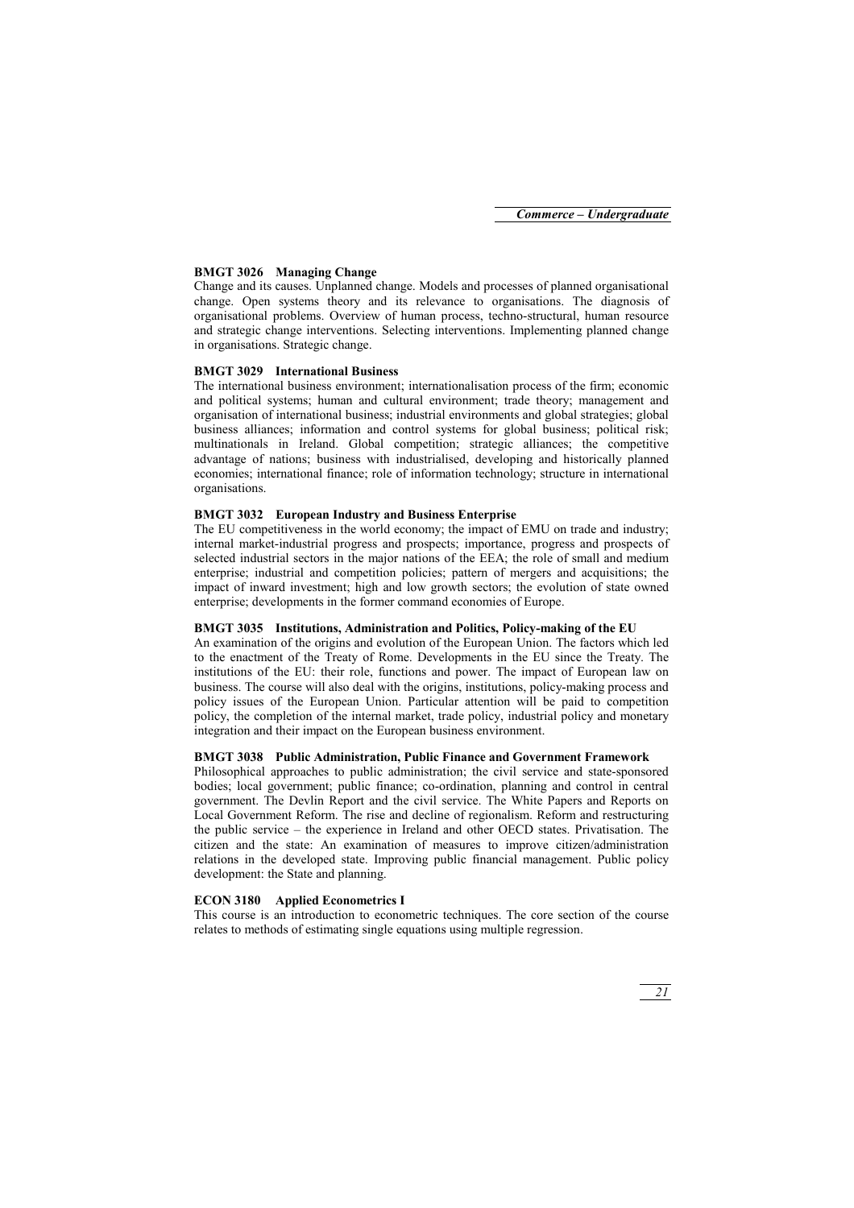### BMGT 3026 Managing Change

Change and its causes. Unplanned change. Models and processes of planned organisational change. Open systems theory and its relevance to organisations. The diagnosis of organisational problems. Overview of human process, techno-structural, human resource and strategic change interventions. Selecting interventions. Implementing planned change in organisations. Strategic change.

### BMGT 3029 International Business

The international business environment; internationalisation process of the firm; economic and political systems; human and cultural environment; trade theory; management and organisation of international business; industrial environments and global strategies; global business alliances; information and control systems for global business; political risk; multinationals in Ireland. Global competition; strategic alliances; the competitive advantage of nations; business with industrialised, developing and historically planned economies; international finance; role of information technology; structure in international organisations.

### BMGT 3032 European Industry and Business Enterprise

The EU competitiveness in the world economy; the impact of EMU on trade and industry; internal market-industrial progress and prospects; importance, progress and prospects of selected industrial sectors in the major nations of the EEA; the role of small and medium enterprise; industrial and competition policies; pattern of mergers and acquisitions; the impact of inward investment; high and low growth sectors; the evolution of state owned enterprise; developments in the former command economies of Europe.

### BMGT 3035 Institutions, Administration and Politics, Policy-making of the EU

An examination of the origins and evolution of the European Union. The factors which led to the enactment of the Treaty of Rome. Developments in the EU since the Treaty. The institutions of the EU: their role, functions and power. The impact of European law on business. The course will also deal with the origins, institutions, policy-making process and policy issues of the European Union. Particular attention will be paid to competition policy, the completion of the internal market, trade policy, industrial policy and monetary integration and their impact on the European business environment.

### BMGT 3038 Public Administration, Public Finance and Government Framework

Philosophical approaches to public administration; the civil service and state-sponsored bodies; local government; public finance; co-ordination, planning and control in central government. The Devlin Report and the civil service. The White Papers and Reports on Local Government Reform. The rise and decline of regionalism. Reform and restructuring the public service – the experience in Ireland and other OECD states. Privatisation. The citizen and the state: An examination of measures to improve citizen/administration relations in the developed state. Improving public financial management. Public policy development: the State and planning.

### ECON 3180 Applied Econometrics I

This course is an introduction to econometric techniques. The core section of the course relates to methods of estimating single equations using multiple regression.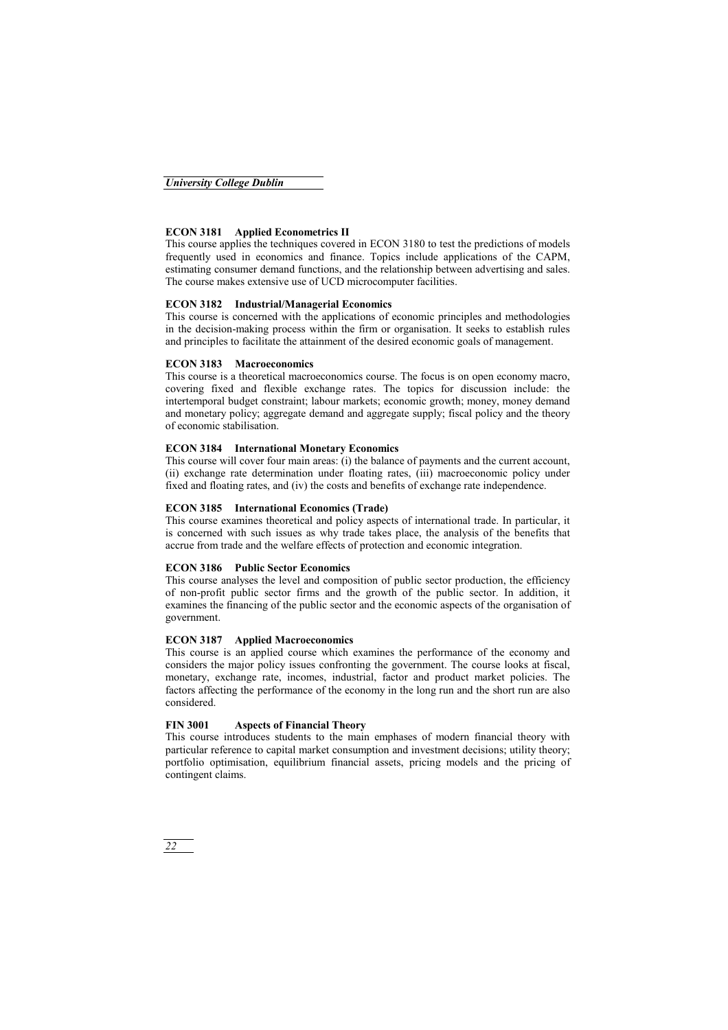#### ECON 3181 Applied Econometrics II

This course applies the techniques covered in ECON 3180 to test the predictions of models frequently used in economics and finance. Topics include applications of the CAPM, estimating consumer demand functions, and the relationship between advertising and sales. The course makes extensive use of UCD microcomputer facilities.

#### ECON 3182 Industrial/Managerial Economics

This course is concerned with the applications of economic principles and methodologies in the decision-making process within the firm or organisation. It seeks to establish rules and principles to facilitate the attainment of the desired economic goals of management.

#### ECON 3183 Macroeconomics

This course is a theoretical macroeconomics course. The focus is on open economy macro, covering fixed and flexible exchange rates. The topics for discussion include: the intertemporal budget constraint; labour markets; economic growth; money, money demand and monetary policy; aggregate demand and aggregate supply; fiscal policy and the theory of economic stabilisation.

#### ECON 3184 International Monetary Economics

This course will cover four main areas: (i) the balance of payments and the current account, (ii) exchange rate determination under floating rates, (iii) macroeconomic policy under fixed and floating rates, and (iv) the costs and benefits of exchange rate independence.

#### ECON 3185 International Economics (Trade)

This course examines theoretical and policy aspects of international trade. In particular, it is concerned with such issues as why trade takes place, the analysis of the benefits that accrue from trade and the welfare effects of protection and economic integration.

#### ECON 3186 Public Sector Economics

This course analyses the level and composition of public sector production, the efficiency of non-profit public sector firms and the growth of the public sector. In addition, it examines the financing of the public sector and the economic aspects of the organisation of government.

#### ECON 3187 Applied Macroeconomics

This course is an applied course which examines the performance of the economy and considers the major policy issues confronting the government. The course looks at fiscal, monetary, exchange rate, incomes, industrial, factor and product market policies. The factors affecting the performance of the economy in the long run and the short run are also considered.

#### FIN 3001 Aspects of Financial Theory

This course introduces students to the main emphases of modern financial theory with particular reference to capital market consumption and investment decisions; utility theory; portfolio optimisation, equilibrium financial assets, pricing models and the pricing of contingent claims.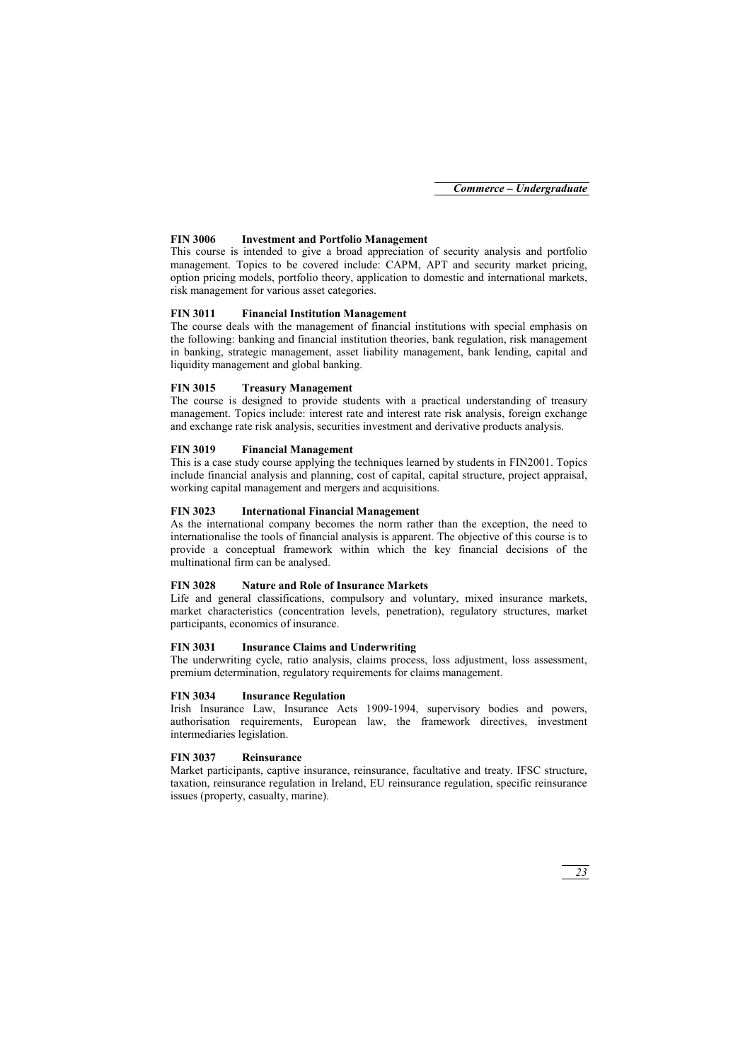### FIN 3006 Investment and Portfolio Management

This course is intended to give a broad appreciation of security analysis and portfolio management. Topics to be covered include: CAPM, APT and security market pricing, option pricing models, portfolio theory, application to domestic and international markets, risk management for various asset categories.

### FIN 3011 Financial Institution Management

The course deals with the management of financial institutions with special emphasis on the following: banking and financial institution theories, bank regulation, risk management in banking, strategic management, asset liability management, bank lending, capital and liquidity management and global banking.

### FIN 3015 Treasury Management

The course is designed to provide students with a practical understanding of treasury management. Topics include: interest rate and interest rate risk analysis, foreign exchange and exchange rate risk analysis, securities investment and derivative products analysis.

### FIN 3019 Financial Management

This is a case study course applying the techniques learned by students in FIN2001. Topics include financial analysis and planning, cost of capital, capital structure, project appraisal, working capital management and mergers and acquisitions.

### FIN 3023 International Financial Management

As the international company becomes the norm rather than the exception, the need to internationalise the tools of financial analysis is apparent. The objective of this course is to provide a conceptual framework within which the key financial decisions of the multinational firm can be analysed.

### FIN 3028 Nature and Role of Insurance Markets

Life and general classifications, compulsory and voluntary, mixed insurance markets, market characteristics (concentration levels, penetration), regulatory structures, market participants, economics of insurance.

### FIN 3031 Insurance Claims and Underwriting

The underwriting cycle, ratio analysis, claims process, loss adjustment, loss assessment, premium determination, regulatory requirements for claims management.

### FIN 3034 Insurance Regulation

Irish Insurance Law, Insurance Acts 1909-1994, supervisory bodies and powers, authorisation requirements, European law, the framework directives, investment intermediaries legislation.

### FIN 3037 Reinsurance

Market participants, captive insurance, reinsurance, facultative and treaty. IFSC structure, taxation, reinsurance regulation in Ireland, EU reinsurance regulation, specific reinsurance issues (property, casualty, marine).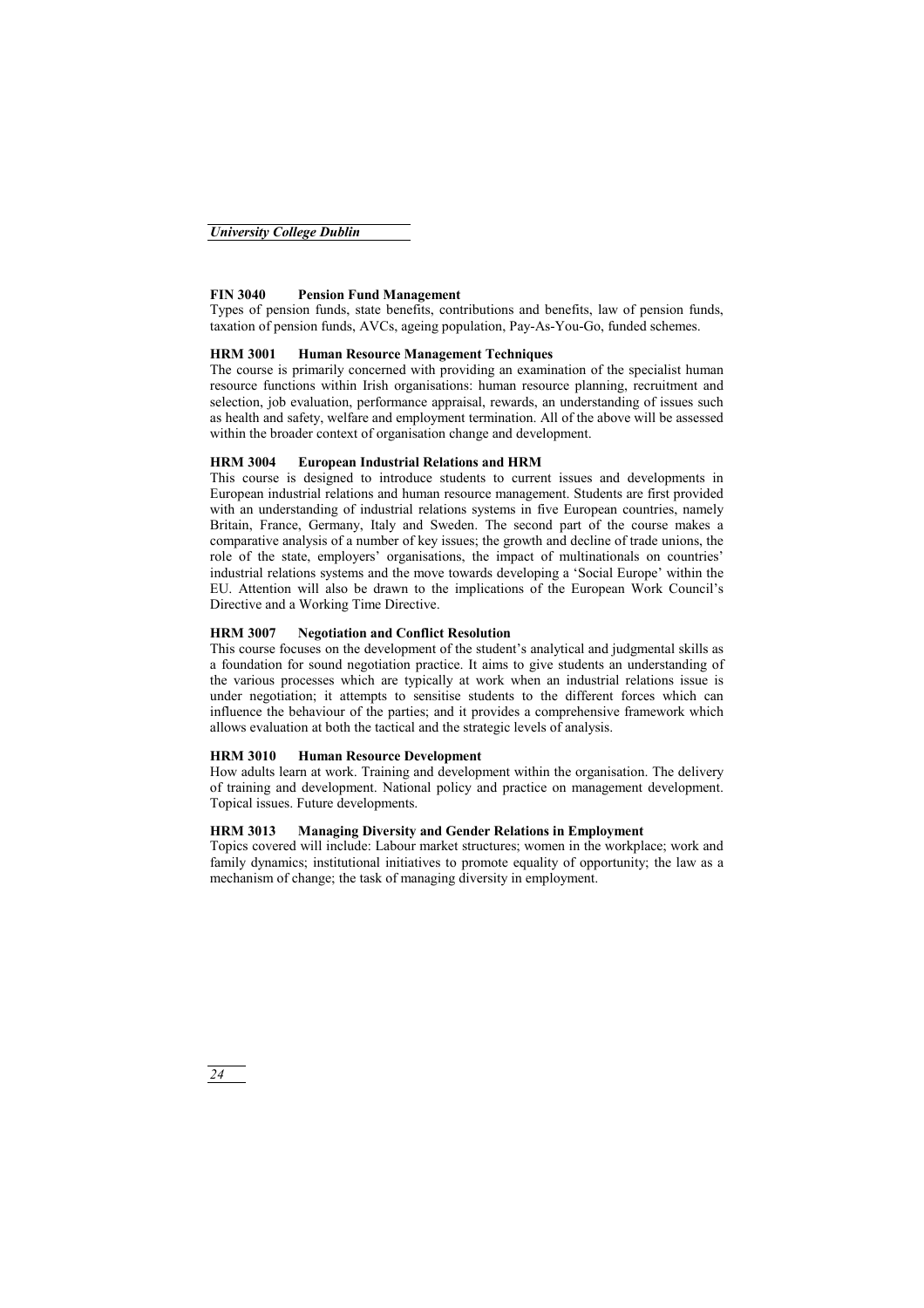### FIN 3040 Pension Fund Management

Types of pension funds, state benefits, contributions and benefits, law of pension funds, taxation of pension funds, AVCs, ageing population, Pay-As-You-Go, funded schemes.

### HRM 3001 Human Resource Management Techniques

The course is primarily concerned with providing an examination of the specialist human resource functions within Irish organisations: human resource planning, recruitment and selection, job evaluation, performance appraisal, rewards, an understanding of issues such as health and safety, welfare and employment termination. All of the above will be assessed within the broader context of organisation change and development.

### HRM 3004 European Industrial Relations and HRM

This course is designed to introduce students to current issues and developments in European industrial relations and human resource management. Students are first provided with an understanding of industrial relations systems in five European countries, namely Britain, France, Germany, Italy and Sweden. The second part of the course makes a comparative analysis of a number of key issues; the growth and decline of trade unions, the role of the state, employers' organisations, the impact of multinationals on countries' industrial relations systems and the move towards developing a 'Social Europe' within the EU. Attention will also be drawn to the implications of the European Work Council's Directive and a Working Time Directive.

### HRM 3007 Negotiation and Conflict Resolution

This course focuses on the development of the student's analytical and judgmental skills as a foundation for sound negotiation practice. It aims to give students an understanding of the various processes which are typically at work when an industrial relations issue is under negotiation; it attempts to sensitise students to the different forces which can influence the behaviour of the parties; and it provides a comprehensive framework which allows evaluation at both the tactical and the strategic levels of analysis.

### HRM 3010 Human Resource Development

How adults learn at work. Training and development within the organisation. The delivery of training and development. National policy and practice on management development. Topical issues. Future developments.

### HRM 3013 Managing Diversity and Gender Relations in Employment

Topics covered will include: Labour market structures; women in the workplace; work and family dynamics; institutional initiatives to promote equality of opportunity; the law as a mechanism of change; the task of managing diversity in employment.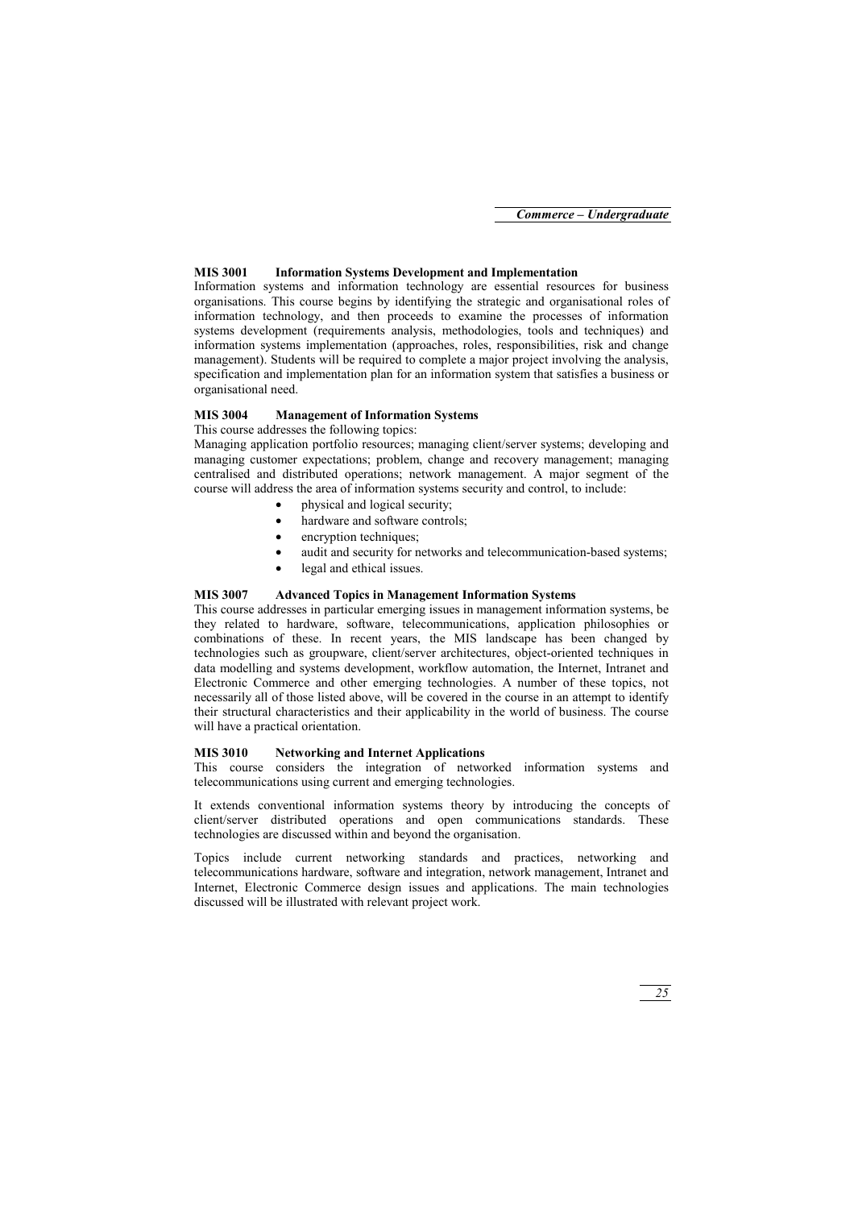### MIS 3001 Information Systems Development and Implementation

Information systems and information technology are essential resources for business organisations. This course begins by identifying the strategic and organisational roles of information technology, and then proceeds to examine the processes of information systems development (requirements analysis, methodologies, tools and techniques) and information systems implementation (approaches, roles, responsibilities, risk and change management). Students will be required to complete a major project involving the analysis, specification and implementation plan for an information system that satisfies a business or organisational need.

### MIS 3004 Management of Information Systems

This course addresses the following topics:

Managing application portfolio resources; managing client/server systems; developing and managing customer expectations; problem, change and recovery management; managing centralised and distributed operations; network management. A major segment of the course will address the area of information systems security and control, to include:

- physical and logical security;
- hardware and software controls;
- encryption techniques;
- audit and security for networks and telecommunication-based systems;
- legal and ethical issues.

### MIS 3007 Advanced Topics in Management Information Systems

This course addresses in particular emerging issues in management information systems, be they related to hardware, software, telecommunications, application philosophies or combinations of these. In recent years, the MIS landscape has been changed by technologies such as groupware, client/server architectures, object-oriented techniques in data modelling and systems development, workflow automation, the Internet, Intranet and Electronic Commerce and other emerging technologies. A number of these topics, not necessarily all of those listed above, will be covered in the course in an attempt to identify their structural characteristics and their applicability in the world of business. The course will have a practical orientation.

### MIS 3010 Networking and Internet Applications

This course considers the integration of networked information systems and telecommunications using current and emerging technologies.

It extends conventional information systems theory by introducing the concepts of client/server distributed operations and open communications standards. These technologies are discussed within and beyond the organisation.

Topics include current networking standards and practices, networking and telecommunications hardware, software and integration, network management, Intranet and Internet, Electronic Commerce design issues and applications. The main technologies discussed will be illustrated with relevant project work.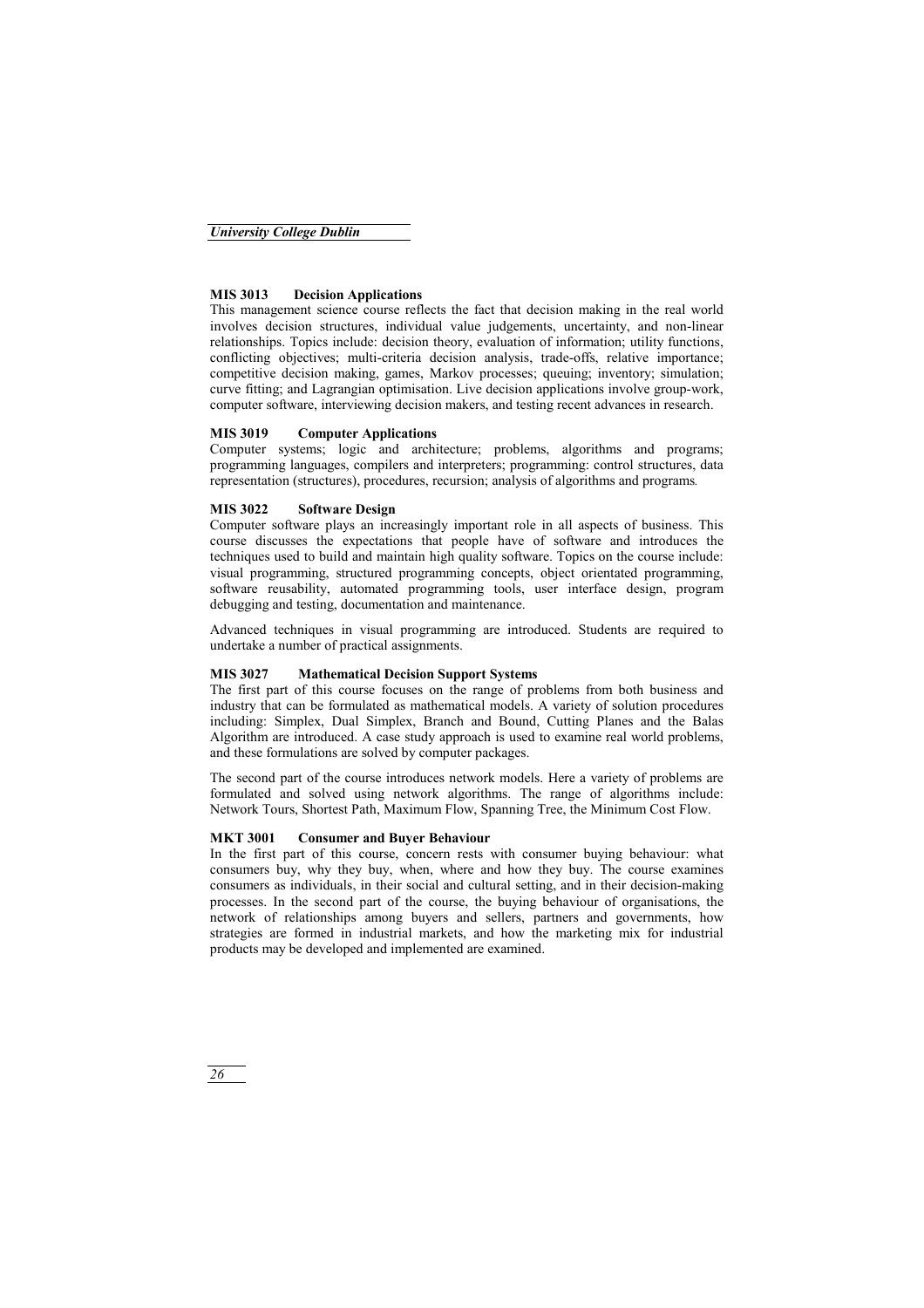### MIS 3013 Decision Applications

This management science course reflects the fact that decision making in the real world involves decision structures, individual value judgements, uncertainty, and non-linear relationships. Topics include: decision theory, evaluation of information; utility functions, conflicting objectives; multi-criteria decision analysis, trade-offs, relative importance; competitive decision making, games, Markov processes; queuing; inventory; simulation; curve fitting; and Lagrangian optimisation. Live decision applications involve group-work, computer software, interviewing decision makers, and testing recent advances in research.

### MIS 3019 Computer Applications

Computer systems; logic and architecture; problems, algorithms and programs; programming languages, compilers and interpreters; programming: control structures, data representation (structures), procedures, recursion; analysis of algorithms and programs.

### MIS 3022 Software Design

Computer software plays an increasingly important role in all aspects of business. This course discusses the expectations that people have of software and introduces the techniques used to build and maintain high quality software. Topics on the course include: visual programming, structured programming concepts, object orientated programming, software reusability, automated programming tools, user interface design, program debugging and testing, documentation and maintenance.

Advanced techniques in visual programming are introduced. Students are required to undertake a number of practical assignments.

### MIS 3027 Mathematical Decision Support Systems

The first part of this course focuses on the range of problems from both business and industry that can be formulated as mathematical models. A variety of solution procedures including: Simplex, Dual Simplex, Branch and Bound, Cutting Planes and the Balas Algorithm are introduced. A case study approach is used to examine real world problems, and these formulations are solved by computer packages.

The second part of the course introduces network models. Here a variety of problems are formulated and solved using network algorithms. The range of algorithms include: Network Tours, Shortest Path, Maximum Flow, Spanning Tree, the Minimum Cost Flow.

### MKT 3001 Consumer and Buyer Behaviour

In the first part of this course, concern rests with consumer buying behaviour: what consumers buy, why they buy, when, where and how they buy. The course examines consumers as individuals, in their social and cultural setting, and in their decision-making processes. In the second part of the course, the buying behaviour of organisations, the network of relationships among buyers and sellers, partners and governments, how strategies are formed in industrial markets, and how the marketing mix for industrial products may be developed and implemented are examined.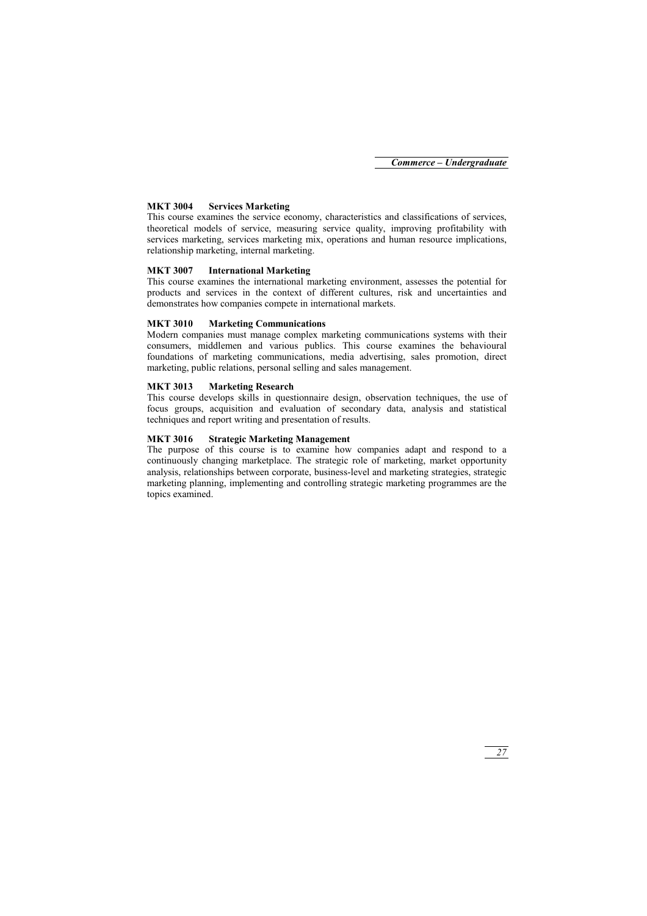### MKT 3004 Services Marketing

This course examines the service economy, characteristics and classifications of services, theoretical models of service, measuring service quality, improving profitability with services marketing, services marketing mix, operations and human resource implications, relationship marketing, internal marketing.

### MKT 3007 International Marketing

This course examines the international marketing environment, assesses the potential for products and services in the context of different cultures, risk and uncertainties and demonstrates how companies compete in international markets.

### MKT 3010 Marketing Communications

Modern companies must manage complex marketing communications systems with their consumers, middlemen and various publics. This course examines the behavioural foundations of marketing communications, media advertising, sales promotion, direct marketing, public relations, personal selling and sales management.

### MKT 3013 Marketing Research

This course develops skills in questionnaire design, observation techniques, the use of focus groups, acquisition and evaluation of secondary data, analysis and statistical techniques and report writing and presentation of results.

### MKT 3016 Strategic Marketing Management

The purpose of this course is to examine how companies adapt and respond to a continuously changing marketplace. The strategic role of marketing, market opportunity analysis, relationships between corporate, business-level and marketing strategies, strategic marketing planning, implementing and controlling strategic marketing programmes are the topics examined.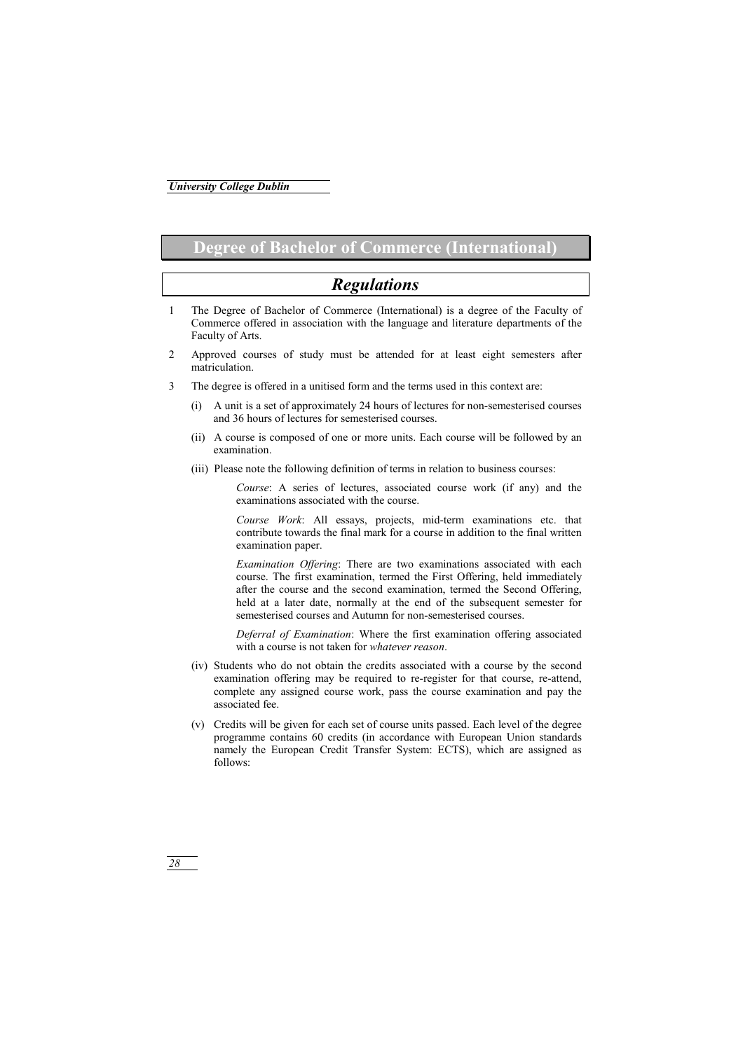# Degree of Bachelor of Commerce (International)

## *Regulations*

1. The Degree of Bachelor of Commerce (International) is a degree of the Faculty of Commerce offered in association with the language and literature departments of the Faculty of Arts.

2. Approved courses of study must be attended for at least eight semesters after matriculation.

3. The degree is offered in a unitised form and the terms used in this context are:

   (i) A unit is a set of approximately 24 hours of lectures for non-semesterised courses and 36 hours of lectures for semesterised courses.

   (ii) A course is composed of one or more units. Each course will be followed by an examination.

   (iii) Please note the following definition of terms in relation to business courses:

      *Course*: A series of lectures, associated course work (if any) and the examinations associated with the course.

      *Course Work*: All essays, projects, mid-term examinations etc. that contribute towards the final mark for a course in addition to the final written examination paper.

      *Examination Offering*: There are two examinations associated with each course. The first examination, termed the First Offering, held immediately after the course and the second examination, termed the Second Offering, held at a later date, normally at the end of the subsequent semester for semesterised courses and Autumn for non-semesterised courses.

      *Deferral of Examination*: Where the first examination offering associated with a course is not taken for *whatever reason*.

   (iv) Students who do not obtain the credits associated with a course by the second examination offering may be required to re-register for that course, re-attend, complete any assigned course work, pass the course examination and pay the associated fee.

   (v) Credits will be given for each set of course units passed. Each level of the degree programme contains 60 credits (in accordance with European Union standards namely the European Credit Transfer System: ECTS), which are assigned as follows: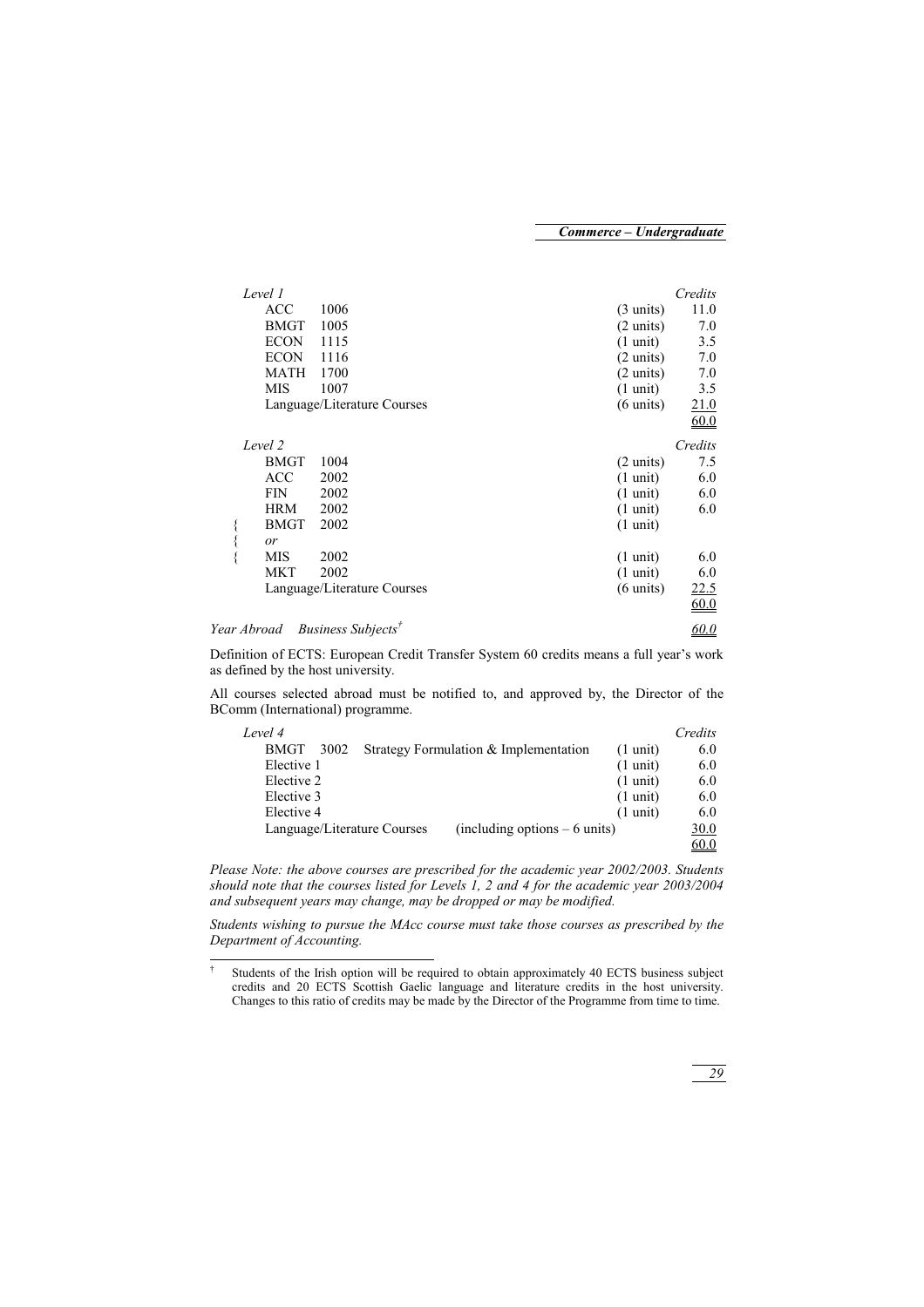| *Level 1* | | | *Credits* |
|---|---|---|---|
| ACC | 1006 | (3 units) | 11.0 |
| BMGT | 1005 | (2 units) | 7.0 |
| ECON | 1115 | (1 unit) | 3.5 |
| ECON | 1116 | (2 units) | 7.0 |
| MATH | 1700 | (2 units) | 7.0 |
| MIS | 1007 | (1 unit) | 3.5 |
| Language/Literature Courses | | (6 units) | 21.0 |
| | | | 60.0 |

| *Level 2* | | | *Credits* |
|---|---|---|---|
| BMGT | 1004 | (2 units) | 7.5 |
| ACC | 2002 | (1 unit) | 6.0 |
| FIN | 2002 | (1 unit) | 6.0 |
| HRM | 2002 | (1 unit) | 6.0 |
| { BMGT | 2002 | (1 unit) | |
| { *or* | | | |
| { MIS | 2002 | (1 unit) | 6.0 |
| MKT | 2002 | (1 unit) | 6.0 |
| Language/Literature Courses | | (6 units) | 22.5 |
| | | | 60.0 |

*Year Abroad* *Business Subjects*[†] 60.0

Definition of ECTS: European Credit Transfer System 60 credits means a full year's work as defined by the host university.

All courses selected abroad must be notified to, and approved by, the Director of the BComm (International) programme.

| *Level 4* | | | *Credits* |
|---|---|---|---|
| BMGT 3002 | Strategy Formulation & Implementation | (1 unit) | 6.0 |
| Elective 1 | | (1 unit) | 6.0 |
| Elective 2 | | (1 unit) | 6.0 |
| Elective 3 | | (1 unit) | 6.0 |
| Elective 4 | | (1 unit) | 6.0 |
| Language/Literature Courses | (including options – 6 units) | | 30.0 |
| | | | 60.0 |

*Please Note: the above courses are prescribed for the academic year 2002/2003. Students should note that the courses listed for Levels 1, 2 and 4 for the academic year 2003/2004 and subsequent years may change, may be dropped or may be modified.*

*Students wishing to pursue the MAcc course must take those courses as prescribed by the Department of Accounting.*

[†] Students of the Irish option will be required to obtain approximately 40 ECTS business subject credits and 20 ECTS Scottish Gaelic language and literature credits in the host university. Changes to this ratio of credits may be made by the Director of the Programme from time to time.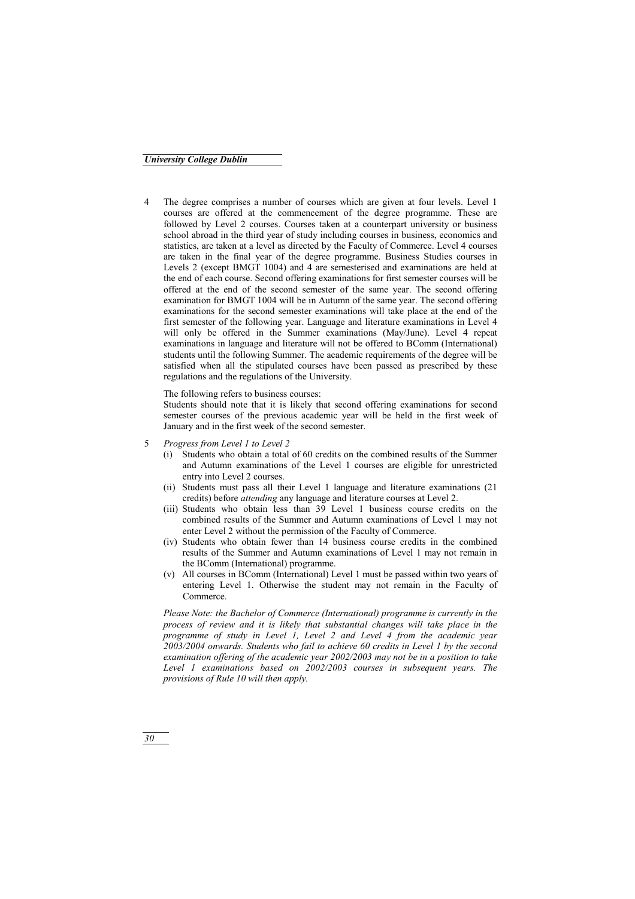4 The degree comprises a number of courses which are given at four levels. Level 1 courses are offered at the commencement of the degree programme. These are followed by Level 2 courses. Courses taken at a counterpart university or business school abroad in the third year of study including courses in business, economics and statistics, are taken at a level as directed by the Faculty of Commerce. Level 4 courses are taken in the final year of the degree programme. Business Studies courses in Levels 2 (except BMGT 1004) and 4 are semesterised and examinations are held at the end of each course. Second offering examinations for first semester courses will be offered at the end of the second semester of the same year. The second offering examination for BMGT 1004 will be in Autumn of the same year. The second offering examinations for the second semester examinations will take place at the end of the first semester of the following year. Language and literature examinations in Level 4 will only be offered in the Summer examinations (May/June). Level 4 repeat examinations in language and literature will not be offered to BComm (International) students until the following Summer. The academic requirements of the degree will be satisfied when all the stipulated courses have been passed as prescribed by these regulations and the regulations of the University.

 The following refers to business courses:
 Students should note that it is likely that second offering examinations for second semester courses of the previous academic year will be held in the first week of January and in the first week of the second semester.

5 *Progress from Level 1 to Level 2*
 (i) Students who obtain a total of 60 credits on the combined results of the Summer and Autumn examinations of the Level 1 courses are eligible for unrestricted entry into Level 2 courses.
 (ii) Students must pass all their Level 1 language and literature examinations (21 credits) before *attending* any language and literature courses at Level 2.
 (iii) Students who obtain less than 39 Level 1 business course credits on the combined results of the Summer and Autumn examinations of Level 1 may not enter Level 2 without the permission of the Faculty of Commerce.
 (iv) Students who obtain fewer than 14 business course credits in the combined results of the Summer and Autumn examinations of Level 1 may not remain in the BComm (International) programme.
 (v) All courses in BComm (International) Level 1 must be passed within two years of entering Level 1. Otherwise the student may not remain in the Faculty of Commerce.

 *Please Note: the Bachelor of Commerce (International) programme is currently in the process of review and it is likely that substantial changes will take place in the programme of study in Level 1, Level 2 and Level 4 from the academic year 2003/2004 onwards. Students who fail to achieve 60 credits in Level 1 by the second examination offering of the academic year 2002/2003 may not be in a position to take Level 1 examinations based on 2002/2003 courses in subsequent years. The provisions of Rule 10 will then apply.*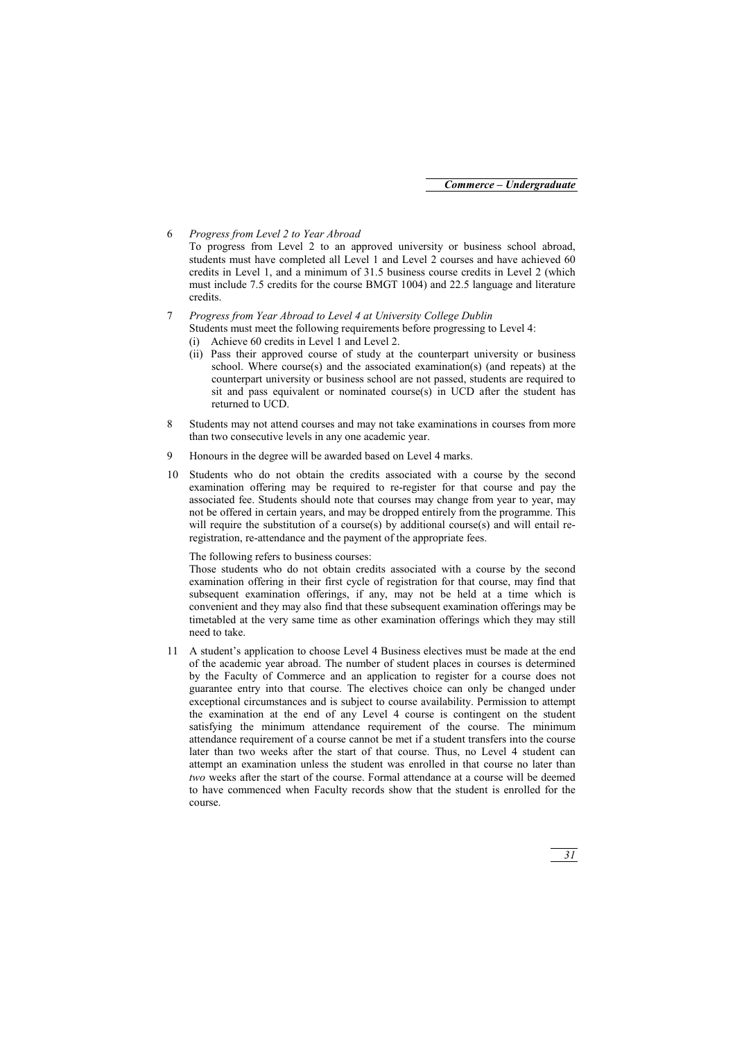6 *Progress from Level 2 to Year Abroad*

To progress from Level 2 to an approved university or business school abroad, students must have completed all Level 1 and Level 2 courses and have achieved 60 credits in Level 1, and a minimum of 31.5 business course credits in Level 2 (which must include 7.5 credits for the course BMGT 1004) and 22.5 language and literature credits.

7 *Progress from Year Abroad to Level 4 at University College Dublin*

Students must meet the following requirements before progressing to Level 4:

(i) Achieve 60 credits in Level 1 and Level 2.

(ii) Pass their approved course of study at the counterpart university or business school. Where course(s) and the associated examination(s) (and repeats) at the counterpart university or business school are not passed, students are required to sit and pass equivalent or nominated course(s) in UCD after the student has returned to UCD.

8 Students may not attend courses and may not take examinations in courses from more than two consecutive levels in any one academic year.

9 Honours in the degree will be awarded based on Level 4 marks.

10 Students who do not obtain the credits associated with a course by the second examination offering may be required to re-register for that course and pay the associated fee. Students should note that courses may change from year to year, may not be offered in certain years, and may be dropped entirely from the programme. This will require the substitution of a course(s) by additional course(s) and will entail re-registration, re-attendance and the payment of the appropriate fees.

The following refers to business courses:

Those students who do not obtain credits associated with a course by the second examination offering in their first cycle of registration for that course, may find that subsequent examination offerings, if any, may not be held at a time which is convenient and they may also find that these subsequent examination offerings may be timetabled at the very same time as other examination offerings which they may still need to take.

11 A student's application to choose Level 4 Business electives must be made at the end of the academic year abroad. The number of student places in courses is determined by the Faculty of Commerce and an application to register for a course does not guarantee entry into that course. The electives choice can only be changed under exceptional circumstances and is subject to course availability. Permission to attempt the examination at the end of any Level 4 course is contingent on the student satisfying the minimum attendance requirement of the course. The minimum attendance requirement of a course cannot be met if a student transfers into the course later than two weeks after the start of that course. Thus, no Level 4 student can attempt an examination unless the student was enrolled in that course no later than *two* weeks after the start of the course. Formal attendance at a course will be deemed to have commenced when Faculty records show that the student is enrolled for the course.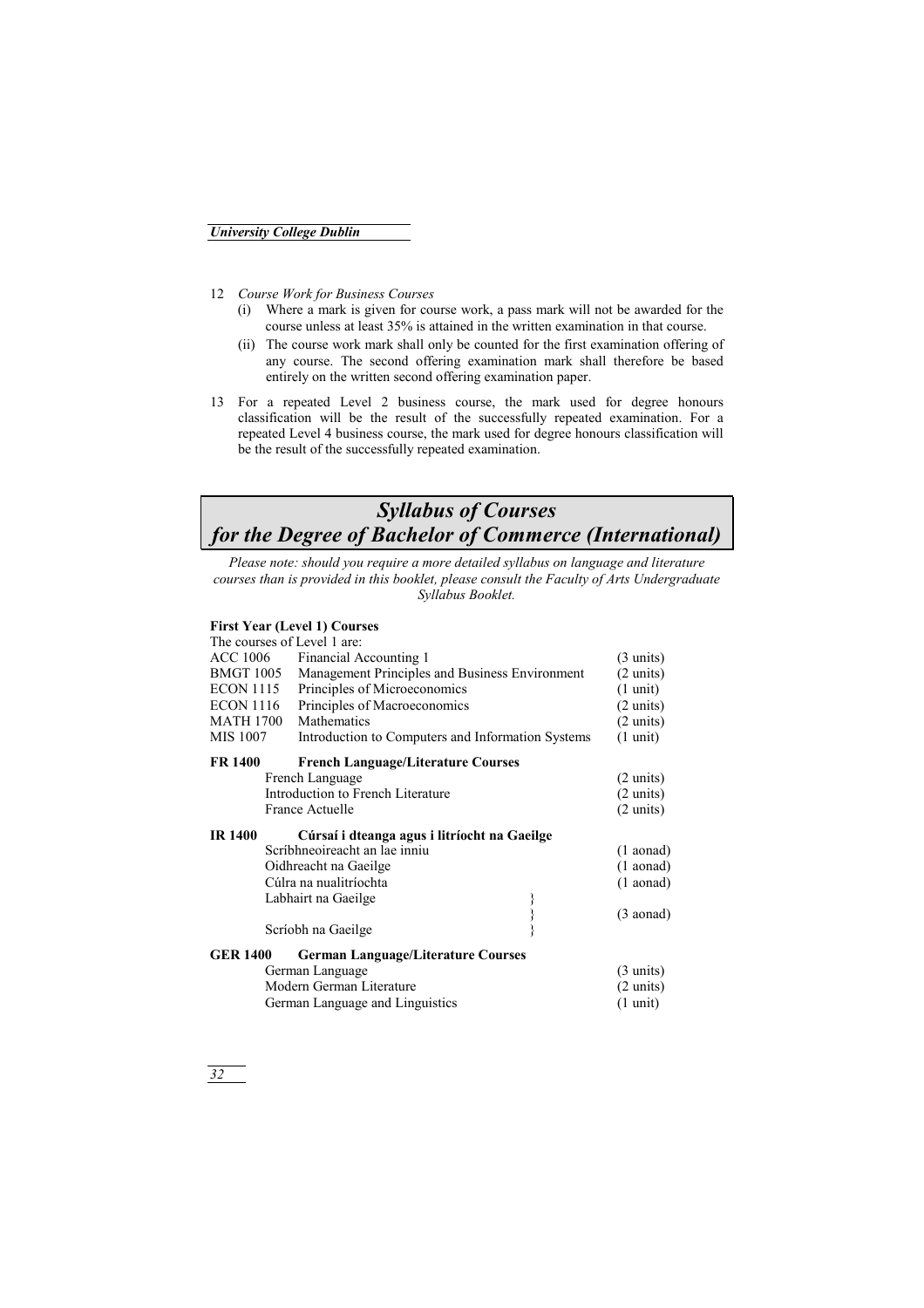12 *Course Work for Business Courses*

   (i) Where a mark is given for course work, a pass mark will not be awarded for the course unless at least 35% is attained in the written examination in that course.

   (ii) The course work mark shall only be counted for the first examination offering of any course. The second offering examination mark shall therefore be based entirely on the written second offering examination paper.

13 For a repeated Level 2 business course, the mark used for degree honours classification will be the result of the successfully repeated examination. For a repeated Level 4 business course, the mark used for degree honours classification will be the result of the successfully repeated examination.

# *Syllabus of Courses for the Degree of Bachelor of Commerce (International)*

*Please note: should you require a more detailed syllabus on language and literature courses than is provided in this booklet, please consult the Faculty of Arts Undergraduate Syllabus Booklet.*

**First Year (Level 1) Courses**

The courses of Level 1 are:

| | | |
|---|---|---|
| ACC 1006 | Financial Accounting 1 | (3 units) |
| BMGT 1005 | Management Principles and Business Environment | (2 units) |
| ECON 1115 | Principles of Microeconomics | (1 unit) |
| ECON 1116 | Principles of Macroeconomics | (2 units) |
| MATH 1700 | Mathematics | (2 units) |
| MIS 1007 | Introduction to Computers and Information Systems | (1 unit) |

**FR 1400 French Language/Literature Courses**

| | |
|---|---|
| French Language | (2 units) |
| Introduction to French Literature | (2 units) |
| France Actuelle | (2 units) |

**IR 1400 Cúrsaí i dteanga agus i litríocht na Gaeilge**

| | |
|---|---|
| Scríbhneoireacht an lae inniu | (1 aonad) |
| Oidhreacht na Gaeilge | (1 aonad) |
| Cúlra na nualitríochta | (1 aonad) |
| Labhairt na Gaeilge }<br>Scríobh na Gaeilge } | (3 aonad) |

**GER 1400 German Language/Literature Courses**

| | |
|---|---|
| German Language | (3 units) |
| Modern German Literature | (2 units) |
| German Language and Linguistics | (1 unit) |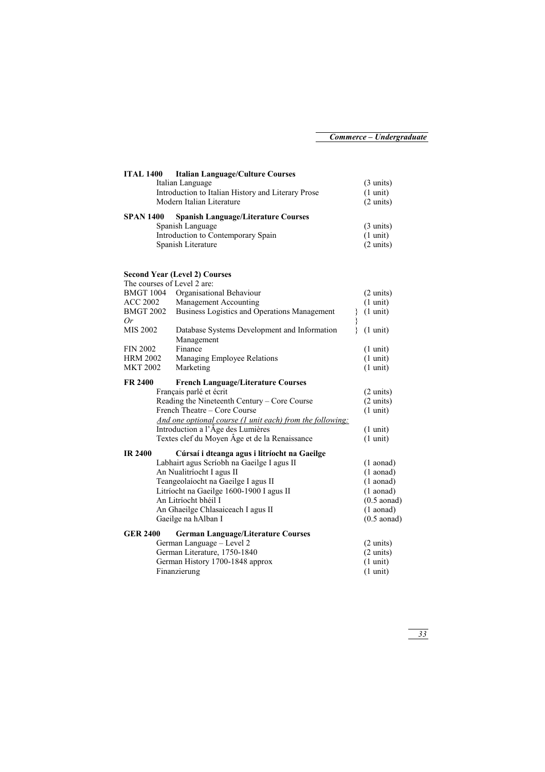**ITAL 1400 Italian Language/Culture Courses**

| | |
|---|---|
| Italian Language | (3 units) |
| Introduction to Italian History and Literary Prose | (1 unit) |
| Modern Italian Literature | (2 units) |

**SPAN 1400 Spanish Language/Literature Courses**

| | |
|---|---|
| Spanish Language | (3 units) |
| Introduction to Contemporary Spain | (1 unit) |
| Spanish Literature | (2 units) |

**Second Year (Level 2) Courses**

The courses of Level 2 are:

| | | |
|---|---|---|
| BMGT 1004 | Organisational Behaviour | (2 units) |
| ACC 2002 | Management Accounting | (1 unit) |
| BMGT 2002 | Business Logistics and Operations Management | } (1 unit) |
| *Or* | | } |
| MIS 2002 | Database Systems Development and Information Management | } (1 unit) |
| FIN 2002 | Finance | (1 unit) |
| HRM 2002 | Managing Employee Relations | (1 unit) |
| MKT 2002 | Marketing | (1 unit) |

**FR 2400 French Language/Literature Courses**

| | |
|---|---|
| Français parlé et écrit | (2 units) |
| Reading the Nineteenth Century – Core Course | (2 units) |
| French Theatre – Core Course | (1 unit) |
| *And one optional course (1 unit each) from the following:* | |
| Introduction a l'Âge des Lumières | (1 unit) |
| Textes clef du Moyen Âge et de la Renaissance | (1 unit) |

**IR 2400 Cúrsaí i dteanga agus i litríocht na Gaeilge**

| | |
|---|---|
| Labhairt agus Scríobh na Gaeilge I agus II | (1 aonad) |
| An Nualitríocht I agus II | (1 aonad) |
| Teangeolaíocht na Gaeilge I agus II | (1 aonad) |
| Litríocht na Gaeilge 1600-1900 I agus II | (1 aonad) |
| An Litríocht bhéil I | (0.5 aonad) |
| An Ghaeilge Chlasaiceach I agus II | (1 aonad) |
| Gaeilge na hAlban I | (0.5 aonad) |

**GER 2400 German Language/Literature Courses**

| | |
|---|---|
| German Language – Level 2 | (2 units) |
| German Literature, 1750-1840 | (2 units) |
| German History 1700-1848 approx | (1 unit) |
| Finanzierung | (1 unit) |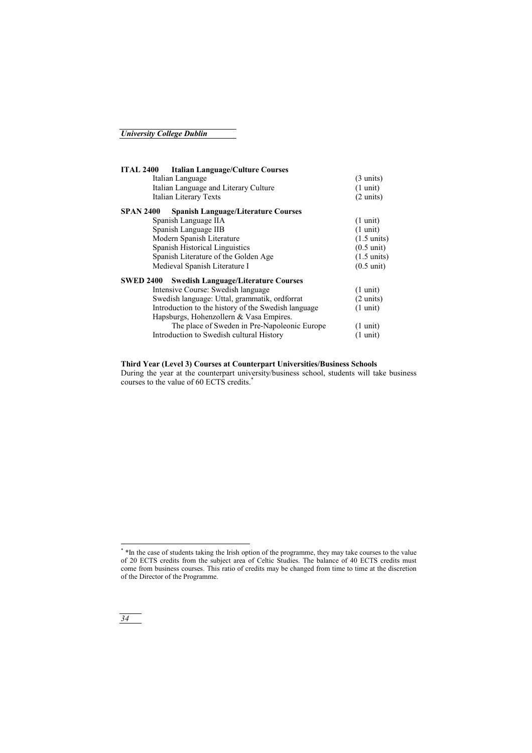**ITAL 2400 Italian Language/Culture Courses**

| | |
|---|---|
| Italian Language | (3 units) |
| Italian Language and Literary Culture | (1 unit) |
| Italian Literary Texts | (2 units) |

**SPAN 2400 Spanish Language/Literature Courses**

| | |
|---|---|
| Spanish Language IIA | (1 unit) |
| Spanish Language IIB | (1 unit) |
| Modern Spanish Literature | (1.5 units) |
| Spanish Historical Linguistics | (0.5 unit) |
| Spanish Literature of the Golden Age | (1.5 units) |
| Medieval Spanish Literature I | (0.5 unit) |

**SWED 2400 Swedish Language/Literature Courses**

| | |
|---|---|
| Intensive Course: Swedish language | (1 unit) |
| Swedish language: Uttal, grammatik, ordforrat | (2 units) |
| Introduction to the history of the Swedish language | (1 unit) |
| Hapsburgs, Hohenzollern & Vasa Empires. The place of Sweden in Pre-Napoleonic Europe | (1 unit) |
| Introduction to Swedish cultural History | (1 unit) |

**Third Year (Level 3) Courses at Counterpart Universities/Business Schools**

During the year at the counterpart university/business school, students will take business courses to the value of 60 ECTS credits.[*]

[*] *In the case of students taking the Irish option of the programme, they may take courses to the value of 20 ECTS credits from the subject area of Celtic Studies. The balance of 40 ECTS credits must come from business courses. This ratio of credits may be changed from time to time at the discretion of the Director of the Programme.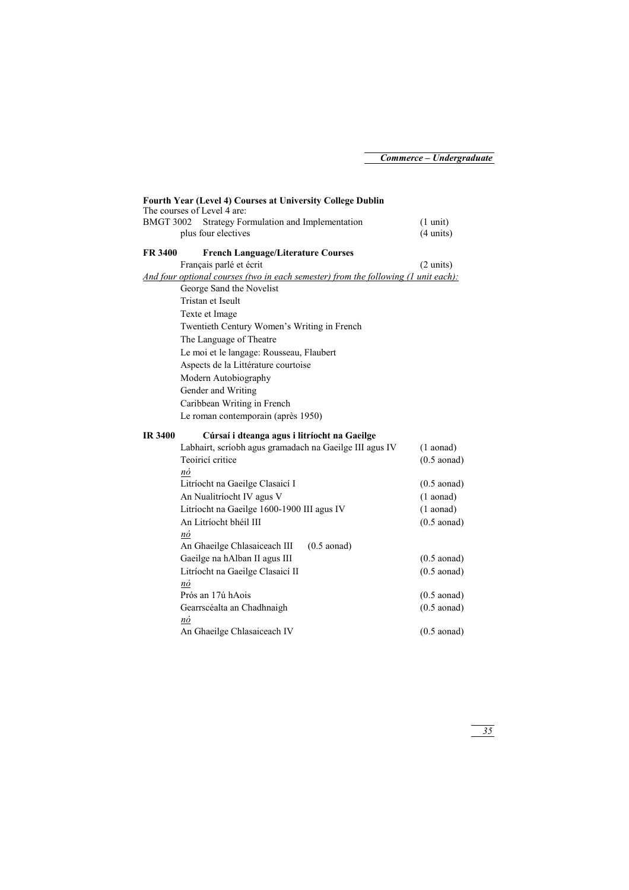**Fourth Year (Level 4) Courses at University College Dublin**

The courses of Level 4 are:

| | | |
|---|---|---|
| BMGT 3002 | Strategy Formulation and Implementation | (1 unit) |
| | plus four electives | (4 units) |

**FR 3400 French Language/Literature Courses**

| | |
|---|---|
| Français parlé et écrit | (2 units) |

*And four optional courses (two in each semester) from the following (1 unit each):*

- George Sand the Novelist
- Tristan et Iseult
- Texte et Image
- Twentieth Century Women's Writing in French
- The Language of Theatre
- Le moi et le langage: Rousseau, Flaubert
- Aspects de la Littérature courtoise
- Modern Autobiography
- Gender and Writing
- Caribbean Writing in French
- Le roman contemporain (après 1950)

**IR 3400 Cúrsaí i dteanga agus i litríocht na Gaeilge**

| | |
|---|---|
| Labhairt, scríobh agus gramadach na Gaeilge III agus IV | (1 aonad) |
| Teoiricí critice | (0.5 aonad) |
| *nó* | |
| Litríocht na Gaeilge Clasaicí I | (0.5 aonad) |
| An Nualitríocht IV agus V | (1 aonad) |
| Litríocht na Gaeilge 1600-1900 III agus IV | (1 aonad) |
| An Litríocht bhéil III | (0.5 aonad) |
| *nó* | |
| An Ghaeilge Chlasaiceach III | (0.5 aonad) |
| Gaeilge na hAlban II agus III | (0.5 aonad) |
| Litríocht na Gaeilge Clasaicí II | (0.5 aonad) |
| *nó* | |
| Prós an 17ú hAois | (0.5 aonad) |
| Gearrscéalta an Chadhnaigh | (0.5 aonad) |
| *nó* | |
| An Ghaeilge Chlasaiceach IV | (0.5 aonad) |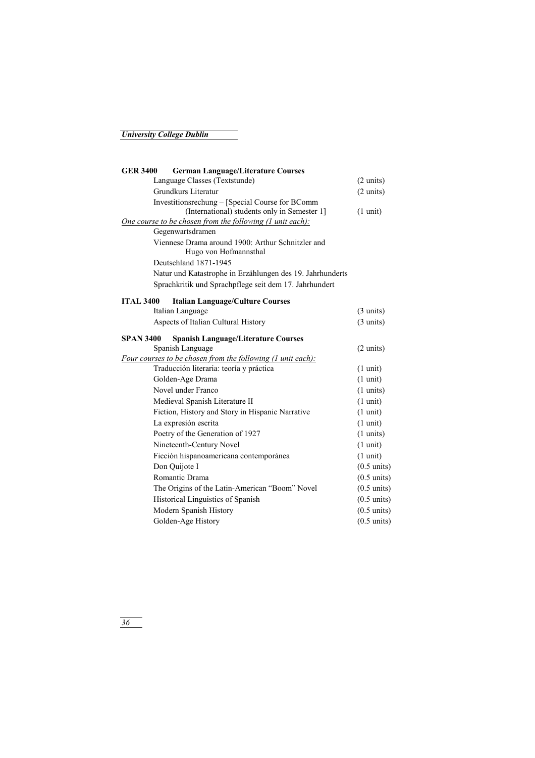**GER 3400 German Language/Literature Courses**

| | |
|---|---|
| Language Classes (Textstunde) | (2 units) |
| Grundkurs Literatur | (2 units) |
| Investitionsrechung – [Special Course for BComm (International) students only in Semester 1] | (1 unit) |

*One course to be chosen from the following (1 unit each):*

- Gegenwartsdramen
- Viennese Drama around 1900: Arthur Schnitzler and Hugo von Hofmannsthal
- Deutschland 1871-1945
- Natur und Katastrophe in Erzählungen des 19. Jahrhunderts
- Sprachkritik und Sprachpflege seit dem 17. Jahrhundert

**ITAL 3400 Italian Language/Culture Courses**

| | |
|---|---|
| Italian Language | (3 units) |
| Aspects of Italian Cultural History | (3 units) |

**SPAN 3400 Spanish Language/Literature Courses**

| | |
|---|---|
| Spanish Language | (2 units) |

*Four courses to be chosen from the following (1 unit each):*

| | |
|---|---|
| Traducción literaria: teoría y práctica | (1 unit) |
| Golden-Age Drama | (1 unit) |
| Novel under Franco | (1 units) |
| Medieval Spanish Literature II | (1 unit) |
| Fiction, History and Story in Hispanic Narrative | (1 unit) |
| La expresión escrita | (1 unit) |
| Poetry of the Generation of 1927 | (1 units) |
| Nineteenth-Century Novel | (1 unit) |
| Ficción hispanoamericana contemporánea | (1 unit) |
| Don Quijote I | (0.5 units) |
| Romantic Drama | (0.5 units) |
| The Origins of the Latin-American "Boom" Novel | (0.5 units) |
| Historical Linguistics of Spanish | (0.5 units) |
| Modern Spanish History | (0.5 units) |
| Golden-Age History | (0.5 units) |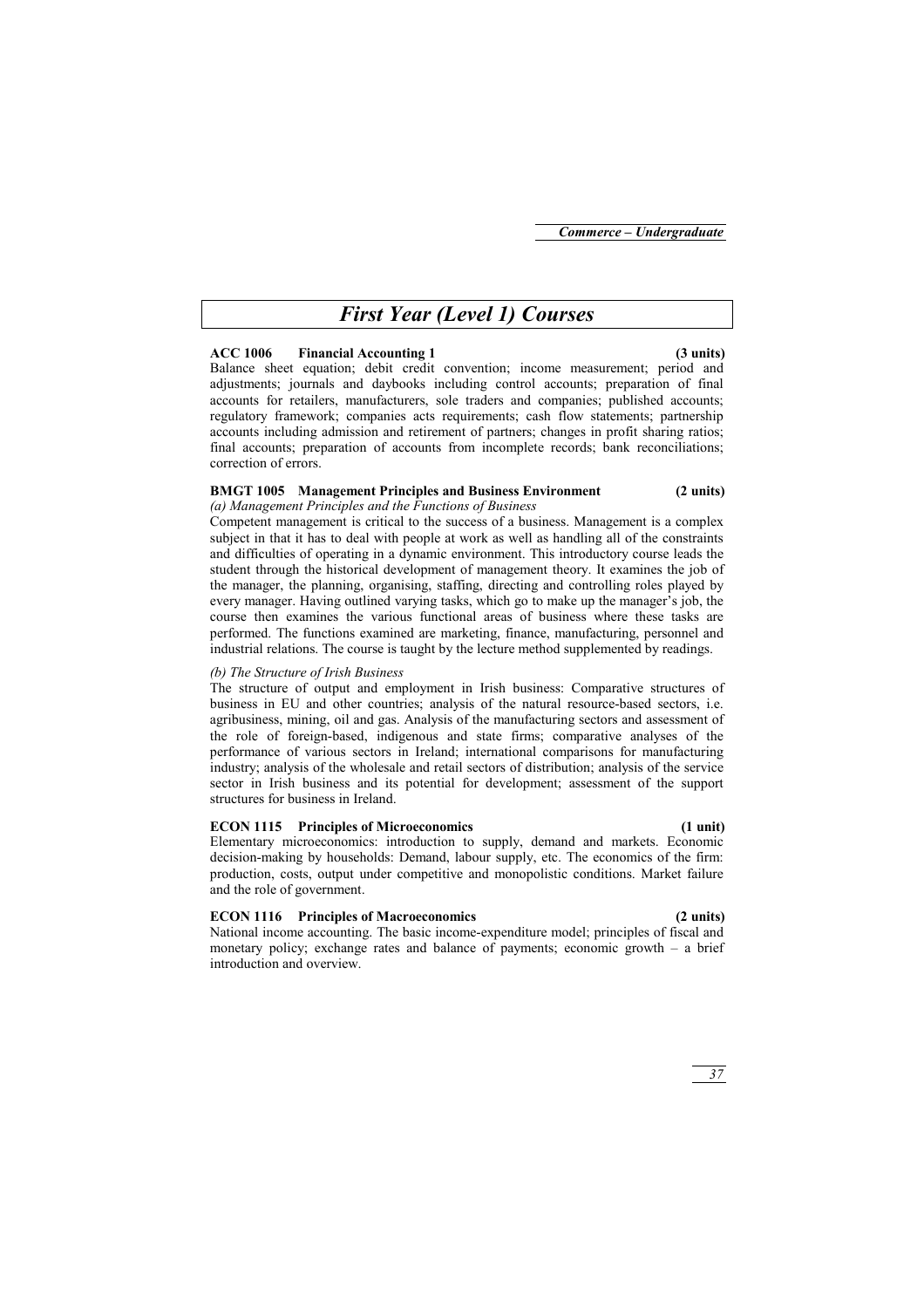# First Year (Level 1) Courses

**ACC 1006 Financial Accounting 1 (3 units)**

Balance sheet equation; debit credit convention; income measurement; period and adjustments; journals and daybooks including control accounts; preparation of final accounts for retailers, manufacturers, sole traders and companies; published accounts; regulatory framework; companies acts requirements; cash flow statements; partnership accounts including admission and retirement of partners; changes in profit sharing ratios; final accounts; preparation of accounts from incomplete records; bank reconciliations; correction of errors.

**BMGT 1005 Management Principles and Business Environment (2 units)**

*(a) Management Principles and the Functions of Business*

Competent management is critical to the success of a business. Management is a complex subject in that it has to deal with people at work as well as handling all of the constraints and difficulties of operating in a dynamic environment. This introductory course leads the student through the historical development of management theory. It examines the job of the manager, the planning, organising, staffing, directing and controlling roles played by every manager. Having outlined varying tasks, which go to make up the manager's job, the course then examines the various functional areas of business where these tasks are performed. The functions examined are marketing, finance, manufacturing, personnel and industrial relations. The course is taught by the lecture method supplemented by readings.

*(b) The Structure of Irish Business*

The structure of output and employment in Irish business: Comparative structures of business in EU and other countries; analysis of the natural resource-based sectors, i.e. agribusiness, mining, oil and gas. Analysis of the manufacturing sectors and assessment of the role of foreign-based, indigenous and state firms; comparative analyses of the performance of various sectors in Ireland; international comparisons for manufacturing industry; analysis of the wholesale and retail sectors of distribution; analysis of the service sector in Irish business and its potential for development; assessment of the support structures for business in Ireland.

**ECON 1115 Principles of Microeconomics (1 unit)**

Elementary microeconomics: introduction to supply, demand and markets. Economic decision-making by households: Demand, labour supply, etc. The economics of the firm: production, costs, output under competitive and monopolistic conditions. Market failure and the role of government.

**ECON 1116 Principles of Macroeconomics (2 units)**

National income accounting. The basic income-expenditure model; principles of fiscal and monetary policy; exchange rates and balance of payments; economic growth – a brief introduction and overview.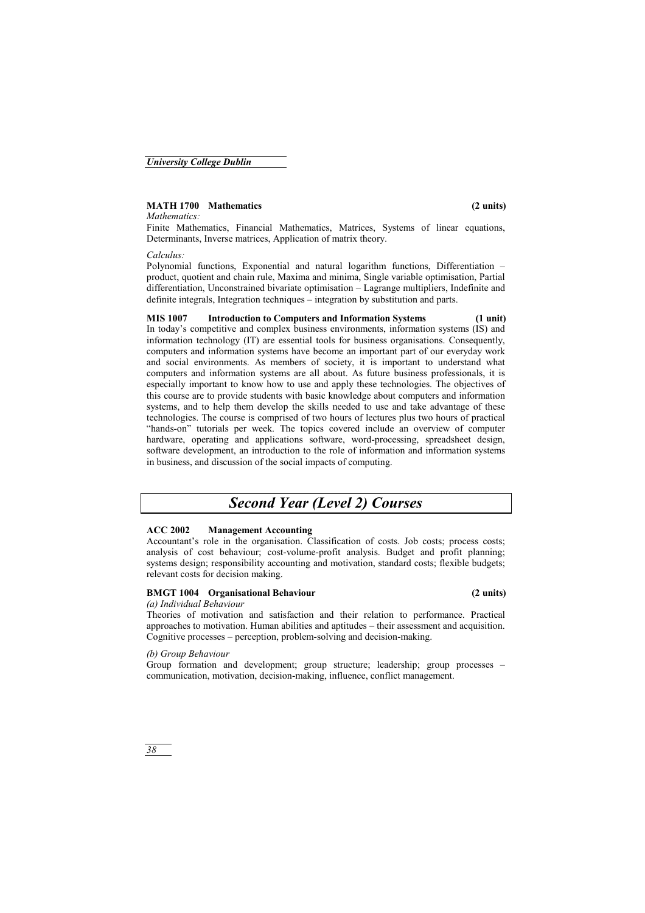**MATH 1700 Mathematics (2 units)**

*Mathematics:*

Finite Mathematics, Financial Mathematics, Matrices, Systems of linear equations, Determinants, Inverse matrices, Application of matrix theory.

*Calculus:*

Polynomial functions, Exponential and natural logarithm functions, Differentiation – product, quotient and chain rule, Maxima and minima, Single variable optimisation, Partial differentiation, Unconstrained bivariate optimisation – Lagrange multipliers, Indefinite and definite integrals, Integration techniques – integration by substitution and parts.

**MIS 1007 Introduction to Computers and Information Systems (1 unit)**

In today's competitive and complex business environments, information systems (IS) and information technology (IT) are essential tools for business organisations. Consequently, computers and information systems have become an important part of our everyday work and social environments. As members of society, it is important to understand what computers and information systems are all about. As future business professionals, it is especially important to know how to use and apply these technologies. The objectives of this course are to provide students with basic knowledge about computers and information systems, and to help them develop the skills needed to use and take advantage of these technologies. The course is comprised of two hours of lectures plus two hours of practical "hands-on" tutorials per week. The topics covered include an overview of computer hardware, operating and applications software, word-processing, spreadsheet design, software development, an introduction to the role of information and information systems in business, and discussion of the social impacts of computing.

## *Second Year (Level 2) Courses*

**ACC 2002 Management Accounting**

Accountant's role in the organisation. Classification of costs. Job costs; process costs; analysis of cost behaviour; cost-volume-profit analysis. Budget and profit planning; systems design; responsibility accounting and motivation, standard costs; flexible budgets; relevant costs for decision making.

**BMGT 1004 Organisational Behaviour (2 units)**

*(a) Individual Behaviour*

Theories of motivation and satisfaction and their relation to performance. Practical approaches to motivation. Human abilities and aptitudes – their assessment and acquisition. Cognitive processes – perception, problem-solving and decision-making.

*(b) Group Behaviour*

Group formation and development; group structure; leadership; group processes – communication, motivation, decision-making, influence, conflict management.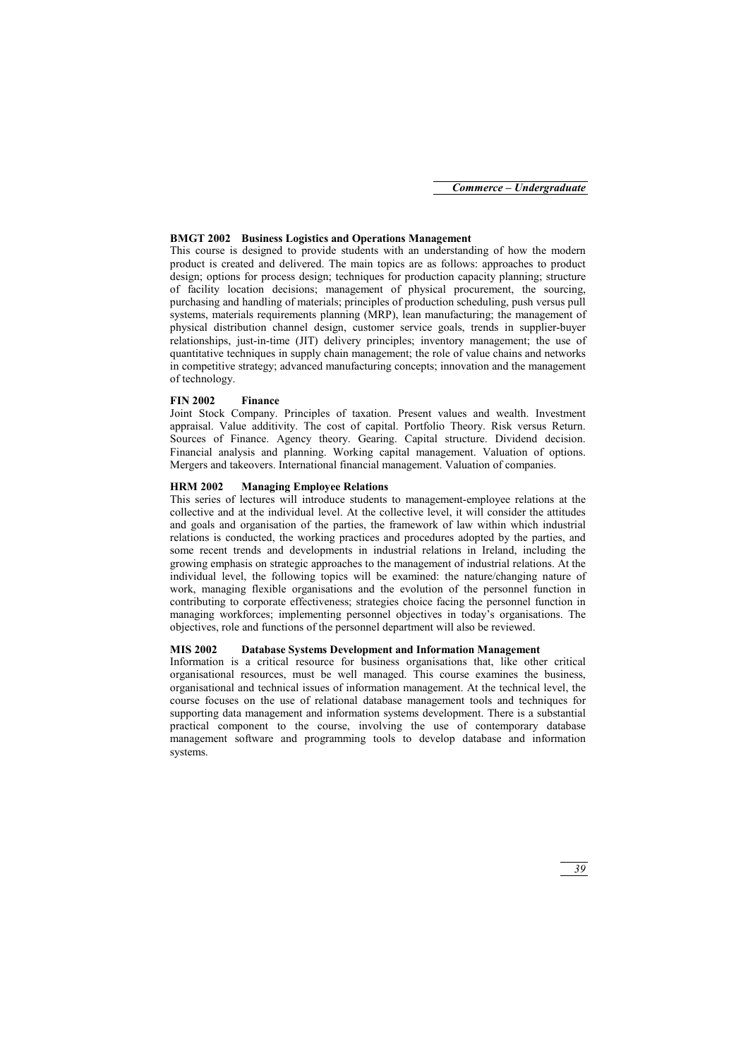**BMGT 2002 Business Logistics and Operations Management**

This course is designed to provide students with an understanding of how the modern product is created and delivered. The main topics are as follows: approaches to product design; options for process design; techniques for production capacity planning; structure of facility location decisions; management of physical procurement, the sourcing, purchasing and handling of materials; principles of production scheduling, push versus pull systems, materials requirements planning (MRP), lean manufacturing; the management of physical distribution channel design, customer service goals, trends in supplier-buyer relationships, just-in-time (JIT) delivery principles; inventory management; the use of quantitative techniques in supply chain management; the role of value chains and networks in competitive strategy; advanced manufacturing concepts; innovation and the management of technology.

**FIN 2002 Finance**

Joint Stock Company. Principles of taxation. Present values and wealth. Investment appraisal. Value additivity. The cost of capital. Portfolio Theory. Risk versus Return. Sources of Finance. Agency theory. Gearing. Capital structure. Dividend decision. Financial analysis and planning. Working capital management. Valuation of options. Mergers and takeovers. International financial management. Valuation of companies.

**HRM 2002 Managing Employee Relations**

This series of lectures will introduce students to management-employee relations at the collective and at the individual level. At the collective level, it will consider the attitudes and goals and organisation of the parties, the framework of law within which industrial relations is conducted, the working practices and procedures adopted by the parties, and some recent trends and developments in industrial relations in Ireland, including the growing emphasis on strategic approaches to the management of industrial relations. At the individual level, the following topics will be examined: the nature/changing nature of work, managing flexible organisations and the evolution of the personnel function in contributing to corporate effectiveness; strategies choice facing the personnel function in managing workforces; implementing personnel objectives in today's organisations. The objectives, role and functions of the personnel department will also be reviewed.

**MIS 2002 Database Systems Development and Information Management**

Information is a critical resource for business organisations that, like other critical organisational resources, must be well managed. This course examines the business, organisational and technical issues of information management. At the technical level, the course focuses on the use of relational database management tools and techniques for supporting data management and information systems development. There is a substantial practical component to the course, involving the use of contemporary database management software and programming tools to develop database and information systems.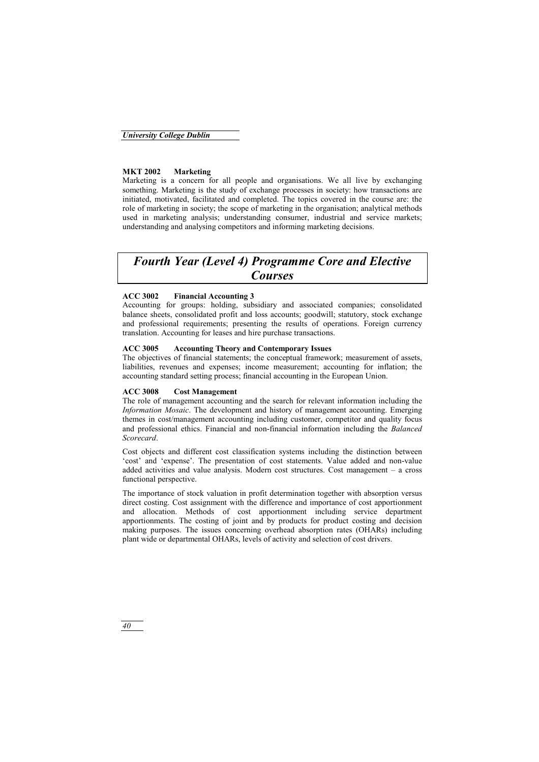**MKT 2002 Marketing**

Marketing is a concern for all people and organisations. We all live by exchanging something. Marketing is the study of exchange processes in society: how transactions are initiated, motivated, facilitated and completed. The topics covered in the course are: the role of marketing in society; the scope of marketing in the organisation; analytical methods used in marketing analysis; understanding consumer, industrial and service markets; understanding and analysing competitors and informing marketing decisions.

## *Fourth Year (Level 4) Programme Core and Elective Courses*

**ACC 3002 Financial Accounting 3**

Accounting for groups: holding, subsidiary and associated companies; consolidated balance sheets, consolidated profit and loss accounts; goodwill; statutory, stock exchange and professional requirements; presenting the results of operations. Foreign currency translation. Accounting for leases and hire purchase transactions.

**ACC 3005 Accounting Theory and Contemporary Issues**

The objectives of financial statements; the conceptual framework; measurement of assets, liabilities, revenues and expenses; income measurement; accounting for inflation; the accounting standard setting process; financial accounting in the European Union.

**ACC 3008 Cost Management**

The role of management accounting and the search for relevant information including the *Information Mosaic*. The development and history of management accounting. Emerging themes in cost/management accounting including customer, competitor and quality focus and professional ethics. Financial and non-financial information including the *Balanced Scorecard*.

Cost objects and different cost classification systems including the distinction between 'cost' and 'expense'. The presentation of cost statements. Value added and non-value added activities and value analysis. Modern cost structures. Cost management – a cross functional perspective.

The importance of stock valuation in profit determination together with absorption versus direct costing. Cost assignment with the difference and importance of cost apportionment and allocation. Methods of cost apportionment including service department apportionments. The costing of joint and by products for product costing and decision making purposes. The issues concerning overhead absorption rates (OHARs) including plant wide or departmental OHARs, levels of activity and selection of cost drivers.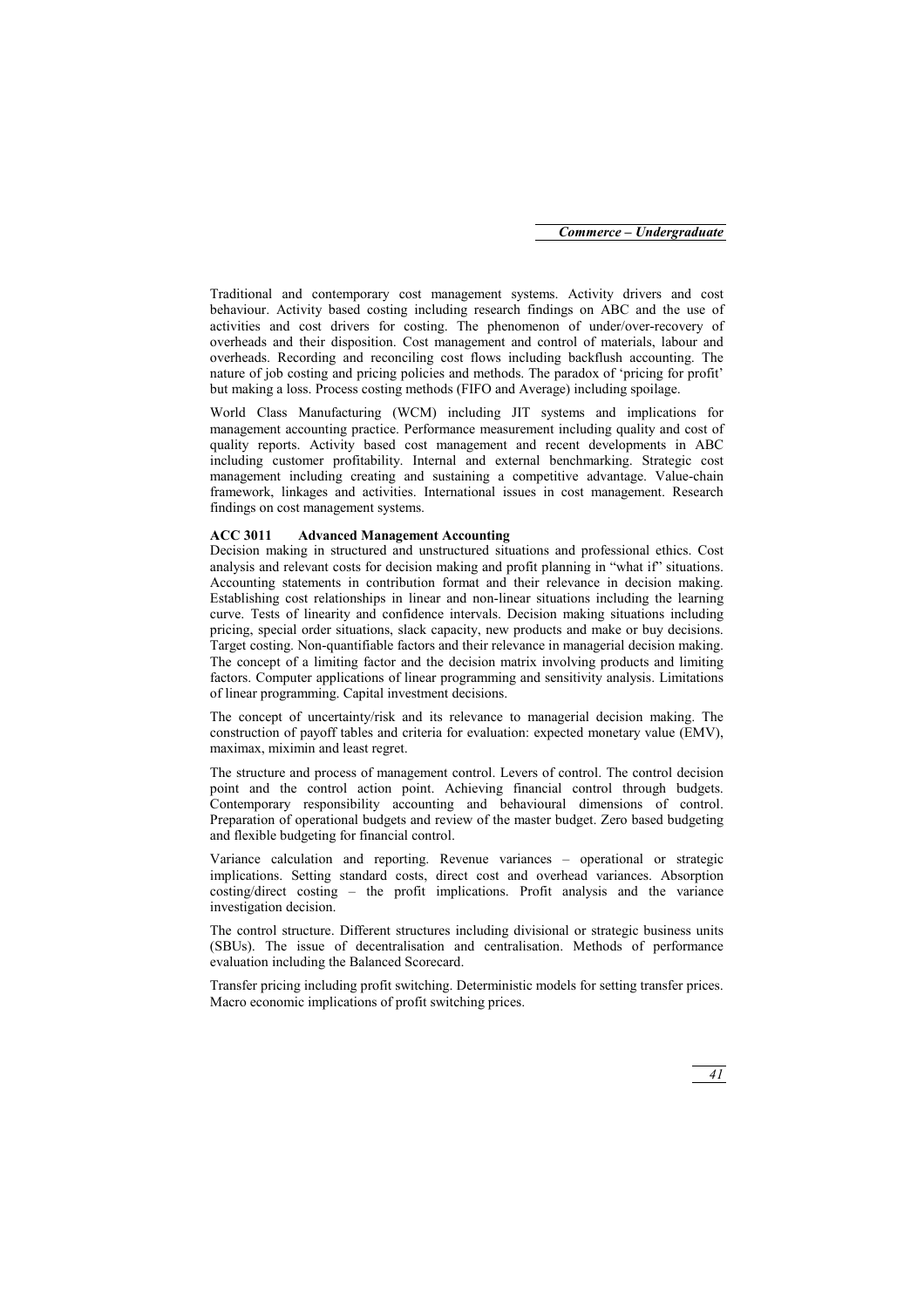Traditional and contemporary cost management systems. Activity drivers and cost behaviour. Activity based costing including research findings on ABC and the use of activities and cost drivers for costing. The phenomenon of under/over-recovery of overheads and their disposition. Cost management and control of materials, labour and overheads. Recording and reconciling cost flows including backflush accounting. The nature of job costing and pricing policies and methods. The paradox of 'pricing for profit' but making a loss. Process costing methods (FIFO and Average) including spoilage.

World Class Manufacturing (WCM) including JIT systems and implications for management accounting practice. Performance measurement including quality and cost of quality reports. Activity based cost management and recent developments in ABC including customer profitability. Internal and external benchmarking. Strategic cost management including creating and sustaining a competitive advantage. Value-chain framework, linkages and activities. International issues in cost management. Research findings on cost management systems.

**ACC 3011 Advanced Management Accounting**

Decision making in structured and unstructured situations and professional ethics. Cost analysis and relevant costs for decision making and profit planning in "what if" situations. Accounting statements in contribution format and their relevance in decision making. Establishing cost relationships in linear and non-linear situations including the learning curve. Tests of linearity and confidence intervals. Decision making situations including pricing, special order situations, slack capacity, new products and make or buy decisions. Target costing. Non-quantifiable factors and their relevance in managerial decision making. The concept of a limiting factor and the decision matrix involving products and limiting factors. Computer applications of linear programming and sensitivity analysis. Limitations of linear programming. Capital investment decisions.

The concept of uncertainty/risk and its relevance to managerial decision making. The construction of payoff tables and criteria for evaluation: expected monetary value (EMV), maximax, miximin and least regret.

The structure and process of management control. Levers of control. The control decision point and the control action point. Achieving financial control through budgets. Contemporary responsibility accounting and behavioural dimensions of control. Preparation of operational budgets and review of the master budget. Zero based budgeting and flexible budgeting for financial control.

Variance calculation and reporting. Revenue variances – operational or strategic implications. Setting standard costs, direct cost and overhead variances. Absorption costing/direct costing – the profit implications. Profit analysis and the variance investigation decision.

The control structure. Different structures including divisional or strategic business units (SBUs). The issue of decentralisation and centralisation. Methods of performance evaluation including the Balanced Scorecard.

Transfer pricing including profit switching. Deterministic models for setting transfer prices. Macro economic implications of profit switching prices.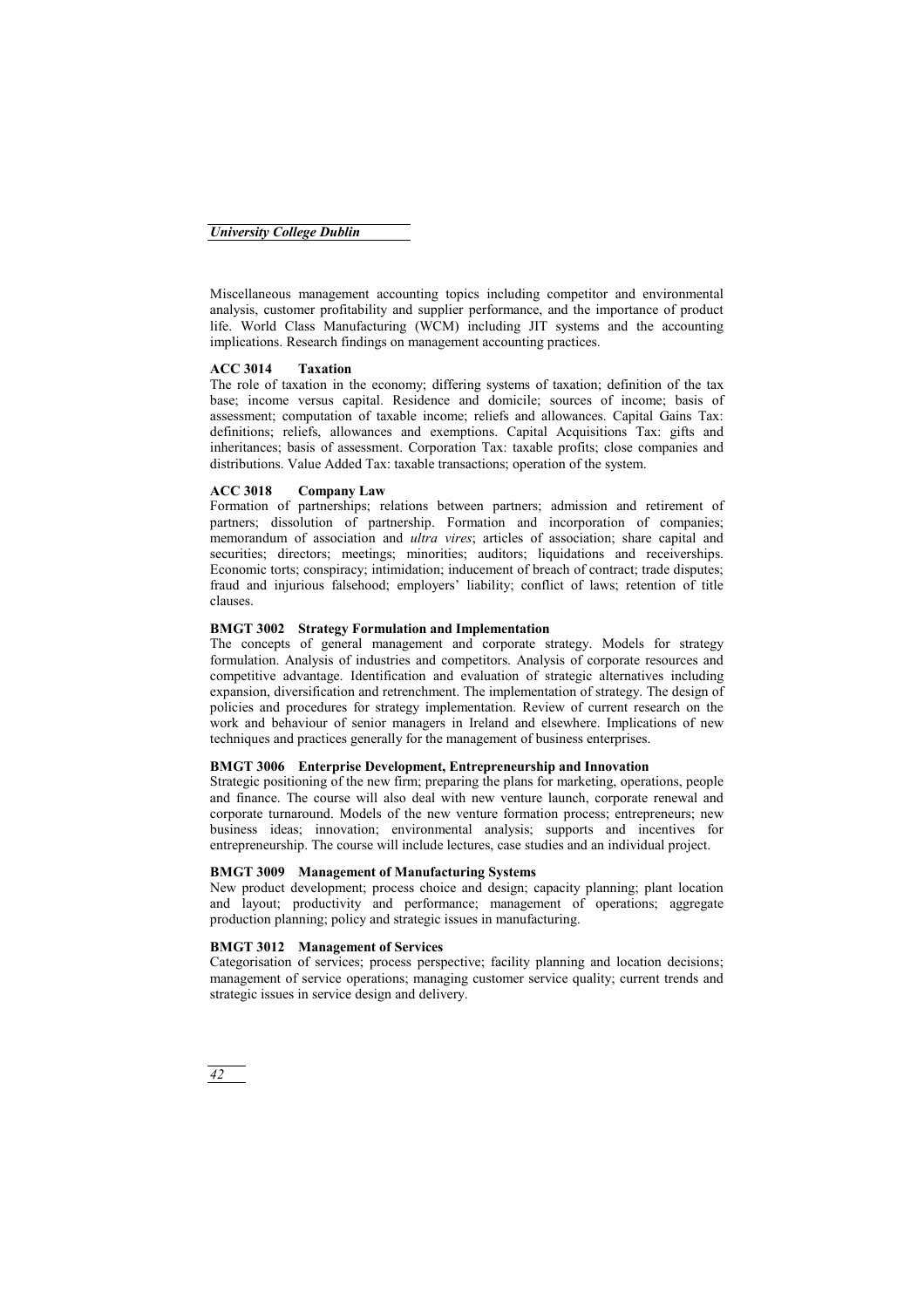Miscellaneous management accounting topics including competitor and environmental analysis, customer profitability and supplier performance, and the importance of product life. World Class Manufacturing (WCM) including JIT systems and the accounting implications. Research findings on management accounting practices.

**ACC 3014 Taxation**

The role of taxation in the economy; differing systems of taxation; definition of the tax base; income versus capital. Residence and domicile; sources of income; basis of assessment; computation of taxable income; reliefs and allowances. Capital Gains Tax: definitions; reliefs, allowances and exemptions. Capital Acquisitions Tax: gifts and inheritances; basis of assessment. Corporation Tax: taxable profits; close companies and distributions. Value Added Tax: taxable transactions; operation of the system.

**ACC 3018 Company Law**

Formation of partnerships; relations between partners; admission and retirement of partners; dissolution of partnership. Formation and incorporation of companies; memorandum of association and *ultra vires*; articles of association; share capital and securities; directors; meetings; minorities; auditors; liquidations and receiverships. Economic torts; conspiracy; intimidation; inducement of breach of contract; trade disputes; fraud and injurious falsehood; employers' liability; conflict of laws; retention of title clauses.

**BMGT 3002 Strategy Formulation and Implementation**

The concepts of general management and corporate strategy. Models for strategy formulation. Analysis of industries and competitors. Analysis of corporate resources and competitive advantage. Identification and evaluation of strategic alternatives including expansion, diversification and retrenchment. The implementation of strategy. The design of policies and procedures for strategy implementation. Review of current research on the work and behaviour of senior managers in Ireland and elsewhere. Implications of new techniques and practices generally for the management of business enterprises.

**BMGT 3006 Enterprise Development, Entrepreneurship and Innovation**

Strategic positioning of the new firm; preparing the plans for marketing, operations, people and finance. The course will also deal with new venture launch, corporate renewal and corporate turnaround. Models of the new venture formation process; entrepreneurs; new business ideas; innovation; environmental analysis; supports and incentives for entrepreneurship. The course will include lectures, case studies and an individual project.

**BMGT 3009 Management of Manufacturing Systems**

New product development; process choice and design; capacity planning; plant location and layout; productivity and performance; management of operations; aggregate production planning; policy and strategic issues in manufacturing.

**BMGT 3012 Management of Services**

Categorisation of services; process perspective; facility planning and location decisions; management of service operations; managing customer service quality; current trends and strategic issues in service design and delivery.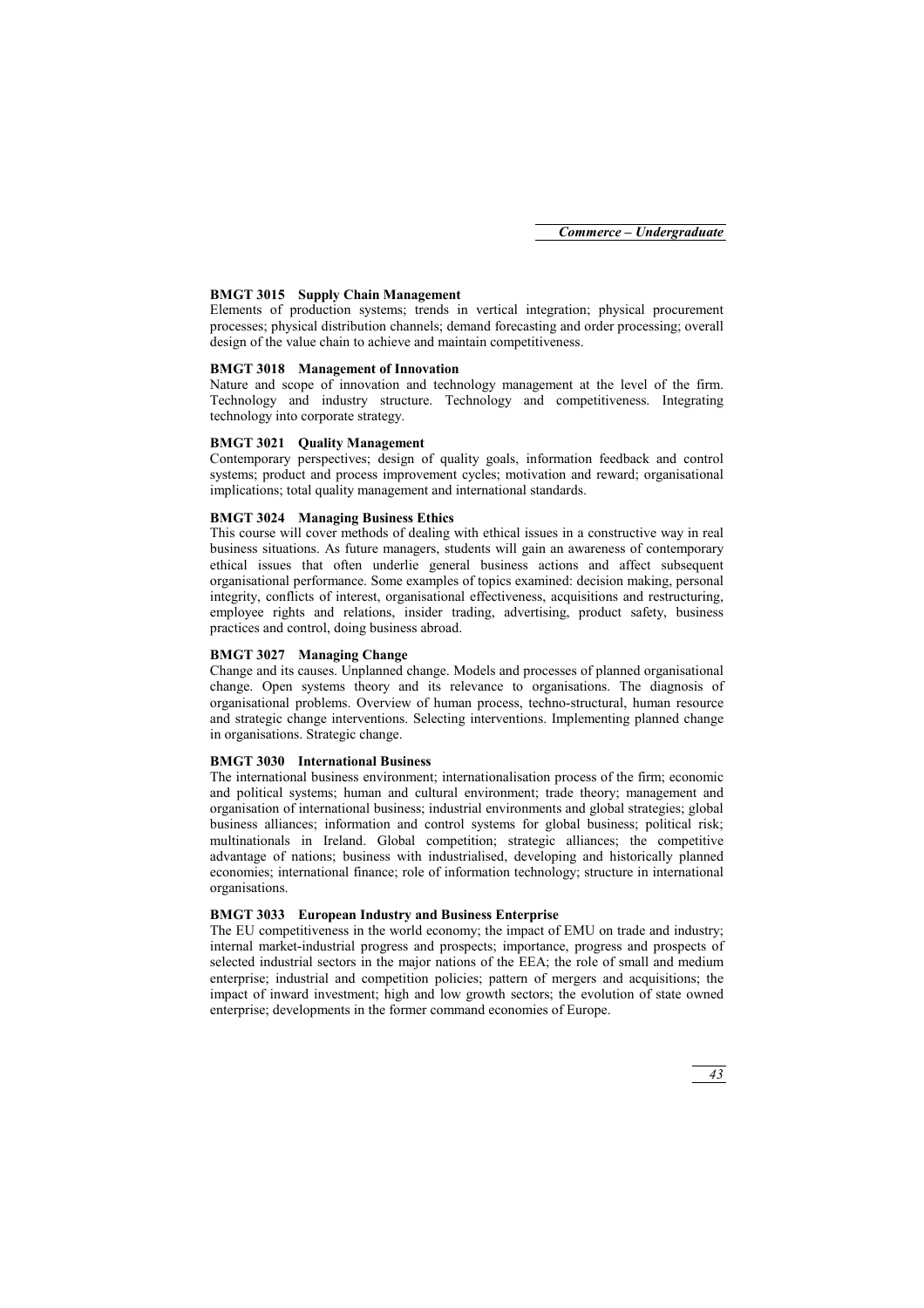### BMGT 3015 Supply Chain Management

Elements of production systems; trends in vertical integration; physical procurement processes; physical distribution channels; demand forecasting and order processing; overall design of the value chain to achieve and maintain competitiveness.

### BMGT 3018 Management of Innovation

Nature and scope of innovation and technology management at the level of the firm. Technology and industry structure. Technology and competitiveness. Integrating technology into corporate strategy.

### BMGT 3021 Quality Management

Contemporary perspectives; design of quality goals, information feedback and control systems; product and process improvement cycles; motivation and reward; organisational implications; total quality management and international standards.

### BMGT 3024 Managing Business Ethics

This course will cover methods of dealing with ethical issues in a constructive way in real business situations. As future managers, students will gain an awareness of contemporary ethical issues that often underlie general business actions and affect subsequent organisational performance. Some examples of topics examined: decision making, personal integrity, conflicts of interest, organisational effectiveness, acquisitions and restructuring, employee rights and relations, insider trading, advertising, product safety, business practices and control, doing business abroad.

### BMGT 3027 Managing Change

Change and its causes. Unplanned change. Models and processes of planned organisational change. Open systems theory and its relevance to organisations. The diagnosis of organisational problems. Overview of human process, techno-structural, human resource and strategic change interventions. Selecting interventions. Implementing planned change in organisations. Strategic change.

### BMGT 3030 International Business

The international business environment; internationalisation process of the firm; economic and political systems; human and cultural environment; trade theory; management and organisation of international business; industrial environments and global strategies; global business alliances; information and control systems for global business; political risk; multinationals in Ireland. Global competition; strategic alliances; the competitive advantage of nations; business with industrialised, developing and historically planned economies; international finance; role of information technology; structure in international organisations.

### BMGT 3033 European Industry and Business Enterprise

The EU competitiveness in the world economy; the impact of EMU on trade and industry; internal market-industrial progress and prospects; importance, progress and prospects of selected industrial sectors in the major nations of the EEA; the role of small and medium enterprise; industrial and competition policies; pattern of mergers and acquisitions; the impact of inward investment; high and low growth sectors; the evolution of state owned enterprise; developments in the former command economies of Europe.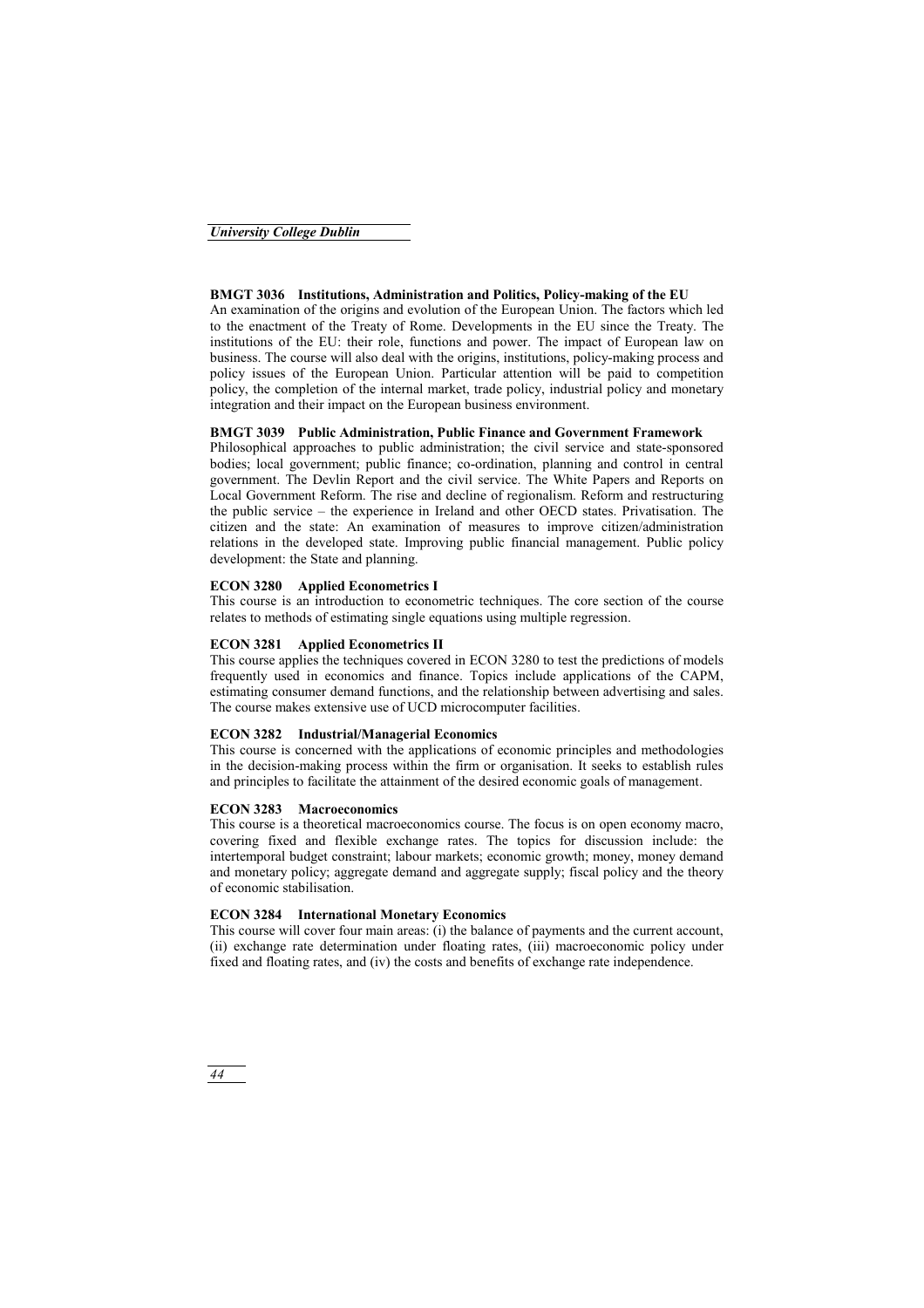#### BMGT 3036 Institutions, Administration and Politics, Policy-making of the EU

An examination of the origins and evolution of the European Union. The factors which led to the enactment of the Treaty of Rome. Developments in the EU since the Treaty. The institutions of the EU: their role, functions and power. The impact of European law on business. The course will also deal with the origins, institutions, policy-making process and policy issues of the European Union. Particular attention will be paid to competition policy, the completion of the internal market, trade policy, industrial policy and monetary integration and their impact on the European business environment.

#### BMGT 3039 Public Administration, Public Finance and Government Framework

Philosophical approaches to public administration; the civil service and state-sponsored bodies; local government; public finance; co-ordination, planning and control in central government. The Devlin Report and the civil service. The White Papers and Reports on Local Government Reform. The rise and decline of regionalism. Reform and restructuring the public service – the experience in Ireland and other OECD states. Privatisation. The citizen and the state: An examination of measures to improve citizen/administration relations in the developed state. Improving public financial management. Public policy development: the State and planning.

#### ECON 3280 Applied Econometrics I

This course is an introduction to econometric techniques. The core section of the course relates to methods of estimating single equations using multiple regression.

#### ECON 3281 Applied Econometrics II

This course applies the techniques covered in ECON 3280 to test the predictions of models frequently used in economics and finance. Topics include applications of the CAPM, estimating consumer demand functions, and the relationship between advertising and sales. The course makes extensive use of UCD microcomputer facilities.

#### ECON 3282 Industrial/Managerial Economics

This course is concerned with the applications of economic principles and methodologies in the decision-making process within the firm or organisation. It seeks to establish rules and principles to facilitate the attainment of the desired economic goals of management.

#### ECON 3283 Macroeconomics

This course is a theoretical macroeconomics course. The focus is on open economy macro, covering fixed and flexible exchange rates. The topics for discussion include: the intertemporal budget constraint; labour markets; economic growth; money, money demand and monetary policy; aggregate demand and aggregate supply; fiscal policy and the theory of economic stabilisation.

#### ECON 3284 International Monetary Economics

This course will cover four main areas: (i) the balance of payments and the current account, (ii) exchange rate determination under floating rates, (iii) macroeconomic policy under fixed and floating rates, and (iv) the costs and benefits of exchange rate independence.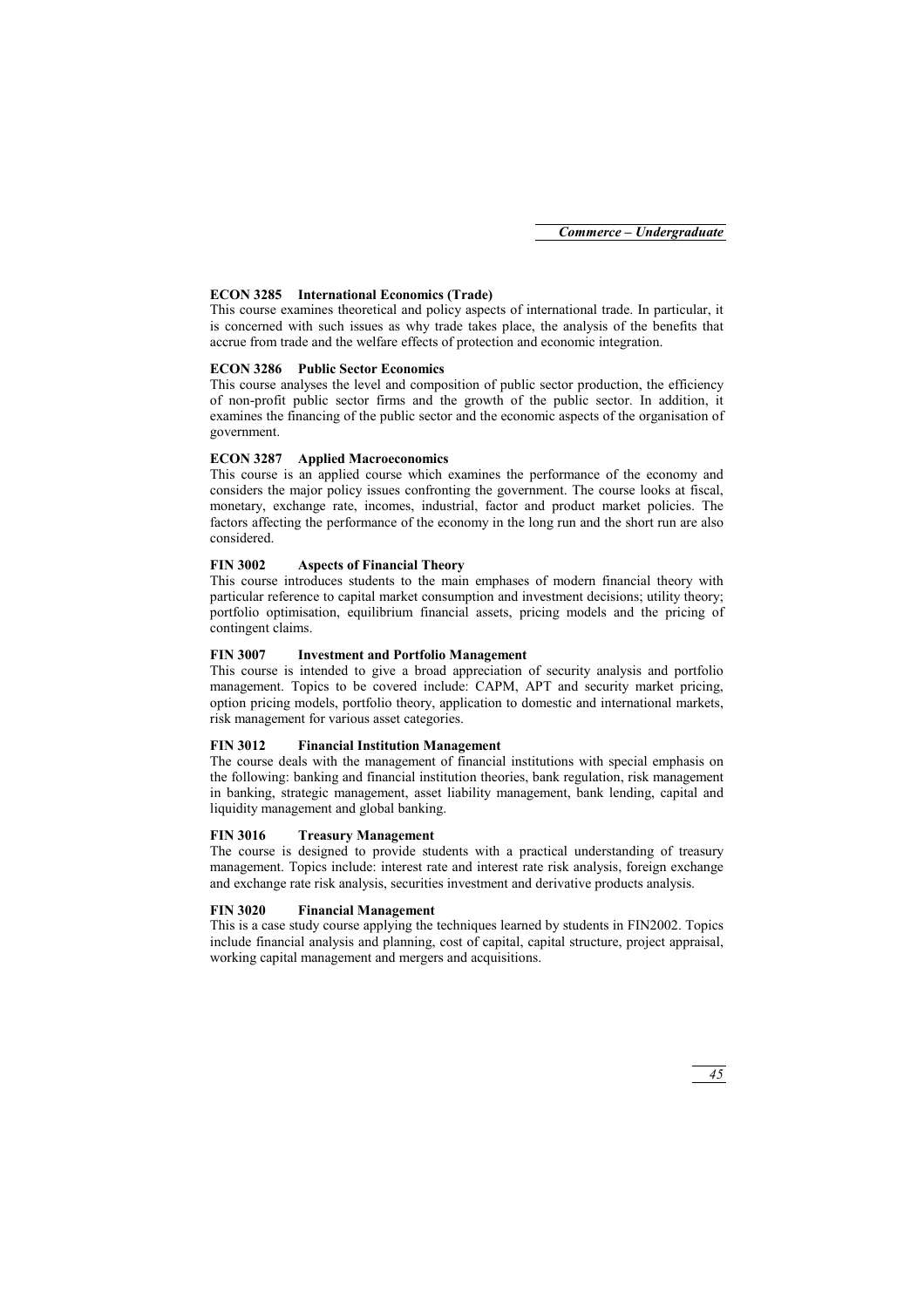**ECON 3285 International Economics (Trade)**

This course examines theoretical and policy aspects of international trade. In particular, it is concerned with such issues as why trade takes place, the analysis of the benefits that accrue from trade and the welfare effects of protection and economic integration.

**ECON 3286 Public Sector Economics**

This course analyses the level and composition of public sector production, the efficiency of non-profit public sector firms and the growth of the public sector. In addition, it examines the financing of the public sector and the economic aspects of the organisation of government.

**ECON 3287 Applied Macroeconomics**

This course is an applied course which examines the performance of the economy and considers the major policy issues confronting the government. The course looks at fiscal, monetary, exchange rate, incomes, industrial, factor and product market policies. The factors affecting the performance of the economy in the long run and the short run are also considered.

**FIN 3002 Aspects of Financial Theory**

This course introduces students to the main emphases of modern financial theory with particular reference to capital market consumption and investment decisions; utility theory; portfolio optimisation, equilibrium financial assets, pricing models and the pricing of contingent claims.

**FIN 3007 Investment and Portfolio Management**

This course is intended to give a broad appreciation of security analysis and portfolio management. Topics to be covered include: CAPM, APT and security market pricing, option pricing models, portfolio theory, application to domestic and international markets, risk management for various asset categories.

**FIN 3012 Financial Institution Management**

The course deals with the management of financial institutions with special emphasis on the following: banking and financial institution theories, bank regulation, risk management in banking, strategic management, asset liability management, bank lending, capital and liquidity management and global banking.

**FIN 3016 Treasury Management**

The course is designed to provide students with a practical understanding of treasury management. Topics include: interest rate and interest rate risk analysis, foreign exchange and exchange rate risk analysis, securities investment and derivative products analysis.

**FIN 3020 Financial Management**

This is a case study course applying the techniques learned by students in FIN2002. Topics include financial analysis and planning, cost of capital, capital structure, project appraisal, working capital management and mergers and acquisitions.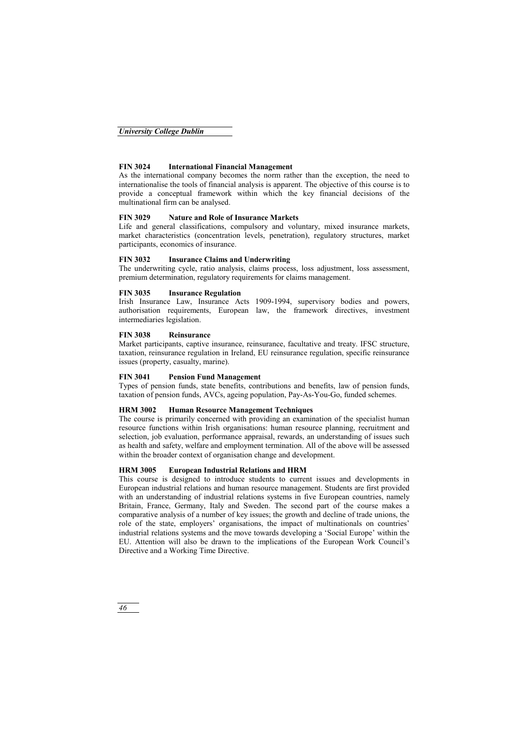### FIN 3024 International Financial Management

As the international company becomes the norm rather than the exception, the need to internationalise the tools of financial analysis is apparent. The objective of this course is to provide a conceptual framework within which the key financial decisions of the multinational firm can be analysed.

### FIN 3029 Nature and Role of Insurance Markets

Life and general classifications, compulsory and voluntary, mixed insurance markets, market characteristics (concentration levels, penetration), regulatory structures, market participants, economics of insurance.

### FIN 3032 Insurance Claims and Underwriting

The underwriting cycle, ratio analysis, claims process, loss adjustment, loss assessment, premium determination, regulatory requirements for claims management.

### FIN 3035 Insurance Regulation

Irish Insurance Law, Insurance Acts 1909-1994, supervisory bodies and powers, authorisation requirements, European law, the framework directives, investment intermediaries legislation.

### FIN 3038 Reinsurance

Market participants, captive insurance, reinsurance, facultative and treaty. IFSC structure, taxation, reinsurance regulation in Ireland, EU reinsurance regulation, specific reinsurance issues (property, casualty, marine).

### FIN 3041 Pension Fund Management

Types of pension funds, state benefits, contributions and benefits, law of pension funds, taxation of pension funds, AVCs, ageing population, Pay-As-You-Go, funded schemes.

### HRM 3002 Human Resource Management Techniques

The course is primarily concerned with providing an examination of the specialist human resource functions within Irish organisations: human resource planning, recruitment and selection, job evaluation, performance appraisal, rewards, an understanding of issues such as health and safety, welfare and employment termination. All of the above will be assessed within the broader context of organisation change and development.

### HRM 3005 European Industrial Relations and HRM

This course is designed to introduce students to current issues and developments in European industrial relations and human resource management. Students are first provided with an understanding of industrial relations systems in five European countries, namely Britain, France, Germany, Italy and Sweden. The second part of the course makes a comparative analysis of a number of key issues; the growth and decline of trade unions, the role of the state, employers' organisations, the impact of multinationals on countries' industrial relations systems and the move towards developing a 'Social Europe' within the EU. Attention will also be drawn to the implications of the European Work Council's Directive and a Working Time Directive.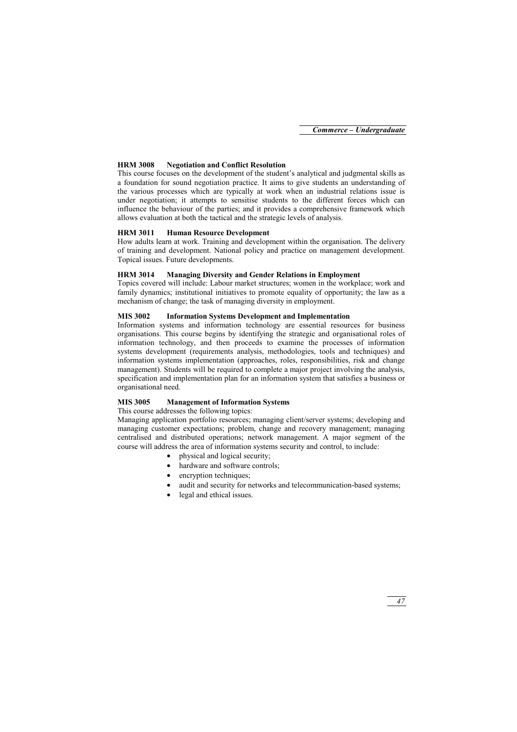### HRM 3008 Negotiation and Conflict Resolution

This course focuses on the development of the student's analytical and judgmental skills as a foundation for sound negotiation practice. It aims to give students an understanding of the various processes which are typically at work when an industrial relations issue is under negotiation; it attempts to sensitise students to the different forces which can influence the behaviour of the parties; and it provides a comprehensive framework which allows evaluation at both the tactical and the strategic levels of analysis.

### HRM 3011 Human Resource Development

How adults learn at work. Training and development within the organisation. The delivery of training and development. National policy and practice on management development. Topical issues. Future developments.

### HRM 3014 Managing Diversity and Gender Relations in Employment

Topics covered will include: Labour market structures; women in the workplace; work and family dynamics; institutional initiatives to promote equality of opportunity; the law as a mechanism of change; the task of managing diversity in employment.

### MIS 3002 Information Systems Development and Implementation

Information systems and information technology are essential resources for business organisations. This course begins by identifying the strategic and organisational roles of information technology, and then proceeds to examine the processes of information systems development (requirements analysis, methodologies, tools and techniques) and information systems implementation (approaches, roles, responsibilities, risk and change management). Students will be required to complete a major project involving the analysis, specification and implementation plan for an information system that satisfies a business or organisational need.

### MIS 3005 Management of Information Systems

This course addresses the following topics:

Managing application portfolio resources; managing client/server systems; developing and managing customer expectations; problem, change and recovery management; managing centralised and distributed operations; network management. A major segment of the course will address the area of information systems security and control, to include:

- physical and logical security;
- hardware and software controls;
- encryption techniques;
- audit and security for networks and telecommunication-based systems;
- legal and ethical issues.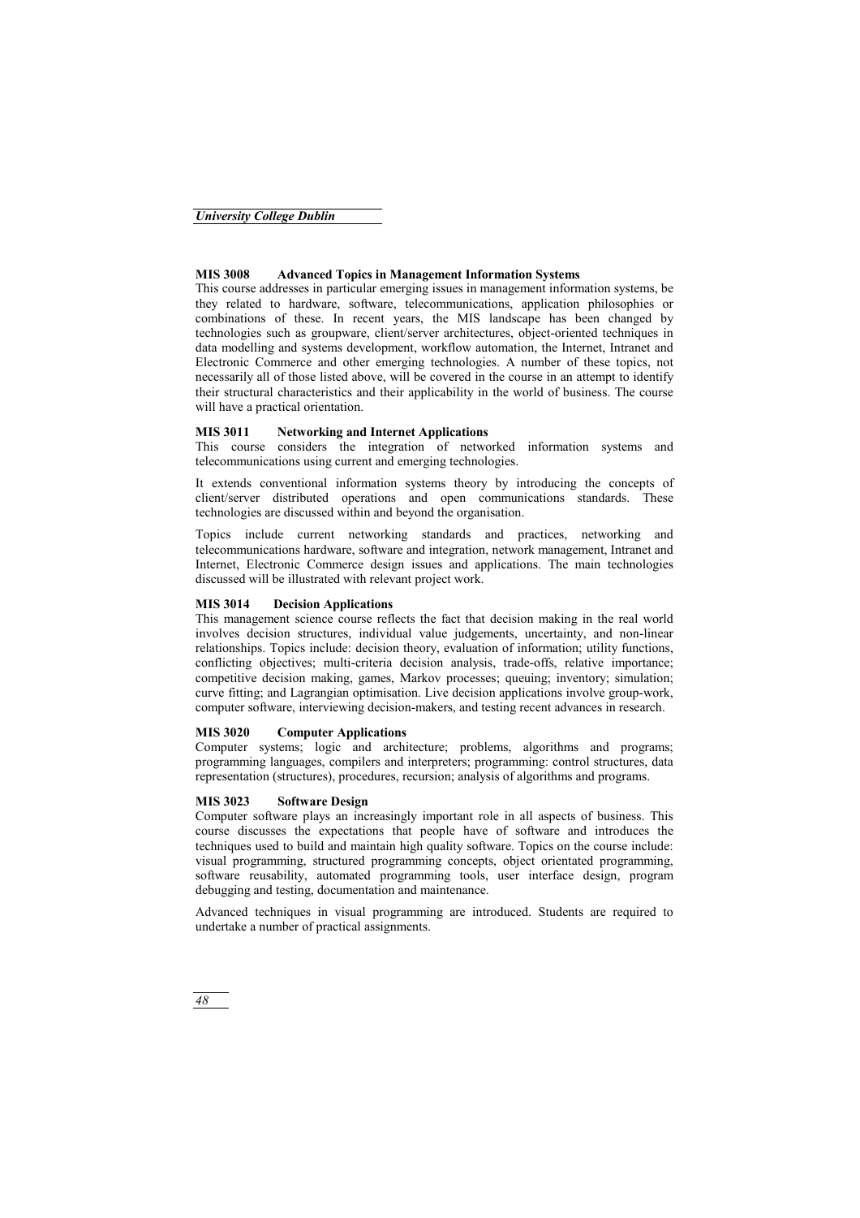### MIS 3008 Advanced Topics in Management Information Systems

This course addresses in particular emerging issues in management information systems, be they related to hardware, software, telecommunications, application philosophies or combinations of these. In recent years, the MIS landscape has been changed by technologies such as groupware, client/server architectures, object-oriented techniques in data modelling and systems development, workflow automation, the Internet, Intranet and Electronic Commerce and other emerging technologies. A number of these topics, not necessarily all of those listed above, will be covered in the course in an attempt to identify their structural characteristics and their applicability in the world of business. The course will have a practical orientation.

### MIS 3011 Networking and Internet Applications

This course considers the integration of networked information systems and telecommunications using current and emerging technologies.

It extends conventional information systems theory by introducing the concepts of client/server distributed operations and open communications standards. These technologies are discussed within and beyond the organisation.

Topics include current networking standards and practices, networking and telecommunications hardware, software and integration, network management, Intranet and Internet, Electronic Commerce design issues and applications. The main technologies discussed will be illustrated with relevant project work.

### MIS 3014 Decision Applications

This management science course reflects the fact that decision making in the real world involves decision structures, individual value judgements, uncertainty, and non-linear relationships. Topics include: decision theory, evaluation of information; utility functions, conflicting objectives; multi-criteria decision analysis, trade-offs, relative importance; competitive decision making, games, Markov processes; queuing; inventory; simulation; curve fitting; and Lagrangian optimisation. Live decision applications involve group-work, computer software, interviewing decision-makers, and testing recent advances in research.

### MIS 3020 Computer Applications

Computer systems; logic and architecture; problems, algorithms and programs; programming languages, compilers and interpreters; programming: control structures, data representation (structures), procedures, recursion; analysis of algorithms and programs.

### MIS 3023 Software Design

Computer software plays an increasingly important role in all aspects of business. This course discusses the expectations that people have of software and introduces the techniques used to build and maintain high quality software. Topics on the course include: visual programming, structured programming concepts, object orientated programming, software reusability, automated programming tools, user interface design, program debugging and testing, documentation and maintenance.

Advanced techniques in visual programming are introduced. Students are required to undertake a number of practical assignments.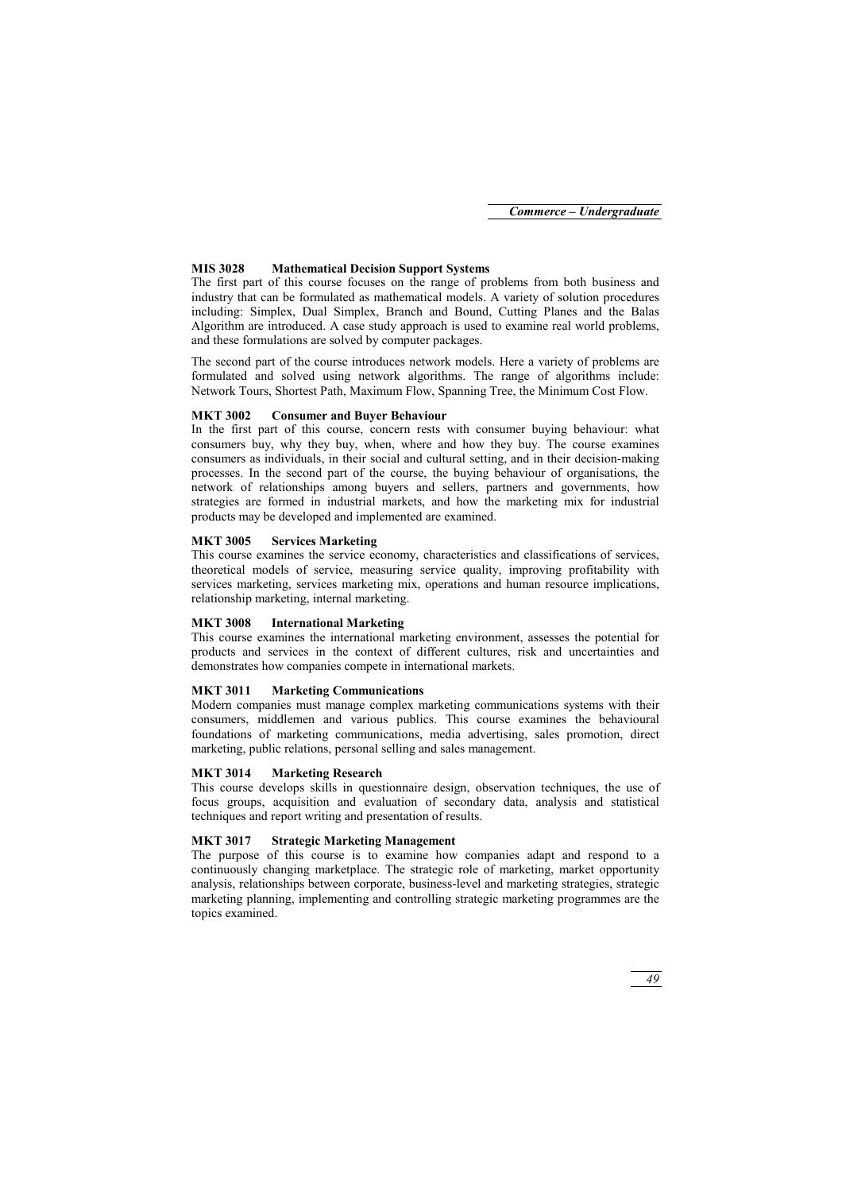### MIS 3028 Mathematical Decision Support Systems

The first part of this course focuses on the range of problems from both business and industry that can be formulated as mathematical models. A variety of solution procedures including: Simplex, Dual Simplex, Branch and Bound, Cutting Planes and the Balas Algorithm are introduced. A case study approach is used to examine real world problems, and these formulations are solved by computer packages.

The second part of the course introduces network models. Here a variety of problems are formulated and solved using network algorithms. The range of algorithms include: Network Tours, Shortest Path, Maximum Flow, Spanning Tree, the Minimum Cost Flow.

### MKT 3002 Consumer and Buyer Behaviour

In the first part of this course, concern rests with consumer buying behaviour: what consumers buy, why they buy, when, where and how they buy. The course examines consumers as individuals, in their social and cultural setting, and in their decision-making processes. In the second part of the course, the buying behaviour of organisations, the network of relationships among buyers and sellers, partners and governments, how strategies are formed in industrial markets, and how the marketing mix for industrial products may be developed and implemented are examined.

### MKT 3005 Services Marketing

This course examines the service economy, characteristics and classifications of services, theoretical models of service, measuring service quality, improving profitability with services marketing, services marketing mix, operations and human resource implications, relationship marketing, internal marketing.

### MKT 3008 International Marketing

This course examines the international marketing environment, assesses the potential for products and services in the context of different cultures, risk and uncertainties and demonstrates how companies compete in international markets.

### MKT 3011 Marketing Communications

Modern companies must manage complex marketing communications systems with their consumers, middlemen and various publics. This course examines the behavioural foundations of marketing communications, media advertising, sales promotion, direct marketing, public relations, personal selling and sales management.

### MKT 3014 Marketing Research

This course develops skills in questionnaire design, observation techniques, the use of focus groups, acquisition and evaluation of secondary data, analysis and statistical techniques and report writing and presentation of results.

### MKT 3017 Strategic Marketing Management

The purpose of this course is to examine how companies adapt and respond to a continuously changing marketplace. The strategic role of marketing, market opportunity analysis, relationships between corporate, business-level and marketing strategies, strategic marketing planning, implementing and controlling strategic marketing programmes are the topics examined.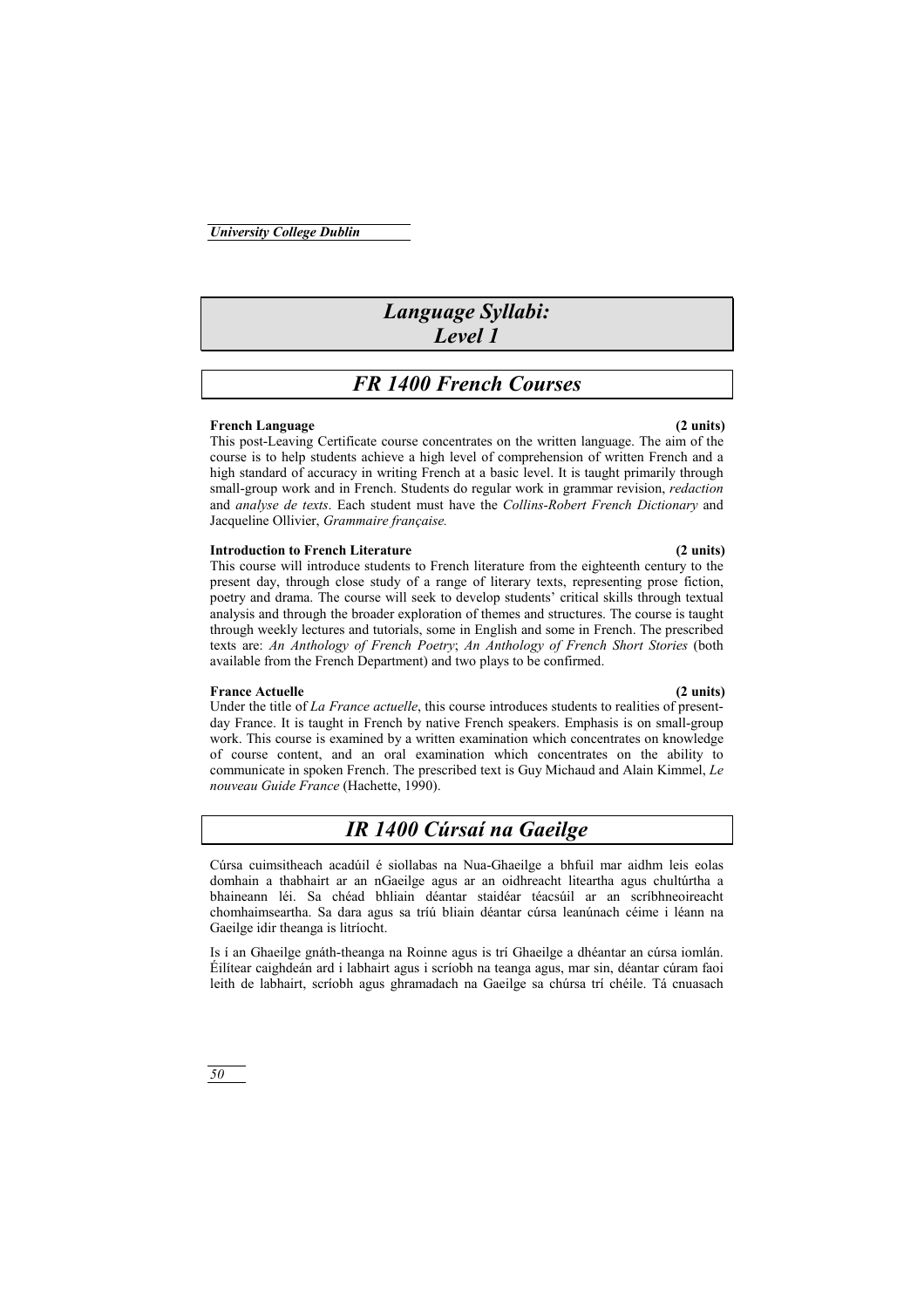# Language Syllabi: Level 1

## FR 1400 French Courses

**French Language (2 units)**

This post-Leaving Certificate course concentrates on the written language. The aim of the course is to help students achieve a high level of comprehension of written French and a high standard of accuracy in writing French at a basic level. It is taught primarily through small-group work and in French. Students do regular work in grammar revision, *redaction* and *analyse de texts*. Each student must have the *Collins-Robert French Dictionary* and Jacqueline Ollivier, *Grammaire française.*

**Introduction to French Literature (2 units)**

This course will introduce students to French literature from the eighteenth century to the present day, through close study of a range of literary texts, representing prose fiction, poetry and drama. The course will seek to develop students' critical skills through textual analysis and through the broader exploration of themes and structures. The course is taught through weekly lectures and tutorials, some in English and some in French. The prescribed texts are: *An Anthology of French Poetry*; *An Anthology of French Short Stories* (both available from the French Department) and two plays to be confirmed.

**France Actuelle (2 units)**

Under the title of *La France actuelle*, this course introduces students to realities of present-day France. It is taught in French by native French speakers. Emphasis is on small-group work. This course is examined by a written examination which concentrates on knowledge of course content, and an oral examination which concentrates on the ability to communicate in spoken French. The prescribed text is Guy Michaud and Alain Kimmel, *Le nouveau Guide France* (Hachette, 1990).

## IR 1400 Cúrsaí na Gaeilge

Cúrsa cuimsitheach acadúil é siollabas na Nua-Ghaeilge a bhfuil mar aidhm leis eolas domhain a thabhairt ar an nGaeilge agus ar an oidhreacht liteartha agus chultúrtha a bhaineann léi. Sa chéad bhliain déantar staidéar téacsúil ar an scríbhneoireacht chomhaimseartha. Sa dara agus sa tríú bliain déantar cúrsa leanúnach céime i léann na Gaeilge idir theanga is litríocht.

Is í an Ghaeilge gnáth-theanga na Roinne agus is trí Ghaeilge a dhéantar an cúrsa iomlán. Éilítear caighdeán ard i labhairt agus i scríobh na teanga agus, mar sin, déantar cúram faoi leith de labhairt, scríobh agus ghramadach na Gaeilge sa chúrsa trí chéile. Tá cnuasach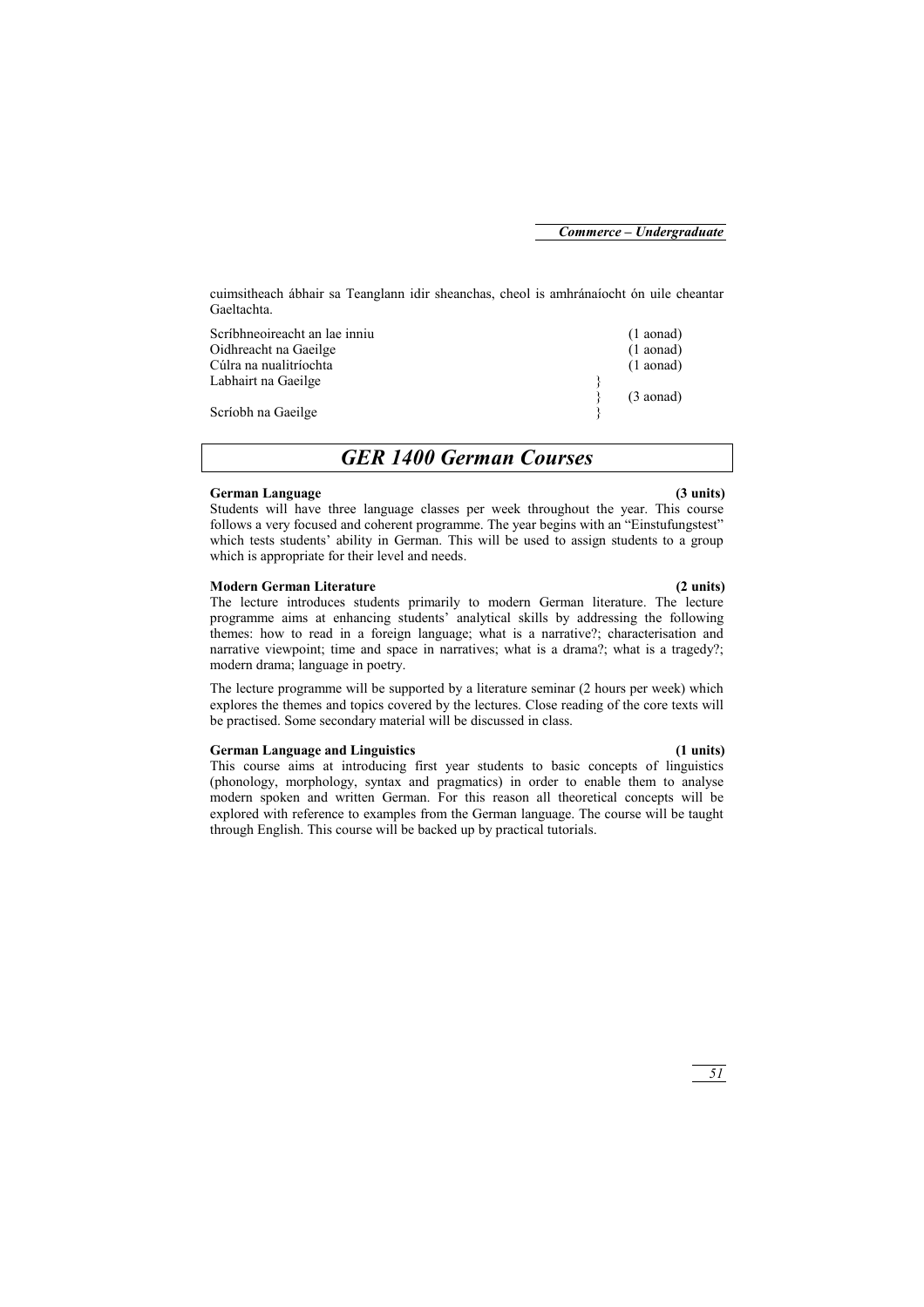cuimsitheach ábhair sa Teanglann idir sheanchas, cheol is amhránaíocht ón uile cheantar Gaeltachta.

| | |
|---|---|
| Scríbhneoireacht an lae inniu | (1 aonad) |
| Oidhreacht na Gaeilge | (1 aonad) |
| Cúlra na nualitríochta | (1 aonad) |
| Labhairt na Gaeilge<br>Scríobh na Gaeilge | (3 aonad) |

# GER 1400 German Courses

**German Language (3 units)**

Students will have three language classes per week throughout the year. This course follows a very focused and coherent programme. The year begins with an "Einstufungstest" which tests students' ability in German. This will be used to assign students to a group which is appropriate for their level and needs.

**Modern German Literature (2 units)**

The lecture introduces students primarily to modern German literature. The lecture programme aims at enhancing students' analytical skills by addressing the following themes: how to read in a foreign language; what is a narrative?; characterisation and narrative viewpoint; time and space in narratives; what is a drama?; what is a tragedy?; modern drama; language in poetry.

The lecture programme will be supported by a literature seminar (2 hours per week) which explores the themes and topics covered by the lectures. Close reading of the core texts will be practised. Some secondary material will be discussed in class.

**German Language and Linguistics (1 units)**

This course aims at introducing first year students to basic concepts of linguistics (phonology, morphology, syntax and pragmatics) in order to enable them to analyse modern spoken and written German. For this reason all theoretical concepts will be explored with reference to examples from the German language. The course will be taught through English. This course will be backed up by practical tutorials.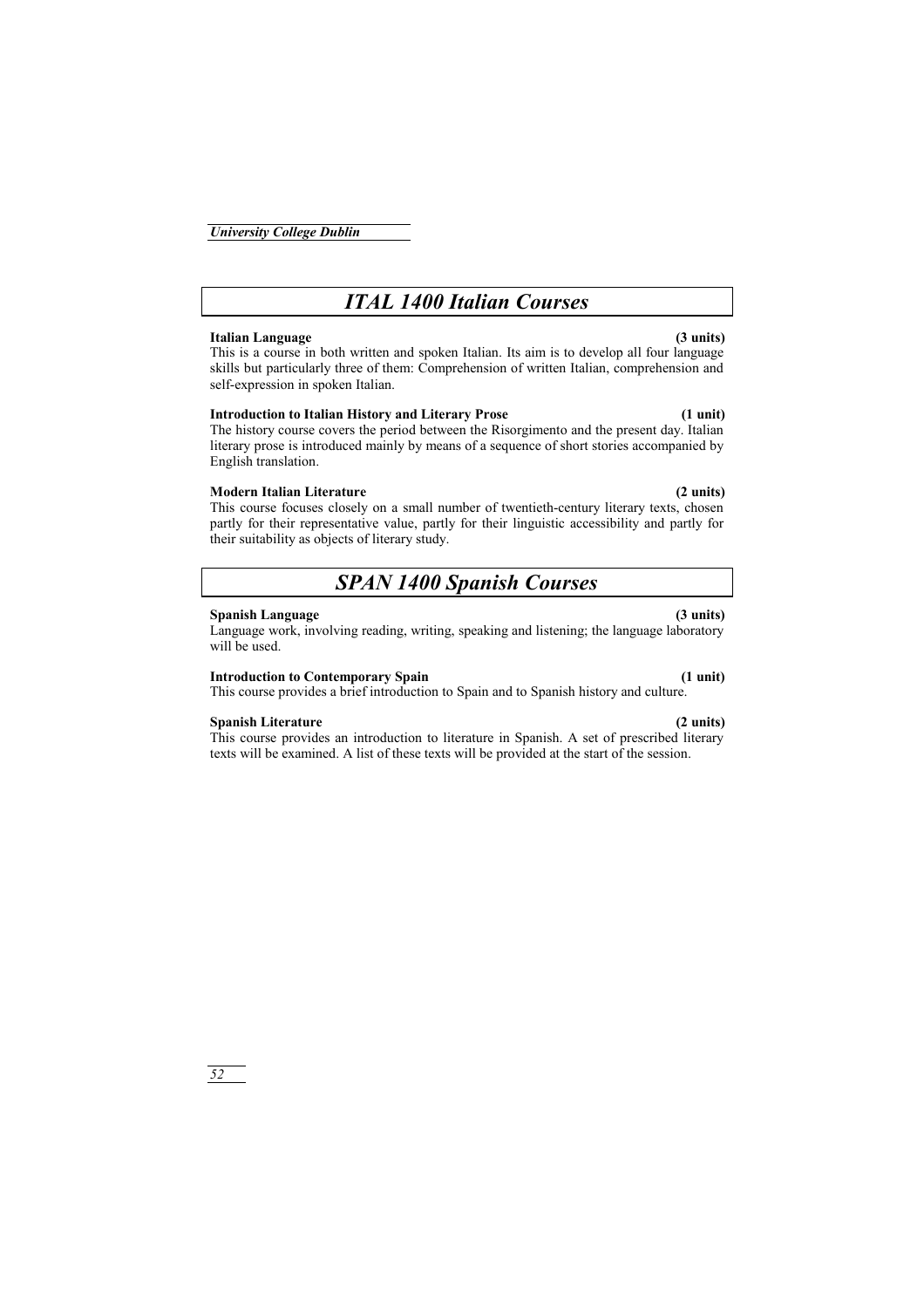# *ITAL 1400 Italian Courses*

**Italian Language (3 units)**

This is a course in both written and spoken Italian. Its aim is to develop all four language skills but particularly three of them: Comprehension of written Italian, comprehension and self-expression in spoken Italian.

**Introduction to Italian History and Literary Prose (1 unit)**

The history course covers the period between the Risorgimento and the present day. Italian literary prose is introduced mainly by means of a sequence of short stories accompanied by English translation.

**Modern Italian Literature (2 units)**

This course focuses closely on a small number of twentieth-century literary texts, chosen partly for their representative value, partly for their linguistic accessibility and partly for their suitability as objects of literary study.

# *SPAN 1400 Spanish Courses*

**Spanish Language (3 units)**

Language work, involving reading, writing, speaking and listening; the language laboratory will be used.

**Introduction to Contemporary Spain (1 unit)**

This course provides a brief introduction to Spain and to Spanish history and culture.

**Spanish Literature (2 units)**

This course provides an introduction to literature in Spanish. A set of prescribed literary texts will be examined. A list of these texts will be provided at the start of the session.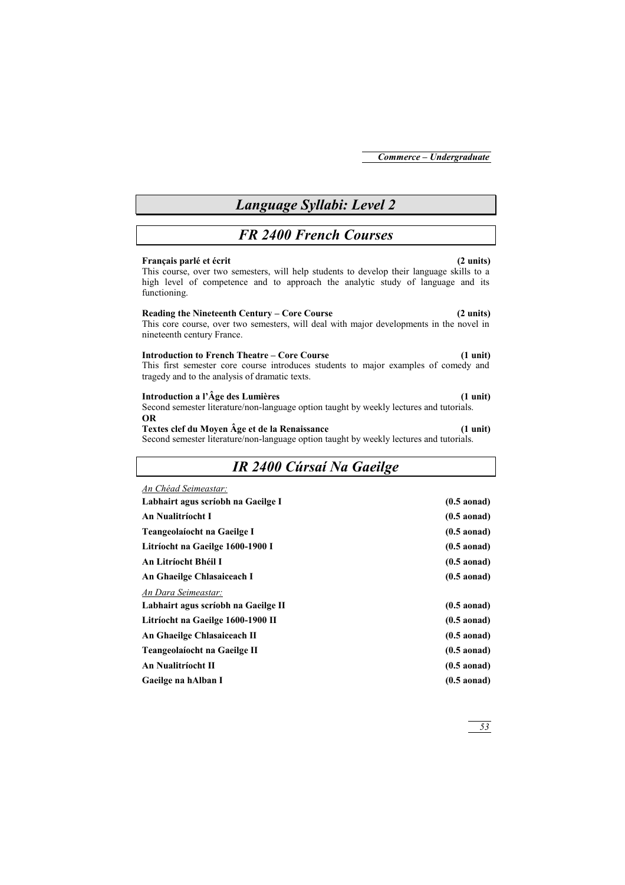# Language Syllabi: Level 2

## FR 2400 French Courses

**Français parlé et écrit (2 units)**
This course, over two semesters, will help students to develop their language skills to a high level of competence and to approach the analytic study of language and its functioning.

**Reading the Nineteenth Century – Core Course (2 units)**
This core course, over two semesters, will deal with major developments in the novel in nineteenth century France.

**Introduction to French Theatre – Core Course (1 unit)**
This first semester core course introduces students to major examples of comedy and tragedy and to the analysis of dramatic texts.

**Introduction a l'Âge des Lumières (1 unit)**
Second semester literature/non-language option taught by weekly lectures and tutorials.
**OR**
**Textes clef du Moyen Âge et de la Renaissance (1 unit)**
Second semester literature/non-language option taught by weekly lectures and tutorials.

## IR 2400 Cúrsaí Na Gaeilge

<u>An Chéad Seimeastar:</u>

| | |
|---|---|
| **Labhairt agus scríobh na Gaeilge I** | **(0.5 aonad)** |
| **An Nualitríocht I** | **(0.5 aonad)** |
| **Teangeolaíocht na Gaeilge I** | **(0.5 aonad)** |
| **Litríocht na Gaeilge 1600-1900 I** | **(0.5 aonad)** |
| **An Litríocht Bhéil I** | **(0.5 aonad)** |
| **An Ghaeilge Chlasaiceach I** | **(0.5 aonad)** |

<u>An Dara Seimeastar:</u>

| | |
|---|---|
| **Labhairt agus scríobh na Gaeilge II** | **(0.5 aonad)** |
| **Litríocht na Gaeilge 1600-1900 II** | **(0.5 aonad)** |
| **An Ghaeilge Chlasaiceach II** | **(0.5 aonad)** |
| **Teangeolaíocht na Gaeilge II** | **(0.5 aonad)** |
| **An Nualitríocht II** | **(0.5 aonad)** |
| **Gaeilge na hAlban I** | **(0.5 aonad)** |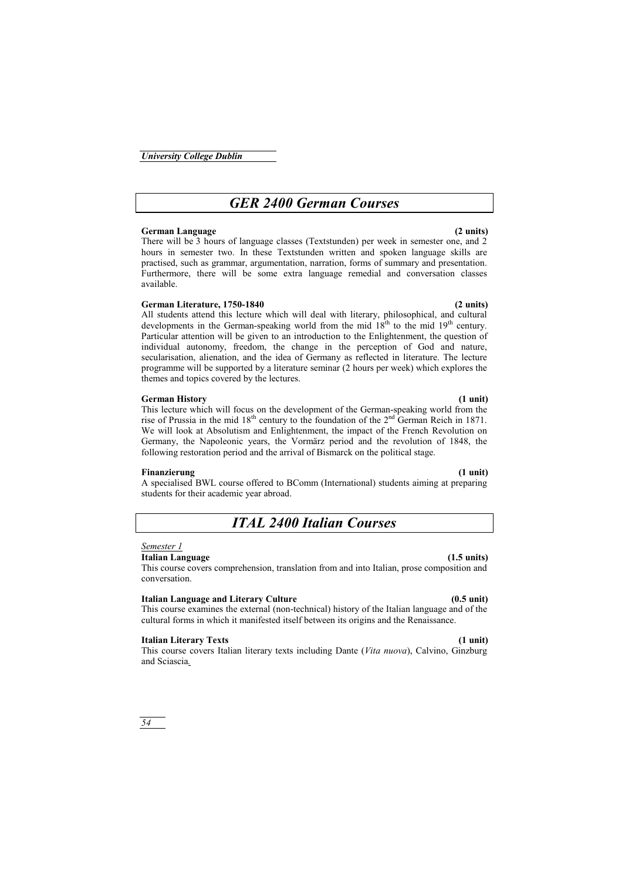# GER 2400 German Courses

**German Language (2 units)**
There will be 3 hours of language classes (Textstunden) per week in semester one, and 2 hours in semester two. In these Textstunden written and spoken language skills are practised, such as grammar, argumentation, narration, forms of summary and presentation. Furthermore, there will be some extra language remedial and conversation classes available.

**German Literature, 1750-1840 (2 units)**
All students attend this lecture which will deal with literary, philosophical, and cultural developments in the German-speaking world from the mid 18th to the mid 19th century. Particular attention will be given to an introduction to the Enlightenment, the question of individual autonomy, freedom, the change in the perception of God and nature, secularisation, alienation, and the idea of Germany as reflected in literature. The lecture programme will be supported by a literature seminar (2 hours per week) which explores the themes and topics covered by the lectures.

**German History (1 unit)**
This lecture which will focus on the development of the German-speaking world from the rise of Prussia in the mid 18th century to the foundation of the 2nd German Reich in 1871. We will look at Absolutism and Enlightenment, the impact of the French Revolution on Germany, the Napoleonic years, the Vormärz period and the revolution of 1848, the following restoration period and the arrival of Bismarck on the political stage.

**Finanzierung (1 unit)**
A specialised BWL course offered to BComm (International) students aiming at preparing students for their academic year abroad.

# ITAL 2400 Italian Courses

*Semester 1*

**Italian Language (1.5 units)**
This course covers comprehension, translation from and into Italian, prose composition and conversation.

**Italian Language and Literary Culture (0.5 unit)**
This course examines the external (non-technical) history of the Italian language and of the cultural forms in which it manifested itself between its origins and the Renaissance.

**Italian Literary Texts (1 unit)**
This course covers Italian literary texts including Dante (*Vita nuova*), Calvino, Ginzburg and Sciascia.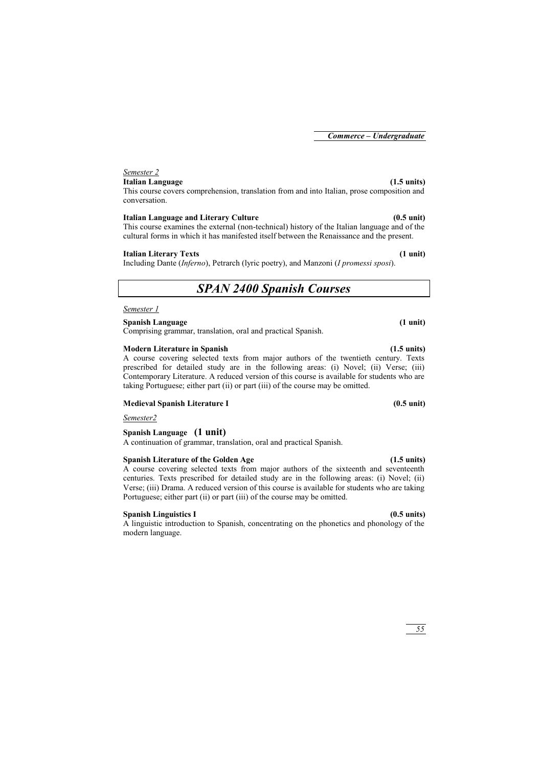*Semester 2*

**Italian Language** **(1.5 units)**
This course covers comprehension, translation from and into Italian, prose composition and conversation.

**Italian Language and Literary Culture** **(0.5 unit)**
This course examines the external (non-technical) history of the Italian language and of the cultural forms in which it has manifested itself between the Renaissance and the present.

**Italian Literary Texts** **(1 unit)**
Including Dante (*Inferno*), Petrarch (lyric poetry), and Manzoni (*I promessi sposi*).

## *SPAN 2400 Spanish Courses*

*Semester 1*

**Spanish Language** **(1 unit)**
Comprising grammar, translation, oral and practical Spanish.

**Modern Literature in Spanish** **(1.5 units)**
A course covering selected texts from major authors of the twentieth century. Texts prescribed for detailed study are in the following areas: (i) Novel; (ii) Verse; (iii) Contemporary Literature. A reduced version of this course is available for students who are taking Portuguese; either part (ii) or part (iii) of the course may be omitted.

**Medieval Spanish Literature I** **(0.5 unit)**

*Semester2*

**Spanish Language** **(1 unit)**
A continuation of grammar, translation, oral and practical Spanish.

**Spanish Literature of the Golden Age** **(1.5 units)**
A course covering selected texts from major authors of the sixteenth and seventeenth centuries. Texts prescribed for detailed study are in the following areas: (i) Novel; (ii) Verse; (iii) Drama. A reduced version of this course is available for students who are taking Portuguese; either part (ii) or part (iii) of the course may be omitted.

**Spanish Linguistics I** **(0.5 units)**
A linguistic introduction to Spanish, concentrating on the phonetics and phonology of the modern language.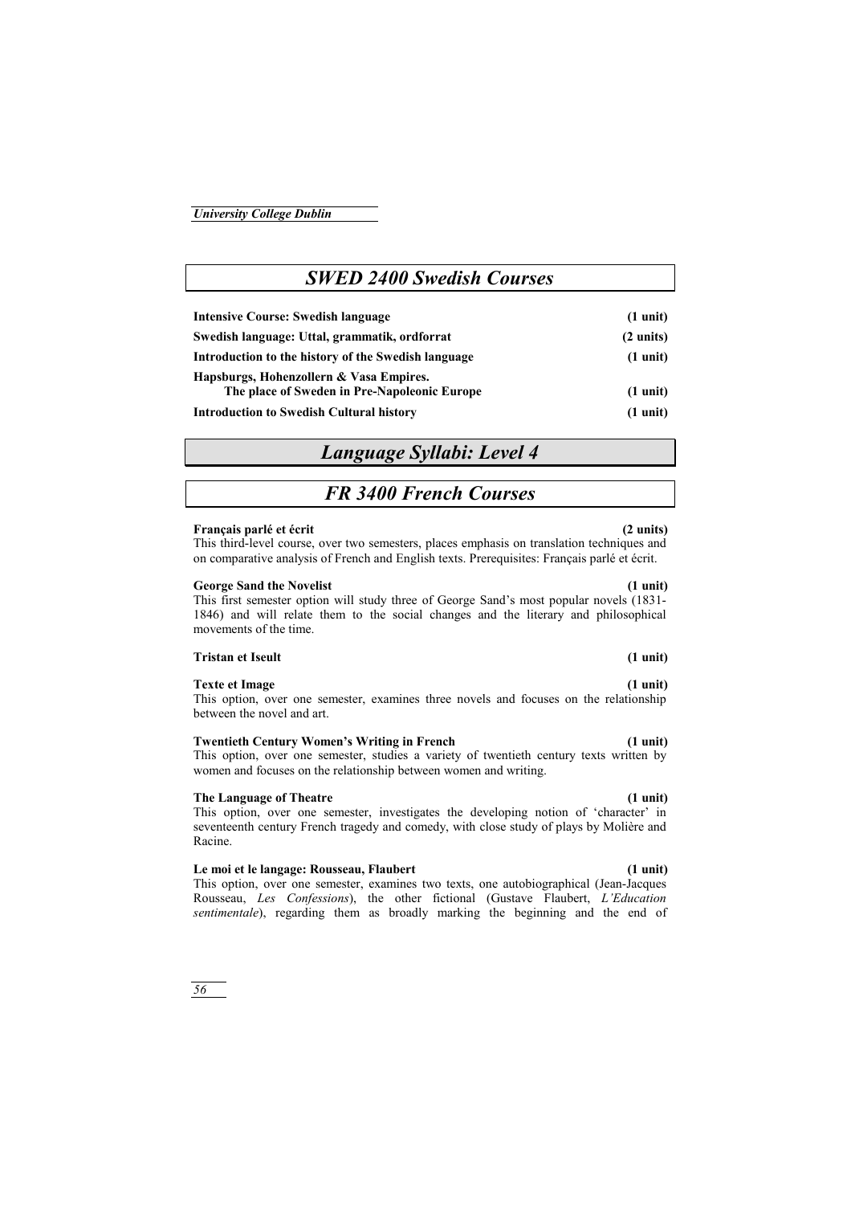## *SWED 2400 Swedish Courses*

**Intensive Course: Swedish language** **(1 unit)**

**Swedish language: Uttal, grammatik, ordforrat** **(2 units)**

**Introduction to the history of the Swedish language** **(1 unit)**

**Hapsburgs, Hohenzollern & Vasa Empires. The place of Sweden in Pre-Napoleonic Europe** **(1 unit)**

**Introduction to Swedish Cultural history** **(1 unit)**

# *Language Syllabi: Level 4*

## *FR 3400 French Courses*

**Français parlé et écrit** **(2 units)**
This third-level course, over two semesters, places emphasis on translation techniques and on comparative analysis of French and English texts. Prerequisites: Français parlé et écrit.

**George Sand the Novelist** **(1 unit)**
This first semester option will study three of George Sand's most popular novels (1831-1846) and will relate them to the social changes and the literary and philosophical movements of the time.

**Tristan et Iseult** **(1 unit)**

**Texte et Image** **(1 unit)**
This option, over one semester, examines three novels and focuses on the relationship between the novel and art.

**Twentieth Century Women's Writing in French** **(1 unit)**
This option, over one semester, studies a variety of twentieth century texts written by women and focuses on the relationship between women and writing.

**The Language of Theatre** **(1 unit)**
This option, over one semester, investigates the developing notion of 'character' in seventeenth century French tragedy and comedy, with close study of plays by Molière and Racine.

**Le moi et le langage: Rousseau, Flaubert** **(1 unit)**
This option, over one semester, examines two texts, one autobiographical (Jean-Jacques Rousseau, *Les Confessions*), the other fictional (Gustave Flaubert, *L'Education sentimentale*), regarding them as broadly marking the beginning and the end of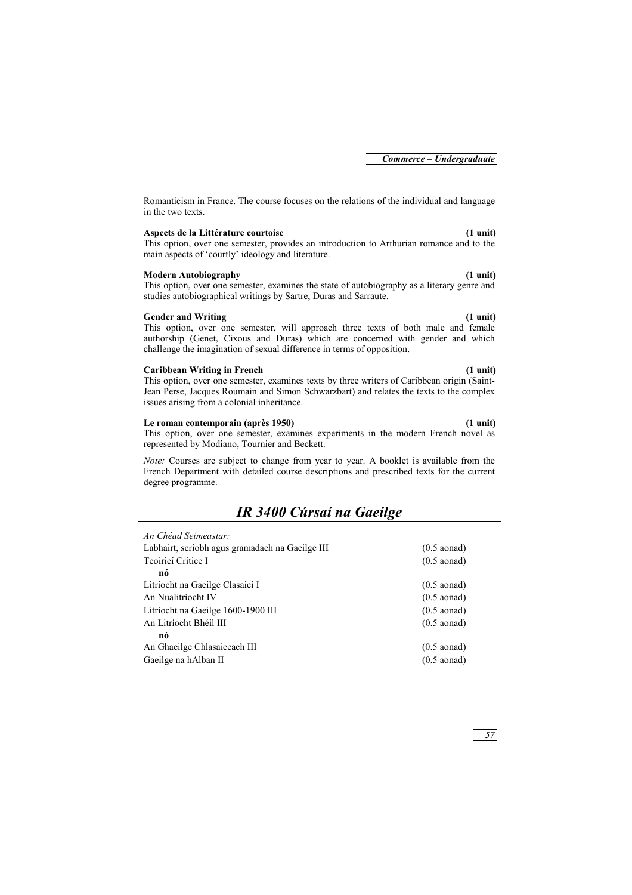Romanticism in France. The course focuses on the relations of the individual and language in the two texts.

**Aspects de la Littérature courtoise** **(1 unit)**
This option, over one semester, provides an introduction to Arthurian romance and to the main aspects of 'courtly' ideology and literature.

**Modern Autobiography** **(1 unit)**
This option, over one semester, examines the state of autobiography as a literary genre and studies autobiographical writings by Sartre, Duras and Sarraute.

**Gender and Writing** **(1 unit)**
This option, over one semester, will approach three texts of both male and female authorship (Genet, Cixous and Duras) which are concerned with gender and which challenge the imagination of sexual difference in terms of opposition.

**Caribbean Writing in French** **(1 unit)**
This option, over one semester, examines texts by three writers of Caribbean origin (Saint-Jean Perse, Jacques Roumain and Simon Schwarzbart) and relates the texts to the complex issues arising from a colonial inheritance.

**Le roman contemporain (après 1950)** **(1 unit)**
This option, over one semester, examines experiments in the modern French novel as represented by Modiano, Tournier and Beckett.

*Note:* Courses are subject to change from year to year. A booklet is available from the French Department with detailed course descriptions and prescribed texts for the current degree programme.

# *IR 3400 Cúrsaí na Gaeilge*

*An Chéad Seimeastar:*

| | |
|---|---|
| Labhairt, scríobh agus gramadach na Gaeilge III | (0.5 aonad) |
| Teoiricí Critice I | (0.5 aonad) |
| **nó** | |
| Litríocht na Gaeilge Clasaicí I | (0.5 aonad) |
| An Nualitríocht IV | (0.5 aonad) |
| Litríocht na Gaeilge 1600-1900 III | (0.5 aonad) |
| An Litríocht Bhéil III | (0.5 aonad) |
| **nó** | |
| An Ghaeilge Chlasaiceach III | (0.5 aonad) |
| Gaeilge na hAlban II | (0.5 aonad) |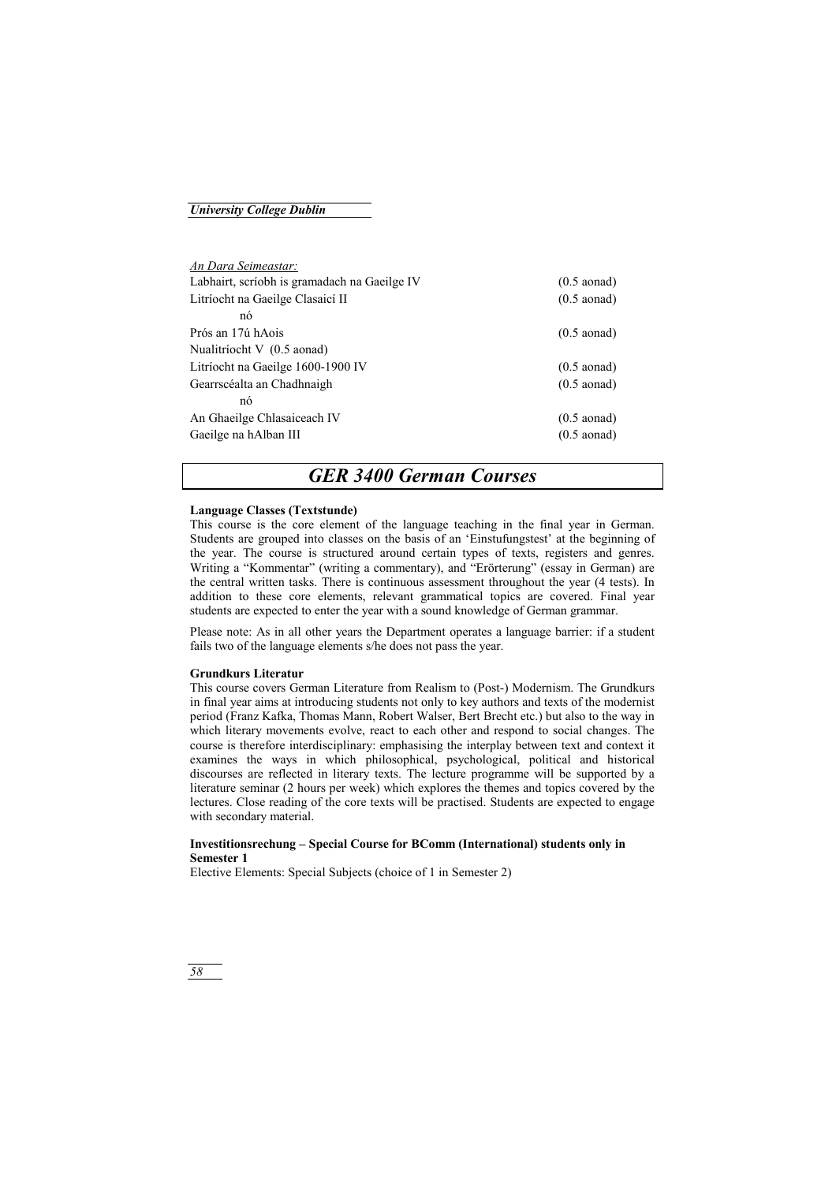*An Dara Seimeastar:*

| | |
|---|---|
| Labhairt, scríobh is gramadach na Gaeilge IV | (0.5 aonad) |
| Litríocht na Gaeilge Clasaicí II | (0.5 aonad) |
| nó | |
| Prós an 17ú hAois | (0.5 aonad) |
| Nualitríocht V (0.5 aonad) | |
| Litríocht na Gaeilge 1600-1900 IV | (0.5 aonad) |
| Gearrscéalta an Chadhnaigh | (0.5 aonad) |
| nó | |
| An Ghaeilge Chlasaiceach IV | (0.5 aonad) |
| Gaeilge na hAlban III | (0.5 aonad) |

# *GER 3400 German Courses*

**Language Classes (Textstunde)**

This course is the core element of the language teaching in the final year in German. Students are grouped into classes on the basis of an 'Einstufungstest' at the beginning of the year. The course is structured around certain types of texts, registers and genres. Writing a "Kommentar" (writing a commentary), and "Erörterung" (essay in German) are the central written tasks. There is continuous assessment throughout the year (4 tests). In addition to these core elements, relevant grammatical topics are covered. Final year students are expected to enter the year with a sound knowledge of German grammar.

Please note: As in all other years the Department operates a language barrier: if a student fails two of the language elements s/he does not pass the year.

**Grundkurs Literatur**

This course covers German Literature from Realism to (Post-) Modernism. The Grundkurs in final year aims at introducing students not only to key authors and texts of the modernist period (Franz Kafka, Thomas Mann, Robert Walser, Bert Brecht etc.) but also to the way in which literary movements evolve, react to each other and respond to social changes. The course is therefore interdisciplinary: emphasising the interplay between text and context it examines the ways in which philosophical, psychological, political and historical discourses are reflected in literary texts. The lecture programme will be supported by a literature seminar (2 hours per week) which explores the themes and topics covered by the lectures. Close reading of the core texts will be practised. Students are expected to engage with secondary material.

**Investitionsrechung – Special Course for BComm (International) students only in Semester 1**

Elective Elements: Special Subjects (choice of 1 in Semester 2)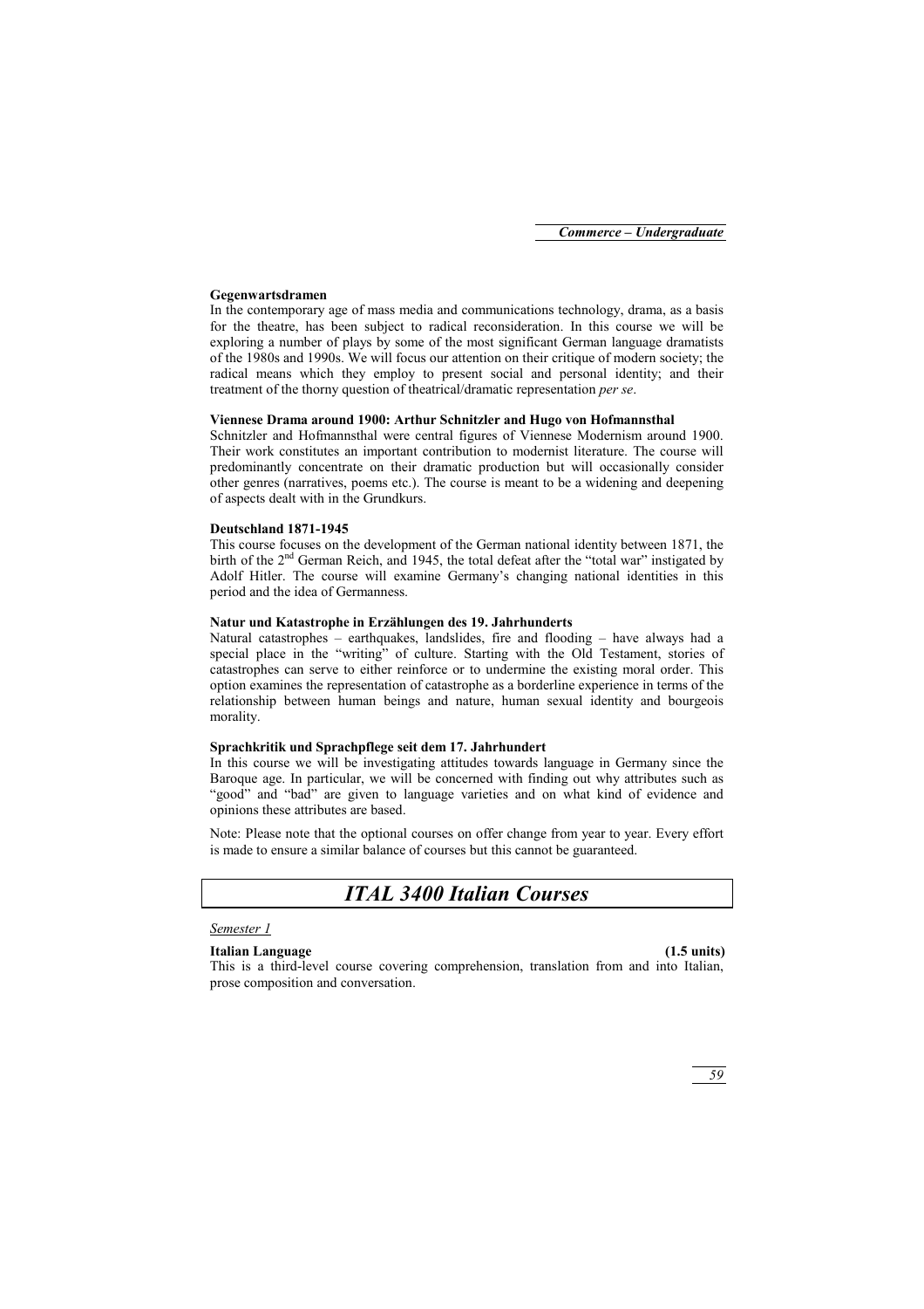**Gegenwartsdramen**

In the contemporary age of mass media and communications technology, drama, as a basis for the theatre, has been subject to radical reconsideration. In this course we will be exploring a number of plays by some of the most significant German language dramatists of the 1980s and 1990s. We will focus our attention on their critique of modern society; the radical means which they employ to present social and personal identity; and their treatment of the thorny question of theatrical/dramatic representation *per se*.

**Viennese Drama around 1900: Arthur Schnitzler and Hugo von Hofmannsthal**

Schnitzler and Hofmannsthal were central figures of Viennese Modernism around 1900. Their work constitutes an important contribution to modernist literature. The course will predominantly concentrate on their dramatic production but will occasionally consider other genres (narratives, poems etc.). The course is meant to be a widening and deepening of aspects dealt with in the Grundkurs.

**Deutschland 1871-1945**

This course focuses on the development of the German national identity between 1871, the birth of the 2nd German Reich, and 1945, the total defeat after the "total war" instigated by Adolf Hitler. The course will examine Germany's changing national identities in this period and the idea of Germanness.

**Natur und Katastrophe in Erzählungen des 19. Jahrhunderts**

Natural catastrophes – earthquakes, landslides, fire and flooding – have always had a special place in the "writing" of culture. Starting with the Old Testament, stories of catastrophes can serve to either reinforce or to undermine the existing moral order. This option examines the representation of catastrophe as a borderline experience in terms of the relationship between human beings and nature, human sexual identity and bourgeois morality.

**Sprachkritik und Sprachpflege seit dem 17. Jahrhundert**

In this course we will be investigating attitudes towards language in Germany since the Baroque age. In particular, we will be concerned with finding out why attributes such as "good" and "bad" are given to language varieties and on what kind of evidence and opinions these attributes are based.

Note: Please note that the optional courses on offer change from year to year. Every effort is made to ensure a similar balance of courses but this cannot be guaranteed.

# *ITAL 3400 Italian Courses*

<u>*Semester 1*</u>

**Italian Language (1.5 units)**

This is a third-level course covering comprehension, translation from and into Italian, prose composition and conversation.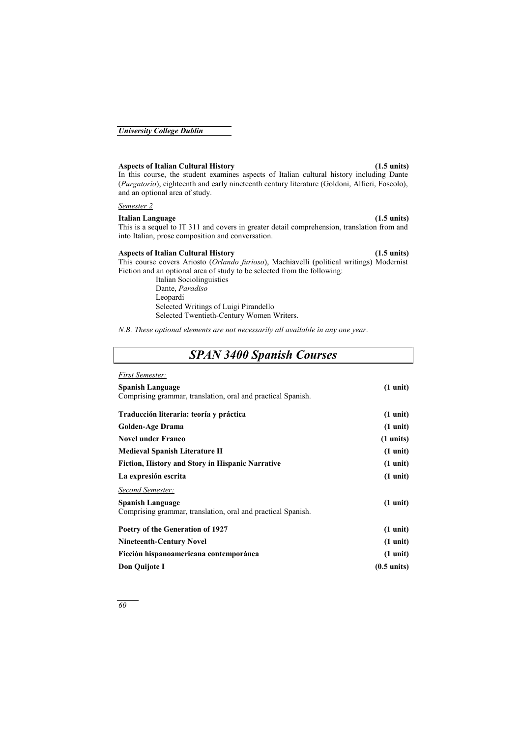**Aspects of Italian Cultural History** **(1.5 units)**

In this course, the student examines aspects of Italian cultural history including Dante (*Purgatorio*), eighteenth and early nineteenth century literature (Goldoni, Alfieri, Foscolo), and an optional area of study.

*Semester 2*

**Italian Language** **(1.5 units)**

This is a sequel to IT 311 and covers in greater detail comprehension, translation from and into Italian, prose composition and conversation.

**Aspects of Italian Cultural History** **(1.5 units)**

This course covers Ariosto (*Orlando furioso*), Machiavelli (political writings) Modernist Fiction and an optional area of study to be selected from the following:

- Italian Sociolinguistics
- Dante, *Paradiso*
- Leopardi
- Selected Writings of Luigi Pirandello
- Selected Twentieth-Century Women Writers.

*N.B. These optional elements are not necessarily all available in any one year*.

## *SPAN 3400 Spanish Courses*

*First Semester:*

**Spanish Language** **(1 unit)**
Comprising grammar, translation, oral and practical Spanish.

**Traducción literaria: teoría y práctica** **(1 unit)**

**Golden-Age Drama** **(1 unit)**

**Novel under Franco** **(1 units)**

**Medieval Spanish Literature II** **(1 unit)**

**Fiction, History and Story in Hispanic Narrative** **(1 unit)**

**La expresión escrita** **(1 unit)**

*Second Semester:*

**Spanish Language** **(1 unit)**
Comprising grammar, translation, oral and practical Spanish.

**Poetry of the Generation of 1927** **(1 unit)**

**Nineteenth-Century Novel** **(1 unit)**

**Ficción hispanoamericana contemporánea** **(1 unit)**

**Don Quijote I** **(0.5 units)**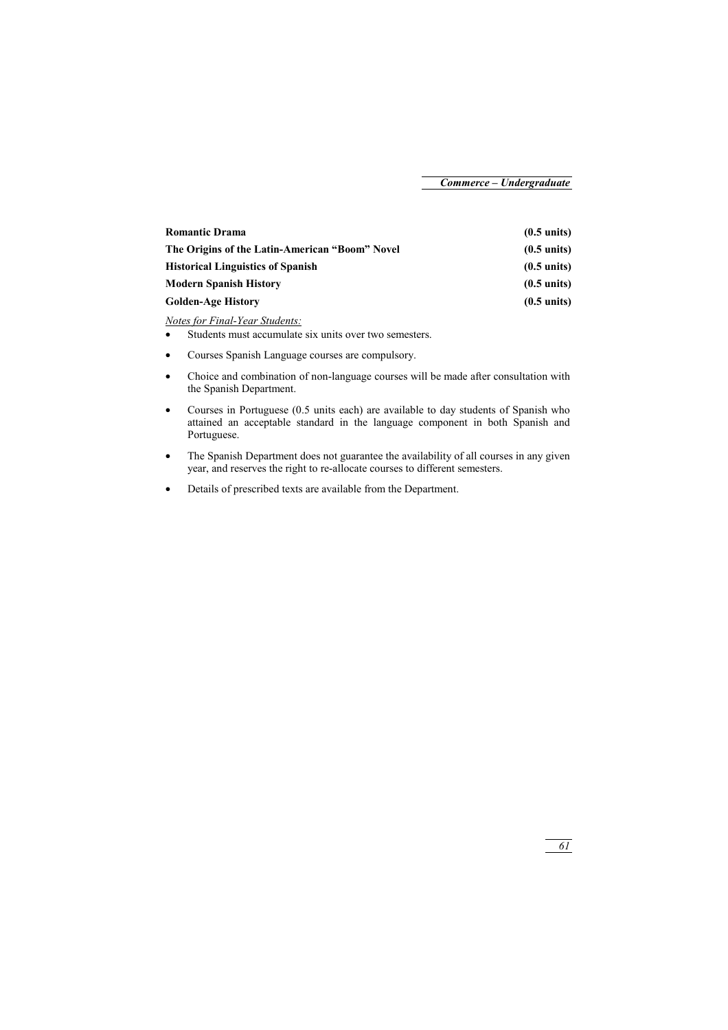| | |
|---|---|
| **Romantic Drama** | **(0.5 units)** |
| **The Origins of the Latin-American "Boom" Novel** | **(0.5 units)** |
| **Historical Linguistics of Spanish** | **(0.5 units)** |
| **Modern Spanish History** | **(0.5 units)** |
| **Golden-Age History** | **(0.5 units)** |

*Notes for Final-Year Students:*

- Students must accumulate six units over two semesters.
- Courses Spanish Language courses are compulsory.
- Choice and combination of non-language courses will be made after consultation with the Spanish Department.
- Courses in Portuguese (0.5 units each) are available to day students of Spanish who attained an acceptable standard in the language component in both Spanish and Portuguese.
- The Spanish Department does not guarantee the availability of all courses in any given year, and reserves the right to re-allocate courses to different semesters.
- Details of prescribed texts are available from the Department.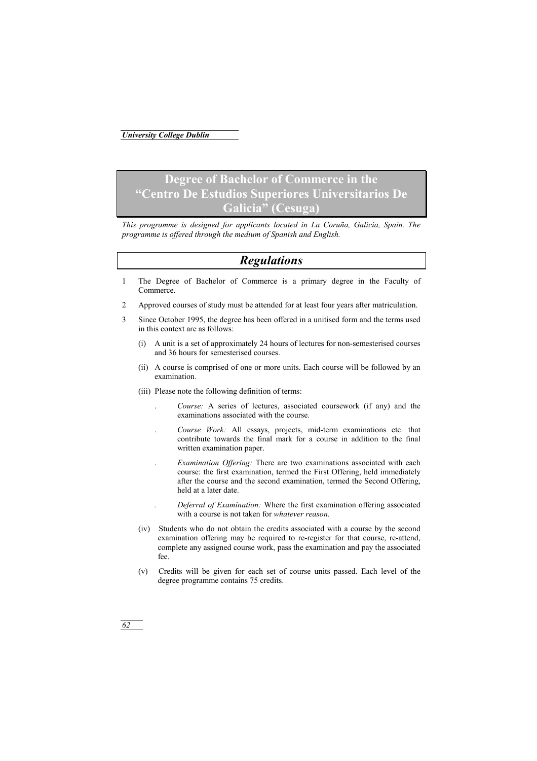# Degree of Bachelor of Commerce in the "Centro De Estudios Superiores Universitarios De Galicia" (Cesuga)

*This programme is designed for applicants located in La Coruña, Galicia, Spain. The programme is offered through the medium of Spanish and English.*

## *Regulations*

1 The Degree of Bachelor of Commerce is a primary degree in the Faculty of Commerce.

2 Approved courses of study must be attended for at least four years after matriculation.

3 Since October 1995, the degree has been offered in a unitised form and the terms used in this context are as follows:

   (i) A unit is a set of approximately 24 hours of lectures for non-semesterised courses and 36 hours for semesterised courses.

   (ii) A course is comprised of one or more units. Each course will be followed by an examination.

   (iii) Please note the following definition of terms:

   - *Course:* A series of lectures, associated coursework (if any) and the examinations associated with the course.
   - *Course Work:* All essays, projects, mid-term examinations etc. that contribute towards the final mark for a course in addition to the final written examination paper.
   - *Examination Offering:* There are two examinations associated with each course: the first examination, termed the First Offering, held immediately after the course and the second examination, termed the Second Offering, held at a later date.
   - *Deferral of Examination:* Where the first examination offering associated with a course is not taken for *whatever reason.*

   (iv) Students who do not obtain the credits associated with a course by the second examination offering may be required to re-register for that course, re-attend, complete any assigned course work, pass the examination and pay the associated fee.

   (v) Credits will be given for each set of course units passed. Each level of the degree programme contains 75 credits.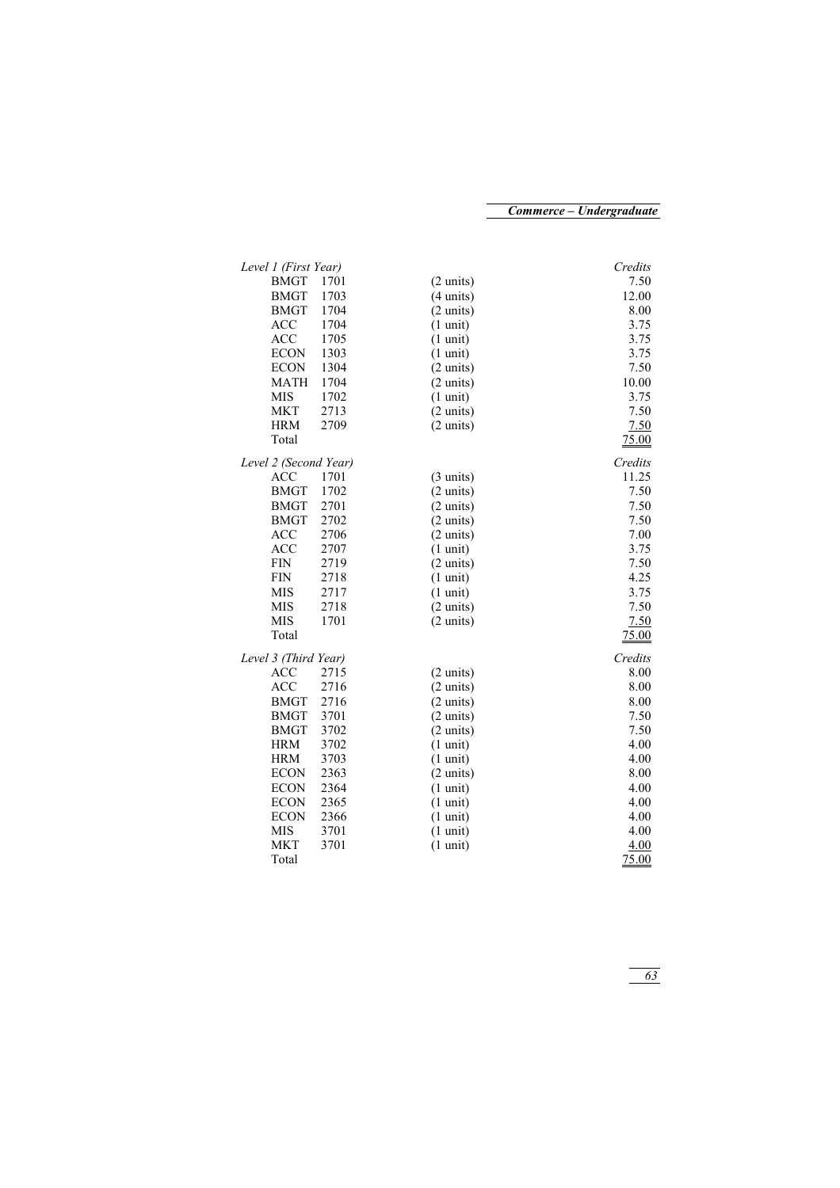| *Level 1 (First Year)* | | | *Credits* |
|---|---|---|---|
| BMGT | 1701 | (2 units) | 7.50 |
| BMGT | 1703 | (4 units) | 12.00 |
| BMGT | 1704 | (2 units) | 8.00 |
| ACC | 1704 | (1 unit) | 3.75 |
| ACC | 1705 | (1 unit) | 3.75 |
| ECON | 1303 | (1 unit) | 3.75 |
| ECON | 1304 | (2 units) | 7.50 |
| MATH | 1704 | (2 units) | 10.00 |
| MIS | 1702 | (1 unit) | 3.75 |
| MKT | 2713 | (2 units) | 7.50 |
| HRM | 2709 | (2 units) | 7.50 |
| Total | | | 75.00 |

| *Level 2 (Second Year)* | | | *Credits* |
|---|---|---|---|
| ACC | 1701 | (3 units) | 11.25 |
| BMGT | 1702 | (2 units) | 7.50 |
| BMGT | 2701 | (2 units) | 7.50 |
| BMGT | 2702 | (2 units) | 7.50 |
| ACC | 2706 | (2 units) | 7.00 |
| ACC | 2707 | (1 unit) | 3.75 |
| FIN | 2719 | (2 units) | 7.50 |
| FIN | 2718 | (1 unit) | 4.25 |
| MIS | 2717 | (1 unit) | 3.75 |
| MIS | 2718 | (2 units) | 7.50 |
| MIS | 1701 | (2 units) | 7.50 |
| Total | | | 75.00 |

| *Level 3 (Third Year)* | | | *Credits* |
|---|---|---|---|
| ACC | 2715 | (2 units) | 8.00 |
| ACC | 2716 | (2 units) | 8.00 |
| BMGT | 2716 | (2 units) | 8.00 |
| BMGT | 3701 | (2 units) | 7.50 |
| BMGT | 3702 | (2 units) | 7.50 |
| HRM | 3702 | (1 unit) | 4.00 |
| HRM | 3703 | (1 unit) | 4.00 |
| ECON | 2363 | (2 units) | 8.00 |
| ECON | 2364 | (1 unit) | 4.00 |
| ECON | 2365 | (1 unit) | 4.00 |
| ECON | 2366 | (1 unit) | 4.00 |
| MIS | 3701 | (1 unit) | 4.00 |
| MKT | 3701 | (1 unit) | 4.00 |
| Total | | | 75.00 |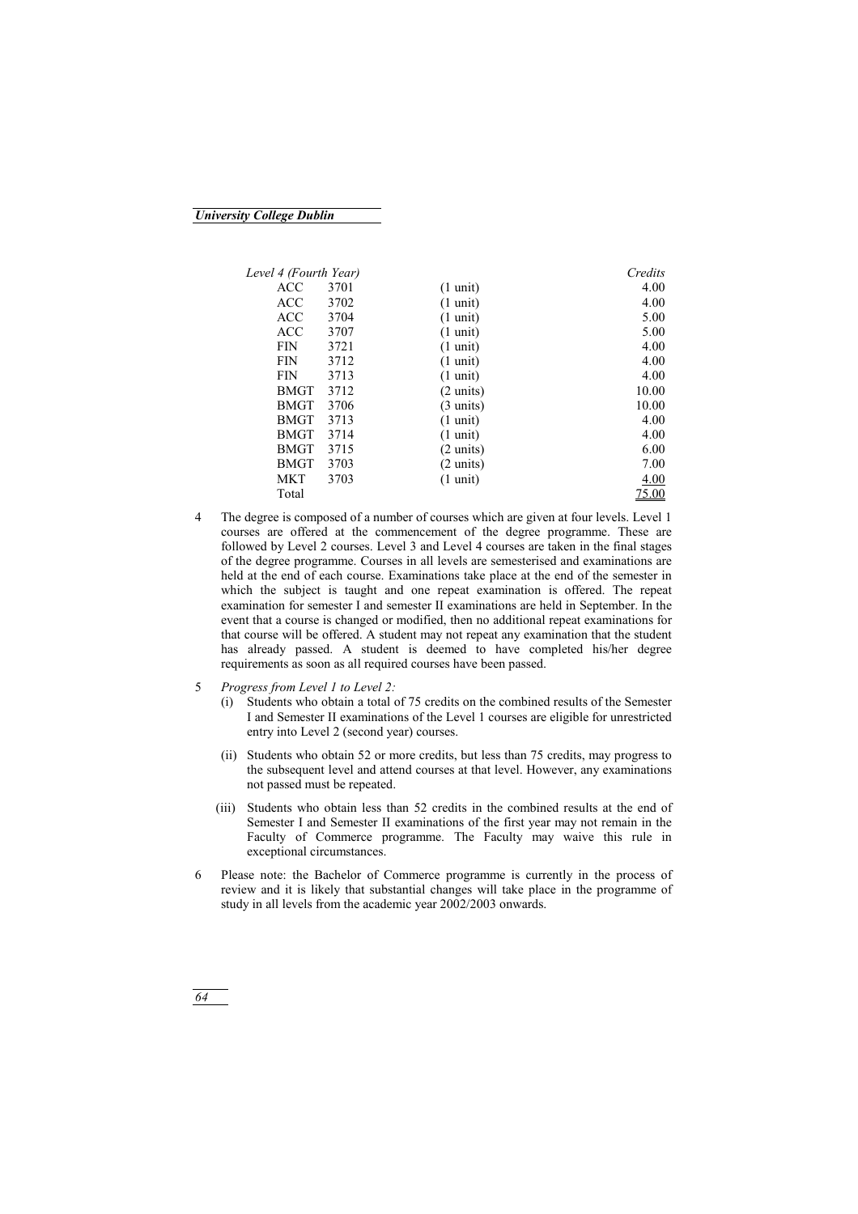| *Level 4 (Fourth Year)* | | | *Credits* |
|---|---|---|---|
| ACC | 3701 | (1 unit) | 4.00 |
| ACC | 3702 | (1 unit) | 4.00 |
| ACC | 3704 | (1 unit) | 5.00 |
| ACC | 3707 | (1 unit) | 5.00 |
| FIN | 3721 | (1 unit) | 4.00 |
| FIN | 3712 | (1 unit) | 4.00 |
| FIN | 3713 | (1 unit) | 4.00 |
| BMGT | 3712 | (2 units) | 10.00 |
| BMGT | 3706 | (3 units) | 10.00 |
| BMGT | 3713 | (1 unit) | 4.00 |
| BMGT | 3714 | (1 unit) | 4.00 |
| BMGT | 3715 | (2 units) | 6.00 |
| BMGT | 3703 | (2 units) | 7.00 |
| MKT | 3703 | (1 unit) | 4.00 |
| Total | | | 75.00 |

4 The degree is composed of a number of courses which are given at four levels. Level 1 courses are offered at the commencement of the degree programme. These are followed by Level 2 courses. Level 3 and Level 4 courses are taken in the final stages of the degree programme. Courses in all levels are semesterised and examinations are held at the end of each course. Examinations take place at the end of the semester in which the subject is taught and one repeat examination is offered. The repeat examination for semester I and semester II examinations are held in September. In the event that a course is changed or modified, then no additional repeat examinations for that course will be offered. A student may not repeat any examination that the student has already passed. A student is deemed to have completed his/her degree requirements as soon as all required courses have been passed.

5 *Progress from Level 1 to Level 2:*

(i) Students who obtain a total of 75 credits on the combined results of the Semester I and Semester II examinations of the Level 1 courses are eligible for unrestricted entry into Level 2 (second year) courses.

(ii) Students who obtain 52 or more credits, but less than 75 credits, may progress to the subsequent level and attend courses at that level. However, any examinations not passed must be repeated.

(iii) Students who obtain less than 52 credits in the combined results at the end of Semester I and Semester II examinations of the first year may not remain in the Faculty of Commerce programme. The Faculty may waive this rule in exceptional circumstances.

6 Please note: the Bachelor of Commerce programme is currently in the process of review and it is likely that substantial changes will take place in the programme of study in all levels from the academic year 2002/2003 onwards.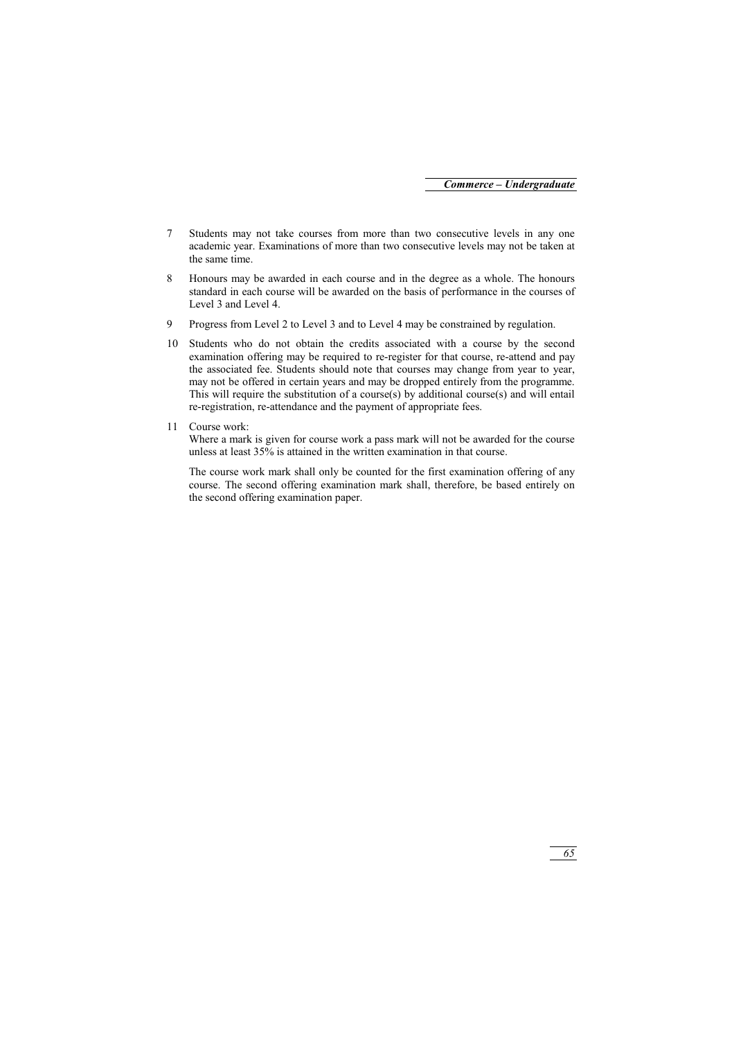7 Students may not take courses from more than two consecutive levels in any one academic year. Examinations of more than two consecutive levels may not be taken at the same time.

8 Honours may be awarded in each course and in the degree as a whole. The honours standard in each course will be awarded on the basis of performance in the courses of Level 3 and Level 4.

9 Progress from Level 2 to Level 3 and to Level 4 may be constrained by regulation.

10 Students who do not obtain the credits associated with a course by the second examination offering may be required to re-register for that course, re-attend and pay the associated fee. Students should note that courses may change from year to year, may not be offered in certain years and may be dropped entirely from the programme. This will require the substitution of a course(s) by additional course(s) and will entail re-registration, re-attendance and the payment of appropriate fees.

11 Course work:
Where a mark is given for course work a pass mark will not be awarded for the course unless at least 35% is attained in the written examination in that course.

The course work mark shall only be counted for the first examination offering of any course. The second offering examination mark shall, therefore, be based entirely on the second offering examination paper.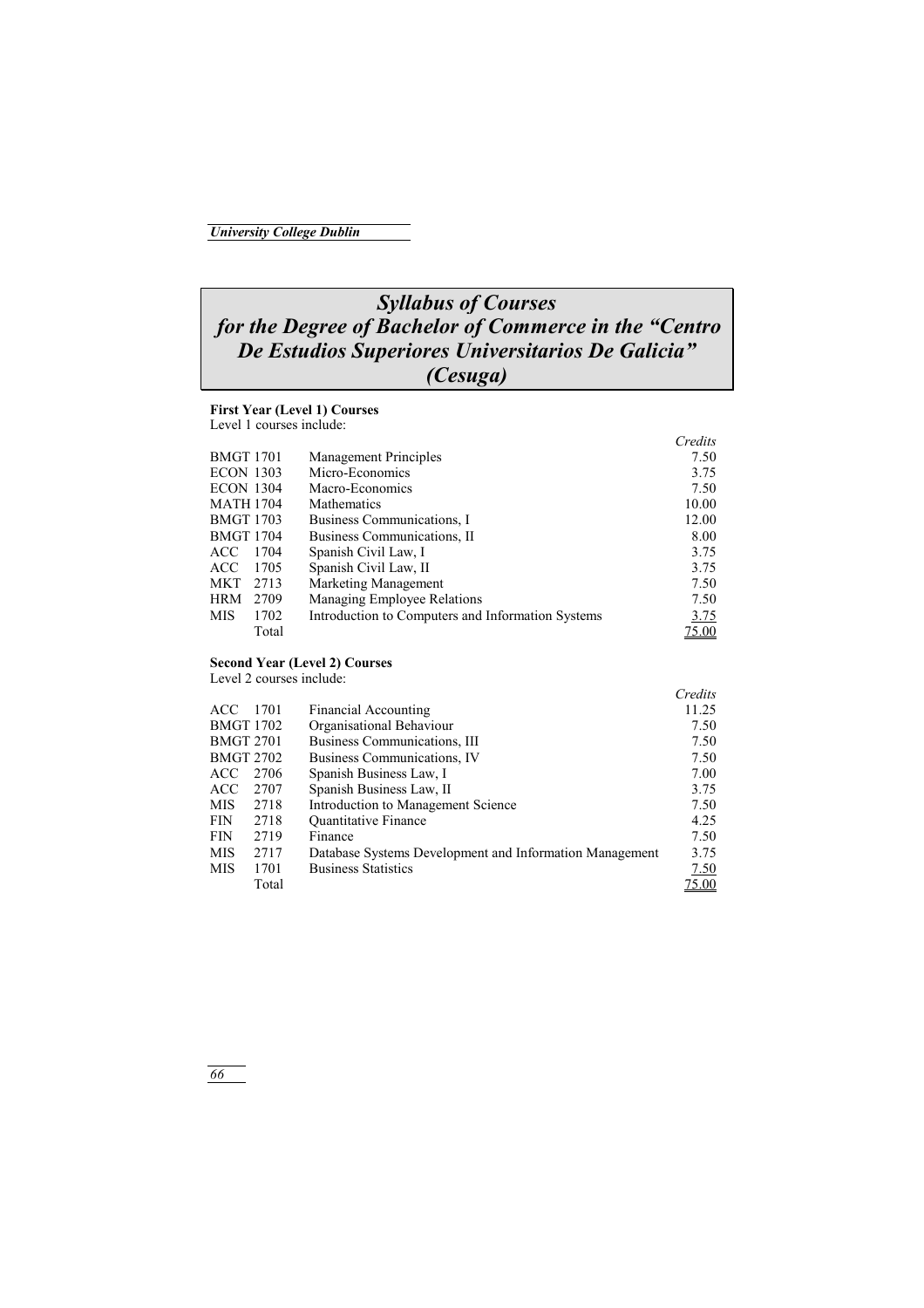# *Syllabus of Courses for the Degree of Bachelor of Commerce in the "Centro De Estudios Superiores Universitarios De Galicia" (Cesuga)*

**First Year (Level 1) Courses**

Level 1 courses include:

| Code | Course | *Credits* |
|---|---|---|
| BMGT 1701 | Management Principles | 7.50 |
| ECON 1303 | Micro-Economics | 3.75 |
| ECON 1304 | Macro-Economics | 7.50 |
| MATH 1704 | Mathematics | 10.00 |
| BMGT 1703 | Business Communications, I | 12.00 |
| BMGT 1704 | Business Communications, II | 8.00 |
| ACC 1704 | Spanish Civil Law, I | 3.75 |
| ACC 1705 | Spanish Civil Law, II | 3.75 |
| MKT 2713 | Marketing Management | 7.50 |
| HRM 2709 | Managing Employee Relations | 7.50 |
| MIS 1702 | Introduction to Computers and Information Systems | 3.75 |
| Total | | 75.00 |

**Second Year (Level 2) Courses**

Level 2 courses include:

| Code | Course | *Credits* |
|---|---|---|
| ACC 1701 | Financial Accounting | 11.25 |
| BMGT 1702 | Organisational Behaviour | 7.50 |
| BMGT 2701 | Business Communications, III | 7.50 |
| BMGT 2702 | Business Communications, IV | 7.50 |
| ACC 2706 | Spanish Business Law, I | 7.00 |
| ACC 2707 | Spanish Business Law, II | 3.75 |
| MIS 2718 | Introduction to Management Science | 7.50 |
| FIN 2718 | Quantitative Finance | 4.25 |
| FIN 2719 | Finance | 7.50 |
| MIS 2717 | Database Systems Development and Information Management | 3.75 |
| MIS 1701 | Business Statistics | 7.50 |
| Total | | 75.00 |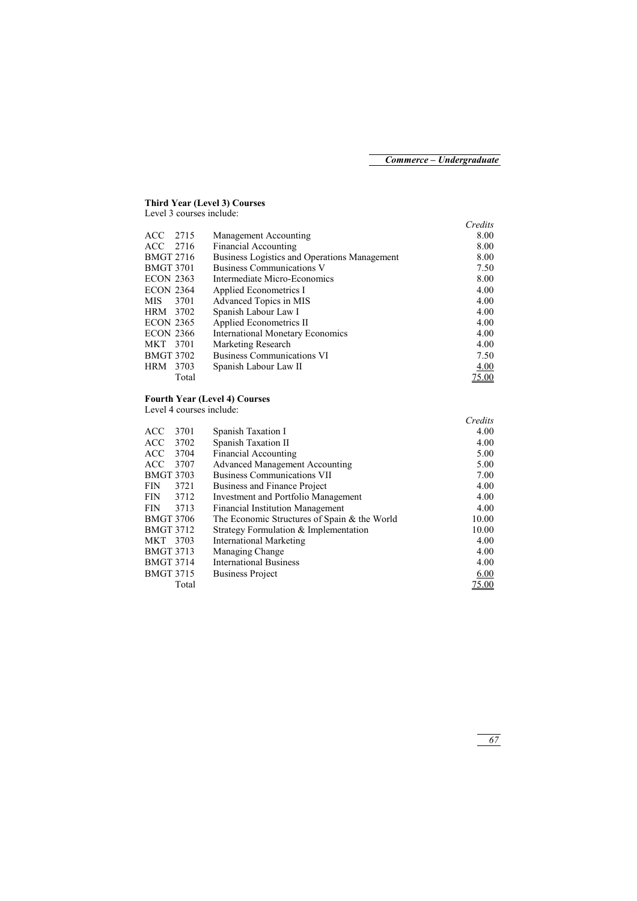### Third Year (Level 3) Courses

Level 3 courses include:

| | | Credits |
|---|---|---|
| ACC 2715 | Management Accounting | 8.00 |
| ACC 2716 | Financial Accounting | 8.00 |
| BMGT 2716 | Business Logistics and Operations Management | 8.00 |
| BMGT 3701 | Business Communications V | 7.50 |
| ECON 2363 | Intermediate Micro-Economics | 8.00 |
| ECON 2364 | Applied Econometrics I | 4.00 |
| MIS 3701 | Advanced Topics in MIS | 4.00 |
| HRM 3702 | Spanish Labour Law I | 4.00 |
| ECON 2365 | Applied Econometrics II | 4.00 |
| ECON 2366 | International Monetary Economics | 4.00 |
| MKT 3701 | Marketing Research | 4.00 |
| BMGT 3702 | Business Communications VI | 7.50 |
| HRM 3703 | Spanish Labour Law II | 4.00 |
| Total | | 75.00 |

### Fourth Year (Level 4) Courses

Level 4 courses include:

| | | Credits |
|---|---|---|
| ACC 3701 | Spanish Taxation I | 4.00 |
| ACC 3702 | Spanish Taxation II | 4.00 |
| ACC 3704 | Financial Accounting | 5.00 |
| ACC 3707 | Advanced Management Accounting | 5.00 |
| BMGT 3703 | Business Communications VII | 7.00 |
| FIN 3721 | Business and Finance Project | 4.00 |
| FIN 3712 | Investment and Portfolio Management | 4.00 |
| FIN 3713 | Financial Institution Management | 4.00 |
| BMGT 3706 | The Economic Structures of Spain & the World | 10.00 |
| BMGT 3712 | Strategy Formulation & Implementation | 10.00 |
| MKT 3703 | International Marketing | 4.00 |
| BMGT 3713 | Managing Change | 4.00 |
| BMGT 3714 | International Business | 4.00 |
| BMGT 3715 | Business Project | 6.00 |
| Total | | 75.00 |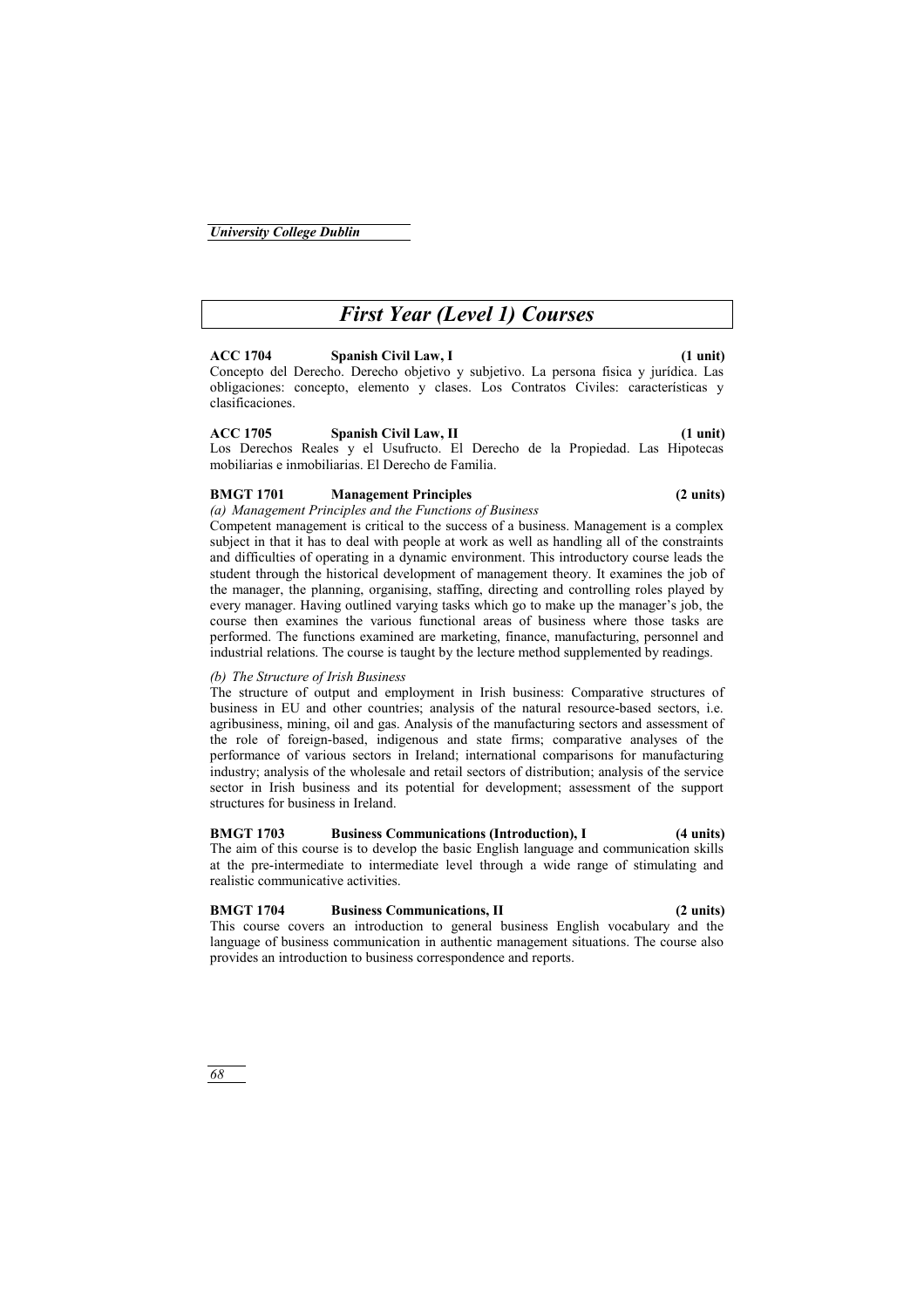# First Year (Level 1) Courses

**ACC 1704 Spanish Civil Law, I (1 unit)**

Concepto del Derecho. Derecho objetivo y subjetivo. La persona fisica y jurídica. Las obligaciones: concepto, elemento y clases. Los Contratos Civiles: características y clasificaciones.

**ACC 1705 Spanish Civil Law, II (1 unit)**

Los Derechos Reales y el Usufructo. El Derecho de la Propiedad. Las Hipotecas mobiliarias e inmobiliarias. El Derecho de Familia.

**BMGT 1701 Management Principles (2 units)**

*(a) Management Principles and the Functions of Business*

Competent management is critical to the success of a business. Management is a complex subject in that it has to deal with people at work as well as handling all of the constraints and difficulties of operating in a dynamic environment. This introductory course leads the student through the historical development of management theory. It examines the job of the manager, the planning, organising, staffing, directing and controlling roles played by every manager. Having outlined varying tasks which go to make up the manager's job, the course then examines the various functional areas of business where those tasks are performed. The functions examined are marketing, finance, manufacturing, personnel and industrial relations. The course is taught by the lecture method supplemented by readings.

*(b) The Structure of Irish Business*

The structure of output and employment in Irish business: Comparative structures of business in EU and other countries; analysis of the natural resource-based sectors, i.e. agribusiness, mining, oil and gas. Analysis of the manufacturing sectors and assessment of the role of foreign-based, indigenous and state firms; comparative analyses of the performance of various sectors in Ireland; international comparisons for manufacturing industry; analysis of the wholesale and retail sectors of distribution; analysis of the service sector in Irish business and its potential for development; assessment of the support structures for business in Ireland.

**BMGT 1703 Business Communications (Introduction), I (4 units)**

The aim of this course is to develop the basic English language and communication skills at the pre-intermediate to intermediate level through a wide range of stimulating and realistic communicative activities.

**BMGT 1704 Business Communications, II (2 units)**

This course covers an introduction to general business English vocabulary and the language of business communication in authentic management situations. The course also provides an introduction to business correspondence and reports.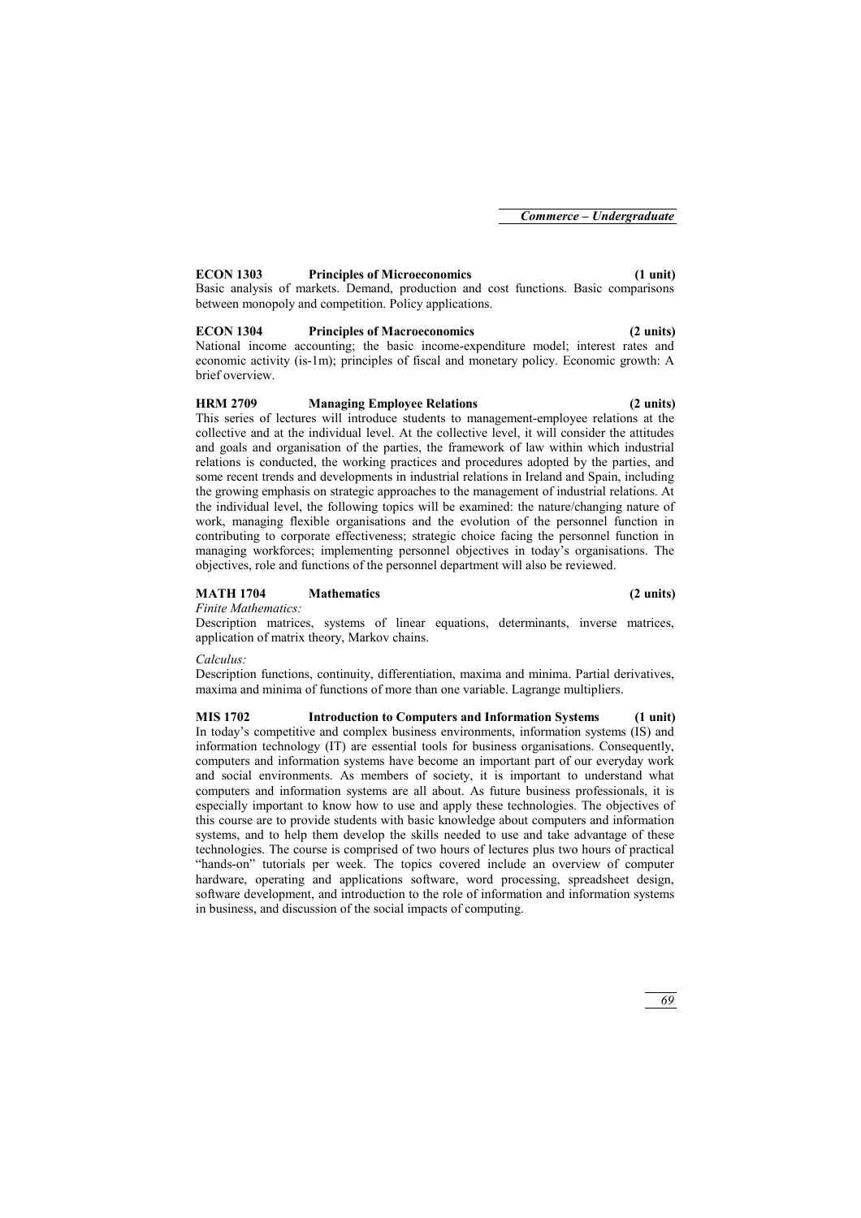**ECON 1303 Principles of Microeconomics (1 unit)**

Basic analysis of markets. Demand, production and cost functions. Basic comparisons between monopoly and competition. Policy applications.

**ECON 1304 Principles of Macroeconomics (2 units)**

National income accounting; the basic income-expenditure model; interest rates and economic activity (is-1m); principles of fiscal and monetary policy. Economic growth: A brief overview.

**HRM 2709 Managing Employee Relations (2 units)**

This series of lectures will introduce students to management-employee relations at the collective and at the individual level. At the collective level, it will consider the attitudes and goals and organisation of the parties, the framework of law within which industrial relations is conducted, the working practices and procedures adopted by the parties, and some recent trends and developments in industrial relations in Ireland and Spain, including the growing emphasis on strategic approaches to the management of industrial relations. At the individual level, the following topics will be examined: the nature/changing nature of work, managing flexible organisations and the evolution of the personnel function in contributing to corporate effectiveness; strategic choice facing the personnel function in managing workforces; implementing personnel objectives in today's organisations. The objectives, role and functions of the personnel department will also be reviewed.

**MATH 1704 Mathematics (2 units)**

*Finite Mathematics:*

Description matrices, systems of linear equations, determinants, inverse matrices, application of matrix theory, Markov chains.

*Calculus:*

Description functions, continuity, differentiation, maxima and minima. Partial derivatives, maxima and minima of functions of more than one variable. Lagrange multipliers.

**MIS 1702 Introduction to Computers and Information Systems (1 unit)**

In today's competitive and complex business environments, information systems (IS) and information technology (IT) are essential tools for business organisations. Consequently, computers and information systems have become an important part of our everyday work and social environments. As members of society, it is important to understand what computers and information systems are all about. As future business professionals, it is especially important to know how to use and apply these technologies. The objectives of this course are to provide students with basic knowledge about computers and information systems, and to help them develop the skills needed to use and take advantage of these technologies. The course is comprised of two hours of lectures plus two hours of practical "hands-on" tutorials per week. The topics covered include an overview of computer hardware, operating and applications software, word processing, spreadsheet design, software development, and introduction to the role of information and information systems in business, and discussion of the social impacts of computing.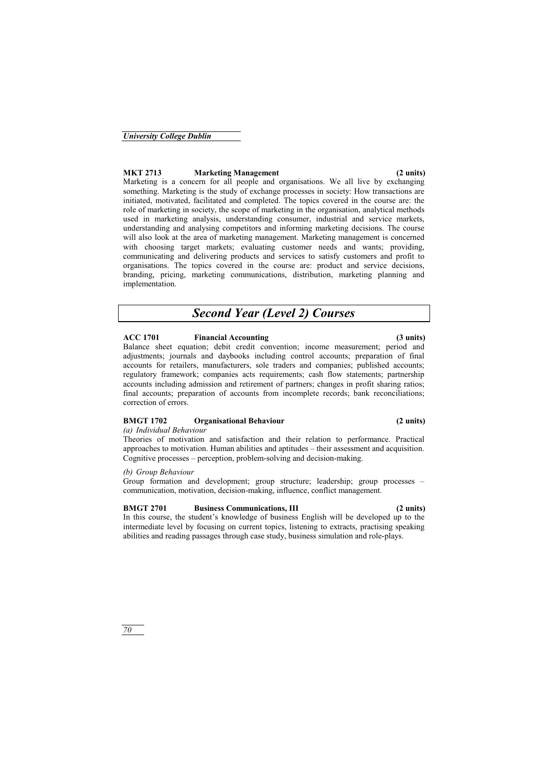**MKT 2713 Marketing Management (2 units)**

Marketing is a concern for all people and organisations. We all live by exchanging something. Marketing is the study of exchange processes in society: How transactions are initiated, motivated, facilitated and completed. The topics covered in the course are: the role of marketing in society, the scope of marketing in the organisation, analytical methods used in marketing analysis, understanding consumer, industrial and service markets, understanding and analysing competitors and informing marketing decisions. The course will also look at the area of marketing management. Marketing management is concerned with choosing target markets; evaluating customer needs and wants; providing, communicating and delivering products and services to satisfy customers and profit to organisations. The topics covered in the course are: product and service decisions, branding, pricing, marketing communications, distribution, marketing planning and implementation.

## *Second Year (Level 2) Courses*

**ACC 1701 Financial Accounting (3 units)**

Balance sheet equation; debit credit convention; income measurement; period and adjustments; journals and daybooks including control accounts; preparation of final accounts for retailers, manufacturers, sole traders and companies; published accounts; regulatory framework; companies acts requirements; cash flow statements; partnership accounts including admission and retirement of partners; changes in profit sharing ratios; final accounts; preparation of accounts from incomplete records; bank reconciliations; correction of errors.

**BMGT 1702 Organisational Behaviour (2 units)**

*(a) Individual Behaviour*

Theories of motivation and satisfaction and their relation to performance. Practical approaches to motivation. Human abilities and aptitudes – their assessment and acquisition. Cognitive processes – perception, problem-solving and decision-making.

*(b) Group Behaviour*

Group formation and development; group structure; leadership; group processes – communication, motivation, decision-making, influence, conflict management.

**BMGT 2701 Business Communications, III (2 units)**

In this course, the student's knowledge of business English will be developed up to the intermediate level by focusing on current topics, listening to extracts, practising speaking abilities and reading passages through case study, business simulation and role-plays.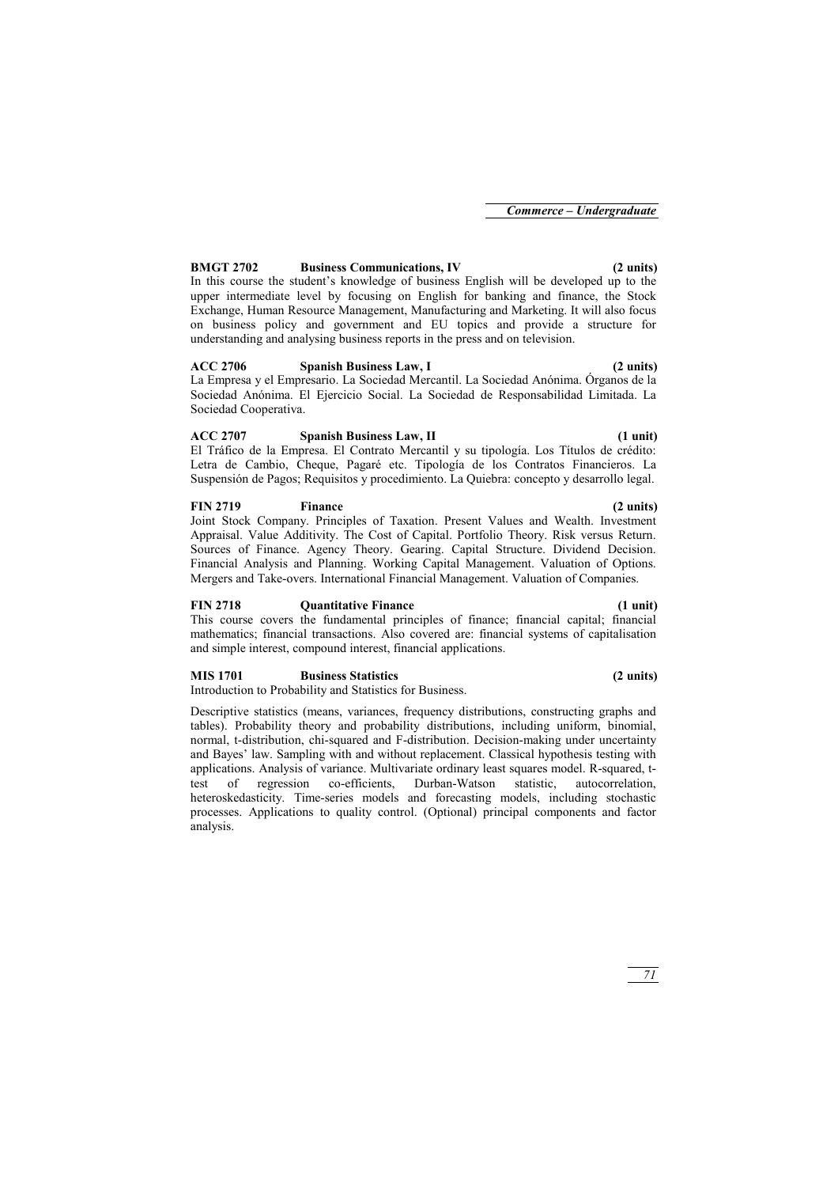**BMGT 2702 Business Communications, IV (2 units)**

In this course the student's knowledge of business English will be developed up to the upper intermediate level by focusing on English for banking and finance, the Stock Exchange, Human Resource Management, Manufacturing and Marketing. It will also focus on business policy and government and EU topics and provide a structure for understanding and analysing business reports in the press and on television.

**ACC 2706 Spanish Business Law, I (2 units)**

La Empresa y el Empresario. La Sociedad Mercantil. La Sociedad Anónima. Órganos de la Sociedad Anónima. El Ejercicio Social. La Sociedad de Responsabilidad Limitada. La Sociedad Cooperativa.

**ACC 2707 Spanish Business Law, II (1 unit)**

El Tráfico de la Empresa. El Contrato Mercantil y su tipología. Los Títulos de crédito: Letra de Cambio, Cheque, Pagaré etc. Tipología de los Contratos Financieros. La Suspensión de Pagos; Requisitos y procedimiento. La Quiebra: concepto y desarrollo legal.

**FIN 2719 Finance (2 units)**

Joint Stock Company. Principles of Taxation. Present Values and Wealth. Investment Appraisal. Value Additivity. The Cost of Capital. Portfolio Theory. Risk versus Return. Sources of Finance. Agency Theory. Gearing. Capital Structure. Dividend Decision. Financial Analysis and Planning. Working Capital Management. Valuation of Options. Mergers and Take-overs. International Financial Management. Valuation of Companies.

**FIN 2718 Quantitative Finance (1 unit)**

This course covers the fundamental principles of finance; financial capital; financial mathematics; financial transactions. Also covered are: financial systems of capitalisation and simple interest, compound interest, financial applications.

**MIS 1701 Business Statistics (2 units)**

Introduction to Probability and Statistics for Business.

Descriptive statistics (means, variances, frequency distributions, constructing graphs and tables). Probability theory and probability distributions, including uniform, binomial, normal, t-distribution, chi-squared and F-distribution. Decision-making under uncertainty and Bayes' law. Sampling with and without replacement. Classical hypothesis testing with applications. Analysis of variance. Multivariate ordinary least squares model. R-squared, t-test of regression co-efficients, Durban-Watson statistic, autocorrelation, heteroskedasticity. Time-series models and forecasting models, including stochastic processes. Applications to quality control. (Optional) principal components and factor analysis.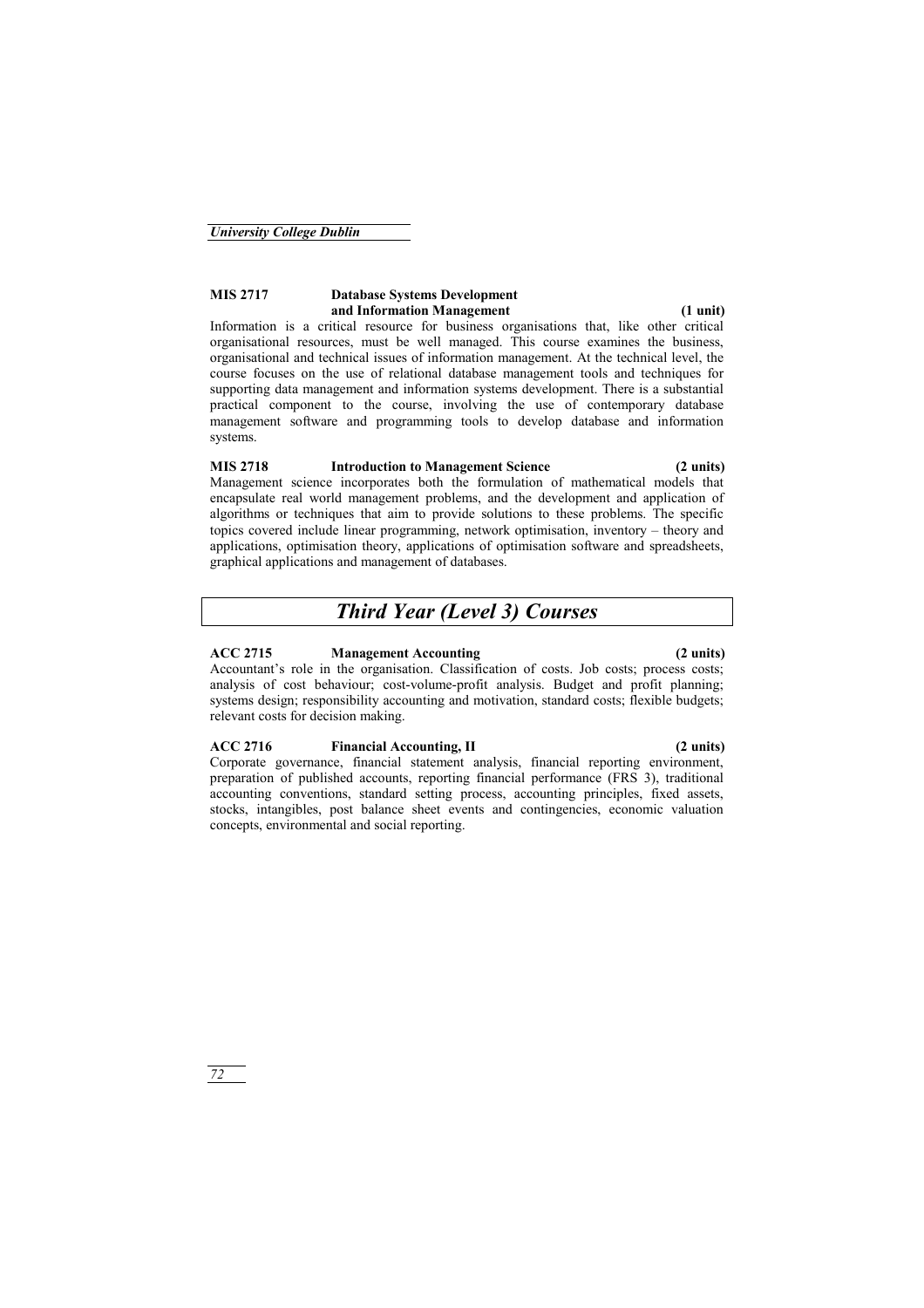**MIS 2717 Database Systems Development and Information Management (1 unit)**

Information is a critical resource for business organisations that, like other critical organisational resources, must be well managed. This course examines the business, organisational and technical issues of information management. At the technical level, the course focuses on the use of relational database management tools and techniques for supporting data management and information systems development. There is a substantial practical component to the course, involving the use of contemporary database management software and programming tools to develop database and information systems.

**MIS 2718 Introduction to Management Science (2 units)**

Management science incorporates both the formulation of mathematical models that encapsulate real world management problems, and the development and application of algorithms or techniques that aim to provide solutions to these problems. The specific topics covered include linear programming, network optimisation, inventory – theory and applications, optimisation theory, applications of optimisation software and spreadsheets, graphical applications and management of databases.

## *Third Year (Level 3) Courses*

**ACC 2715 Management Accounting (2 units)**

Accountant's role in the organisation. Classification of costs. Job costs; process costs; analysis of cost behaviour; cost-volume-profit analysis. Budget and profit planning; systems design; responsibility accounting and motivation, standard costs; flexible budgets; relevant costs for decision making.

**ACC 2716 Financial Accounting, II (2 units)**

Corporate governance, financial statement analysis, financial reporting environment, preparation of published accounts, reporting financial performance (FRS 3), traditional accounting conventions, standard setting process, accounting principles, fixed assets, stocks, intangibles, post balance sheet events and contingencies, economic valuation concepts, environmental and social reporting.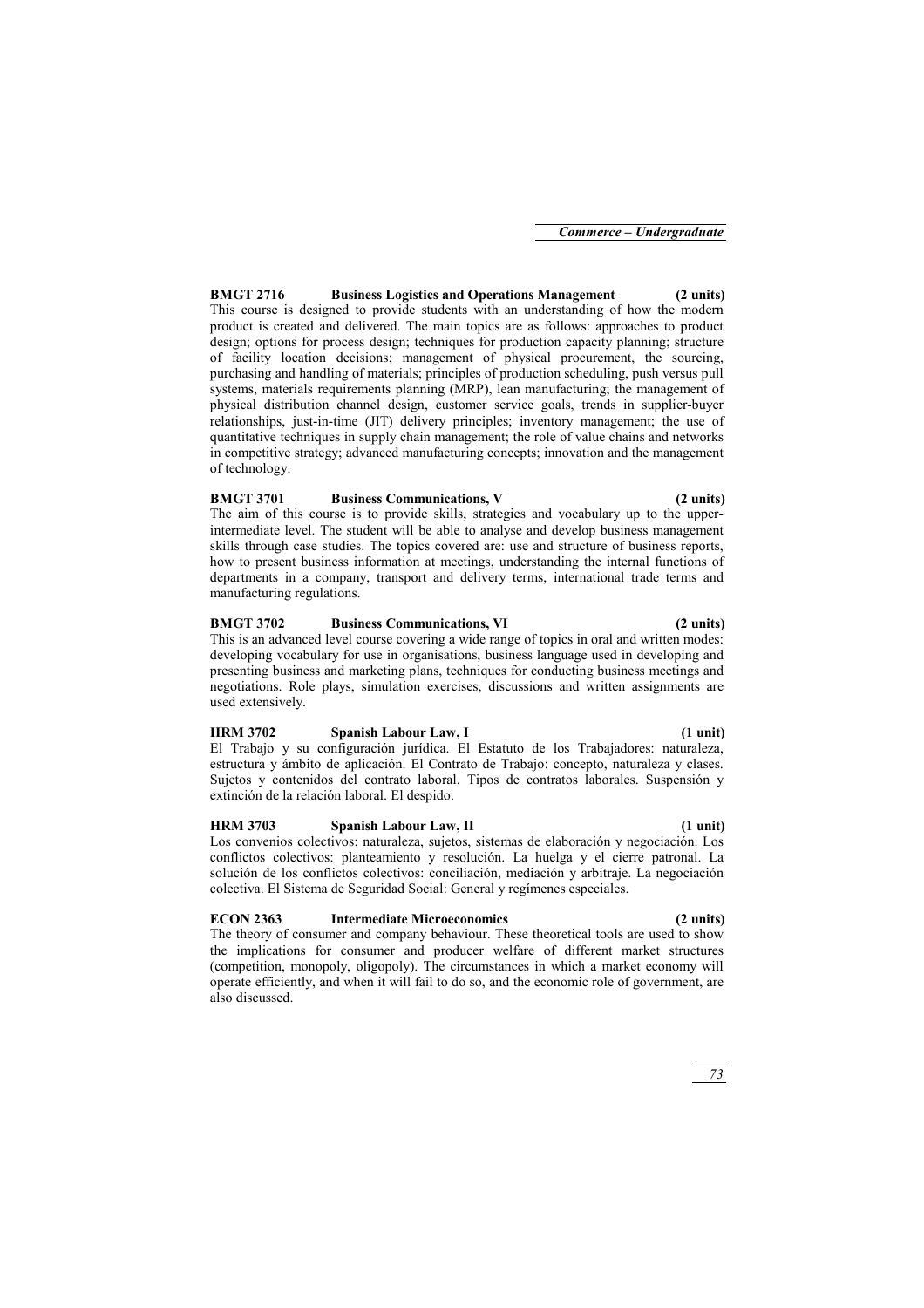**BMGT 2716 Business Logistics and Operations Management (2 units)**

This course is designed to provide students with an understanding of how the modern product is created and delivered. The main topics are as follows: approaches to product design; options for process design; techniques for production capacity planning; structure of facility location decisions; management of physical procurement, the sourcing, purchasing and handling of materials; principles of production scheduling, push versus pull systems, materials requirements planning (MRP), lean manufacturing; the management of physical distribution channel design, customer service goals, trends in supplier-buyer relationships, just-in-time (JIT) delivery principles; inventory management; the use of quantitative techniques in supply chain management; the role of value chains and networks in competitive strategy; advanced manufacturing concepts; innovation and the management of technology.

**BMGT 3701 Business Communications, V (2 units)**

The aim of this course is to provide skills, strategies and vocabulary up to the upper-intermediate level. The student will be able to analyse and develop business management skills through case studies. The topics covered are: use and structure of business reports, how to present business information at meetings, understanding the internal functions of departments in a company, transport and delivery terms, international trade terms and manufacturing regulations.

**BMGT 3702 Business Communications, VI (2 units)**

This is an advanced level course covering a wide range of topics in oral and written modes: developing vocabulary for use in organisations, business language used in developing and presenting business and marketing plans, techniques for conducting business meetings and negotiations. Role plays, simulation exercises, discussions and written assignments are used extensively.

**HRM 3702 Spanish Labour Law, I (1 unit)**

El Trabajo y su configuración jurídica. El Estatuto de los Trabajadores: naturaleza, estructura y ámbito de aplicación. El Contrato de Trabajo: concepto, naturaleza y clases. Sujetos y contenidos del contrato laboral. Tipos de contratos laborales. Suspensión y extinción de la relación laboral. El despido.

**HRM 3703 Spanish Labour Law, II (1 unit)**

Los convenios colectivos: naturaleza, sujetos, sistemas de elaboración y negociación. Los conflictos colectivos: planteamiento y resolución. La huelga y el cierre patronal. La solución de los conflictos colectivos: conciliación, mediación y arbitraje. La negociación colectiva. El Sistema de Seguridad Social: General y regímenes especiales.

**ECON 2363 Intermediate Microeconomics (2 units)**

The theory of consumer and company behaviour. These theoretical tools are used to show the implications for consumer and producer welfare of different market structures (competition, monopoly, oligopoly). The circumstances in which a market economy will operate efficiently, and when it will fail to do so, and the economic role of government, are also discussed.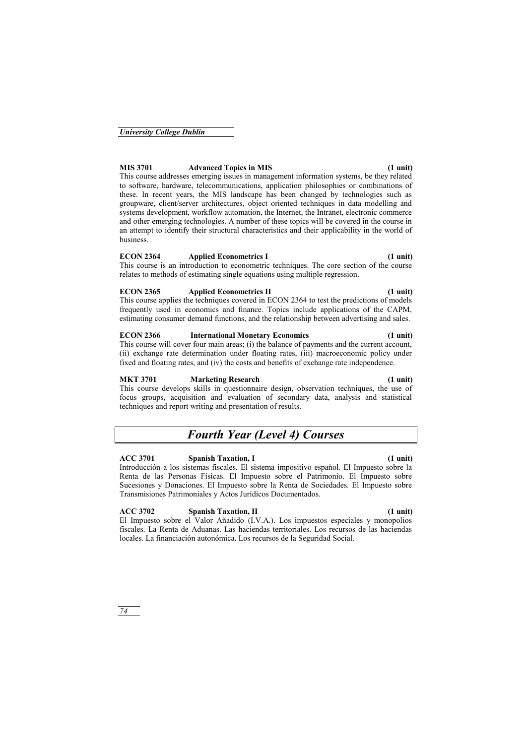**MIS 3701 Advanced Topics in MIS (1 unit)**

This course addresses emerging issues in management information systems, be they related to software, hardware, telecommunications, application philosophies or combinations of these. In recent years, the MIS landscape has been changed by technologies such as groupware, client/server architectures, object oriented techniques in data modelling and systems development, workflow automation, the Internet, the Intranet, electronic commerce and other emerging technologies. A number of these topics will be covered in the course in an attempt to identify their structural characteristics and their applicability in the world of business.

**ECON 2364 Applied Econometrics I (1 unit)**

This course is an introduction to econometric techniques. The core section of the course relates to methods of estimating single equations using multiple regression.

**ECON 2365 Applied Econometrics II (1 unit)**

This course applies the techniques covered in ECON 2364 to test the predictions of models frequently used in economics and finance. Topics include applications of the CAPM, estimating consumer demand functions, and the relationship between advertising and sales.

**ECON 2366 International Monetary Economics (1 unit)**

This course will cover four main areas; (i) the balance of payments and the current account, (ii) exchange rate determination under floating rates, (iii) macroeconomic policy under fixed and floating rates, and (iv) the costs and benefits of exchange rate independence.

**MKT 3701 Marketing Research (1 unit)**

This course develops skills in questionnaire design, observation techniques, the use of focus groups, acquisition and evaluation of secondary data, analysis and statistical techniques and report writing and presentation of results.

## *Fourth Year (Level 4) Courses*

**ACC 3701 Spanish Taxation, I (1 unit)**

Introducción a los sistemas fiscales. El sistema impositivo español. El Impuesto sobre la Renta de las Personas Físicas. El Impuesto sobre el Patrimonio. El Impuesto sobre Sucesiones y Donaciones. El Impuesto sobre la Renta de Sociedades. El Impuesto sobre Transmisiones Patrimoniales y Actos Jurídicos Documentados.

**ACC 3702 Spanish Taxation, II (1 unit)**

El Impuesto sobre el Valor Añadido (I.V.A.). Los impuestos especiales y monopolios fiscales. La Renta de Aduanas. Las haciendas territoriales. Los recursos de las haciendas locales. La financiación autonómica. Los recursos de la Seguridad Social.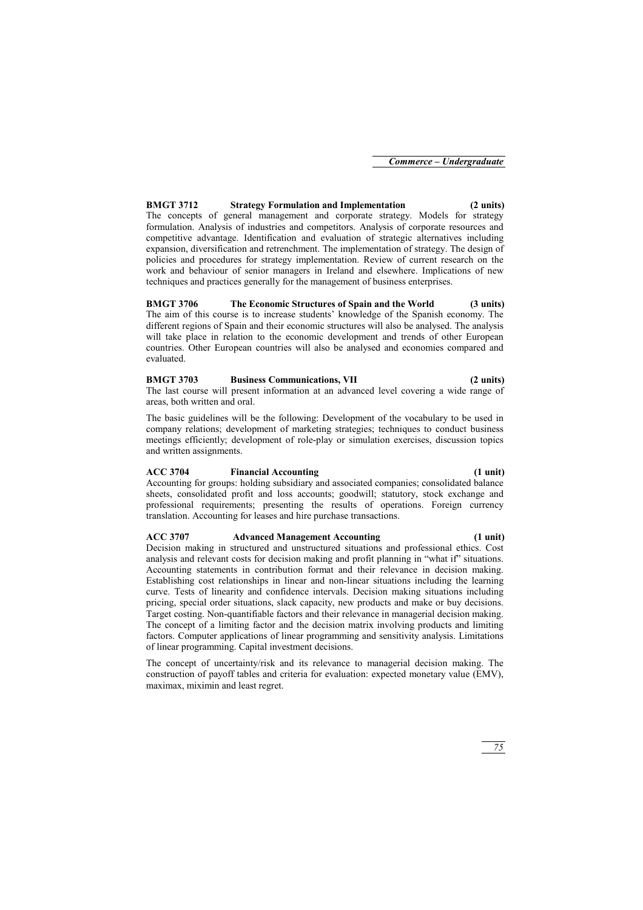**BMGT 3712 Strategy Formulation and Implementation (2 units)**
The concepts of general management and corporate strategy. Models for strategy formulation. Analysis of industries and competitors. Analysis of corporate resources and competitive advantage. Identification and evaluation of strategic alternatives including expansion, diversification and retrenchment. The implementation of strategy. The design of policies and procedures for strategy implementation. Review of current research on the work and behaviour of senior managers in Ireland and elsewhere. Implications of new techniques and practices generally for the management of business enterprises.

**BMGT 3706 The Economic Structures of Spain and the World (3 units)**
The aim of this course is to increase students' knowledge of the Spanish economy. The different regions of Spain and their economic structures will also be analysed. The analysis will take place in relation to the economic development and trends of other European countries. Other European countries will also be analysed and economies compared and evaluated.

**BMGT 3703 Business Communications, VII (2 units)**
The last course will present information at an advanced level covering a wide range of areas, both written and oral.

The basic guidelines will be the following: Development of the vocabulary to be used in company relations; development of marketing strategies; techniques to conduct business meetings efficiently; development of role-play or simulation exercises, discussion topics and written assignments.

**ACC 3704 Financial Accounting (1 unit)**
Accounting for groups: holding subsidiary and associated companies; consolidated balance sheets, consolidated profit and loss accounts; goodwill; statutory, stock exchange and professional requirements; presenting the results of operations. Foreign currency translation. Accounting for leases and hire purchase transactions.

**ACC 3707 Advanced Management Accounting (1 unit)**
Decision making in structured and unstructured situations and professional ethics. Cost analysis and relevant costs for decision making and profit planning in "what if" situations. Accounting statements in contribution format and their relevance in decision making. Establishing cost relationships in linear and non-linear situations including the learning curve. Tests of linearity and confidence intervals. Decision making situations including pricing, special order situations, slack capacity, new products and make or buy decisions. Target costing. Non-quantifiable factors and their relevance in managerial decision making. The concept of a limiting factor and the decision matrix involving products and limiting factors. Computer applications of linear programming and sensitivity analysis. Limitations of linear programming. Capital investment decisions.

The concept of uncertainty/risk and its relevance to managerial decision making. The construction of payoff tables and criteria for evaluation: expected monetary value (EMV), maximax, miximin and least regret.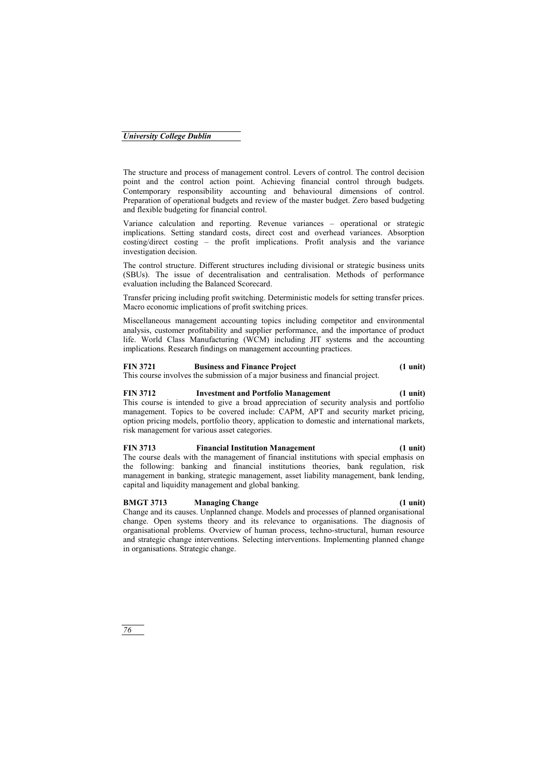The structure and process of management control. Levers of control. The control decision point and the control action point. Achieving financial control through budgets. Contemporary responsibility accounting and behavioural dimensions of control. Preparation of operational budgets and review of the master budget. Zero based budgeting and flexible budgeting for financial control.

Variance calculation and reporting. Revenue variances – operational or strategic implications. Setting standard costs, direct cost and overhead variances. Absorption costing/direct costing – the profit implications. Profit analysis and the variance investigation decision.

The control structure. Different structures including divisional or strategic business units (SBUs). The issue of decentralisation and centralisation. Methods of performance evaluation including the Balanced Scorecard.

Transfer pricing including profit switching. Deterministic models for setting transfer prices. Macro economic implications of profit switching prices.

Miscellaneous management accounting topics including competitor and environmental analysis, customer profitability and supplier performance, and the importance of product life. World Class Manufacturing (WCM) including JIT systems and the accounting implications. Research findings on management accounting practices.

**FIN 3721 Business and Finance Project (1 unit)**

This course involves the submission of a major business and financial project.

**FIN 3712 Investment and Portfolio Management (1 unit)**

This course is intended to give a broad appreciation of security analysis and portfolio management. Topics to be covered include: CAPM, APT and security market pricing, option pricing models, portfolio theory, application to domestic and international markets, risk management for various asset categories.

**FIN 3713 Financial Institution Management (1 unit)**

The course deals with the management of financial institutions with special emphasis on the following: banking and financial institutions theories, bank regulation, risk management in banking, strategic management, asset liability management, bank lending, capital and liquidity management and global banking.

**BMGT 3713 Managing Change (1 unit)**

Change and its causes. Unplanned change. Models and processes of planned organisational change. Open systems theory and its relevance to organisations. The diagnosis of organisational problems. Overview of human process, techno-structural, human resource and strategic change interventions. Selecting interventions. Implementing planned change in organisations. Strategic change.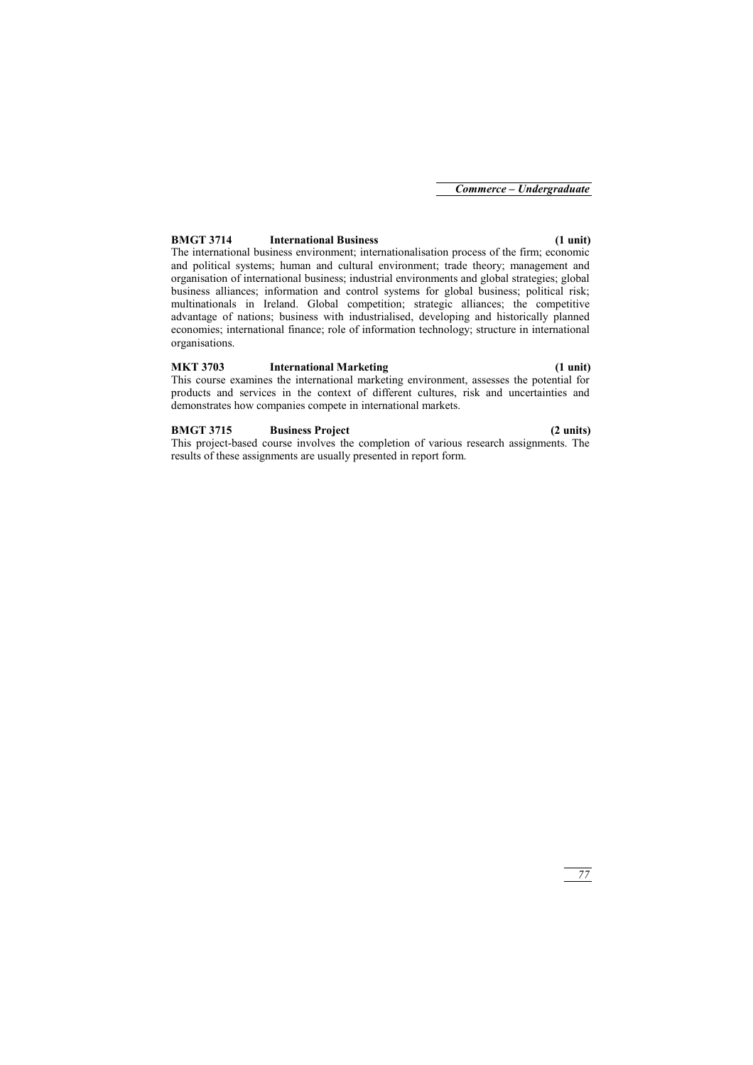**BMGT 3714 International Business (1 unit)**

The international business environment; internationalisation process of the firm; economic and political systems; human and cultural environment; trade theory; management and organisation of international business; industrial environments and global strategies; global business alliances; information and control systems for global business; political risk; multinationals in Ireland. Global competition; strategic alliances; the competitive advantage of nations; business with industrialised, developing and historically planned economies; international finance; role of information technology; structure in international organisations.

**MKT 3703 International Marketing (1 unit)**

This course examines the international marketing environment, assesses the potential for products and services in the context of different cultures, risk and uncertainties and demonstrates how companies compete in international markets.

**BMGT 3715 Business Project (2 units)**

This project-based course involves the completion of various research assignments. The results of these assignments are usually presented in report form.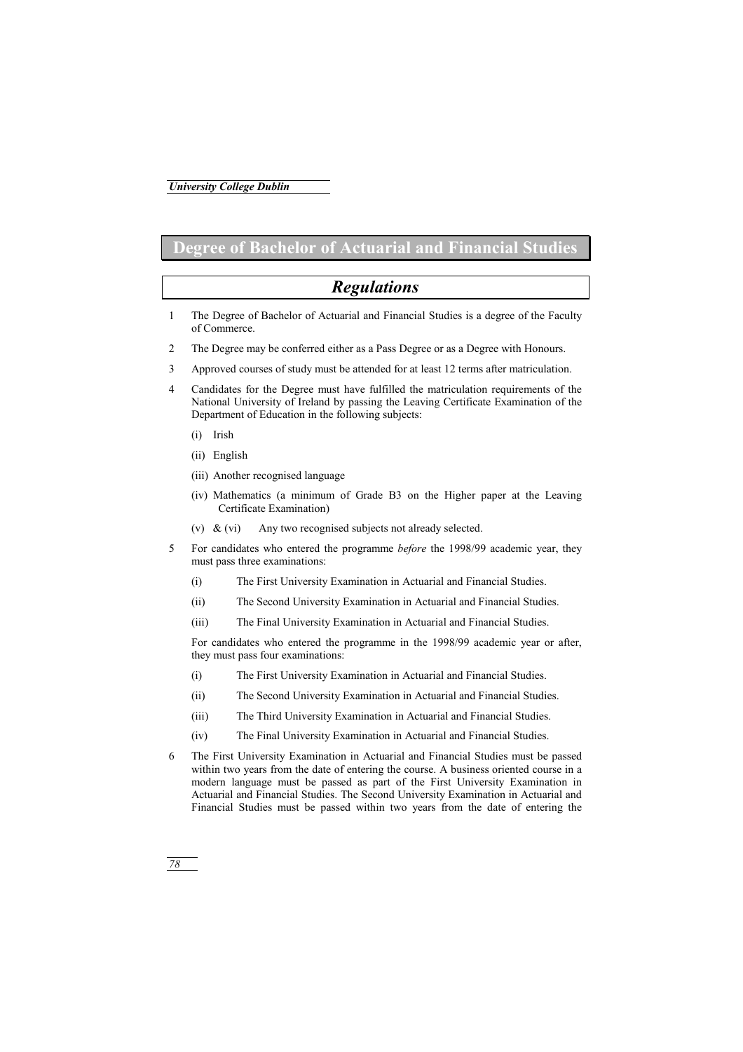# Degree of Bachelor of Actuarial and Financial Studies

## *Regulations*

1 The Degree of Bachelor of Actuarial and Financial Studies is a degree of the Faculty of Commerce.

2 The Degree may be conferred either as a Pass Degree or as a Degree with Honours.

3 Approved courses of study must be attended for at least 12 terms after matriculation.

4 Candidates for the Degree must have fulfilled the matriculation requirements of the National University of Ireland by passing the Leaving Certificate Examination of the Department of Education in the following subjects:

   (i) Irish

   (ii) English

   (iii) Another recognised language

   (iv) Mathematics (a minimum of Grade B3 on the Higher paper at the Leaving Certificate Examination)

   (v) & (vi) Any two recognised subjects not already selected.

5 For candidates who entered the programme *before* the 1998/99 academic year, they must pass three examinations:

   (i) The First University Examination in Actuarial and Financial Studies.

   (ii) The Second University Examination in Actuarial and Financial Studies.

   (iii) The Final University Examination in Actuarial and Financial Studies.

   For candidates who entered the programme in the 1998/99 academic year or after, they must pass four examinations:

   (i) The First University Examination in Actuarial and Financial Studies.

   (ii) The Second University Examination in Actuarial and Financial Studies.

   (iii) The Third University Examination in Actuarial and Financial Studies.

   (iv) The Final University Examination in Actuarial and Financial Studies.

6 The First University Examination in Actuarial and Financial Studies must be passed within two years from the date of entering the course. A business oriented course in a modern language must be passed as part of the First University Examination in Actuarial and Financial Studies. The Second University Examination in Actuarial and Financial Studies must be passed within two years from the date of entering the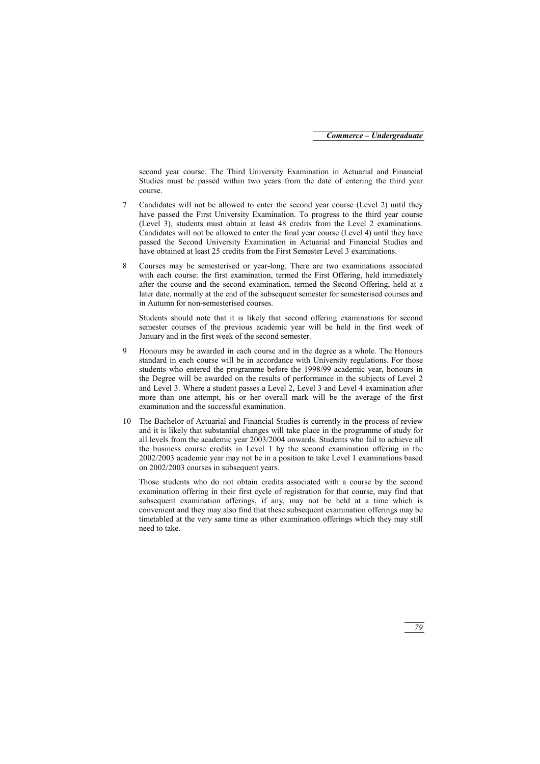second year course. The Third University Examination in Actuarial and Financial Studies must be passed within two years from the date of entering the third year course.

7 Candidates will not be allowed to enter the second year course (Level 2) until they have passed the First University Examination. To progress to the third year course (Level 3), students must obtain at least 48 credits from the Level 2 examinations. Candidates will not be allowed to enter the final year course (Level 4) until they have passed the Second University Examination in Actuarial and Financial Studies and have obtained at least 25 credits from the First Semester Level 3 examinations.

8 Courses may be semesterised or year-long. There are two examinations associated with each course: the first examination, termed the First Offering, held immediately after the course and the second examination, termed the Second Offering, held at a later date, normally at the end of the subsequent semester for semesterised courses and in Autumn for non-semesterised courses.

   Students should note that it is likely that second offering examinations for second semester courses of the previous academic year will be held in the first week of January and in the first week of the second semester.

9 Honours may be awarded in each course and in the degree as a whole. The Honours standard in each course will be in accordance with University regulations. For those students who entered the programme before the 1998/99 academic year, honours in the Degree will be awarded on the results of performance in the subjects of Level 2 and Level 3. Where a student passes a Level 2, Level 3 and Level 4 examination after more than one attempt, his or her overall mark will be the average of the first examination and the successful examination.

10 The Bachelor of Actuarial and Financial Studies is currently in the process of review and it is likely that substantial changes will take place in the programme of study for all levels from the academic year 2003/2004 onwards. Students who fail to achieve all the business course credits in Level 1 by the second examination offering in the 2002/2003 academic year may not be in a position to take Level 1 examinations based on 2002/2003 courses in subsequent years.

   Those students who do not obtain credits associated with a course by the second examination offering in their first cycle of registration for that course, may find that subsequent examination offerings, if any, may not be held at a time which is convenient and they may also find that these subsequent examination offerings may be timetabled at the very same time as other examination offerings which they may still need to take.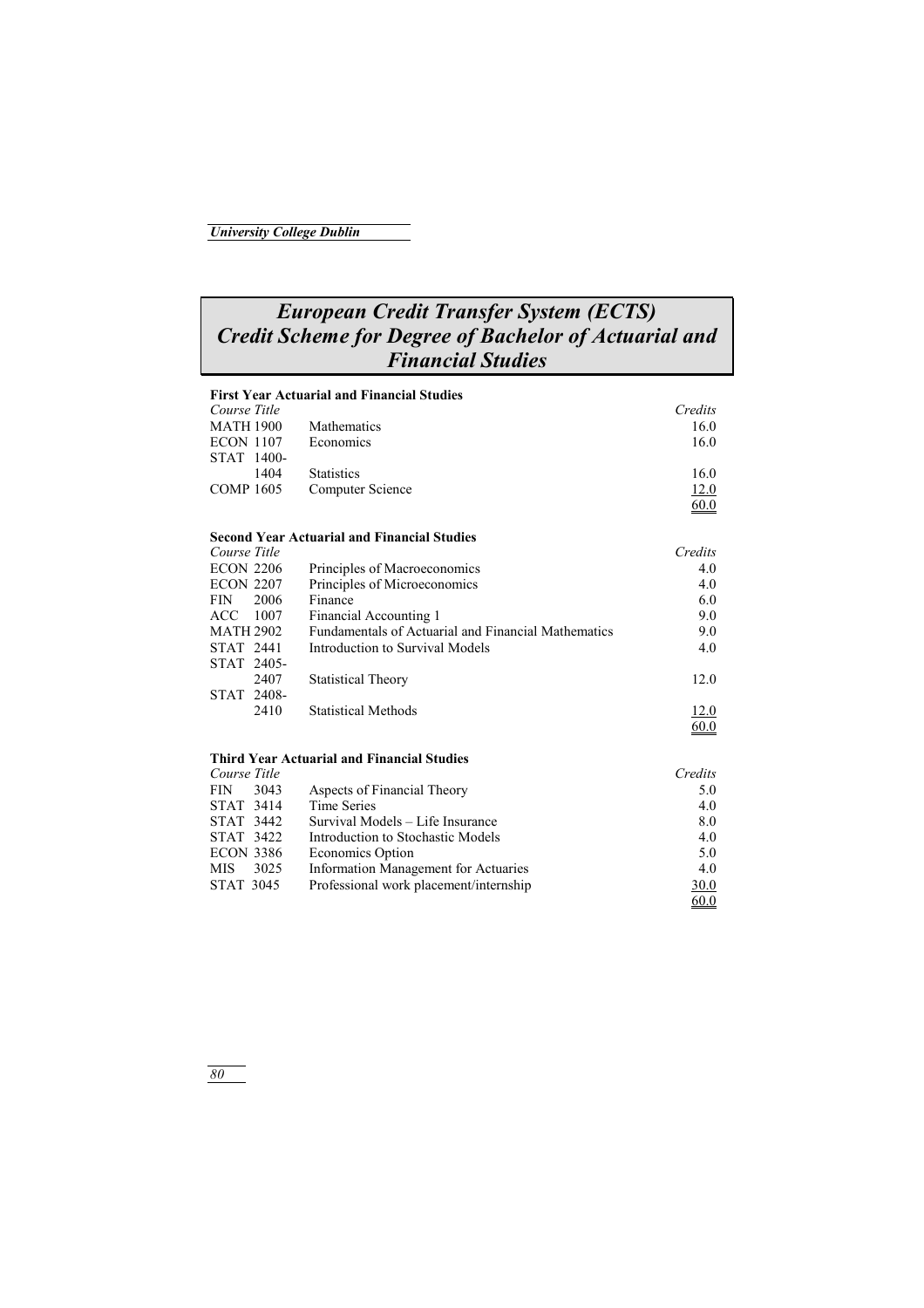# *European Credit Transfer System (ECTS) Credit Scheme for Degree of Bachelor of Actuarial and Financial Studies*

**First Year Actuarial and Financial Studies**

| *Course* | *Title* | *Credits* |
|---|---|---|
| MATH 1900 | Mathematics | 16.0 |
| ECON 1107 | Economics | 16.0 |
| STAT 1400-1404 | Statistics | 16.0 |
| COMP 1605 | Computer Science | 12.0 |
| | | 60.0 |

**Second Year Actuarial and Financial Studies**

| *Course* | *Title* | *Credits* |
|---|---|---|
| ECON 2206 | Principles of Macroeconomics | 4.0 |
| ECON 2207 | Principles of Microeconomics | 4.0 |
| FIN 2006 | Finance | 6.0 |
| ACC 1007 | Financial Accounting 1 | 9.0 |
| MATH 2902 | Fundamentals of Actuarial and Financial Mathematics | 9.0 |
| STAT 2441 | Introduction to Survival Models | 4.0 |
| STAT 2405-2407 | Statistical Theory | 12.0 |
| STAT 2408-2410 | Statistical Methods | 12.0 |
| | | 60.0 |

**Third Year Actuarial and Financial Studies**

| *Course* | *Title* | *Credits* |
|---|---|---|
| FIN 3043 | Aspects of Financial Theory | 5.0 |
| STAT 3414 | Time Series | 4.0 |
| STAT 3442 | Survival Models – Life Insurance | 8.0 |
| STAT 3422 | Introduction to Stochastic Models | 4.0 |
| ECON 3386 | Economics Option | 5.0 |
| MIS 3025 | Information Management for Actuaries | 4.0 |
| STAT 3045 | Professional work placement/internship | 30.0 |
| | | 60.0 |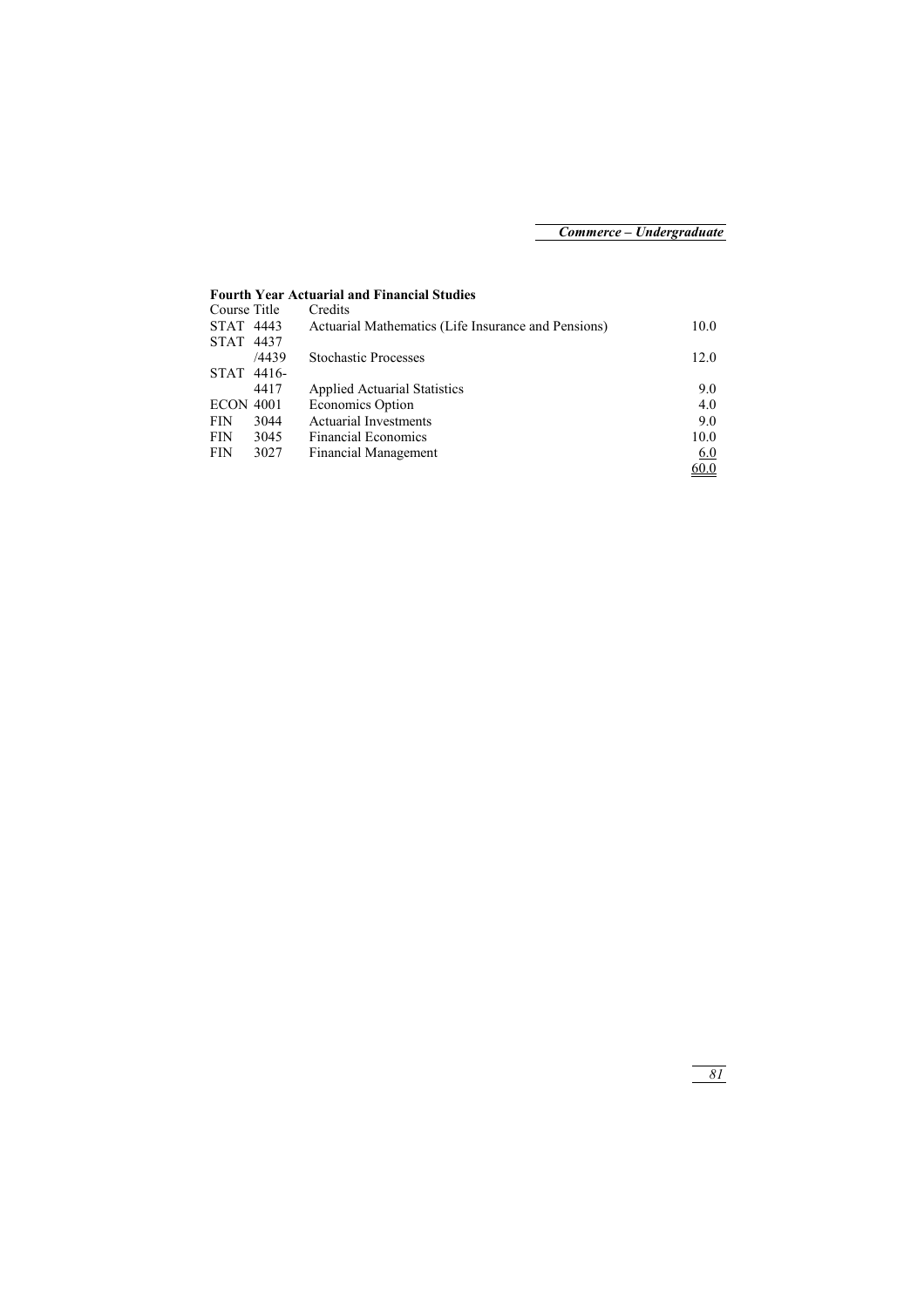**Fourth Year Actuarial and Financial Studies**

| Course | Title | Credits |
|---|---|---|
| STAT 4443 | Actuarial Mathematics (Life Insurance and Pensions) | 10.0 |
| STAT 4437 /4439 | Stochastic Processes | 12.0 |
| STAT 4416-4417 | Applied Actuarial Statistics | 9.0 |
| ECON 4001 | Economics Option | 4.0 |
| FIN 3044 | Actuarial Investments | 9.0 |
| FIN 3045 | Financial Economics | 10.0 |
| FIN 3027 | Financial Management | 6.0 |
| | | 60.0 |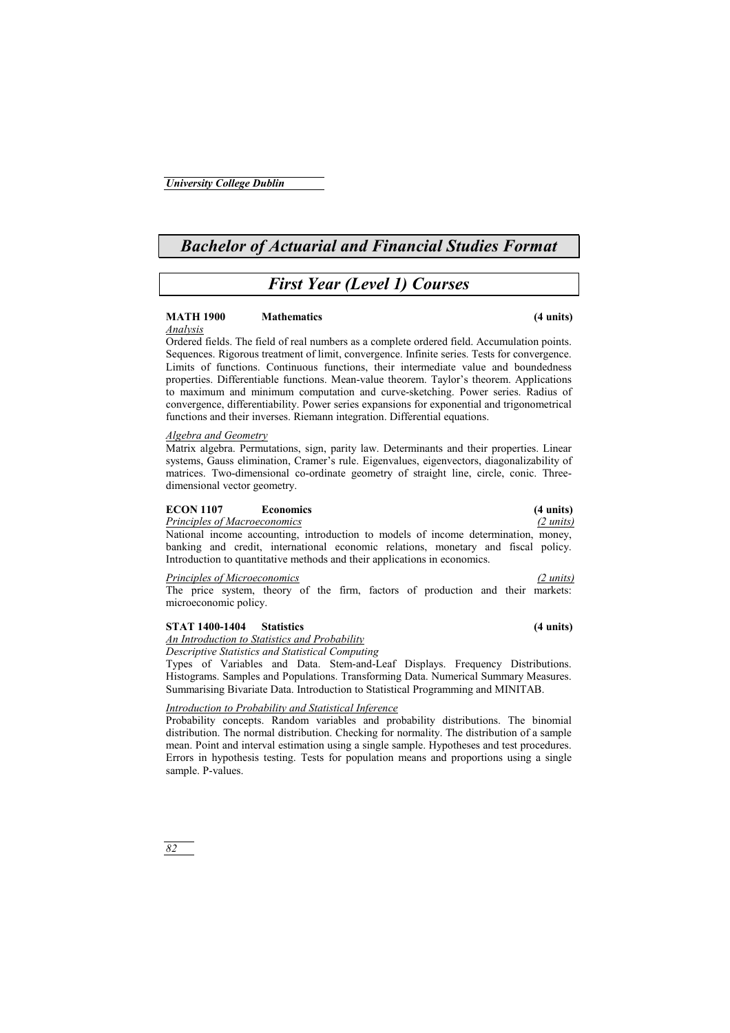# Bachelor of Actuarial and Financial Studies Format

## First Year (Level 1) Courses

### MATH 1900 Mathematics (4 units)

*Analysis*

Ordered fields. The field of real numbers as a complete ordered field. Accumulation points. Sequences. Rigorous treatment of limit, convergence. Infinite series. Tests for convergence. Limits of functions. Continuous functions, their intermediate value and boundedness properties. Differentiable functions. Mean-value theorem. Taylor's theorem. Applications to maximum and minimum computation and curve-sketching. Power series. Radius of convergence, differentiability. Power series expansions for exponential and trigonometrical functions and their inverses. Riemann integration. Differential equations.

*Algebra and Geometry*

Matrix algebra. Permutations, sign, parity law. Determinants and their properties. Linear systems, Gauss elimination, Cramer's rule. Eigenvalues, eigenvectors, diagonalizability of matrices. Two-dimensional co-ordinate geometry of straight line, circle, conic. Three-dimensional vector geometry.

### ECON 1107 Economics (4 units)

*Principles of Macroeconomics* *(2 units)*

National income accounting, introduction to models of income determination, money, banking and credit, international economic relations, monetary and fiscal policy. Introduction to quantitative methods and their applications in economics.

*Principles of Microeconomics* *(2 units)*

The price system, theory of the firm, factors of production and their markets: microeconomic policy.

### STAT 1400-1404 Statistics (4 units)

*An Introduction to Statistics and Probability*

*Descriptive Statistics and Statistical Computing*

Types of Variables and Data. Stem-and-Leaf Displays. Frequency Distributions. Histograms. Samples and Populations. Transforming Data. Numerical Summary Measures. Summarising Bivariate Data. Introduction to Statistical Programming and MINITAB.

*Introduction to Probability and Statistical Inference*

Probability concepts. Random variables and probability distributions. The binomial distribution. The normal distribution. Checking for normality. The distribution of a sample mean. Point and interval estimation using a single sample. Hypotheses and test procedures. Errors in hypothesis testing. Tests for population means and proportions using a single sample. P-values.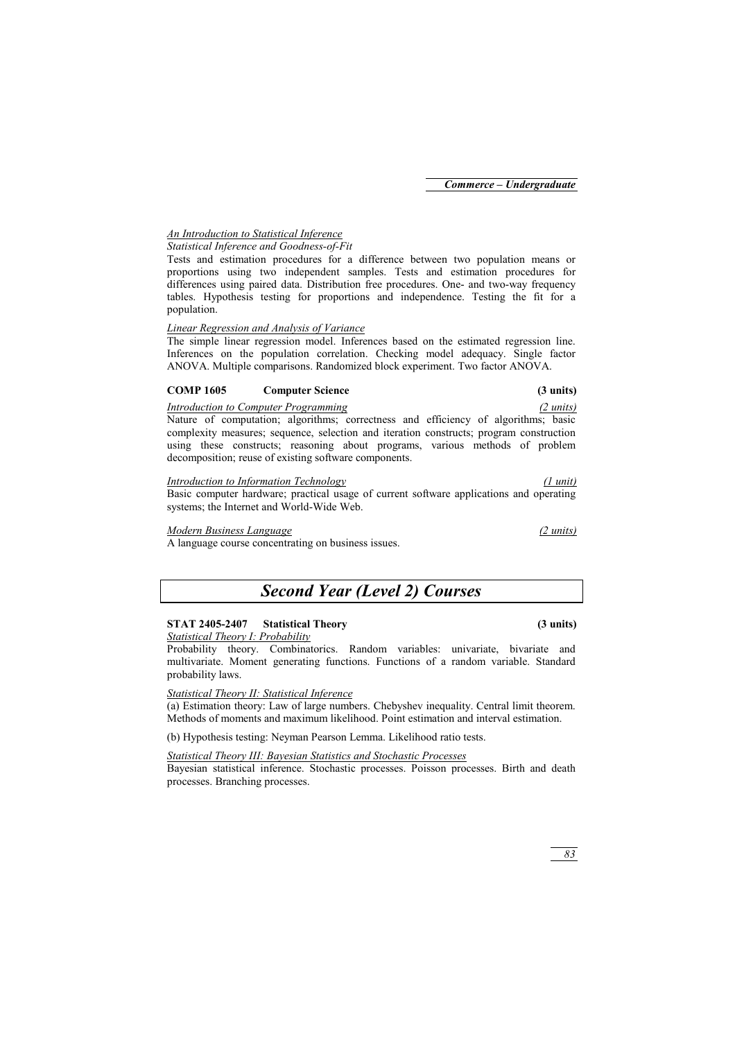*An Introduction to Statistical Inference*

*Statistical Inference and Goodness-of-Fit*

Tests and estimation procedures for a difference between two population means or proportions using two independent samples. Tests and estimation procedures for differences using paired data. Distribution free procedures. One- and two-way frequency tables. Hypothesis testing for proportions and independence. Testing the fit for a population.

*Linear Regression and Analysis of Variance*

The simple linear regression model. Inferences based on the estimated regression line. Inferences on the population correlation. Checking model adequacy. Single factor ANOVA. Multiple comparisons. Randomized block experiment. Two factor ANOVA.

**COMP 1605 Computer Science (3 units)**

*Introduction to Computer Programming* *(2 units)*

Nature of computation; algorithms; correctness and efficiency of algorithms; basic complexity measures; sequence, selection and iteration constructs; program construction using these constructs; reasoning about programs, various methods of problem decomposition; reuse of existing software components.

*Introduction to Information Technology* *(1 unit)*

Basic computer hardware; practical usage of current software applications and operating systems; the Internet and World-Wide Web.

*Modern Business Language* *(2 units)*

A language course concentrating on business issues.

## Second Year (Level 2) Courses

**STAT 2405-2407 Statistical Theory (3 units)**

*Statistical Theory I: Probability*

Probability theory. Combinatorics. Random variables: univariate, bivariate and multivariate. Moment generating functions. Functions of a random variable. Standard probability laws.

*Statistical Theory II: Statistical Inference*

(a) Estimation theory: Law of large numbers. Chebyshev inequality. Central limit theorem. Methods of moments and maximum likelihood. Point estimation and interval estimation.

(b) Hypothesis testing: Neyman Pearson Lemma. Likelihood ratio tests.

*Statistical Theory III: Bayesian Statistics and Stochastic Processes*

Bayesian statistical inference. Stochastic processes. Poisson processes. Birth and death processes. Branching processes.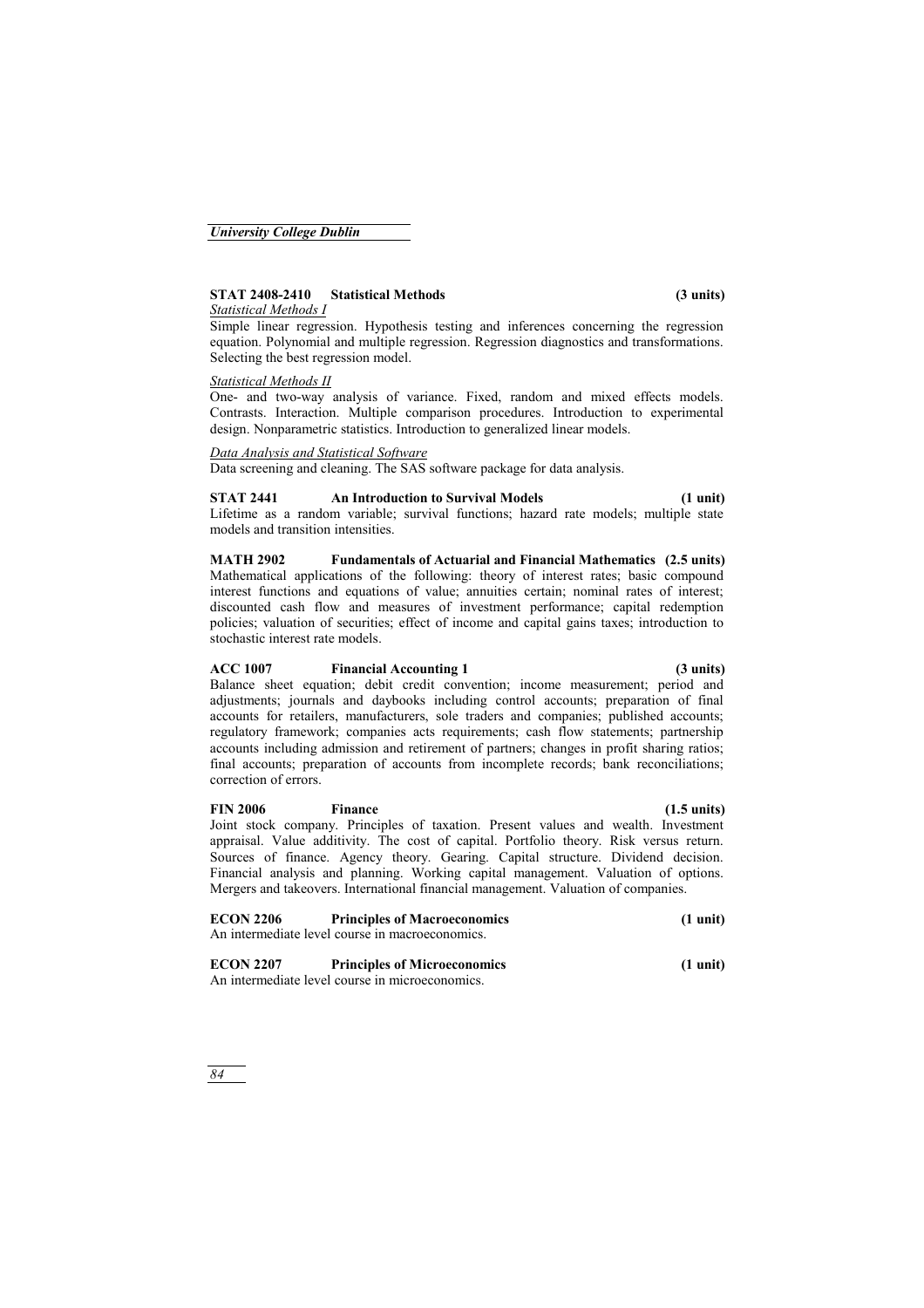**STAT 2408-2410 Statistical Methods (3 units)**

*Statistical Methods I*

Simple linear regression. Hypothesis testing and inferences concerning the regression equation. Polynomial and multiple regression. Regression diagnostics and transformations. Selecting the best regression model.

*Statistical Methods II*

One- and two-way analysis of variance. Fixed, random and mixed effects models. Contrasts. Interaction. Multiple comparison procedures. Introduction to experimental design. Nonparametric statistics. Introduction to generalized linear models.

*Data Analysis and Statistical Software*

Data screening and cleaning. The SAS software package for data analysis.

**STAT 2441 An Introduction to Survival Models (1 unit)**

Lifetime as a random variable; survival functions; hazard rate models; multiple state models and transition intensities.

**MATH 2902 Fundamentals of Actuarial and Financial Mathematics (2.5 units)**

Mathematical applications of the following: theory of interest rates; basic compound interest functions and equations of value; annuities certain; nominal rates of interest; discounted cash flow and measures of investment performance; capital redemption policies; valuation of securities; effect of income and capital gains taxes; introduction to stochastic interest rate models.

**ACC 1007 Financial Accounting 1 (3 units)**

Balance sheet equation; debit credit convention; income measurement; period and adjustments; journals and daybooks including control accounts; preparation of final accounts for retailers, manufacturers, sole traders and companies; published accounts; regulatory framework; companies acts requirements; cash flow statements; partnership accounts including admission and retirement of partners; changes in profit sharing ratios; final accounts; preparation of accounts from incomplete records; bank reconciliations; correction of errors.

**FIN 2006 Finance (1.5 units)**

Joint stock company. Principles of taxation. Present values and wealth. Investment appraisal. Value additivity. The cost of capital. Portfolio theory. Risk versus return. Sources of finance. Agency theory. Gearing. Capital structure. Dividend decision. Financial analysis and planning. Working capital management. Valuation of options. Mergers and takeovers. International financial management. Valuation of companies.

**ECON 2206 Principles of Macroeconomics (1 unit)**

An intermediate level course in macroeconomics.

**ECON 2207 Principles of Microeconomics (1 unit)**

An intermediate level course in microeconomics.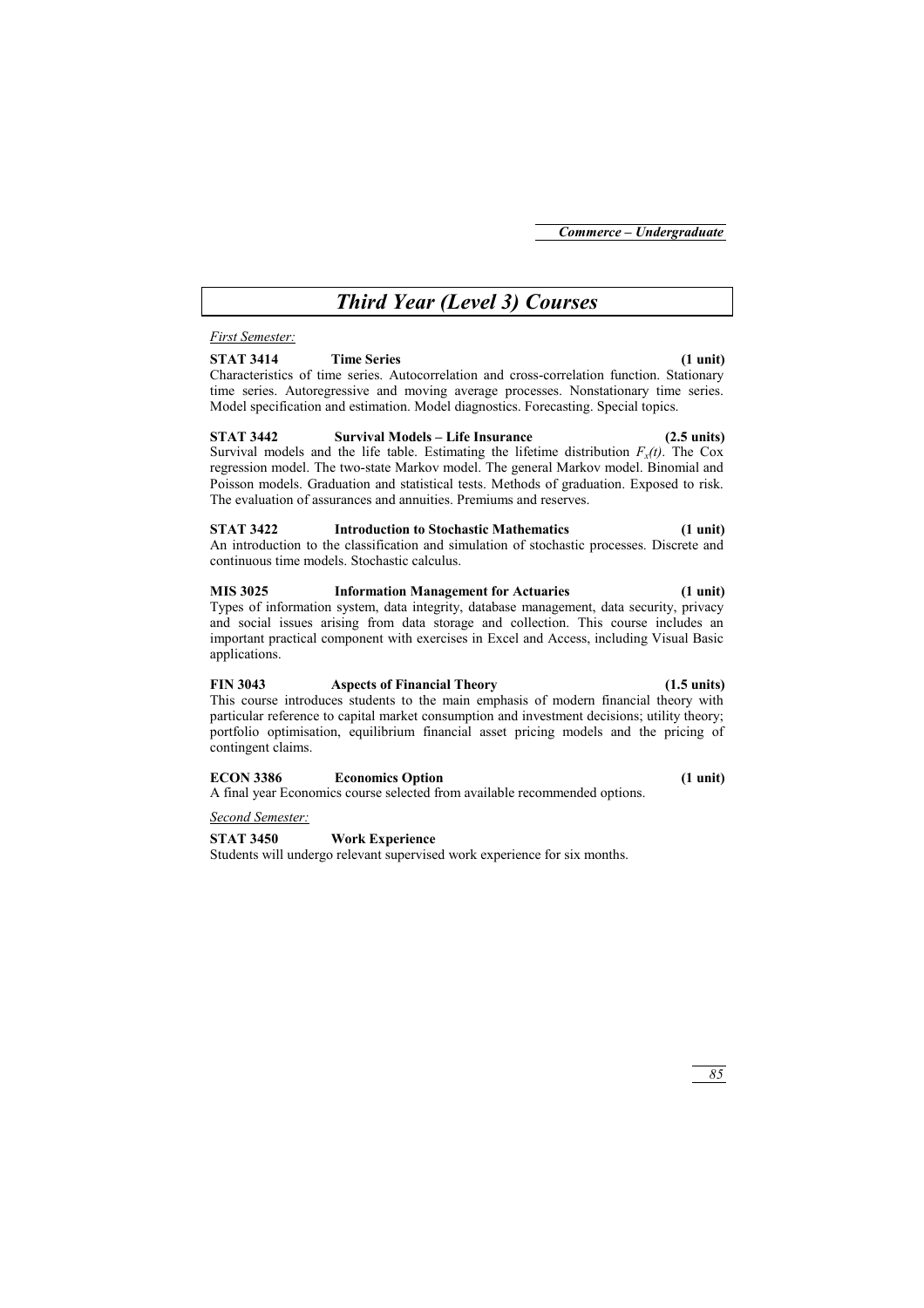# *Third Year (Level 3) Courses*

*First Semester:*

**STAT 3414 Time Series (1 unit)**
Characteristics of time series. Autocorrelation and cross-correlation function. Stationary time series. Autoregressive and moving average processes. Nonstationary time series. Model specification and estimation. Model diagnostics. Forecasting. Special topics.

**STAT 3442 Survival Models – Life Insurance (2.5 units)**
Survival models and the life table. Estimating the lifetime distribution $F_x(t)$. The Cox regression model. The two-state Markov model. The general Markov model. Binomial and Poisson models. Graduation and statistical tests. Methods of graduation. Exposed to risk. The evaluation of assurances and annuities. Premiums and reserves.

**STAT 3422 Introduction to Stochastic Mathematics (1 unit)**
An introduction to the classification and simulation of stochastic processes. Discrete and continuous time models. Stochastic calculus.

**MIS 3025 Information Management for Actuaries (1 unit)**
Types of information system, data integrity, database management, data security, privacy and social issues arising from data storage and collection. This course includes an important practical component with exercises in Excel and Access, including Visual Basic applications.

**FIN 3043 Aspects of Financial Theory (1.5 units)**
This course introduces students to the main emphasis of modern financial theory with particular reference to capital market consumption and investment decisions; utility theory; portfolio optimisation, equilibrium financial asset pricing models and the pricing of contingent claims.

**ECON 3386 Economics Option (1 unit)**
A final year Economics course selected from available recommended options.

*Second Semester:*

**STAT 3450 Work Experience**
Students will undergo relevant supervised work experience for six months.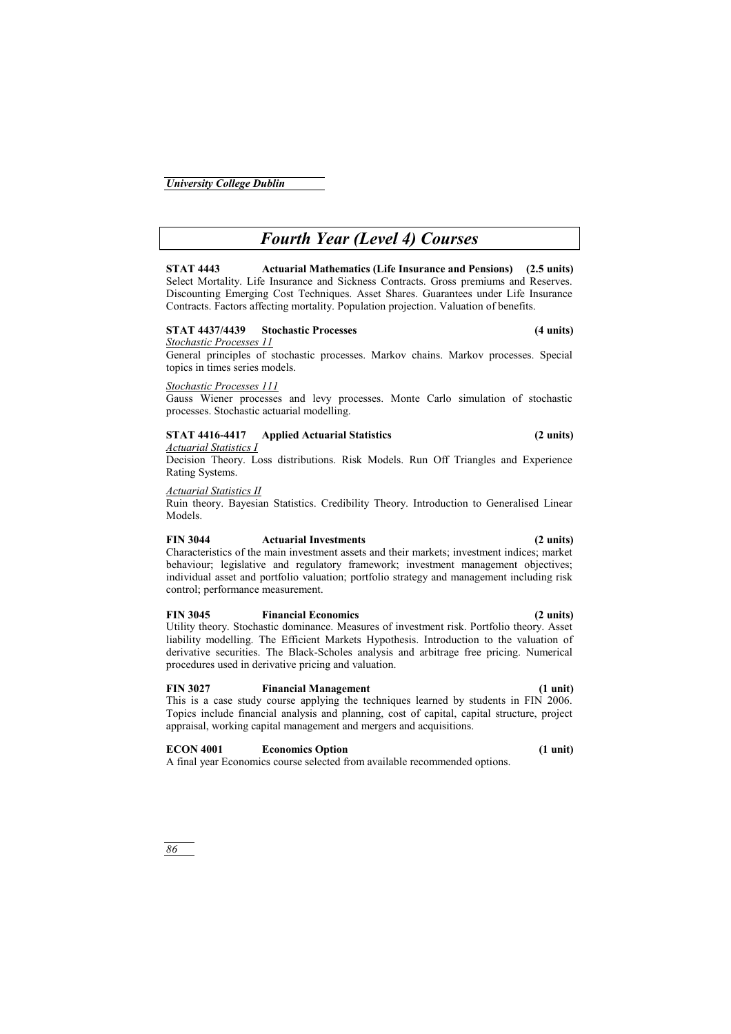# Fourth Year (Level 4) Courses

**STAT 4443 Actuarial Mathematics (Life Insurance and Pensions) (2.5 units)**
Select Mortality. Life Insurance and Sickness Contracts. Gross premiums and Reserves. Discounting Emerging Cost Techniques. Asset Shares. Guarantees under Life Insurance Contracts. Factors affecting mortality. Population projection. Valuation of benefits.

**STAT 4437/4439 Stochastic Processes (4 units)**
*Stochastic Processes 11*
General principles of stochastic processes. Markov chains. Markov processes. Special topics in times series models.

*Stochastic Processes 111*
Gauss Wiener processes and levy processes. Monte Carlo simulation of stochastic processes. Stochastic actuarial modelling.

**STAT 4416-4417 Applied Actuarial Statistics (2 units)**
*Actuarial Statistics I*
Decision Theory. Loss distributions. Risk Models. Run Off Triangles and Experience Rating Systems.

*Actuarial Statistics II*
Ruin theory. Bayesian Statistics. Credibility Theory. Introduction to Generalised Linear Models.

**FIN 3044 Actuarial Investments (2 units)**
Characteristics of the main investment assets and their markets; investment indices; market behaviour; legislative and regulatory framework; investment management objectives; individual asset and portfolio valuation; portfolio strategy and management including risk control; performance measurement.

**FIN 3045 Financial Economics (2 units)**
Utility theory. Stochastic dominance. Measures of investment risk. Portfolio theory. Asset liability modelling. The Efficient Markets Hypothesis. Introduction to the valuation of derivative securities. The Black-Scholes analysis and arbitrage free pricing. Numerical procedures used in derivative pricing and valuation.

**FIN 3027 Financial Management (1 unit)**
This is a case study course applying the techniques learned by students in FIN 2006. Topics include financial analysis and planning, cost of capital, capital structure, project appraisal, working capital management and mergers and acquisitions.

**ECON 4001 Economics Option (1 unit)**
A final year Economics course selected from available recommended options.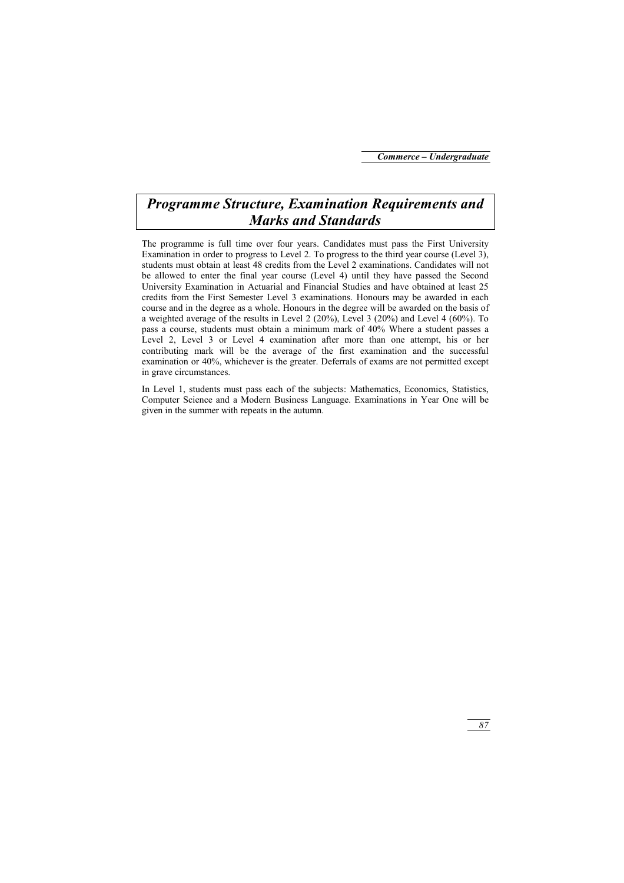# *Programme Structure, Examination Requirements and Marks and Standards*

The programme is full time over four years. Candidates must pass the First University Examination in order to progress to Level 2. To progress to the third year course (Level 3), students must obtain at least 48 credits from the Level 2 examinations. Candidates will not be allowed to enter the final year course (Level 4) until they have passed the Second University Examination in Actuarial and Financial Studies and have obtained at least 25 credits from the First Semester Level 3 examinations. Honours may be awarded in each course and in the degree as a whole. Honours in the degree will be awarded on the basis of a weighted average of the results in Level 2 (20%), Level 3 (20%) and Level 4 (60%). To pass a course, students must obtain a minimum mark of 40% Where a student passes a Level 2, Level 3 or Level 4 examination after more than one attempt, his or her contributing mark will be the average of the first examination and the successful examination or 40%, whichever is the greater. Deferrals of exams are not permitted except in grave circumstances.

In Level 1, students must pass each of the subjects: Mathematics, Economics, Statistics, Computer Science and a Modern Business Language. Examinations in Year One will be given in the summer with repeats in the autumn.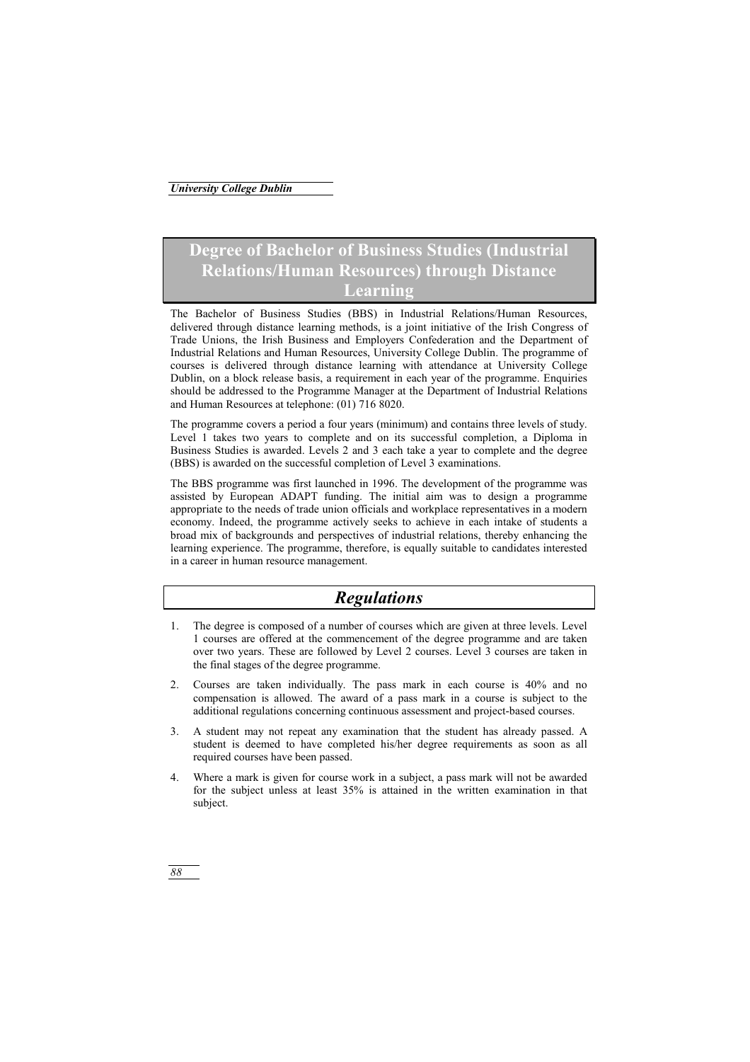# Degree of Bachelor of Business Studies (Industrial Relations/Human Resources) through Distance Learning

The Bachelor of Business Studies (BBS) in Industrial Relations/Human Resources, delivered through distance learning methods, is a joint initiative of the Irish Congress of Trade Unions, the Irish Business and Employers Confederation and the Department of Industrial Relations and Human Resources, University College Dublin. The programme of courses is delivered through distance learning with attendance at University College Dublin, on a block release basis, a requirement in each year of the programme. Enquiries should be addressed to the Programme Manager at the Department of Industrial Relations and Human Resources at telephone: (01) 716 8020.

The programme covers a period a four years (minimum) and contains three levels of study. Level 1 takes two years to complete and on its successful completion, a Diploma in Business Studies is awarded. Levels 2 and 3 each take a year to complete and the degree (BBS) is awarded on the successful completion of Level 3 examinations.

The BBS programme was first launched in 1996. The development of the programme was assisted by European ADAPT funding. The initial aim was to design a programme appropriate to the needs of trade union officials and workplace representatives in a modern economy. Indeed, the programme actively seeks to achieve in each intake of students a broad mix of backgrounds and perspectives of industrial relations, thereby enhancing the learning experience. The programme, therefore, is equally suitable to candidates interested in a career in human resource management.

## *Regulations*

1. The degree is composed of a number of courses which are given at three levels. Level 1 courses are offered at the commencement of the degree programme and are taken over two years. These are followed by Level 2 courses. Level 3 courses are taken in the final stages of the degree programme.

2. Courses are taken individually. The pass mark in each course is 40% and no compensation is allowed. The award of a pass mark in a course is subject to the additional regulations concerning continuous assessment and project-based courses.

3. A student may not repeat any examination that the student has already passed. A student is deemed to have completed his/her degree requirements as soon as all required courses have been passed.

4. Where a mark is given for course work in a subject, a pass mark will not be awarded for the subject unless at least 35% is attained in the written examination in that subject.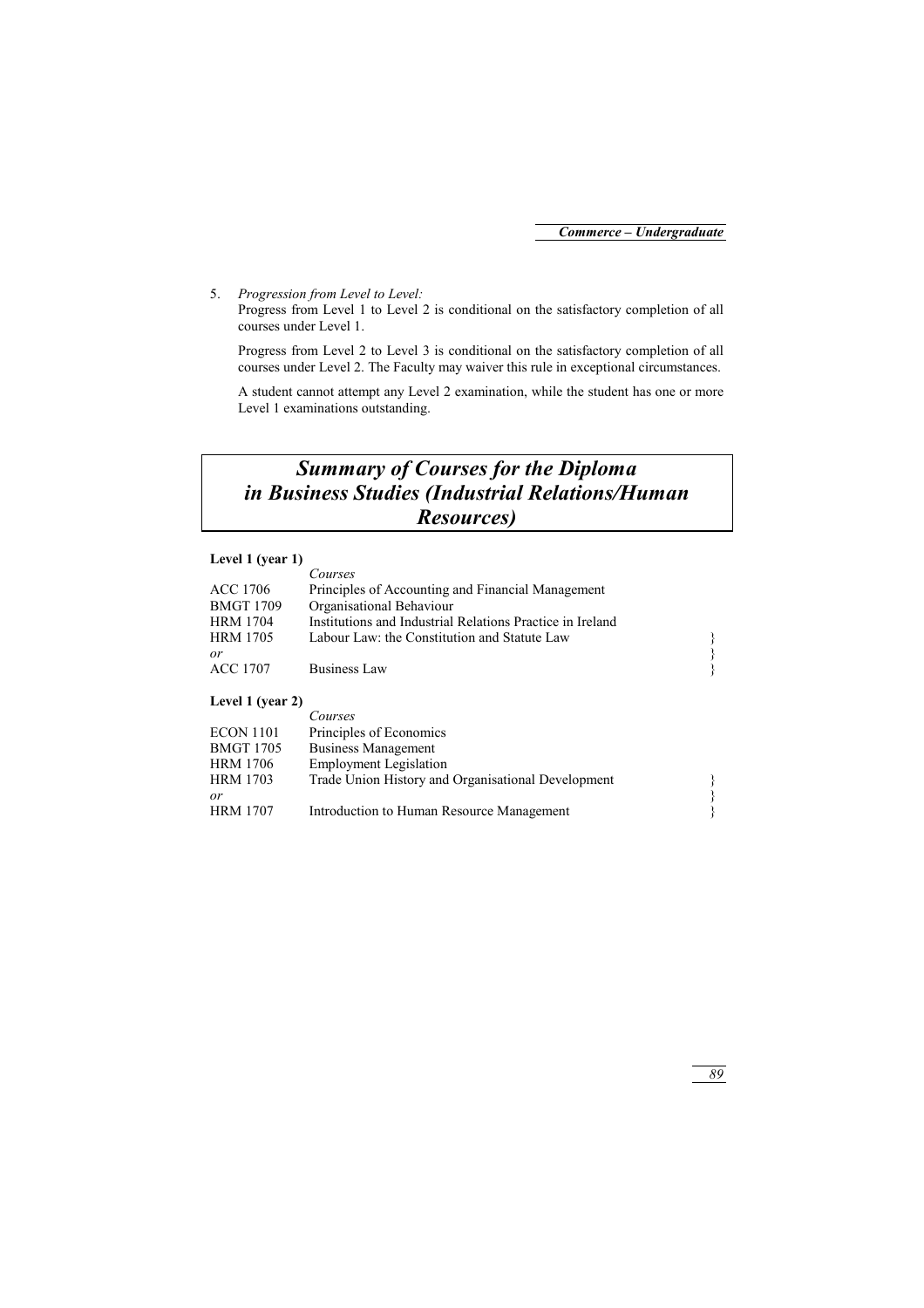5. *Progression from Level to Level:*
   Progress from Level 1 to Level 2 is conditional on the satisfactory completion of all courses under Level 1.

   Progress from Level 2 to Level 3 is conditional on the satisfactory completion of all courses under Level 2. The Faculty may waiver this rule in exceptional circumstances.

   A student cannot attempt any Level 2 examination, while the student has one or more Level 1 examinations outstanding.

# *Summary of Courses for the Diploma in Business Studies (Industrial Relations/Human Resources)*

**Level 1 (year 1)**

| | *Courses* | |
|---|---|---|
| ACC 1706 | Principles of Accounting and Financial Management | |
| BMGT 1709 | Organisational Behaviour | |
| HRM 1704 | Institutions and Industrial Relations Practice in Ireland | |
| HRM 1705 | Labour Law: the Constitution and Statute Law | } |
| *or* | | } |
| ACC 1707 | Business Law | } |

**Level 1 (year 2)**

| | *Courses* | |
|---|---|---|
| ECON 1101 | Principles of Economics | |
| BMGT 1705 | Business Management | |
| HRM 1706 | Employment Legislation | |
| HRM 1703 | Trade Union History and Organisational Development | } |
| *or* | | } |
| HRM 1707 | Introduction to Human Resource Management | } |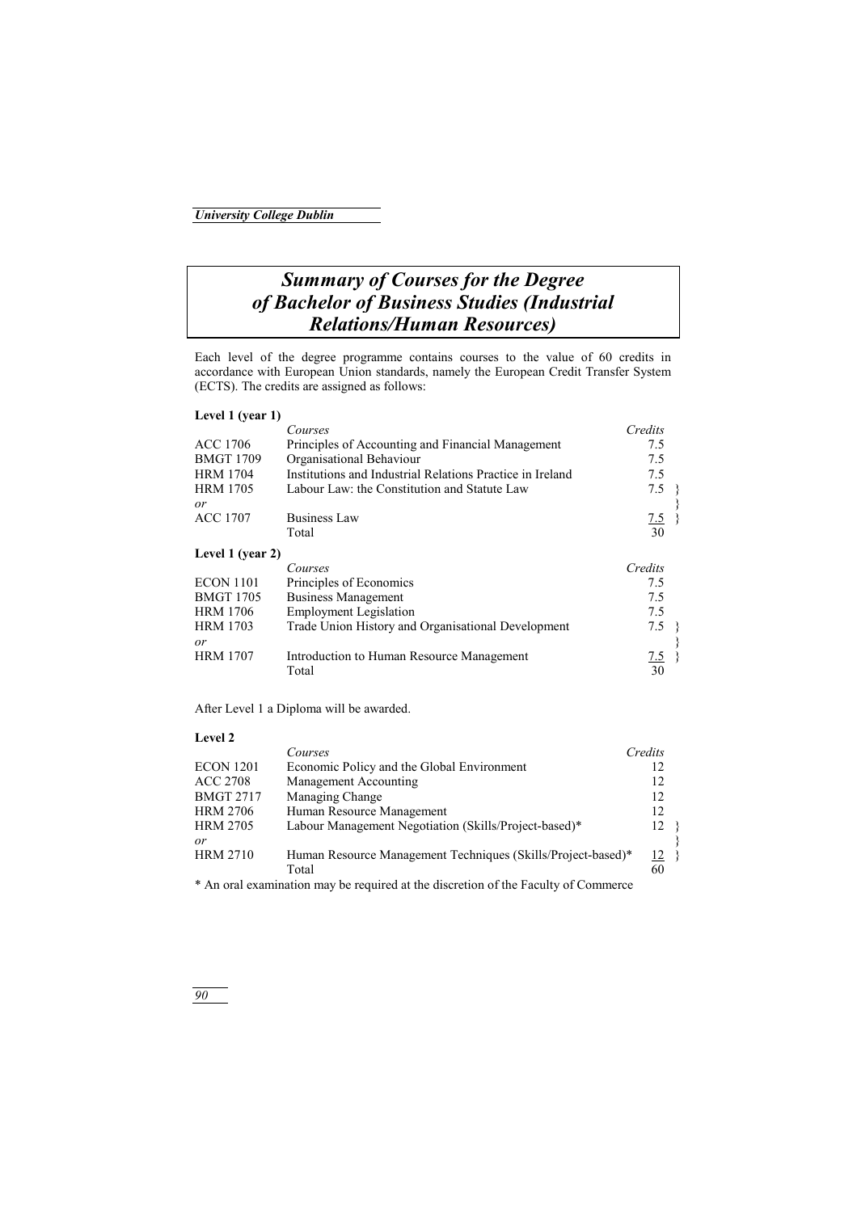# Summary of Courses for the Degree of Bachelor of Business Studies (Industrial Relations/Human Resources)

Each level of the degree programme contains courses to the value of 60 credits in accordance with European Union standards, namely the European Credit Transfer System (ECTS). The credits are assigned as follows:

### Level 1 (year 1)

| | *Courses* | *Credits* |
|---|---|---|
| ACC 1706 | Principles of Accounting and Financial Management | 7.5 |
| BMGT 1709 | Organisational Behaviour | 7.5 |
| HRM 1704 | Institutions and Industrial Relations Practice in Ireland | 7.5 |
| HRM 1705 | Labour Law: the Constitution and Statute Law | 7.5 } |
| *or* | | } |
| ACC 1707 | Business Law | 7.5 } |
| | Total | 30 |

### Level 1 (year 2)

| | *Courses* | *Credits* |
|---|---|---|
| ECON 1101 | Principles of Economics | 7.5 |
| BMGT 1705 | Business Management | 7.5 |
| HRM 1706 | Employment Legislation | 7.5 |
| HRM 1703 | Trade Union History and Organisational Development | 7.5 } |
| *or* | | } |
| HRM 1707 | Introduction to Human Resource Management | 7.5 } |
| | Total | 30 |

After Level 1 a Diploma will be awarded.

### Level 2

| | *Courses* | *Credits* |
|---|---|---|
| ECON 1201 | Economic Policy and the Global Environment | 12 |
| ACC 2708 | Management Accounting | 12 |
| BMGT 2717 | Managing Change | 12 |
| HRM 2706 | Human Resource Management | 12 |
| HRM 2705 | Labour Management Negotiation (Skills/Project-based)* | 12 } |
| *or* | | } |
| HRM 2710 | Human Resource Management Techniques (Skills/Project-based)* | 12 } |
| | Total | 60 |

* An oral examination may be required at the discretion of the Faculty of Commerce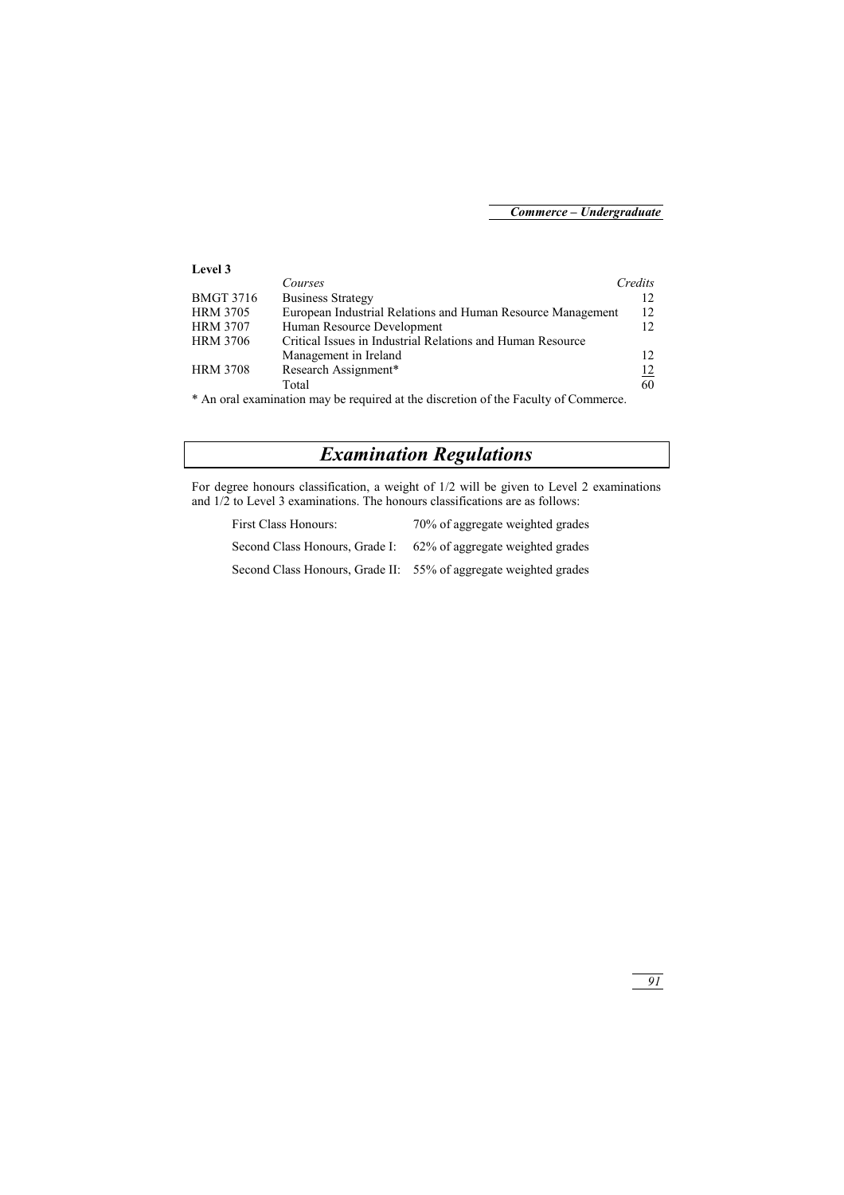### Level 3

| | Courses | Credits |
|---|---|---|
| BMGT 3716 | Business Strategy | 12 |
| HRM 3705 | European Industrial Relations and Human Resource Management | 12 |
| HRM 3707 | Human Resource Development | 12 |
| HRM 3706 | Critical Issues in Industrial Relations and Human Resource Management in Ireland | 12 |
| HRM 3708 | Research Assignment* | 12 |
| | Total | 60 |

* An oral examination may be required at the discretion of the Faculty of Commerce.

## *Examination Regulations*

For degree honours classification, a weight of 1/2 will be given to Level 2 examinations and 1/2 to Level 3 examinations. The honours classifications are as follows:

| | |
|---|---|
| First Class Honours: | 70% of aggregate weighted grades |
| Second Class Honours, Grade I: | 62% of aggregate weighted grades |
| Second Class Honours, Grade II: | 55% of aggregate weighted grades |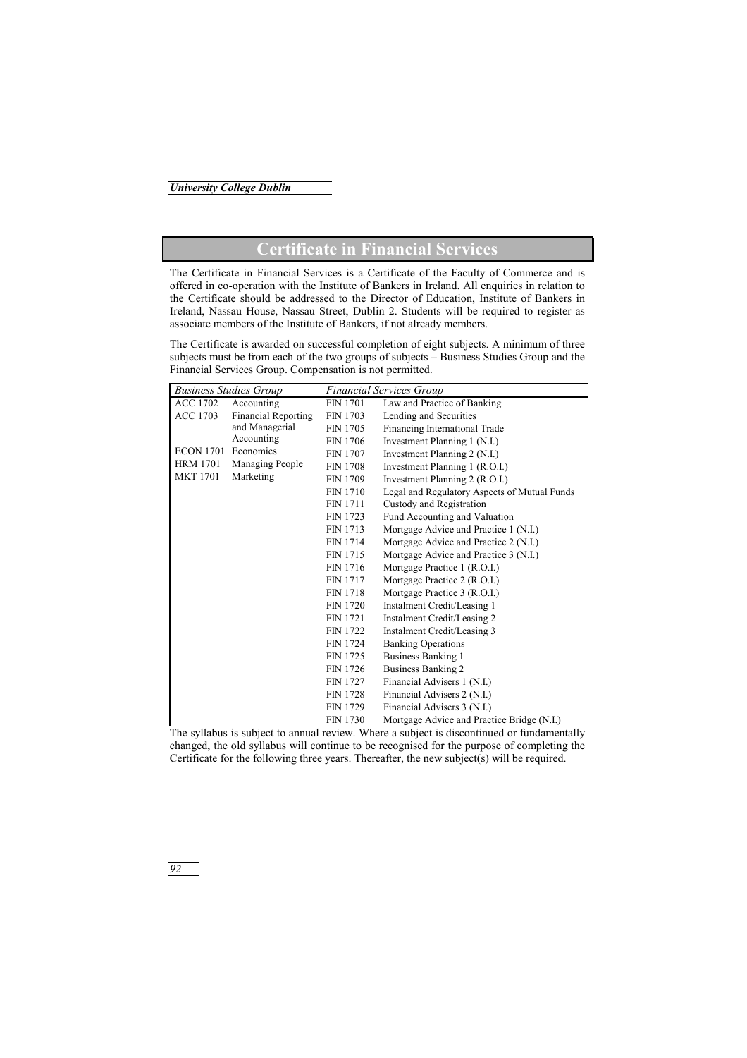# Certificate in Financial Services

The Certificate in Financial Services is a Certificate of the Faculty of Commerce and is offered in co-operation with the Institute of Bankers in Ireland. All enquiries in relation to the Certificate should be addressed to the Director of Education, Institute of Bankers in Ireland, Nassau House, Nassau Street, Dublin 2. Students will be required to register as associate members of the Institute of Bankers, if not already members.

The Certificate is awarded on successful completion of eight subjects. A minimum of three subjects must be from each of the two groups of subjects – Business Studies Group and the Financial Services Group. Compensation is not permitted.

| *Business Studies Group* | | *Financial Services Group* | |
|---|---|---|---|
| ACC 1702 | Accounting | FIN 1701 | Law and Practice of Banking |
| ACC 1703 | Financial Reporting and Managerial Accounting | FIN 1703 | Lending and Securities |
| | | FIN 1705 | Financing International Trade |
| | | FIN 1706 | Investment Planning 1 (N.I.) |
| ECON 1701 | Economics | FIN 1707 | Investment Planning 2 (N.I.) |
| HRM 1701 | Managing People | FIN 1708 | Investment Planning 1 (R.O.I.) |
| MKT 1701 | Marketing | FIN 1709 | Investment Planning 2 (R.O.I.) |
| | | FIN 1710 | Legal and Regulatory Aspects of Mutual Funds |
| | | FIN 1711 | Custody and Registration |
| | | FIN 1723 | Fund Accounting and Valuation |
| | | FIN 1713 | Mortgage Advice and Practice 1 (N.I.) |
| | | FIN 1714 | Mortgage Advice and Practice 2 (N.I.) |
| | | FIN 1715 | Mortgage Advice and Practice 3 (N.I.) |
| | | FIN 1716 | Mortgage Practice 1 (R.O.I.) |
| | | FIN 1717 | Mortgage Practice 2 (R.O.I.) |
| | | FIN 1718 | Mortgage Practice 3 (R.O.I.) |
| | | FIN 1720 | Instalment Credit/Leasing 1 |
| | | FIN 1721 | Instalment Credit/Leasing 2 |
| | | FIN 1722 | Instalment Credit/Leasing 3 |
| | | FIN 1724 | Banking Operations |
| | | FIN 1725 | Business Banking 1 |
| | | FIN 1726 | Business Banking 2 |
| | | FIN 1727 | Financial Advisers 1 (N.I.) |
| | | FIN 1728 | Financial Advisers 2 (N.I.) |
| | | FIN 1729 | Financial Advisers 3 (N.I.) |
| | | FIN 1730 | Mortgage Advice and Practice Bridge (N.I.) |

The syllabus is subject to annual review. Where a subject is discontinued or fundamentally changed, the old syllabus will continue to be recognised for the purpose of completing the Certificate for the following three years. Thereafter, the new subject(s) will be required.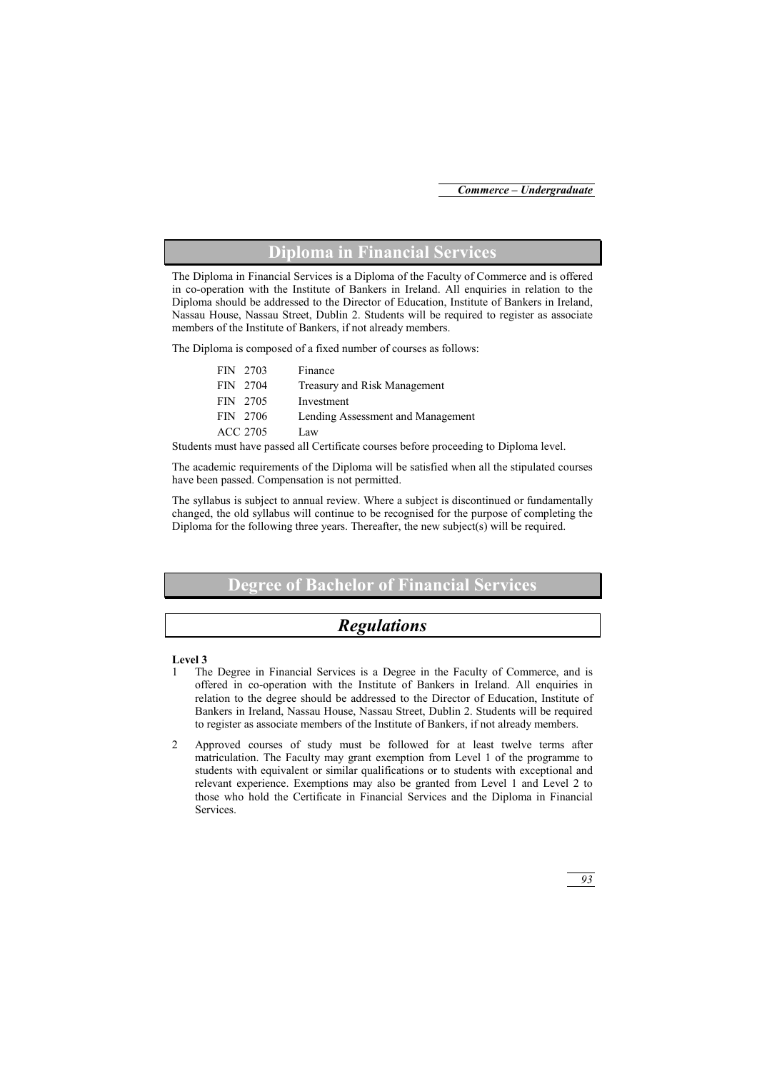## Diploma in Financial Services

The Diploma in Financial Services is a Diploma of the Faculty of Commerce and is offered in co-operation with the Institute of Bankers in Ireland. All enquiries in relation to the Diploma should be addressed to the Director of Education, Institute of Bankers in Ireland, Nassau House, Nassau Street, Dublin 2. Students will be required to register as associate members of the Institute of Bankers, if not already members.

The Diploma is composed of a fixed number of courses as follows:

| | |
|---|---|
| FIN 2703 | Finance |
| FIN 2704 | Treasury and Risk Management |
| FIN 2705 | Investment |
| FIN 2706 | Lending Assessment and Management |
| ACC 2705 | Law |

Students must have passed all Certificate courses before proceeding to Diploma level.

The academic requirements of the Diploma will be satisfied when all the stipulated courses have been passed. Compensation is not permitted.

The syllabus is subject to annual review. Where a subject is discontinued or fundamentally changed, the old syllabus will continue to be recognised for the purpose of completing the Diploma for the following three years. Thereafter, the new subject(s) will be required.

## Degree of Bachelor of Financial Services

### *Regulations*

**Level 3**

1 The Degree in Financial Services is a Degree in the Faculty of Commerce, and is offered in co-operation with the Institute of Bankers in Ireland. All enquiries in relation to the degree should be addressed to the Director of Education, Institute of Bankers in Ireland, Nassau House, Nassau Street, Dublin 2. Students will be required to register as associate members of the Institute of Bankers, if not already members.

2 Approved courses of study must be followed for at least twelve terms after matriculation. The Faculty may grant exemption from Level 1 of the programme to students with equivalent or similar qualifications or to students with exceptional and relevant experience. Exemptions may also be granted from Level 1 and Level 2 to those who hold the Certificate in Financial Services and the Diploma in Financial Services.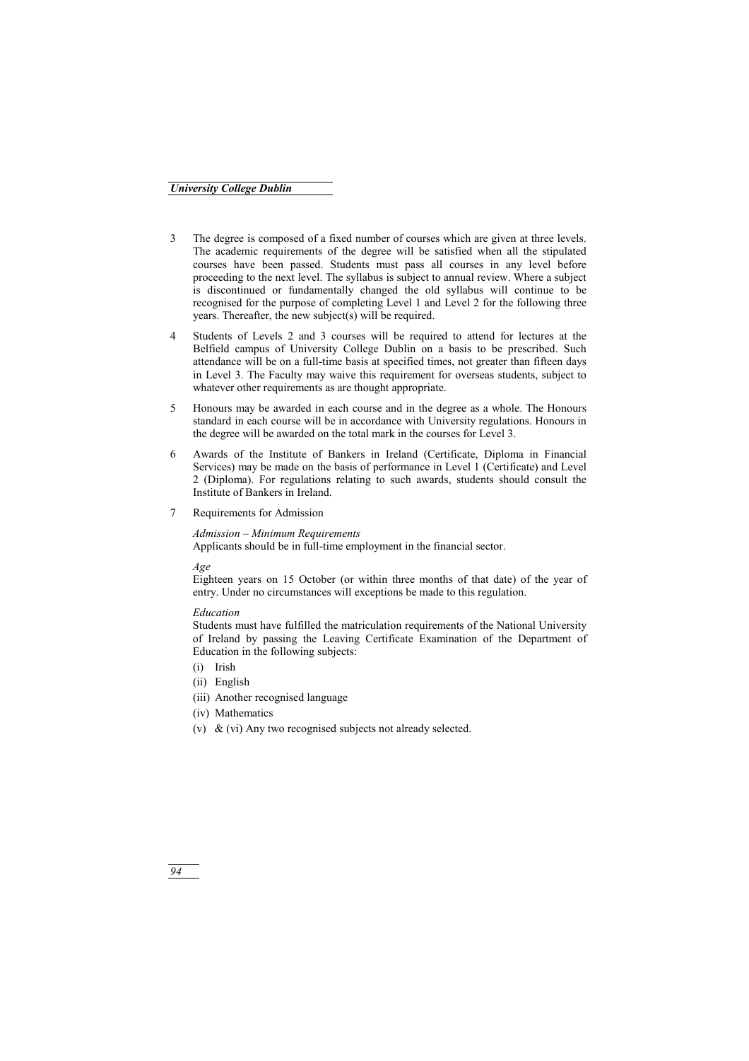3 The degree is composed of a fixed number of courses which are given at three levels. The academic requirements of the degree will be satisfied when all the stipulated courses have been passed. Students must pass all courses in any level before proceeding to the next level. The syllabus is subject to annual review. Where a subject is discontinued or fundamentally changed the old syllabus will continue to be recognised for the purpose of completing Level 1 and Level 2 for the following three years. Thereafter, the new subject(s) will be required.

4 Students of Levels 2 and 3 courses will be required to attend for lectures at the Belfield campus of University College Dublin on a basis to be prescribed. Such attendance will be on a full-time basis at specified times, not greater than fifteen days in Level 3. The Faculty may waive this requirement for overseas students, subject to whatever other requirements as are thought appropriate.

5 Honours may be awarded in each course and in the degree as a whole. The Honours standard in each course will be in accordance with University regulations. Honours in the degree will be awarded on the total mark in the courses for Level 3.

6 Awards of the Institute of Bankers in Ireland (Certificate, Diploma in Financial Services) may be made on the basis of performance in Level 1 (Certificate) and Level 2 (Diploma). For regulations relating to such awards, students should consult the Institute of Bankers in Ireland.

7 Requirements for Admission

*Admission – Minimum Requirements*
Applicants should be in full-time employment in the financial sector.

*Age*
Eighteen years on 15 October (or within three months of that date) of the year of entry. Under no circumstances will exceptions be made to this regulation.

*Education*
Students must have fulfilled the matriculation requirements of the National University of Ireland by passing the Leaving Certificate Examination of the Department of Education in the following subjects:

(i) Irish
(ii) English
(iii) Another recognised language
(iv) Mathematics
(v) & (vi) Any two recognised subjects not already selected.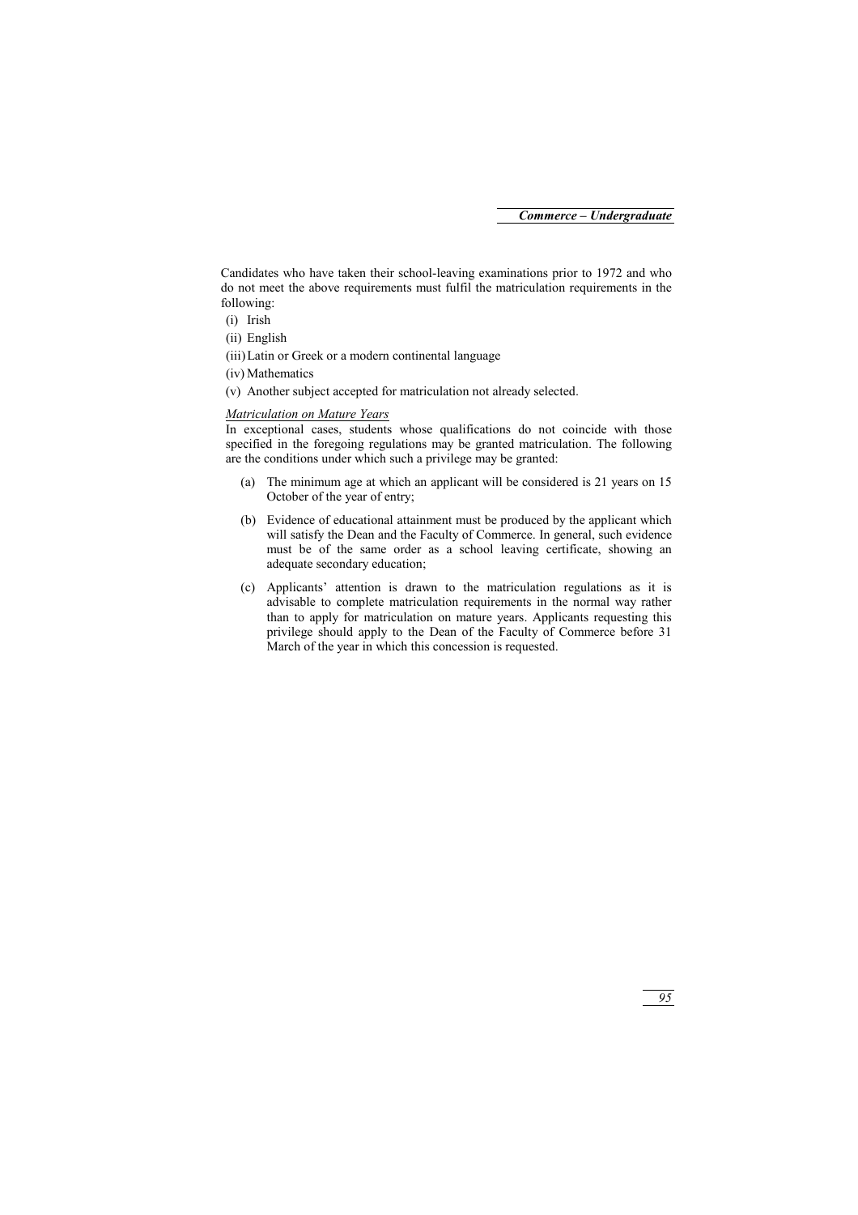Candidates who have taken their school-leaving examinations prior to 1972 and who do not meet the above requirements must fulfil the matriculation requirements in the following:

(i) Irish

(ii) English

(iii) Latin or Greek or a modern continental language

(iv) Mathematics

(v) Another subject accepted for matriculation not already selected.

<u>*Matriculation on Mature Years*</u>

In exceptional cases, students whose qualifications do not coincide with those specified in the foregoing regulations may be granted matriculation. The following are the conditions under which such a privilege may be granted:

(a) The minimum age at which an applicant will be considered is 21 years on 15 October of the year of entry;

(b) Evidence of educational attainment must be produced by the applicant which will satisfy the Dean and the Faculty of Commerce. In general, such evidence must be of the same order as a school leaving certificate, showing an adequate secondary education;

(c) Applicants' attention is drawn to the matriculation regulations as it is advisable to complete matriculation requirements in the normal way rather than to apply for matriculation on mature years. Applicants requesting this privilege should apply to the Dean of the Faculty of Commerce before 31 March of the year in which this concession is requested.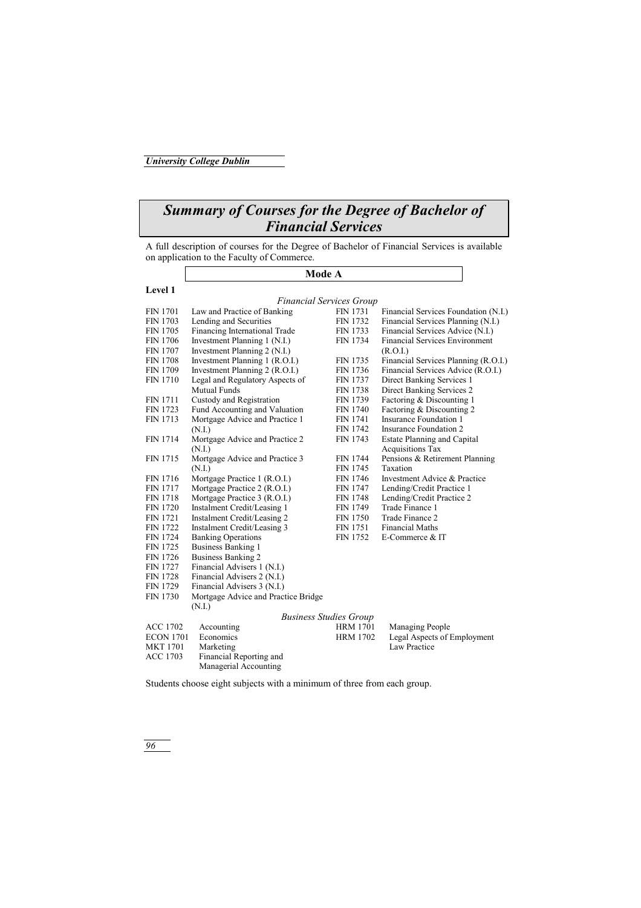# Summary of Courses for the Degree of Bachelor of Financial Services

A full description of courses for the Degree of Bachelor of Financial Services is available on application to the Faculty of Commerce.

## Mode A

### Level 1

*Financial Services Group*

| Code | Course |
|---|---|
| FIN 1701 | Law and Practice of Banking |
| FIN 1703 | Lending and Securities |
| FIN 1705 | Financing International Trade |
| FIN 1706 | Investment Planning 1 (N.I.) |
| FIN 1707 | Investment Planning 2 (N.I.) |
| FIN 1708 | Investment Planning 1 (R.O.I.) |
| FIN 1709 | Investment Planning 2 (R.O.I.) |
| FIN 1710 | Legal and Regulatory Aspects of Mutual Funds |
| FIN 1711 | Custody and Registration |
| FIN 1723 | Fund Accounting and Valuation |
| FIN 1713 | Mortgage Advice and Practice 1 (N.I.) |
| FIN 1714 | Mortgage Advice and Practice 2 (N.I.) |
| FIN 1715 | Mortgage Advice and Practice 3 (N.I.) |
| FIN 1716 | Mortgage Practice 1 (R.O.I.) |
| FIN 1717 | Mortgage Practice 2 (R.O.I.) |
| FIN 1718 | Mortgage Practice 3 (R.O.I.) |
| FIN 1720 | Instalment Credit/Leasing 1 |
| FIN 1721 | Instalment Credit/Leasing 2 |
| FIN 1722 | Instalment Credit/Leasing 3 |
| FIN 1724 | Banking Operations |
| FIN 1725 | Business Banking 1 |
| FIN 1726 | Business Banking 2 |
| FIN 1727 | Financial Advisers 1 (N.I.) |
| FIN 1728 | Financial Advisers 2 (N.I.) |
| FIN 1729 | Financial Advisers 3 (N.I.) |
| FIN 1730 | Mortgage Advice and Practice Bridge (N.I.) |
| FIN 1731 | Financial Services Foundation (N.I.) |
| FIN 1732 | Financial Services Planning (N.I.) |
| FIN 1733 | Financial Services Advice (N.I.) |
| FIN 1734 | Financial Services Environment (R.O.I.) |
| FIN 1735 | Financial Services Planning (R.O.I.) |
| FIN 1736 | Financial Services Advice (R.O.I.) |
| FIN 1737 | Direct Banking Services 1 |
| FIN 1738 | Direct Banking Services 2 |
| FIN 1739 | Factoring & Discounting 1 |
| FIN 1740 | Factoring & Discounting 2 |
| FIN 1741 | Insurance Foundation 1 |
| FIN 1742 | Insurance Foundation 2 |
| FIN 1743 | Estate Planning and Capital Acquisitions Tax |
| FIN 1744 | Pensions & Retirement Planning |
| FIN 1745 | Taxation |
| FIN 1746 | Investment Advice & Practice |
| FIN 1747 | Lending/Credit Practice 1 |
| FIN 1748 | Lending/Credit Practice 2 |
| FIN 1749 | Trade Finance 1 |
| FIN 1750 | Trade Finance 2 |
| FIN 1751 | Financial Maths |
| FIN 1752 | E-Commerce & IT |

*Business Studies Group*

| Code | Course |
|---|---|
| ACC 1702 | Accounting |
| ECON 1701 | Economics |
| MKT 1701 | Marketing |
| ACC 1703 | Financial Reporting and Managerial Accounting |
| HRM 1701 | Managing People |
| HRM 1702 | Legal Aspects of Employment Law Practice |

Students choose eight subjects with a minimum of three from each group.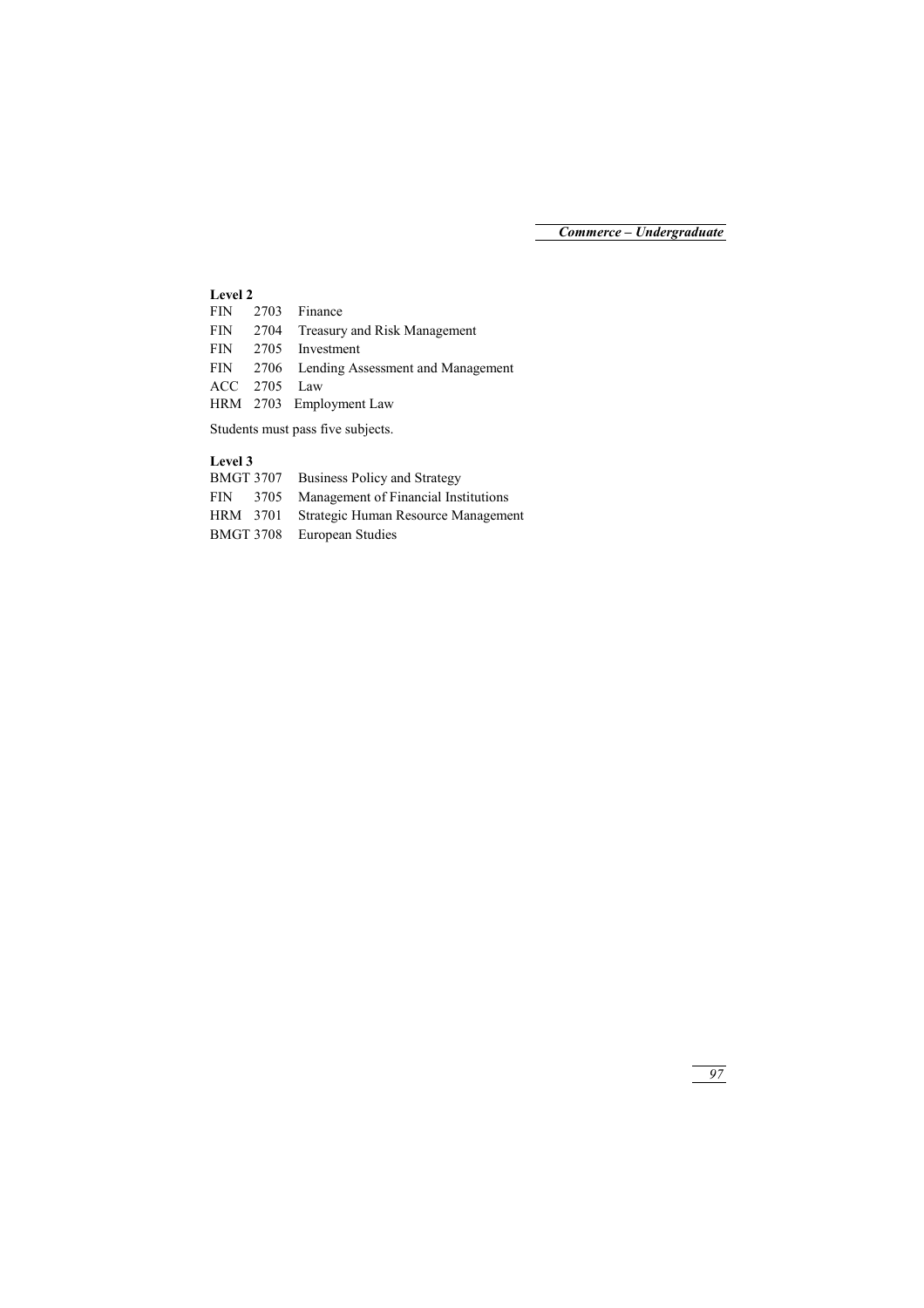**Level 2**

FIN 2703 Finance
FIN 2704 Treasury and Risk Management
FIN 2705 Investment
FIN 2706 Lending Assessment and Management
ACC 2705 Law
HRM 2703 Employment Law

Students must pass five subjects.

**Level 3**

BMGT 3707 Business Policy and Strategy
FIN 3705 Management of Financial Institutions
HRM 3701 Strategic Human Resource Management
BMGT 3708 European Studies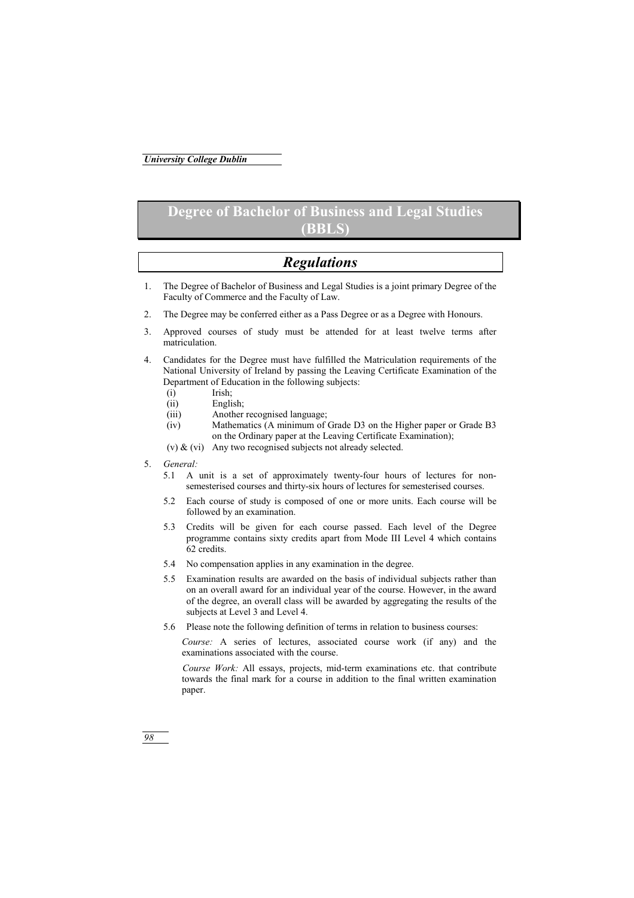# Degree of Bachelor of Business and Legal Studies (BBLS)

## *Regulations*

1. The Degree of Bachelor of Business and Legal Studies is a joint primary Degree of the Faculty of Commerce and the Faculty of Law.

2. The Degree may be conferred either as a Pass Degree or as a Degree with Honours.

3. Approved courses of study must be attended for at least twelve terms after matriculation.

4. Candidates for the Degree must have fulfilled the Matriculation requirements of the National University of Ireland by passing the Leaving Certificate Examination of the Department of Education in the following subjects:
   - (i) Irish;
   - (ii) English;
   - (iii) Another recognised language;
   - (iv) Mathematics (A minimum of Grade D3 on the Higher paper or Grade B3 on the Ordinary paper at the Leaving Certificate Examination);
   - (v) & (vi) Any two recognised subjects not already selected.

5. *General:*

   5.1 A unit is a set of approximately twenty-four hours of lectures for non-semesterised courses and thirty-six hours of lectures for semesterised courses.

   5.2 Each course of study is composed of one or more units. Each course will be followed by an examination.

   5.3 Credits will be given for each course passed. Each level of the Degree programme contains sixty credits apart from Mode III Level 4 which contains 62 credits.

   5.4 No compensation applies in any examination in the degree.

   5.5 Examination results are awarded on the basis of individual subjects rather than on an overall award for an individual year of the course. However, in the award of the degree, an overall class will be awarded by aggregating the results of the subjects at Level 3 and Level 4.

   5.6 Please note the following definition of terms in relation to business courses:

   *Course:* A series of lectures, associated course work (if any) and the examinations associated with the course.

   *Course Work:* All essays, projects, mid-term examinations etc. that contribute towards the final mark for a course in addition to the final written examination paper.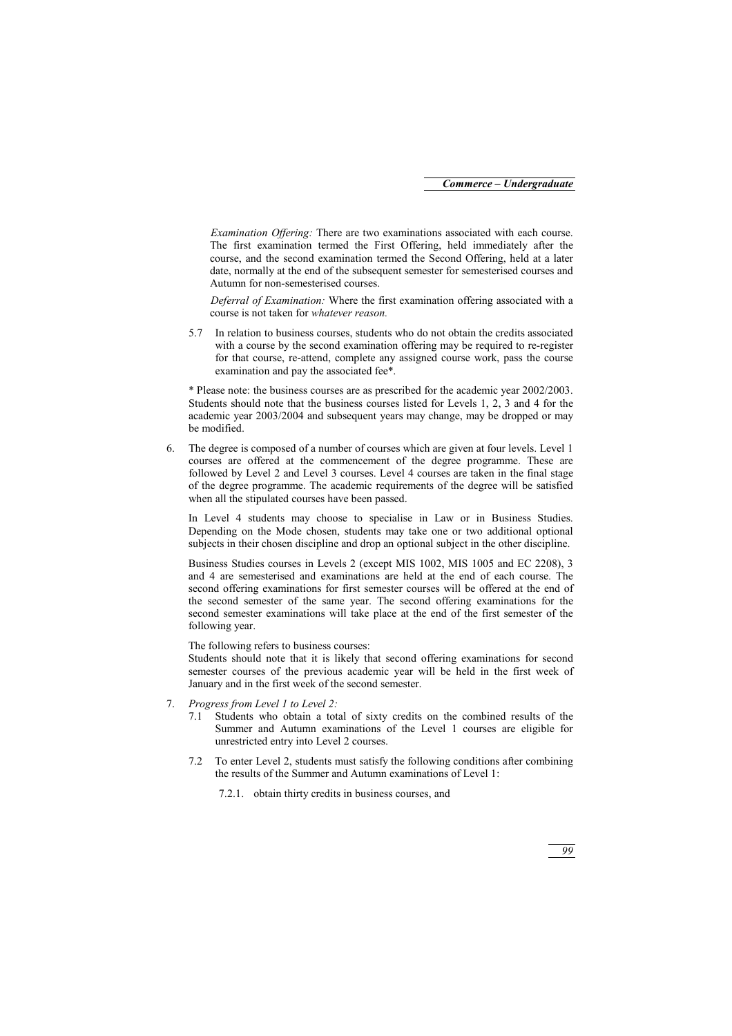*Examination Offering:* There are two examinations associated with each course. The first examination termed the First Offering, held immediately after the course, and the second examination termed the Second Offering, held at a later date, normally at the end of the subsequent semester for semesterised courses and Autumn for non-semesterised courses.

*Deferral of Examination:* Where the first examination offering associated with a course is not taken for *whatever reason.*

5.7 In relation to business courses, students who do not obtain the credits associated with a course by the second examination offering may be required to re-register for that course, re-attend, complete any assigned course work, pass the course examination and pay the associated fee*.

* Please note: the business courses are as prescribed for the academic year 2002/2003. Students should note that the business courses listed for Levels 1, 2, 3 and 4 for the academic year 2003/2004 and subsequent years may change, may be dropped or may be modified.

6. The degree is composed of a number of courses which are given at four levels. Level 1 courses are offered at the commencement of the degree programme. These are followed by Level 2 and Level 3 courses. Level 4 courses are taken in the final stage of the degree programme. The academic requirements of the degree will be satisfied when all the stipulated courses have been passed.

   In Level 4 students may choose to specialise in Law or in Business Studies. Depending on the Mode chosen, students may take one or two additional optional subjects in their chosen discipline and drop an optional subject in the other discipline.

   Business Studies courses in Levels 2 (except MIS 1002, MIS 1005 and EC 2208), 3 and 4 are semesterised and examinations are held at the end of each course. The second offering examinations for first semester courses will be offered at the end of the second semester of the same year. The second offering examinations for the second semester examinations will take place at the end of the first semester of the following year.

   The following refers to business courses:
   Students should note that it is likely that second offering examinations for second semester courses of the previous academic year will be held in the first week of January and in the first week of the second semester.

7. *Progress from Level 1 to Level 2:*
   7.1 Students who obtain a total of sixty credits on the combined results of the Summer and Autumn examinations of the Level 1 courses are eligible for unrestricted entry into Level 2 courses.

   7.2 To enter Level 2, students must satisfy the following conditions after combining the results of the Summer and Autumn examinations of Level 1:

   7.2.1. obtain thirty credits in business courses, and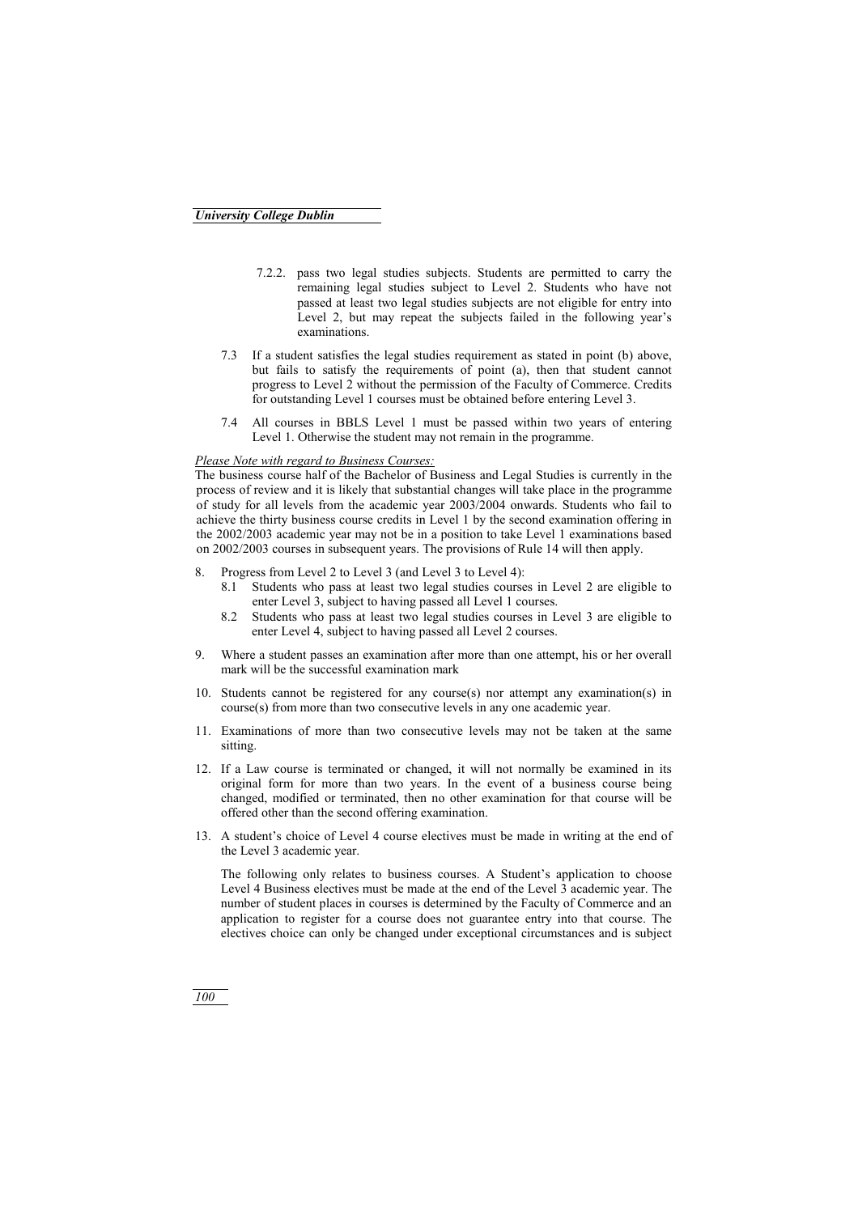7.2.2. pass two legal studies subjects. Students are permitted to carry the remaining legal studies subject to Level 2. Students who have not passed at least two legal studies subjects are not eligible for entry into Level 2, but may repeat the subjects failed in the following year's examinations.

7.3 If a student satisfies the legal studies requirement as stated in point (b) above, but fails to satisfy the requirements of point (a), then that student cannot progress to Level 2 without the permission of the Faculty of Commerce. Credits for outstanding Level 1 courses must be obtained before entering Level 3.

7.4 All courses in BBLS Level 1 must be passed within two years of entering Level 1. Otherwise the student may not remain in the programme.

*Please Note with regard to Business Courses:*

The business course half of the Bachelor of Business and Legal Studies is currently in the process of review and it is likely that substantial changes will take place in the programme of study for all levels from the academic year 2003/2004 onwards. Students who fail to achieve the thirty business course credits in Level 1 by the second examination offering in the 2002/2003 academic year may not be in a position to take Level 1 examinations based on 2002/2003 courses in subsequent years. The provisions of Rule 14 will then apply.

8. Progress from Level 2 to Level 3 (and Level 3 to Level 4):
   - 8.1 Students who pass at least two legal studies courses in Level 2 are eligible to enter Level 3, subject to having passed all Level 1 courses.
   - 8.2 Students who pass at least two legal studies courses in Level 3 are eligible to enter Level 4, subject to having passed all Level 2 courses.

9. Where a student passes an examination after more than one attempt, his or her overall mark will be the successful examination mark

10. Students cannot be registered for any course(s) nor attempt any examination(s) in course(s) from more than two consecutive levels in any one academic year.

11. Examinations of more than two consecutive levels may not be taken at the same sitting.

12. If a Law course is terminated or changed, it will not normally be examined in its original form for more than two years. In the event of a business course being changed, modified or terminated, then no other examination for that course will be offered other than the second offering examination.

13. A student's choice of Level 4 course electives must be made in writing at the end of the Level 3 academic year.

    The following only relates to business courses. A Student's application to choose Level 4 Business electives must be made at the end of the Level 3 academic year. The number of student places in courses is determined by the Faculty of Commerce and an application to register for a course does not guarantee entry into that course. The electives choice can only be changed under exceptional circumstances and is subject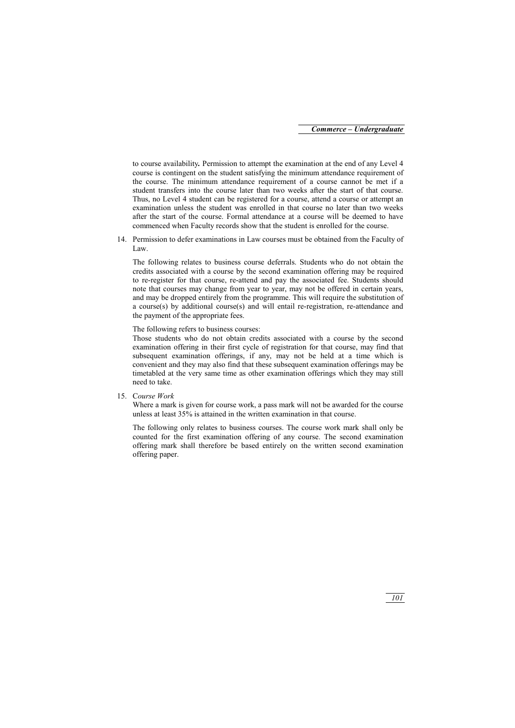to course availability**.** Permission to attempt the examination at the end of any Level 4 course is contingent on the student satisfying the minimum attendance requirement of the course. The minimum attendance requirement of a course cannot be met if a student transfers into the course later than two weeks after the start of that course. Thus, no Level 4 student can be registered for a course, attend a course or attempt an examination unless the student was enrolled in that course no later than two weeks after the start of the course. Formal attendance at a course will be deemed to have commenced when Faculty records show that the student is enrolled for the course.

14. Permission to defer examinations in Law courses must be obtained from the Faculty of Law.

    The following relates to business course deferrals. Students who do not obtain the credits associated with a course by the second examination offering may be required to re-register for that course, re-attend and pay the associated fee. Students should note that courses may change from year to year, may not be offered in certain years, and may be dropped entirely from the programme. This will require the substitution of a course(s) by additional course(s) and will entail re-registration, re-attendance and the payment of the appropriate fees.

    The following refers to business courses:
    Those students who do not obtain credits associated with a course by the second examination offering in their first cycle of registration for that course, may find that subsequent examination offerings, if any, may not be held at a time which is convenient and they may also find that these subsequent examination offerings may be timetabled at the very same time as other examination offerings which they may still need to take.

15. C*ourse Work*
    Where a mark is given for course work, a pass mark will not be awarded for the course unless at least 35% is attained in the written examination in that course.

    The following only relates to business courses. The course work mark shall only be counted for the first examination offering of any course. The second examination offering mark shall therefore be based entirely on the written second examination offering paper.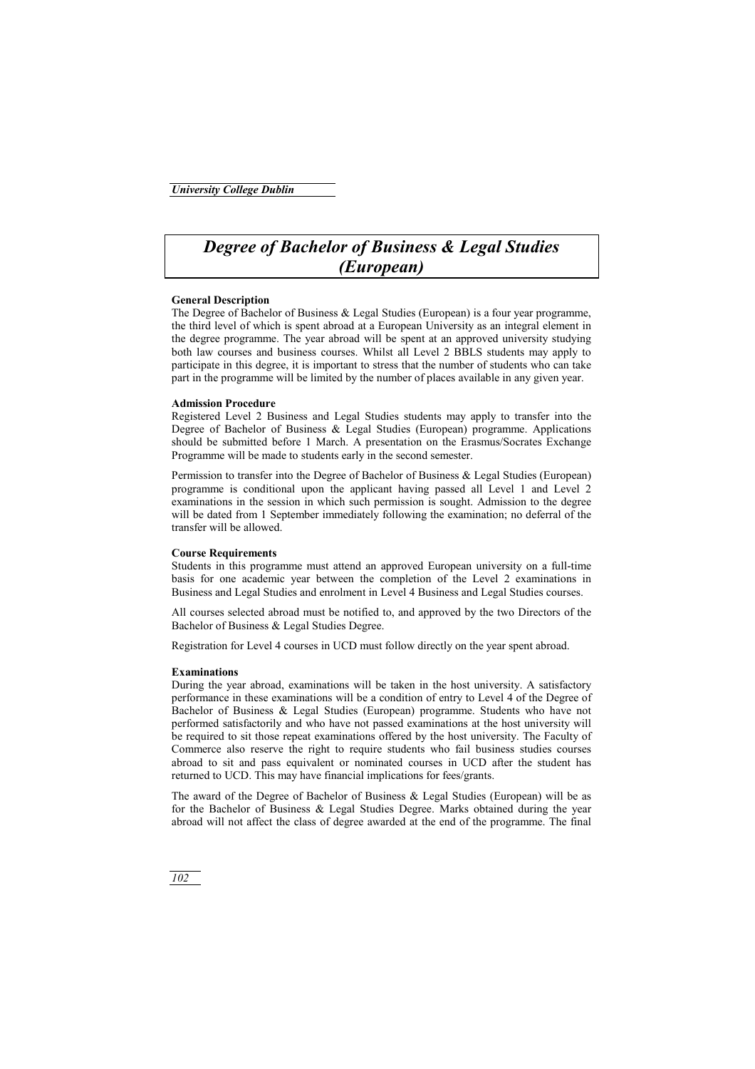# *Degree of Bachelor of Business & Legal Studies (European)*

**General Description**

The Degree of Bachelor of Business & Legal Studies (European) is a four year programme, the third level of which is spent abroad at a European University as an integral element in the degree programme. The year abroad will be spent at an approved university studying both law courses and business courses. Whilst all Level 2 BBLS students may apply to participate in this degree, it is important to stress that the number of students who can take part in the programme will be limited by the number of places available in any given year.

**Admission Procedure**

Registered Level 2 Business and Legal Studies students may apply to transfer into the Degree of Bachelor of Business & Legal Studies (European) programme. Applications should be submitted before 1 March. A presentation on the Erasmus/Socrates Exchange Programme will be made to students early in the second semester.

Permission to transfer into the Degree of Bachelor of Business & Legal Studies (European) programme is conditional upon the applicant having passed all Level 1 and Level 2 examinations in the session in which such permission is sought. Admission to the degree will be dated from 1 September immediately following the examination; no deferral of the transfer will be allowed.

**Course Requirements**

Students in this programme must attend an approved European university on a full-time basis for one academic year between the completion of the Level 2 examinations in Business and Legal Studies and enrolment in Level 4 Business and Legal Studies courses.

All courses selected abroad must be notified to, and approved by the two Directors of the Bachelor of Business & Legal Studies Degree.

Registration for Level 4 courses in UCD must follow directly on the year spent abroad.

**Examinations**

During the year abroad, examinations will be taken in the host university. A satisfactory performance in these examinations will be a condition of entry to Level 4 of the Degree of Bachelor of Business & Legal Studies (European) programme. Students who have not performed satisfactorily and who have not passed examinations at the host university will be required to sit those repeat examinations offered by the host university. The Faculty of Commerce also reserve the right to require students who fail business studies courses abroad to sit and pass equivalent or nominated courses in UCD after the student has returned to UCD. This may have financial implications for fees/grants.

The award of the Degree of Bachelor of Business & Legal Studies (European) will be as for the Bachelor of Business & Legal Studies Degree. Marks obtained during the year abroad will not affect the class of degree awarded at the end of the programme. The final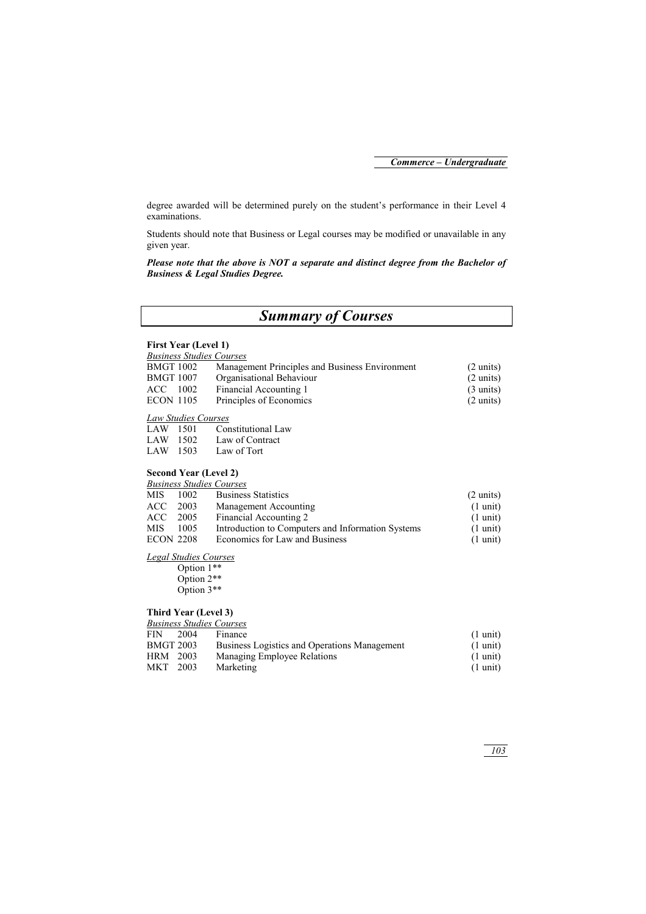degree awarded will be determined purely on the student's performance in their Level 4 examinations.

Students should note that Business or Legal courses may be modified or unavailable in any given year.

***Please note that the above is NOT a separate and distinct degree from the Bachelor of Business & Legal Studies Degree.***

## *Summary of Courses*

### First Year (Level 1)

*Business Studies Courses*

| | | |
|---|---|---|
| BMGT 1002 | Management Principles and Business Environment | (2 units) |
| BMGT 1007 | Organisational Behaviour | (2 units) |
| ACC 1002 | Financial Accounting 1 | (3 units) |
| ECON 1105 | Principles of Economics | (2 units) |

*Law Studies Courses*

| | |
|---|---|
| LAW 1501 | Constitutional Law |
| LAW 1502 | Law of Contract |
| LAW 1503 | Law of Tort |

### Second Year (Level 2)

*Business Studies Courses*

| | | |
|---|---|---|
| MIS 1002 | Business Statistics | (2 units) |
| ACC 2003 | Management Accounting | (1 unit) |
| ACC 2005 | Financial Accounting 2 | (1 unit) |
| MIS 1005 | Introduction to Computers and Information Systems | (1 unit) |
| ECON 2208 | Economics for Law and Business | (1 unit) |

*Legal Studies Courses*

Option 1**
Option 2**
Option 3**

### Third Year (Level 3)

*Business Studies Courses*

| | | |
|---|---|---|
| FIN 2004 | Finance | (1 unit) |
| BMGT 2003 | Business Logistics and Operations Management | (1 unit) |
| HRM 2003 | Managing Employee Relations | (1 unit) |
| MKT 2003 | Marketing | (1 unit) |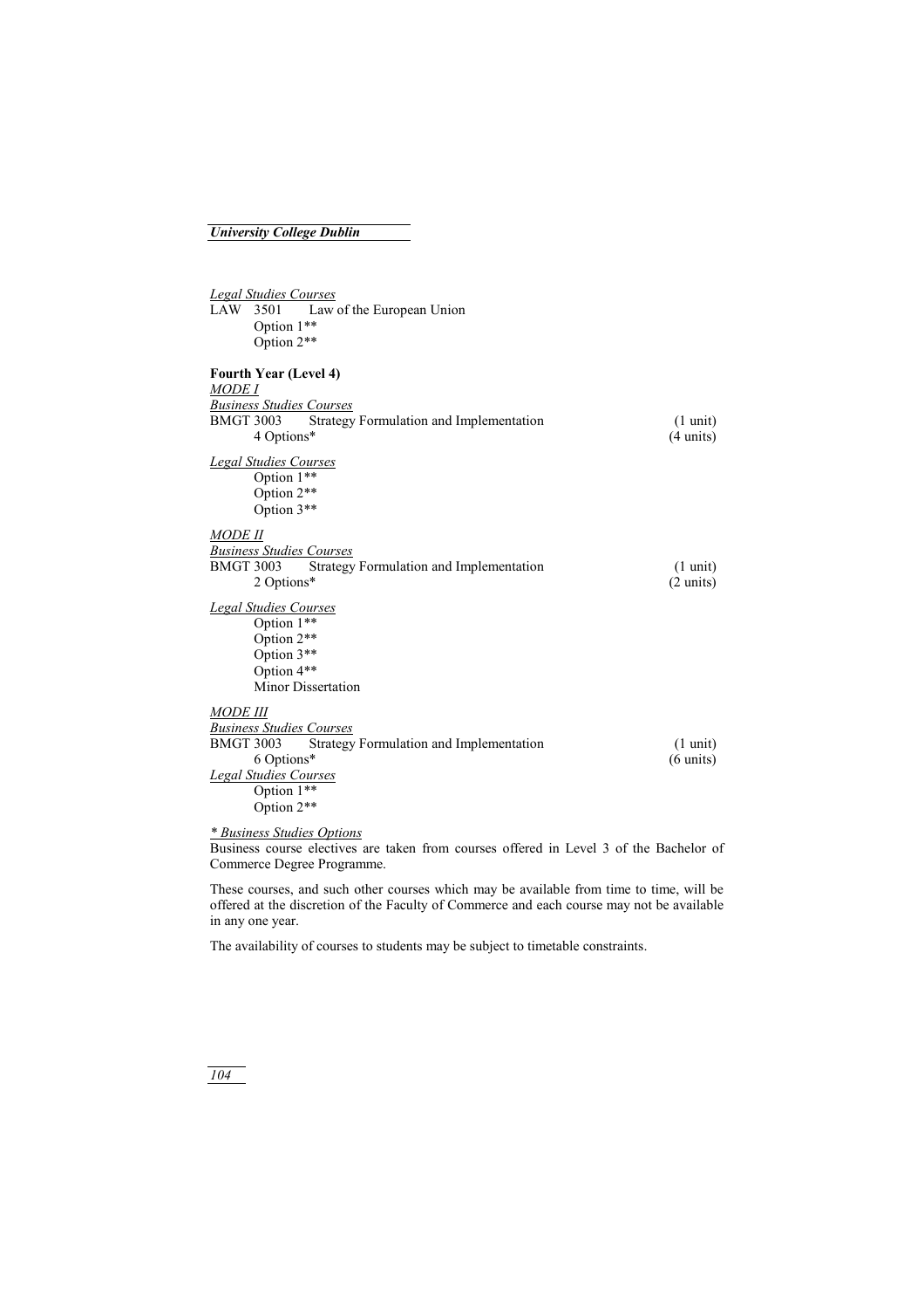*Legal Studies Courses*

LAW 3501 Law of the European Union
Option 1**
Option 2**

**Fourth Year (Level 4)**

*MODE I*

*Business Studies Courses*

| | | |
|---|---|---|
| BMGT 3003 | Strategy Formulation and Implementation | (1 unit) |
| 4 Options* | | (4 units) |

*Legal Studies Courses*

Option 1**
Option 2**
Option 3**

*MODE II*

*Business Studies Courses*

| | | |
|---|---|---|
| BMGT 3003 | Strategy Formulation and Implementation | (1 unit) |
| 2 Options* | | (2 units) |

*Legal Studies Courses*

Option 1**
Option 2**
Option 3**
Option 4**
Minor Dissertation

*MODE III*

*Business Studies Courses*

| | | |
|---|---|---|
| BMGT 3003 | Strategy Formulation and Implementation | (1 unit) |
| 6 Options* | | (6 units) |

*Legal Studies Courses*

Option 1**
Option 2**

*\* Business Studies Options*

Business course electives are taken from courses offered in Level 3 of the Bachelor of Commerce Degree Programme.

These courses, and such other courses which may be available from time to time, will be offered at the discretion of the Faculty of Commerce and each course may not be available in any one year.

The availability of courses to students may be subject to timetable constraints.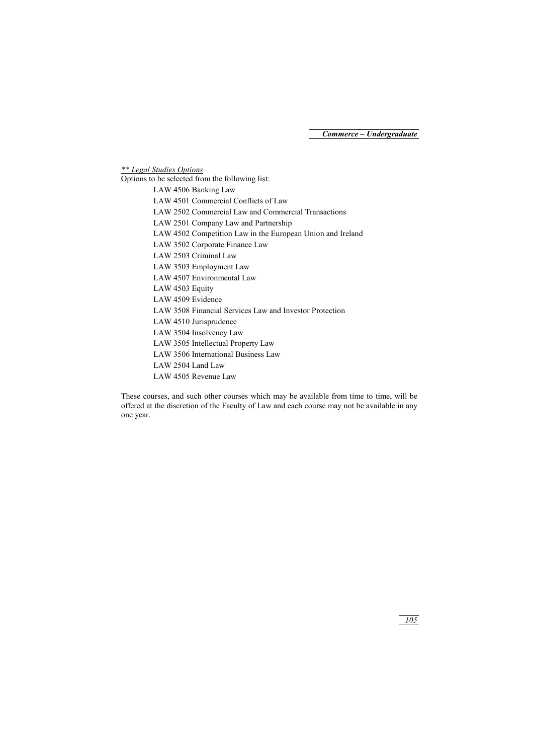*\*\* Legal Studies Options*

Options to be selected from the following list:

- LAW 4506 Banking Law
- LAW 4501 Commercial Conflicts of Law
- LAW 2502 Commercial Law and Commercial Transactions
- LAW 2501 Company Law and Partnership
- LAW 4502 Competition Law in the European Union and Ireland
- LAW 3502 Corporate Finance Law
- LAW 2503 Criminal Law
- LAW 3503 Employment Law
- LAW 4507 Environmental Law
- LAW 4503 Equity
- LAW 4509 Evidence
- LAW 3508 Financial Services Law and Investor Protection
- LAW 4510 Jurisprudence
- LAW 3504 Insolvency Law
- LAW 3505 Intellectual Property Law
- LAW 3506 International Business Law
- LAW 2504 Land Law
- LAW 4505 Revenue Law

These courses, and such other courses which may be available from time to time, will be offered at the discretion of the Faculty of Law and each course may not be available in any one year.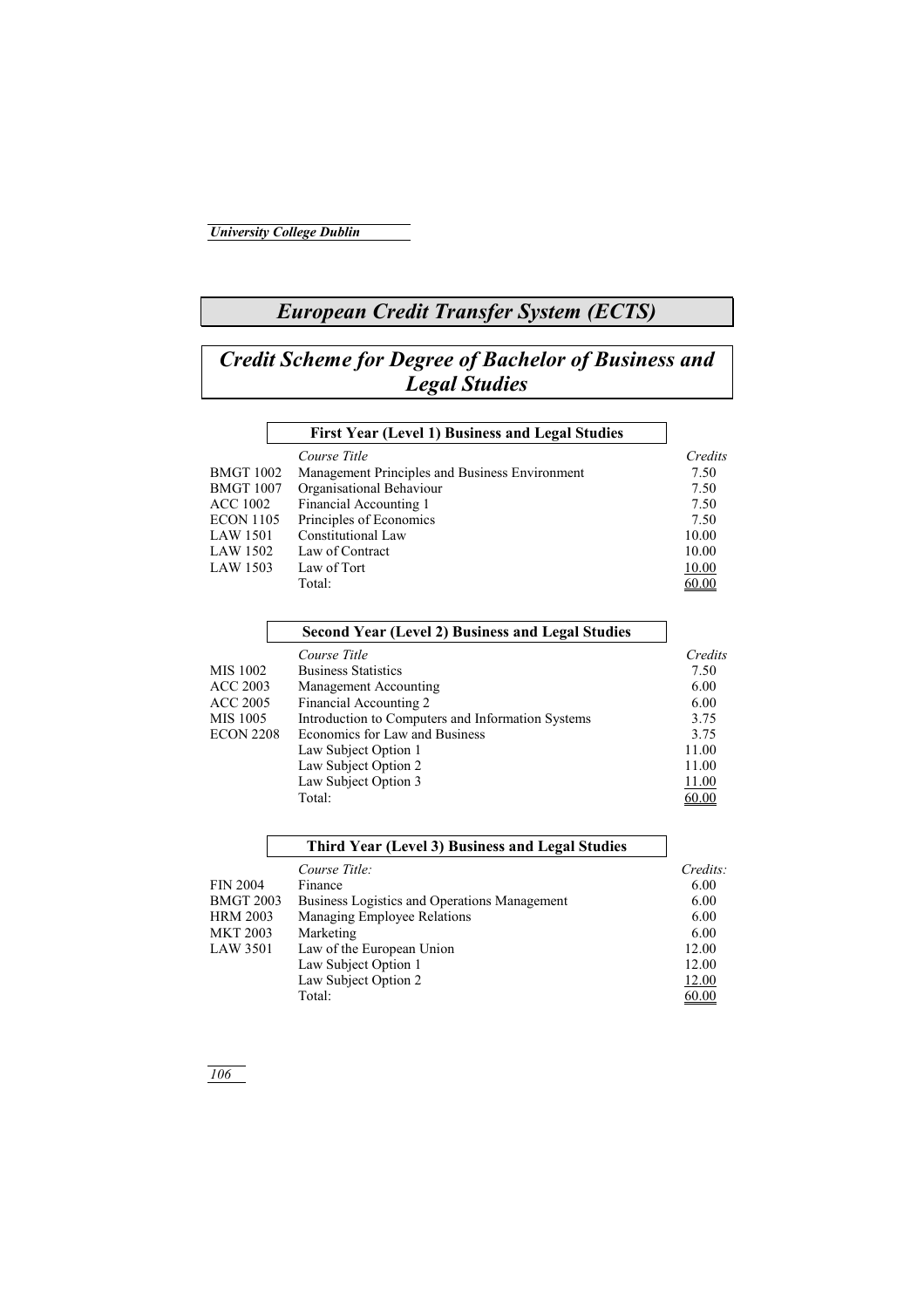# European Credit Transfer System (ECTS)

## Credit Scheme for Degree of Bachelor of Business and Legal Studies

### First Year (Level 1) Business and Legal Studies

| | *Course Title* | *Credits* |
|---|---|---|
| BMGT 1002 | Management Principles and Business Environment | 7.50 |
| BMGT 1007 | Organisational Behaviour | 7.50 |
| ACC 1002 | Financial Accounting 1 | 7.50 |
| ECON 1105 | Principles of Economics | 7.50 |
| LAW 1501 | Constitutional Law | 10.00 |
| LAW 1502 | Law of Contract | 10.00 |
| LAW 1503 | Law of Tort | 10.00 |
| | Total: | 60.00 |

### Second Year (Level 2) Business and Legal Studies

| | *Course Title* | *Credits* |
|---|---|---|
| MIS 1002 | Business Statistics | 7.50 |
| ACC 2003 | Management Accounting | 6.00 |
| ACC 2005 | Financial Accounting 2 | 6.00 |
| MIS 1005 | Introduction to Computers and Information Systems | 3.75 |
| ECON 2208 | Economics for Law and Business | 3.75 |
| | Law Subject Option 1 | 11.00 |
| | Law Subject Option 2 | 11.00 |
| | Law Subject Option 3 | 11.00 |
| | Total: | 60.00 |

### Third Year (Level 3) Business and Legal Studies

| | *Course Title:* | *Credits:* |
|---|---|---|
| FIN 2004 | Finance | 6.00 |
| BMGT 2003 | Business Logistics and Operations Management | 6.00 |
| HRM 2003 | Managing Employee Relations | 6.00 |
| MKT 2003 | Marketing | 6.00 |
| LAW 3501 | Law of the European Union | 12.00 |
| | Law Subject Option 1 | 12.00 |
| | Law Subject Option 2 | 12.00 |
| | Total: | 60.00 |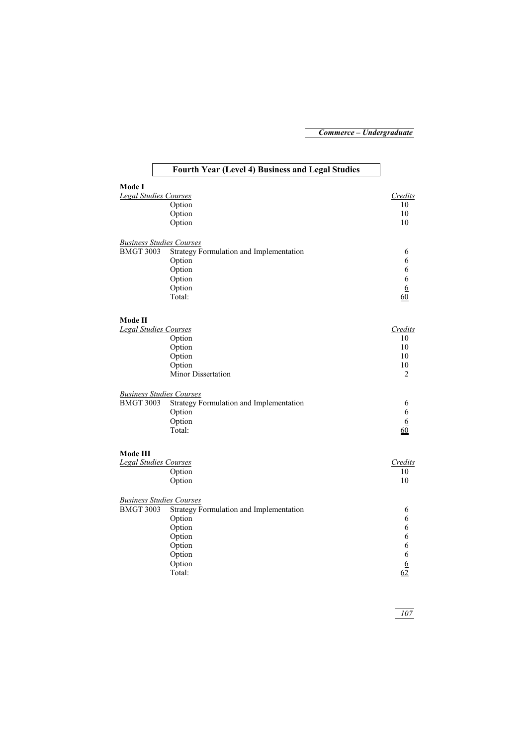## Fourth Year (Level 4) Business and Legal Studies

### Mode I

| *Legal Studies Courses* | | *Credits* |
|---|---|---|
| | Option | 10 |
| | Option | 10 |
| | Option | 10 |
| *Business Studies Courses* | | |
| BMGT 3003 | Strategy Formulation and Implementation | 6 |
| | Option | 6 |
| | Option | 6 |
| | Option | 6 |
| | Option | 6 |
| | Total: | 60 |

### Mode II

| *Legal Studies Courses* | | *Credits* |
|---|---|---|
| | Option | 10 |
| | Option | 10 |
| | Option | 10 |
| | Option | 10 |
| | Minor Dissertation | 2 |
| *Business Studies Courses* | | |
| BMGT 3003 | Strategy Formulation and Implementation | 6 |
| | Option | 6 |
| | Option | 6 |
| | Total: | 60 |

### Mode III

| *Legal Studies Courses* | | *Credits* |
|---|---|---|
| | Option | 10 |
| | Option | 10 |
| *Business Studies Courses* | | |
| BMGT 3003 | Strategy Formulation and Implementation | 6 |
| | Option | 6 |
| | Option | 6 |
| | Option | 6 |
| | Option | 6 |
| | Option | 6 |
| | Option | 6 |
| | Total: | 62 |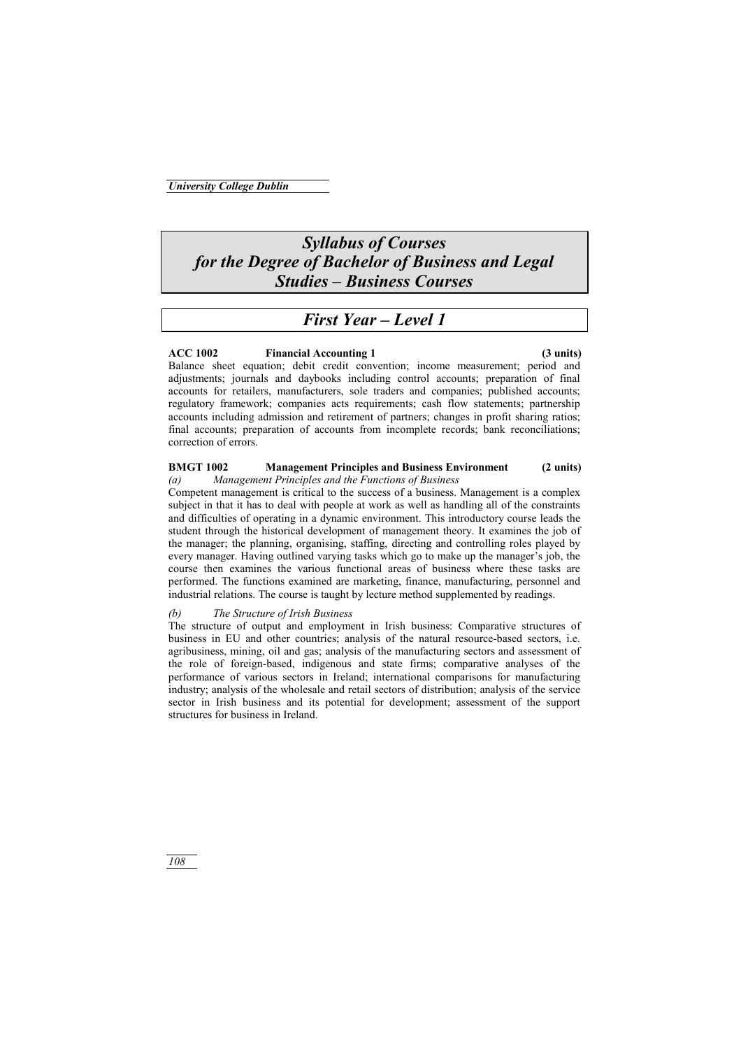# *Syllabus of Courses for the Degree of Bachelor of Business and Legal Studies – Business Courses*

## *First Year – Level 1*

**ACC 1002 Financial Accounting 1 (3 units)**

Balance sheet equation; debit credit convention; income measurement; period and adjustments; journals and daybooks including control accounts; preparation of final accounts for retailers, manufacturers, sole traders and companies; published accounts; regulatory framework; companies acts requirements; cash flow statements; partnership accounts including admission and retirement of partners; changes in profit sharing ratios; final accounts; preparation of accounts from incomplete records; bank reconciliations; correction of errors.

**BMGT 1002 Management Principles and Business Environment (2 units)**

*(a) Management Principles and the Functions of Business*

Competent management is critical to the success of a business. Management is a complex subject in that it has to deal with people at work as well as handling all of the constraints and difficulties of operating in a dynamic environment. This introductory course leads the student through the historical development of management theory. It examines the job of the manager; the planning, organising, staffing, directing and controlling roles played by every manager. Having outlined varying tasks which go to make up the manager's job, the course then examines the various functional areas of business where these tasks are performed. The functions examined are marketing, finance, manufacturing, personnel and industrial relations. The course is taught by lecture method supplemented by readings.

*(b) The Structure of Irish Business*

The structure of output and employment in Irish business: Comparative structures of business in EU and other countries; analysis of the natural resource-based sectors, i.e. agribusiness, mining, oil and gas; analysis of the manufacturing sectors and assessment of the role of foreign-based, indigenous and state firms; comparative analyses of the performance of various sectors in Ireland; international comparisons for manufacturing industry; analysis of the wholesale and retail sectors of distribution; analysis of the service sector in Irish business and its potential for development; assessment of the support structures for business in Ireland.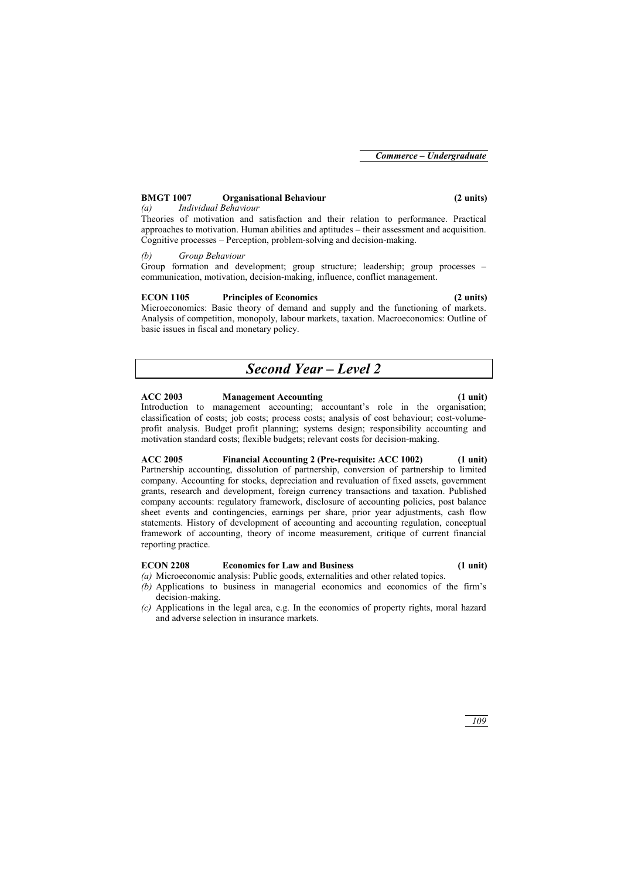**BMGT 1007 Organisational Behaviour (2 units)**

*(a) Individual Behaviour*

Theories of motivation and satisfaction and their relation to performance. Practical approaches to motivation. Human abilities and aptitudes – their assessment and acquisition. Cognitive processes – Perception, problem-solving and decision-making.

*(b) Group Behaviour*

Group formation and development; group structure; leadership; group processes – communication, motivation, decision-making, influence, conflict management.

**ECON 1105 Principles of Economics (2 units)**

Microeconomics: Basic theory of demand and supply and the functioning of markets. Analysis of competition, monopoly, labour markets, taxation. Macroeconomics: Outline of basic issues in fiscal and monetary policy.

## *Second Year – Level 2*

**ACC 2003 Management Accounting (1 unit)**

Introduction to management accounting; accountant's role in the organisation; classification of costs; job costs; process costs; analysis of cost behaviour; cost-volume-profit analysis. Budget profit planning; systems design; responsibility accounting and motivation standard costs; flexible budgets; relevant costs for decision-making.

**ACC 2005 Financial Accounting 2 (Pre-requisite: ACC 1002) (1 unit)**

Partnership accounting, dissolution of partnership, conversion of partnership to limited company. Accounting for stocks, depreciation and revaluation of fixed assets, government grants, research and development, foreign currency transactions and taxation. Published company accounts: regulatory framework, disclosure of accounting policies, post balance sheet events and contingencies, earnings per share, prior year adjustments, cash flow statements. History of development of accounting and accounting regulation, conceptual framework of accounting, theory of income measurement, critique of current financial reporting practice.

**ECON 2208 Economics for Law and Business (1 unit)**

*(a)* Microeconomic analysis: Public goods, externalities and other related topics.

*(b)* Applications to business in managerial economics and economics of the firm's decision-making.

*(c)* Applications in the legal area, e.g. In the economics of property rights, moral hazard and adverse selection in insurance markets.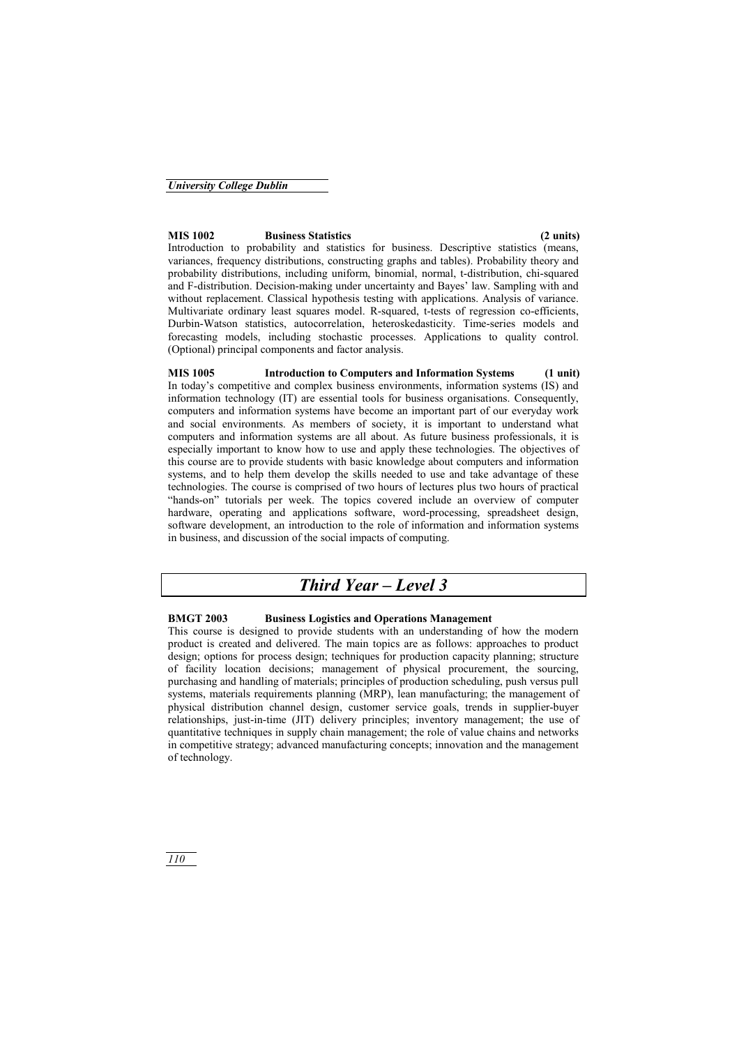**MIS 1002 Business Statistics (2 units)**

Introduction to probability and statistics for business. Descriptive statistics (means, variances, frequency distributions, constructing graphs and tables). Probability theory and probability distributions, including uniform, binomial, normal, t-distribution, chi-squared and F-distribution. Decision-making under uncertainty and Bayes' law. Sampling with and without replacement. Classical hypothesis testing with applications. Analysis of variance. Multivariate ordinary least squares model. R-squared, t-tests of regression co-efficients, Durbin-Watson statistics, autocorrelation, heteroskedasticity. Time-series models and forecasting models, including stochastic processes. Applications to quality control. (Optional) principal components and factor analysis.

**MIS 1005 Introduction to Computers and Information Systems (1 unit)**

In today's competitive and complex business environments, information systems (IS) and information technology (IT) are essential tools for business organisations. Consequently, computers and information systems have become an important part of our everyday work and social environments. As members of society, it is important to understand what computers and information systems are all about. As future business professionals, it is especially important to know how to use and apply these technologies. The objectives of this course are to provide students with basic knowledge about computers and information systems, and to help them develop the skills needed to use and take advantage of these technologies. The course is comprised of two hours of lectures plus two hours of practical "hands-on" tutorials per week. The topics covered include an overview of computer hardware, operating and applications software, word-processing, spreadsheet design, software development, an introduction to the role of information and information systems in business, and discussion of the social impacts of computing.

## *Third Year – Level 3*

**BMGT 2003 Business Logistics and Operations Management**

This course is designed to provide students with an understanding of how the modern product is created and delivered. The main topics are as follows: approaches to product design; options for process design; techniques for production capacity planning; structure of facility location decisions; management of physical procurement, the sourcing, purchasing and handling of materials; principles of production scheduling, push versus pull systems, materials requirements planning (MRP), lean manufacturing; the management of physical distribution channel design, customer service goals, trends in supplier-buyer relationships, just-in-time (JIT) delivery principles; inventory management; the use of quantitative techniques in supply chain management; the role of value chains and networks in competitive strategy; advanced manufacturing concepts; innovation and the management of technology.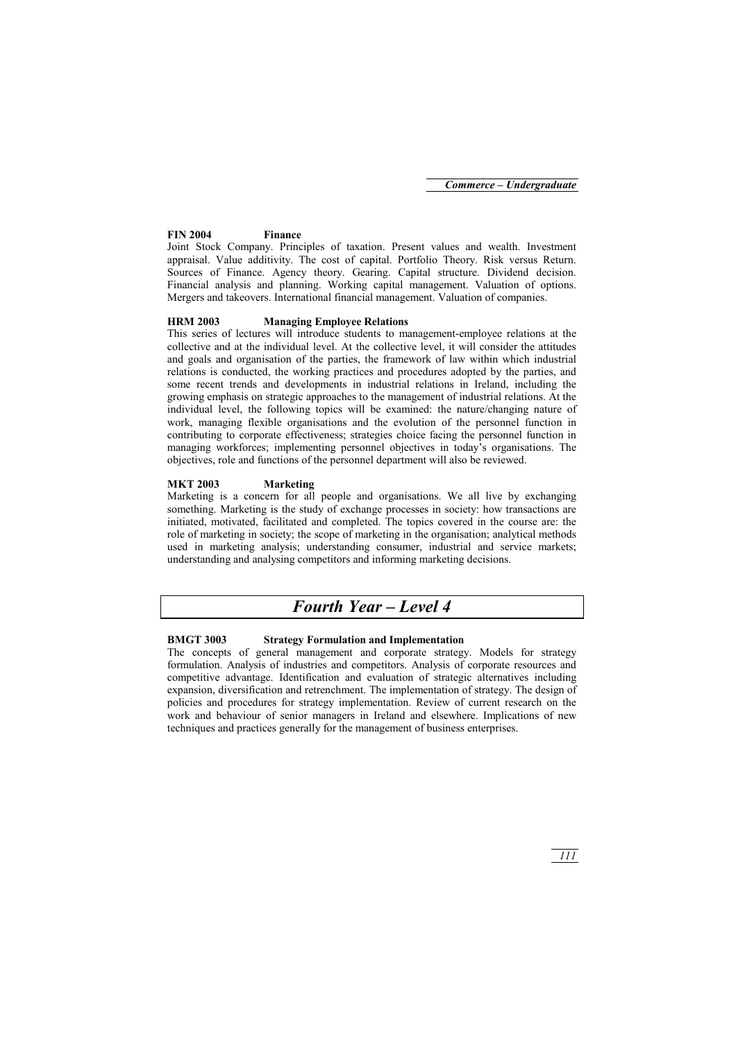**FIN 2004 Finance**

Joint Stock Company. Principles of taxation. Present values and wealth. Investment appraisal. Value additivity. The cost of capital. Portfolio Theory. Risk versus Return. Sources of Finance. Agency theory. Gearing. Capital structure. Dividend decision. Financial analysis and planning. Working capital management. Valuation of options. Mergers and takeovers. International financial management. Valuation of companies.

**HRM 2003 Managing Employee Relations**

This series of lectures will introduce students to management-employee relations at the collective and at the individual level. At the collective level, it will consider the attitudes and goals and organisation of the parties, the framework of law within which industrial relations is conducted, the working practices and procedures adopted by the parties, and some recent trends and developments in industrial relations in Ireland, including the growing emphasis on strategic approaches to the management of industrial relations. At the individual level, the following topics will be examined: the nature/changing nature of work, managing flexible organisations and the evolution of the personnel function in contributing to corporate effectiveness; strategies choice facing the personnel function in managing workforces; implementing personnel objectives in today's organisations. The objectives, role and functions of the personnel department will also be reviewed.

**MKT 2003 Marketing**

Marketing is a concern for all people and organisations. We all live by exchanging something. Marketing is the study of exchange processes in society: how transactions are initiated, motivated, facilitated and completed. The topics covered in the course are: the role of marketing in society; the scope of marketing in the organisation; analytical methods used in marketing analysis; understanding consumer, industrial and service markets; understanding and analysing competitors and informing marketing decisions.

## *Fourth Year – Level 4*

**BMGT 3003 Strategy Formulation and Implementation**

The concepts of general management and corporate strategy. Models for strategy formulation. Analysis of industries and competitors. Analysis of corporate resources and competitive advantage. Identification and evaluation of strategic alternatives including expansion, diversification and retrenchment. The implementation of strategy. The design of policies and procedures for strategy implementation. Review of current research on the work and behaviour of senior managers in Ireland and elsewhere. Implications of new techniques and practices generally for the management of business enterprises.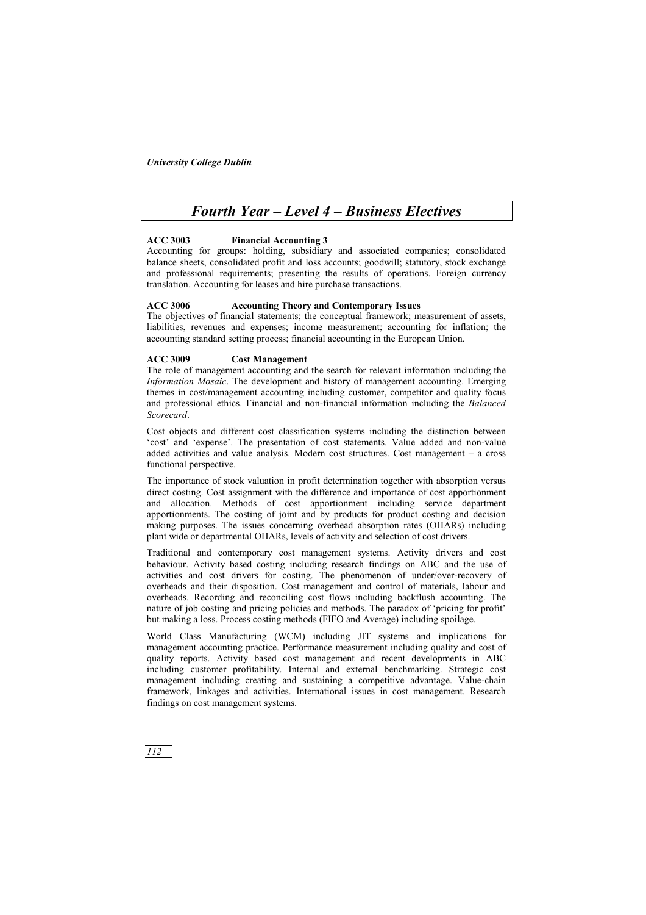# *Fourth Year – Level 4 – Business Electives*

**ACC 3003 Financial Accounting 3**

Accounting for groups: holding, subsidiary and associated companies; consolidated balance sheets, consolidated profit and loss accounts; goodwill; statutory, stock exchange and professional requirements; presenting the results of operations. Foreign currency translation. Accounting for leases and hire purchase transactions.

**ACC 3006 Accounting Theory and Contemporary Issues**

The objectives of financial statements; the conceptual framework; measurement of assets, liabilities, revenues and expenses; income measurement; accounting for inflation; the accounting standard setting process; financial accounting in the European Union.

**ACC 3009 Cost Management**

The role of management accounting and the search for relevant information including the *Information Mosaic*. The development and history of management accounting. Emerging themes in cost/management accounting including customer, competitor and quality focus and professional ethics. Financial and non-financial information including the *Balanced Scorecard*.

Cost objects and different cost classification systems including the distinction between 'cost' and 'expense'. The presentation of cost statements. Value added and non-value added activities and value analysis. Modern cost structures. Cost management – a cross functional perspective.

The importance of stock valuation in profit determination together with absorption versus direct costing. Cost assignment with the difference and importance of cost apportionment and allocation. Methods of cost apportionment including service department apportionments. The costing of joint and by products for product costing and decision making purposes. The issues concerning overhead absorption rates (OHARs) including plant wide or departmental OHARs, levels of activity and selection of cost drivers.

Traditional and contemporary cost management systems. Activity drivers and cost behaviour. Activity based costing including research findings on ABC and the use of activities and cost drivers for costing. The phenomenon of under/over-recovery of overheads and their disposition. Cost management and control of materials, labour and overheads. Recording and reconciling cost flows including backflush accounting. The nature of job costing and pricing policies and methods. The paradox of 'pricing for profit' but making a loss. Process costing methods (FIFO and Average) including spoilage.

World Class Manufacturing (WCM) including JIT systems and implications for management accounting practice. Performance measurement including quality and cost of quality reports. Activity based cost management and recent developments in ABC including customer profitability. Internal and external benchmarking. Strategic cost management including creating and sustaining a competitive advantage. Value-chain framework, linkages and activities. International issues in cost management. Research findings on cost management systems.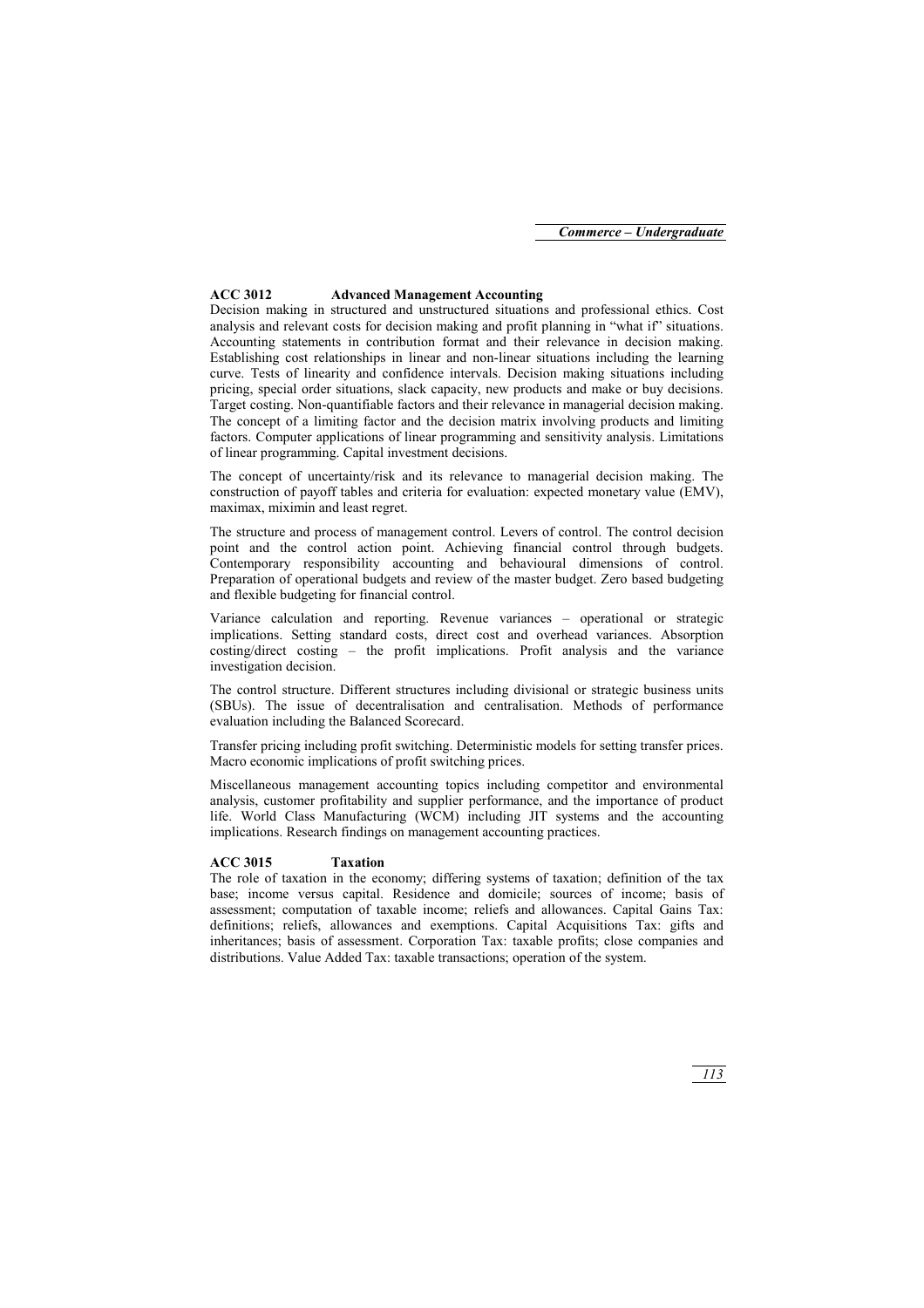### ACC 3012 Advanced Management Accounting

Decision making in structured and unstructured situations and professional ethics. Cost analysis and relevant costs for decision making and profit planning in "what if" situations. Accounting statements in contribution format and their relevance in decision making. Establishing cost relationships in linear and non-linear situations including the learning curve. Tests of linearity and confidence intervals. Decision making situations including pricing, special order situations, slack capacity, new products and make or buy decisions. Target costing. Non-quantifiable factors and their relevance in managerial decision making. The concept of a limiting factor and the decision matrix involving products and limiting factors. Computer applications of linear programming and sensitivity analysis. Limitations of linear programming. Capital investment decisions.

The concept of uncertainty/risk and its relevance to managerial decision making. The construction of payoff tables and criteria for evaluation: expected monetary value (EMV), maximax, miximin and least regret.

The structure and process of management control. Levers of control. The control decision point and the control action point. Achieving financial control through budgets. Contemporary responsibility accounting and behavioural dimensions of control. Preparation of operational budgets and review of the master budget. Zero based budgeting and flexible budgeting for financial control.

Variance calculation and reporting. Revenue variances – operational or strategic implications. Setting standard costs, direct cost and overhead variances. Absorption costing/direct costing – the profit implications. Profit analysis and the variance investigation decision.

The control structure. Different structures including divisional or strategic business units (SBUs). The issue of decentralisation and centralisation. Methods of performance evaluation including the Balanced Scorecard.

Transfer pricing including profit switching. Deterministic models for setting transfer prices. Macro economic implications of profit switching prices.

Miscellaneous management accounting topics including competitor and environmental analysis, customer profitability and supplier performance, and the importance of product life. World Class Manufacturing (WCM) including JIT systems and the accounting implications. Research findings on management accounting practices.

### ACC 3015 Taxation

The role of taxation in the economy; differing systems of taxation; definition of the tax base; income versus capital. Residence and domicile; sources of income; basis of assessment; computation of taxable income; reliefs and allowances. Capital Gains Tax: definitions; reliefs, allowances and exemptions. Capital Acquisitions Tax: gifts and inheritances; basis of assessment. Corporation Tax: taxable profits; close companies and distributions. Value Added Tax: taxable transactions; operation of the system.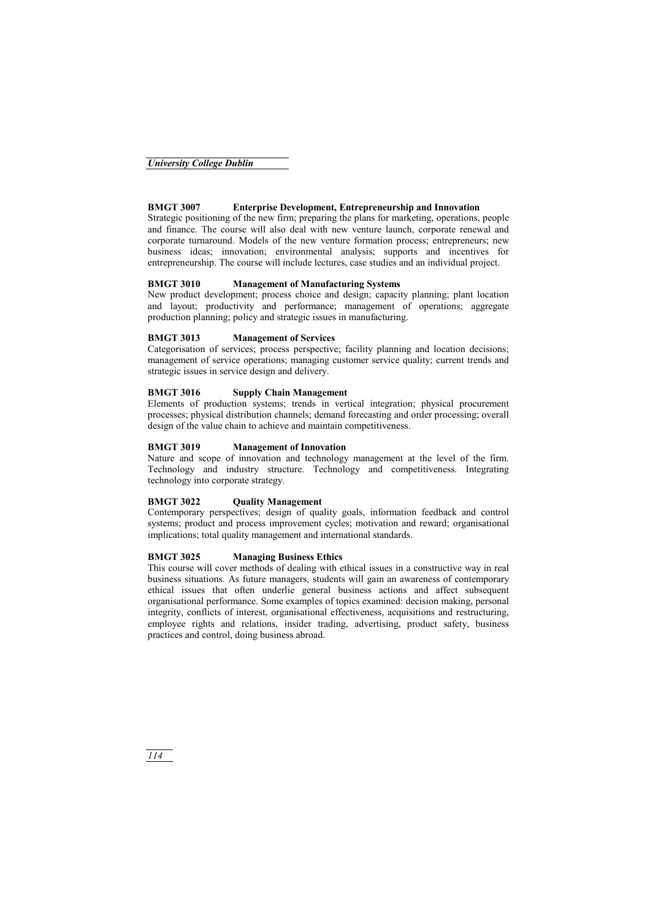**BMGT 3007 Enterprise Development, Entrepreneurship and Innovation**

Strategic positioning of the new firm; preparing the plans for marketing, operations, people and finance. The course will also deal with new venture launch, corporate renewal and corporate turnaround. Models of the new venture formation process; entrepreneurs; new business ideas; innovation; environmental analysis; supports and incentives for entrepreneurship. The course will include lectures, case studies and an individual project.

**BMGT 3010 Management of Manufacturing Systems**

New product development; process choice and design; capacity planning; plant location and layout; productivity and performance; management of operations; aggregate production planning; policy and strategic issues in manufacturing.

**BMGT 3013 Management of Services**

Categorisation of services; process perspective; facility planning and location decisions; management of service operations; managing customer service quality; current trends and strategic issues in service design and delivery.

**BMGT 3016 Supply Chain Management**

Elements of production systems; trends in vertical integration; physical procurement processes; physical distribution channels; demand forecasting and order processing; overall design of the value chain to achieve and maintain competitiveness.

**BMGT 3019 Management of Innovation**

Nature and scope of innovation and technology management at the level of the firm. Technology and industry structure. Technology and competitiveness. Integrating technology into corporate strategy.

**BMGT 3022 Quality Management**

Contemporary perspectives; design of quality goals, information feedback and control systems; product and process improvement cycles; motivation and reward; organisational implications; total quality management and international standards.

**BMGT 3025 Managing Business Ethics**

This course will cover methods of dealing with ethical issues in a constructive way in real business situations. As future managers, students will gain an awareness of contemporary ethical issues that often underlie general business actions and affect subsequent organisational performance. Some examples of topics examined: decision making, personal integrity, conflicts of interest, organisational effectiveness, acquisitions and restructuring, employee rights and relations, insider trading, advertising, product safety, business practices and control, doing business abroad.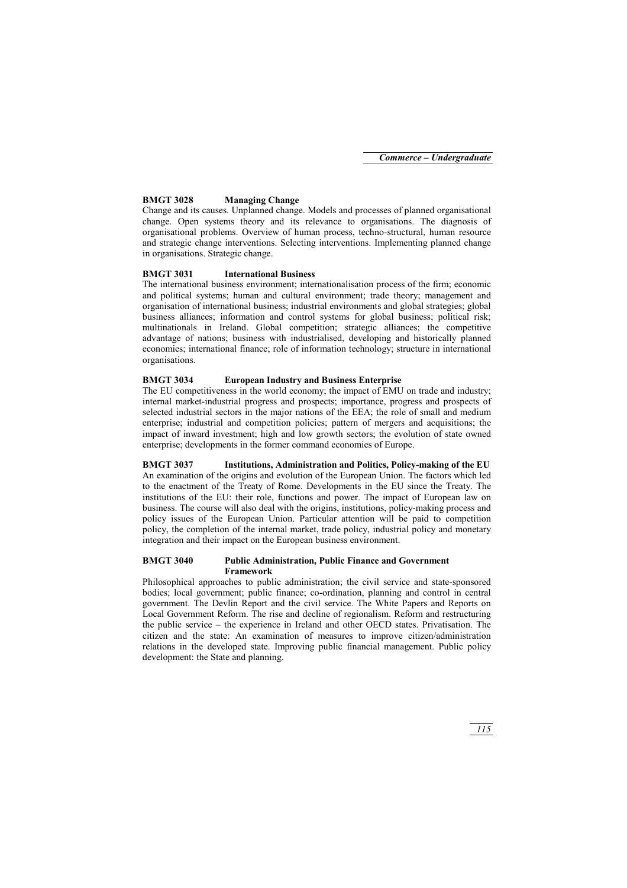### BMGT 3028 Managing Change

Change and its causes. Unplanned change. Models and processes of planned organisational change. Open systems theory and its relevance to organisations. The diagnosis of organisational problems. Overview of human process, techno-structural, human resource and strategic change interventions. Selecting interventions. Implementing planned change in organisations. Strategic change.

### BMGT 3031 International Business

The international business environment; internationalisation process of the firm; economic and political systems; human and cultural environment; trade theory; management and organisation of international business; industrial environments and global strategies; global business alliances; information and control systems for global business; political risk; multinationals in Ireland. Global competition; strategic alliances; the competitive advantage of nations; business with industrialised, developing and historically planned economies; international finance; role of information technology; structure in international organisations.

### BMGT 3034 European Industry and Business Enterprise

The EU competitiveness in the world economy; the impact of EMU on trade and industry; internal market-industrial progress and prospects; importance, progress and prospects of selected industrial sectors in the major nations of the EEA; the role of small and medium enterprise; industrial and competition policies; pattern of mergers and acquisitions; the impact of inward investment; high and low growth sectors; the evolution of state owned enterprise; developments in the former command economies of Europe.

### BMGT 3037 Institutions, Administration and Politics, Policy-making of the EU

An examination of the origins and evolution of the European Union. The factors which led to the enactment of the Treaty of Rome. Developments in the EU since the Treaty. The institutions of the EU: their role, functions and power. The impact of European law on business. The course will also deal with the origins, institutions, policy-making process and policy issues of the European Union. Particular attention will be paid to competition policy, the completion of the internal market, trade policy, industrial policy and monetary integration and their impact on the European business environment.

### BMGT 3040 Public Administration, Public Finance and Government Framework

Philosophical approaches to public administration; the civil service and state-sponsored bodies; local government; public finance; co-ordination, planning and control in central government. The Devlin Report and the civil service. The White Papers and Reports on Local Government Reform. The rise and decline of regionalism. Reform and restructuring the public service – the experience in Ireland and other OECD states. Privatisation. The citizen and the state: An examination of measures to improve citizen/administration relations in the developed state. Improving public financial management. Public policy development: the State and planning.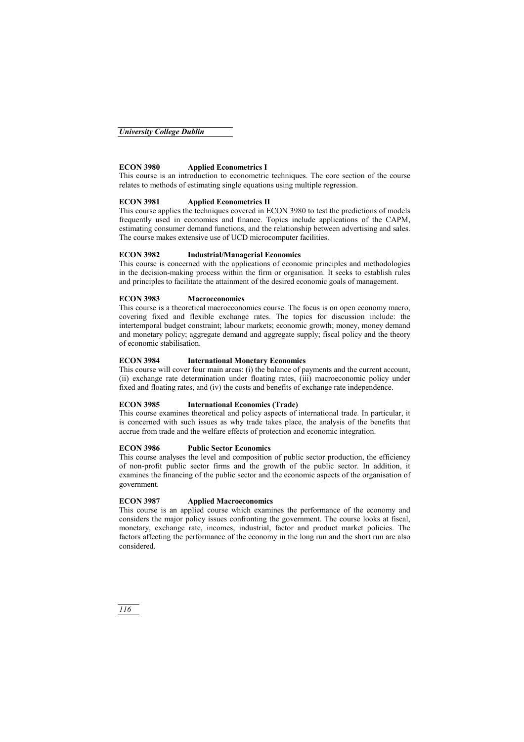**ECON 3980 Applied Econometrics I**

This course is an introduction to econometric techniques. The core section of the course relates to methods of estimating single equations using multiple regression.

**ECON 3981 Applied Econometrics II**

This course applies the techniques covered in ECON 3980 to test the predictions of models frequently used in economics and finance. Topics include applications of the CAPM, estimating consumer demand functions, and the relationship between advertising and sales. The course makes extensive use of UCD microcomputer facilities.

**ECON 3982 Industrial/Managerial Economics**

This course is concerned with the applications of economic principles and methodologies in the decision-making process within the firm or organisation. It seeks to establish rules and principles to facilitate the attainment of the desired economic goals of management.

**ECON 3983 Macroeconomics**

This course is a theoretical macroeconomics course. The focus is on open economy macro, covering fixed and flexible exchange rates. The topics for discussion include: the intertemporal budget constraint; labour markets; economic growth; money, money demand and monetary policy; aggregate demand and aggregate supply; fiscal policy and the theory of economic stabilisation.

**ECON 3984 International Monetary Economics**

This course will cover four main areas: (i) the balance of payments and the current account, (ii) exchange rate determination under floating rates, (iii) macroeconomic policy under fixed and floating rates, and (iv) the costs and benefits of exchange rate independence.

**ECON 3985 International Economics (Trade)**

This course examines theoretical and policy aspects of international trade. In particular, it is concerned with such issues as why trade takes place, the analysis of the benefits that accrue from trade and the welfare effects of protection and economic integration.

**ECON 3986 Public Sector Economics**

This course analyses the level and composition of public sector production, the efficiency of non-profit public sector firms and the growth of the public sector. In addition, it examines the financing of the public sector and the economic aspects of the organisation of government.

**ECON 3987 Applied Macroeconomics**

This course is an applied course which examines the performance of the economy and considers the major policy issues confronting the government. The course looks at fiscal, monetary, exchange rate, incomes, industrial, factor and product market policies. The factors affecting the performance of the economy in the long run and the short run are also considered.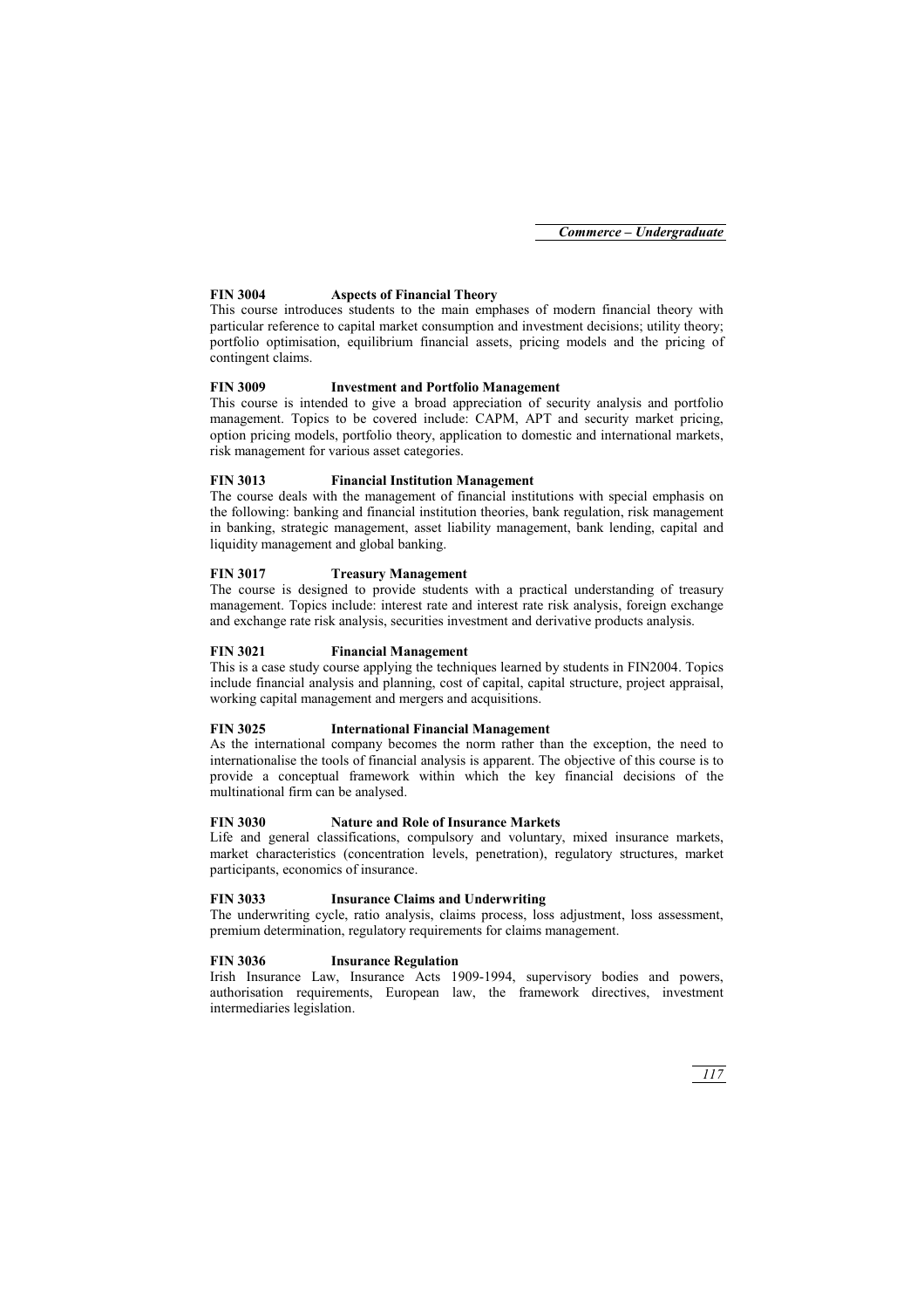**FIN 3004 Aspects of Financial Theory**

This course introduces students to the main emphases of modern financial theory with particular reference to capital market consumption and investment decisions; utility theory; portfolio optimisation, equilibrium financial assets, pricing models and the pricing of contingent claims.

**FIN 3009 Investment and Portfolio Management**

This course is intended to give a broad appreciation of security analysis and portfolio management. Topics to be covered include: CAPM, APT and security market pricing, option pricing models, portfolio theory, application to domestic and international markets, risk management for various asset categories.

**FIN 3013 Financial Institution Management**

The course deals with the management of financial institutions with special emphasis on the following: banking and financial institution theories, bank regulation, risk management in banking, strategic management, asset liability management, bank lending, capital and liquidity management and global banking.

**FIN 3017 Treasury Management**

The course is designed to provide students with a practical understanding of treasury management. Topics include: interest rate and interest rate risk analysis, foreign exchange and exchange rate risk analysis, securities investment and derivative products analysis.

**FIN 3021 Financial Management**

This is a case study course applying the techniques learned by students in FIN2004. Topics include financial analysis and planning, cost of capital, capital structure, project appraisal, working capital management and mergers and acquisitions.

**FIN 3025 International Financial Management**

As the international company becomes the norm rather than the exception, the need to internationalise the tools of financial analysis is apparent. The objective of this course is to provide a conceptual framework within which the key financial decisions of the multinational firm can be analysed.

**FIN 3030 Nature and Role of Insurance Markets**

Life and general classifications, compulsory and voluntary, mixed insurance markets, market characteristics (concentration levels, penetration), regulatory structures, market participants, economics of insurance.

**FIN 3033 Insurance Claims and Underwriting**

The underwriting cycle, ratio analysis, claims process, loss adjustment, loss assessment, premium determination, regulatory requirements for claims management.

**FIN 3036 Insurance Regulation**

Irish Insurance Law, Insurance Acts 1909-1994, supervisory bodies and powers, authorisation requirements, European law, the framework directives, investment intermediaries legislation.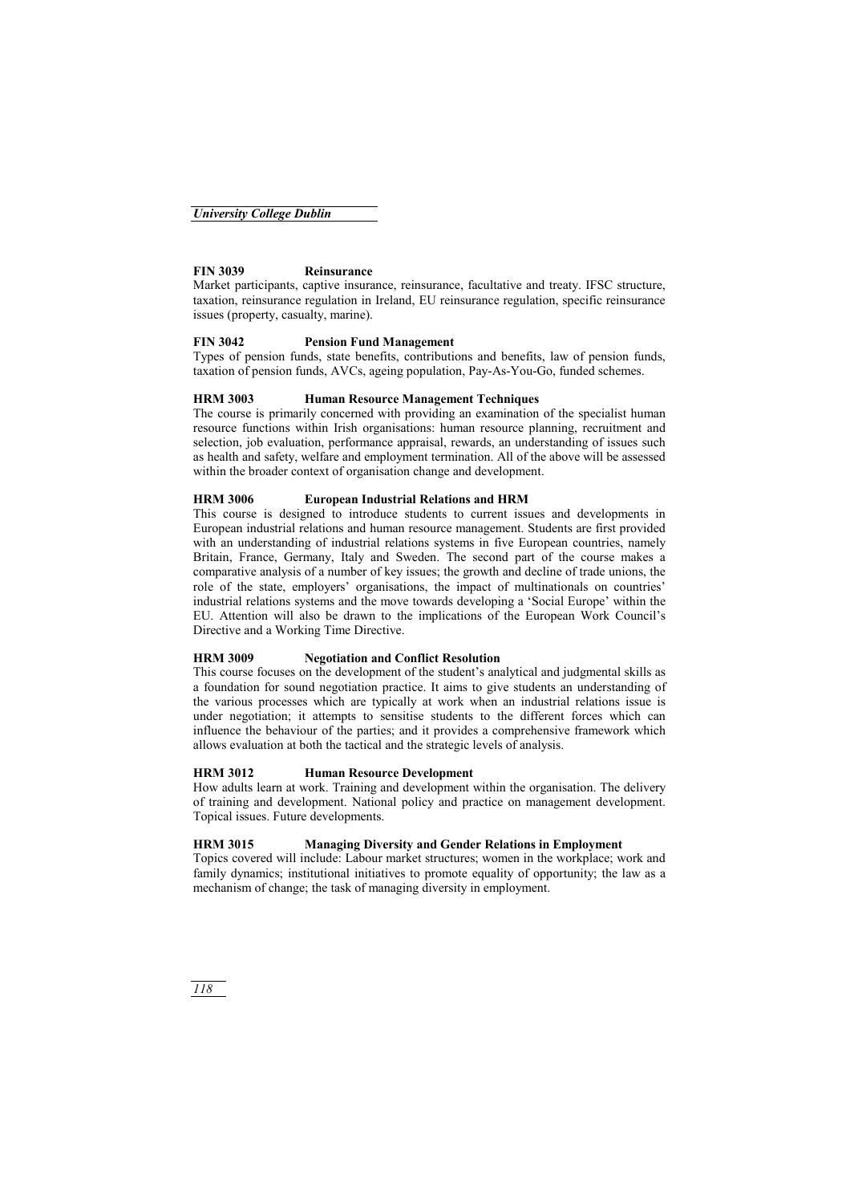**FIN 3039 Reinsurance**

Market participants, captive insurance, reinsurance, facultative and treaty. IFSC structure, taxation, reinsurance regulation in Ireland, EU reinsurance regulation, specific reinsurance issues (property, casualty, marine).

**FIN 3042 Pension Fund Management**

Types of pension funds, state benefits, contributions and benefits, law of pension funds, taxation of pension funds, AVCs, ageing population, Pay-As-You-Go, funded schemes.

**HRM 3003 Human Resource Management Techniques**

The course is primarily concerned with providing an examination of the specialist human resource functions within Irish organisations: human resource planning, recruitment and selection, job evaluation, performance appraisal, rewards, an understanding of issues such as health and safety, welfare and employment termination. All of the above will be assessed within the broader context of organisation change and development.

**HRM 3006 European Industrial Relations and HRM**

This course is designed to introduce students to current issues and developments in European industrial relations and human resource management. Students are first provided with an understanding of industrial relations systems in five European countries, namely Britain, France, Germany, Italy and Sweden. The second part of the course makes a comparative analysis of a number of key issues; the growth and decline of trade unions, the role of the state, employers' organisations, the impact of multinationals on countries' industrial relations systems and the move towards developing a 'Social Europe' within the EU. Attention will also be drawn to the implications of the European Work Council's Directive and a Working Time Directive.

**HRM 3009 Negotiation and Conflict Resolution**

This course focuses on the development of the student's analytical and judgmental skills as a foundation for sound negotiation practice. It aims to give students an understanding of the various processes which are typically at work when an industrial relations issue is under negotiation; it attempts to sensitise students to the different forces which can influence the behaviour of the parties; and it provides a comprehensive framework which allows evaluation at both the tactical and the strategic levels of analysis.

**HRM 3012 Human Resource Development**

How adults learn at work. Training and development within the organisation. The delivery of training and development. National policy and practice on management development. Topical issues. Future developments.

**HRM 3015 Managing Diversity and Gender Relations in Employment**

Topics covered will include: Labour market structures; women in the workplace; work and family dynamics; institutional initiatives to promote equality of opportunity; the law as a mechanism of change; the task of managing diversity in employment.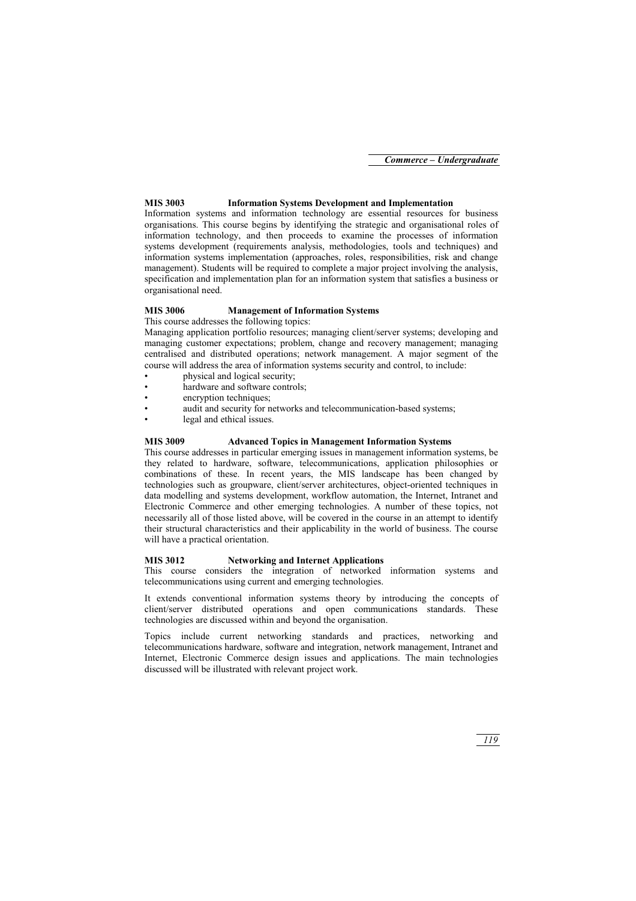### MIS 3003 Information Systems Development and Implementation

Information systems and information technology are essential resources for business organisations. This course begins by identifying the strategic and organisational roles of information technology, and then proceeds to examine the processes of information systems development (requirements analysis, methodologies, tools and techniques) and information systems implementation (approaches, roles, responsibilities, risk and change management). Students will be required to complete a major project involving the analysis, specification and implementation plan for an information system that satisfies a business or organisational need.

### MIS 3006 Management of Information Systems

This course addresses the following topics:

Managing application portfolio resources; managing client/server systems; developing and managing customer expectations; problem, change and recovery management; managing centralised and distributed operations; network management. A major segment of the course will address the area of information systems security and control, to include:

- physical and logical security;
- hardware and software controls;
- encryption techniques;
- audit and security for networks and telecommunication-based systems;
- legal and ethical issues.

### MIS 3009 Advanced Topics in Management Information Systems

This course addresses in particular emerging issues in management information systems, be they related to hardware, software, telecommunications, application philosophies or combinations of these. In recent years, the MIS landscape has been changed by technologies such as groupware, client/server architectures, object-oriented techniques in data modelling and systems development, workflow automation, the Internet, Intranet and Electronic Commerce and other emerging technologies. A number of these topics, not necessarily all of those listed above, will be covered in the course in an attempt to identify their structural characteristics and their applicability in the world of business. The course will have a practical orientation.

### MIS 3012 Networking and Internet Applications

This course considers the integration of networked information systems and telecommunications using current and emerging technologies.

It extends conventional information systems theory by introducing the concepts of client/server distributed operations and open communications standards. These technologies are discussed within and beyond the organisation.

Topics include current networking standards and practices, networking and telecommunications hardware, software and integration, network management, Intranet and Internet, Electronic Commerce design issues and applications. The main technologies discussed will be illustrated with relevant project work.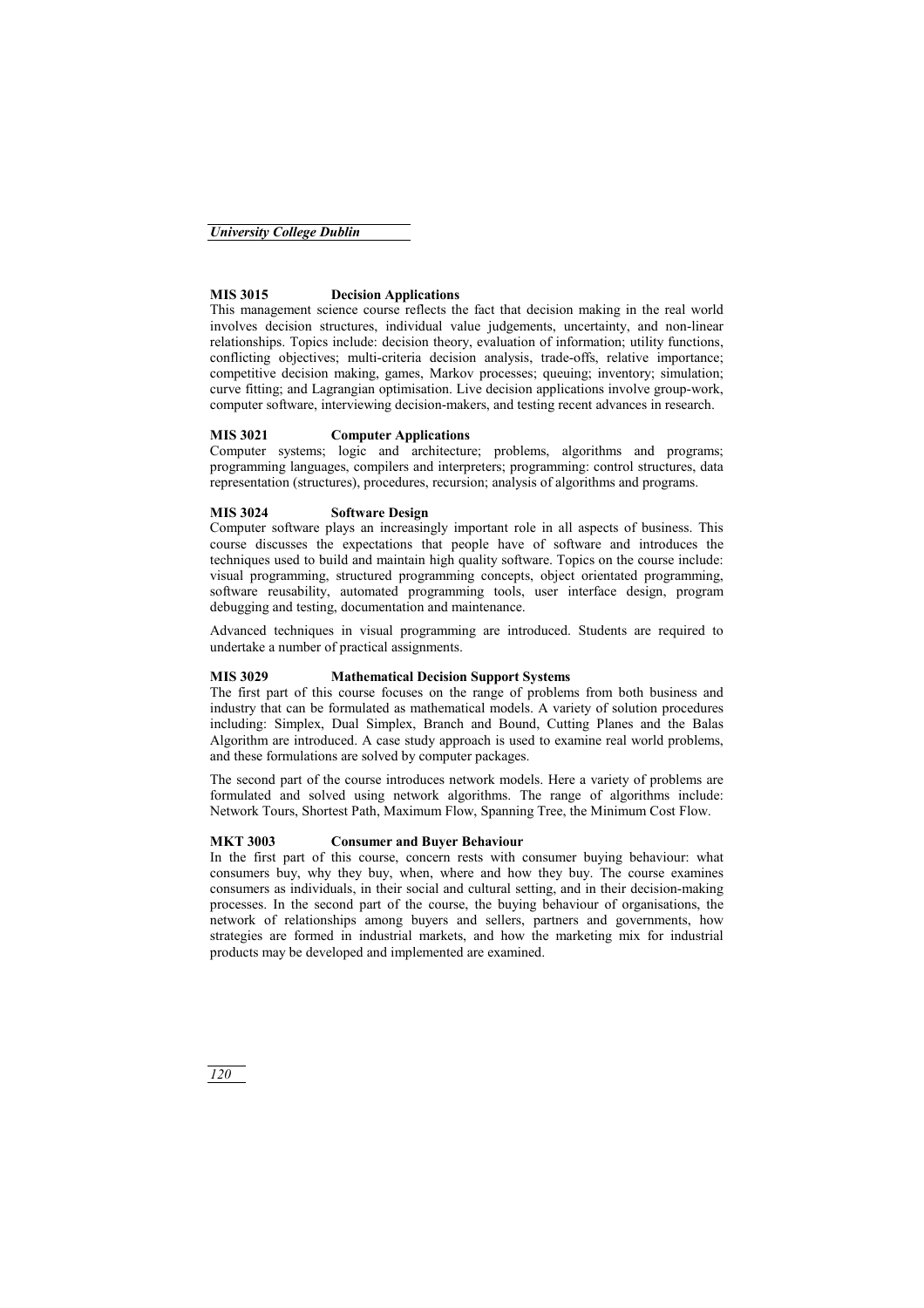### MIS 3015 Decision Applications

This management science course reflects the fact that decision making in the real world involves decision structures, individual value judgements, uncertainty, and non-linear relationships. Topics include: decision theory, evaluation of information; utility functions, conflicting objectives; multi-criteria decision analysis, trade-offs, relative importance; competitive decision making, games, Markov processes; queuing; inventory; simulation; curve fitting; and Lagrangian optimisation. Live decision applications involve group-work, computer software, interviewing decision-makers, and testing recent advances in research.

### MIS 3021 Computer Applications

Computer systems; logic and architecture; problems, algorithms and programs; programming languages, compilers and interpreters; programming: control structures, data representation (structures), procedures, recursion; analysis of algorithms and programs.

### MIS 3024 Software Design

Computer software plays an increasingly important role in all aspects of business. This course discusses the expectations that people have of software and introduces the techniques used to build and maintain high quality software. Topics on the course include: visual programming, structured programming concepts, object orientated programming, software reusability, automated programming tools, user interface design, program debugging and testing, documentation and maintenance.

Advanced techniques in visual programming are introduced. Students are required to undertake a number of practical assignments.

### MIS 3029 Mathematical Decision Support Systems

The first part of this course focuses on the range of problems from both business and industry that can be formulated as mathematical models. A variety of solution procedures including: Simplex, Dual Simplex, Branch and Bound, Cutting Planes and the Balas Algorithm are introduced. A case study approach is used to examine real world problems, and these formulations are solved by computer packages.

The second part of the course introduces network models. Here a variety of problems are formulated and solved using network algorithms. The range of algorithms include: Network Tours, Shortest Path, Maximum Flow, Spanning Tree, the Minimum Cost Flow.

### MKT 3003 Consumer and Buyer Behaviour

In the first part of this course, concern rests with consumer buying behaviour: what consumers buy, why they buy, when, where and how they buy. The course examines consumers as individuals, in their social and cultural setting, and in their decision-making processes. In the second part of the course, the buying behaviour of organisations, the network of relationships among buyers and sellers, partners and governments, how strategies are formed in industrial markets, and how the marketing mix for industrial products may be developed and implemented are examined.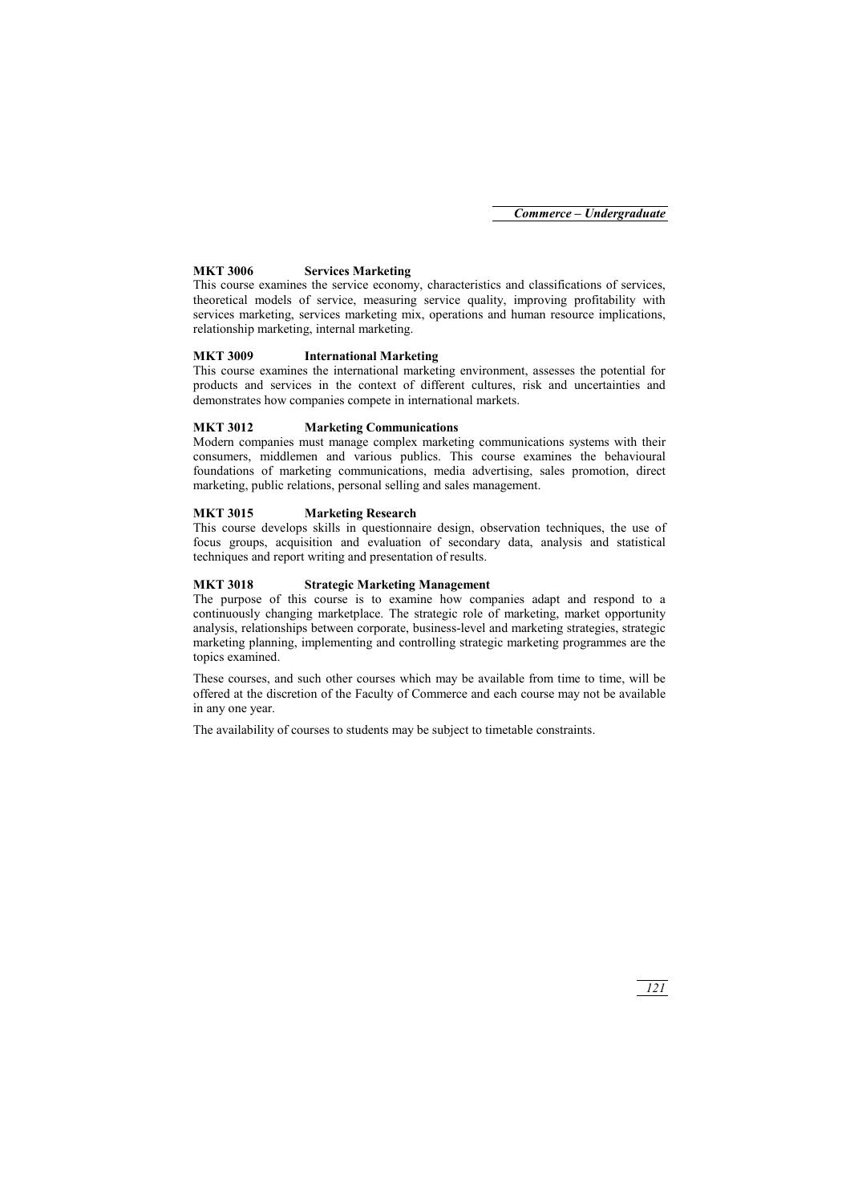### MKT 3006 Services Marketing

This course examines the service economy, characteristics and classifications of services, theoretical models of service, measuring service quality, improving profitability with services marketing, services marketing mix, operations and human resource implications, relationship marketing, internal marketing.

### MKT 3009 International Marketing

This course examines the international marketing environment, assesses the potential for products and services in the context of different cultures, risk and uncertainties and demonstrates how companies compete in international markets.

### MKT 3012 Marketing Communications

Modern companies must manage complex marketing communications systems with their consumers, middlemen and various publics. This course examines the behavioural foundations of marketing communications, media advertising, sales promotion, direct marketing, public relations, personal selling and sales management.

### MKT 3015 Marketing Research

This course develops skills in questionnaire design, observation techniques, the use of focus groups, acquisition and evaluation of secondary data, analysis and statistical techniques and report writing and presentation of results.

### MKT 3018 Strategic Marketing Management

The purpose of this course is to examine how companies adapt and respond to a continuously changing marketplace. The strategic role of marketing, market opportunity analysis, relationships between corporate, business-level and marketing strategies, strategic marketing planning, implementing and controlling strategic marketing programmes are the topics examined.

These courses, and such other courses which may be available from time to time, will be offered at the discretion of the Faculty of Commerce and each course may not be available in any one year.

The availability of courses to students may be subject to timetable constraints.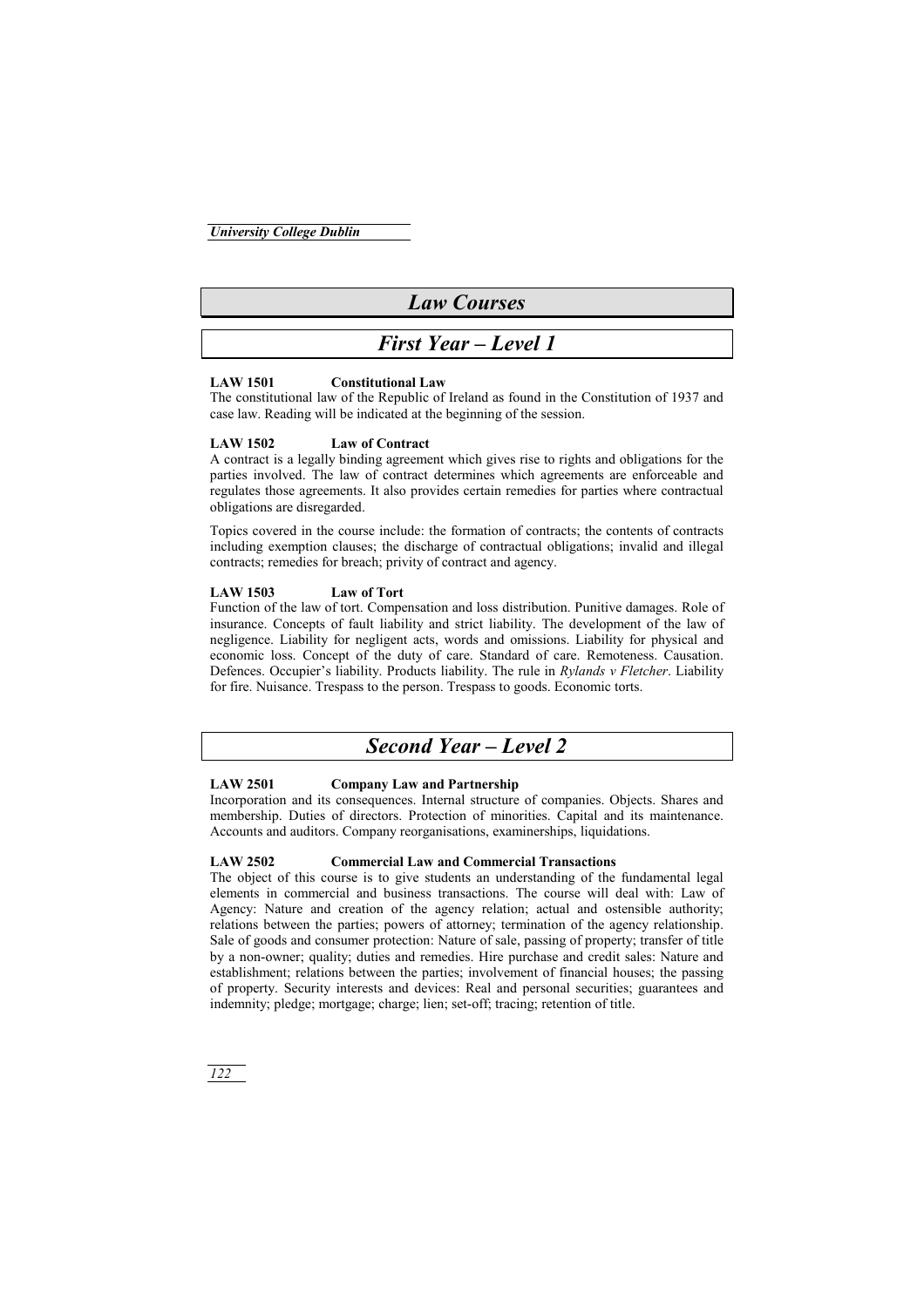# Law Courses

## First Year – Level 1

**LAW 1501 Constitutional Law**
The constitutional law of the Republic of Ireland as found in the Constitution of 1937 and case law. Reading will be indicated at the beginning of the session.

**LAW 1502 Law of Contract**
A contract is a legally binding agreement which gives rise to rights and obligations for the parties involved. The law of contract determines which agreements are enforceable and regulates those agreements. It also provides certain remedies for parties where contractual obligations are disregarded.

Topics covered in the course include: the formation of contracts; the contents of contracts including exemption clauses; the discharge of contractual obligations; invalid and illegal contracts; remedies for breach; privity of contract and agency.

**LAW 1503 Law of Tort**
Function of the law of tort. Compensation and loss distribution. Punitive damages. Role of insurance. Concepts of fault liability and strict liability. The development of the law of negligence. Liability for negligent acts, words and omissions. Liability for physical and economic loss. Concept of the duty of care. Standard of care. Remoteness. Causation. Defences. Occupier's liability. Products liability. The rule in *Rylands v Fletcher*. Liability for fire. Nuisance. Trespass to the person. Trespass to goods. Economic torts.

## Second Year – Level 2

**LAW 2501 Company Law and Partnership**
Incorporation and its consequences. Internal structure of companies. Objects. Shares and membership. Duties of directors. Protection of minorities. Capital and its maintenance. Accounts and auditors. Company reorganisations, examinerships, liquidations.

**LAW 2502 Commercial Law and Commercial Transactions**
The object of this course is to give students an understanding of the fundamental legal elements in commercial and business transactions. The course will deal with: Law of Agency: Nature and creation of the agency relation; actual and ostensible authority; relations between the parties; powers of attorney; termination of the agency relationship. Sale of goods and consumer protection: Nature of sale, passing of property; transfer of title by a non-owner; quality; duties and remedies. Hire purchase and credit sales: Nature and establishment; relations between the parties; involvement of financial houses; the passing of property. Security interests and devices: Real and personal securities; guarantees and indemnity; pledge; mortgage; charge; lien; set-off; tracing; retention of title.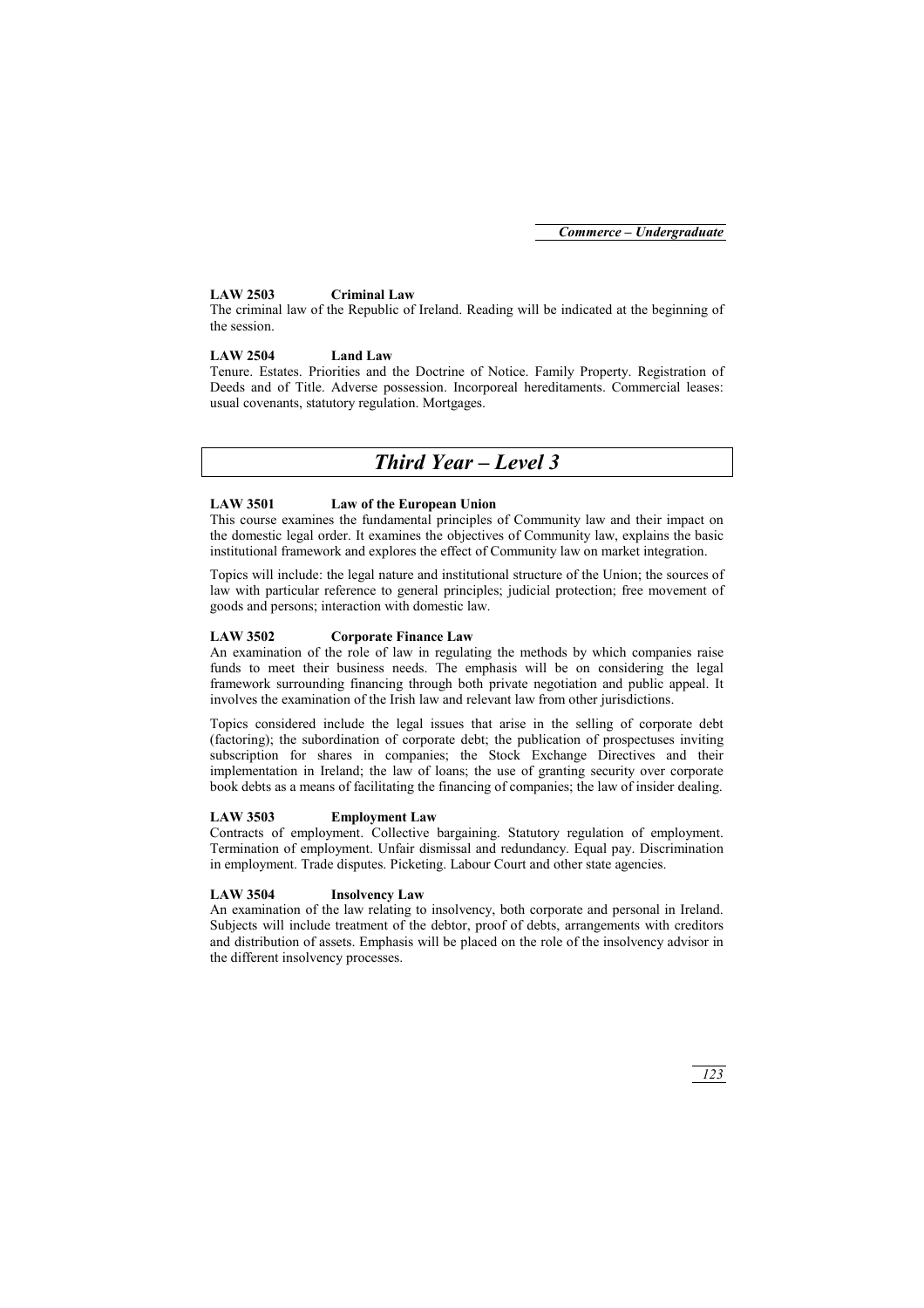**LAW 2503 Criminal Law**

The criminal law of the Republic of Ireland. Reading will be indicated at the beginning of the session.

**LAW 2504 Land Law**

Tenure. Estates. Priorities and the Doctrine of Notice. Family Property. Registration of Deeds and of Title. Adverse possession. Incorporeal hereditaments. Commercial leases: usual covenants, statutory regulation. Mortgages.

## *Third Year – Level 3*

**LAW 3501 Law of the European Union**

This course examines the fundamental principles of Community law and their impact on the domestic legal order. It examines the objectives of Community law, explains the basic institutional framework and explores the effect of Community law on market integration.

Topics will include: the legal nature and institutional structure of the Union; the sources of law with particular reference to general principles; judicial protection; free movement of goods and persons; interaction with domestic law.

**LAW 3502 Corporate Finance Law**

An examination of the role of law in regulating the methods by which companies raise funds to meet their business needs. The emphasis will be on considering the legal framework surrounding financing through both private negotiation and public appeal. It involves the examination of the Irish law and relevant law from other jurisdictions.

Topics considered include the legal issues that arise in the selling of corporate debt (factoring); the subordination of corporate debt; the publication of prospectuses inviting subscription for shares in companies; the Stock Exchange Directives and their implementation in Ireland; the law of loans; the use of granting security over corporate book debts as a means of facilitating the financing of companies; the law of insider dealing.

**LAW 3503 Employment Law**

Contracts of employment. Collective bargaining. Statutory regulation of employment. Termination of employment. Unfair dismissal and redundancy. Equal pay. Discrimination in employment. Trade disputes. Picketing. Labour Court and other state agencies.

**LAW 3504 Insolvency Law**

An examination of the law relating to insolvency, both corporate and personal in Ireland. Subjects will include treatment of the debtor, proof of debts, arrangements with creditors and distribution of assets. Emphasis will be placed on the role of the insolvency advisor in the different insolvency processes.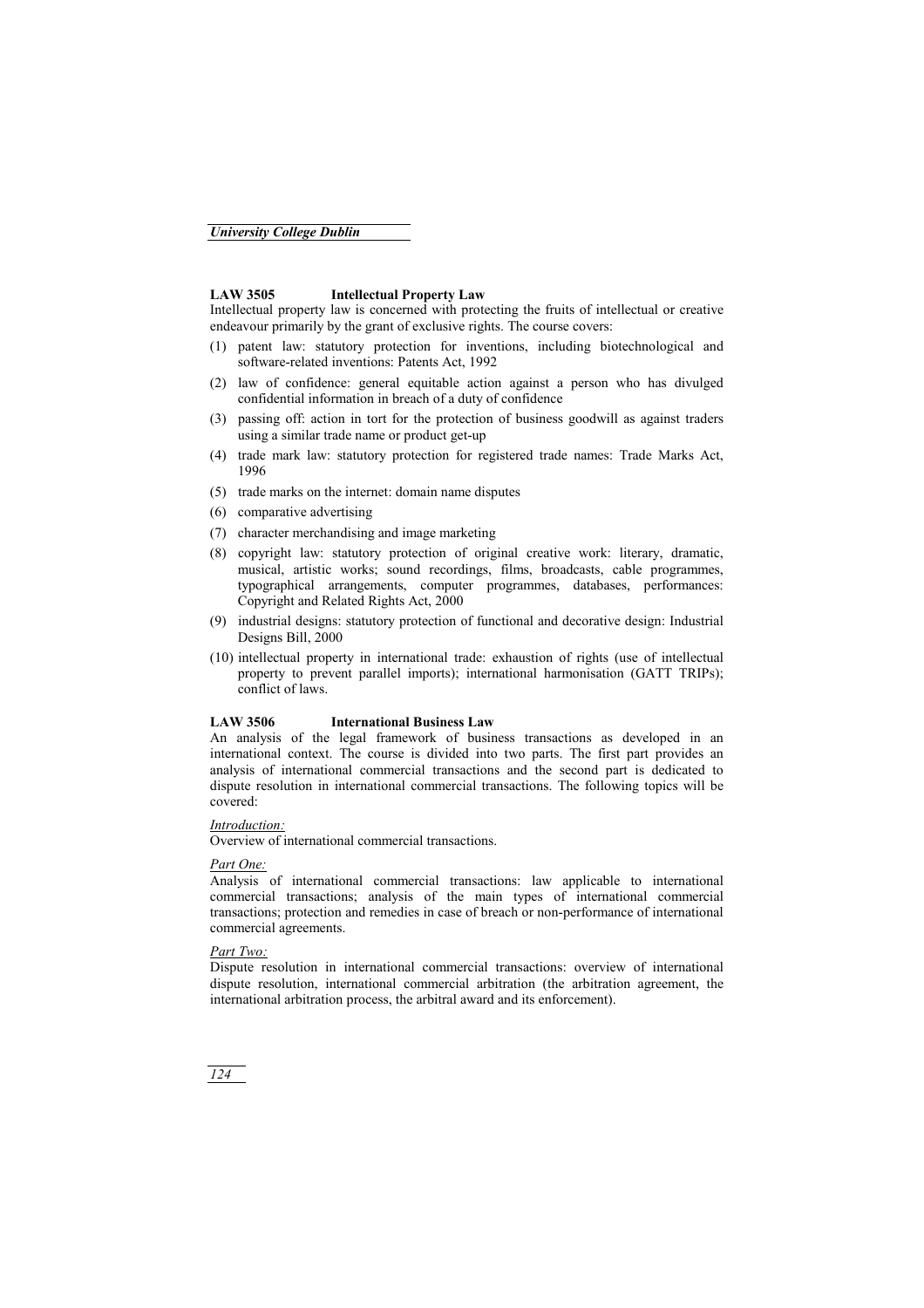## LAW 3505 Intellectual Property Law

Intellectual property law is concerned with protecting the fruits of intellectual or creative endeavour primarily by the grant of exclusive rights. The course covers:

(1) patent law: statutory protection for inventions, including biotechnological and software-related inventions: Patents Act, 1992

(2) law of confidence: general equitable action against a person who has divulged confidential information in breach of a duty of confidence

(3) passing off: action in tort for the protection of business goodwill as against traders using a similar trade name or product get-up

(4) trade mark law: statutory protection for registered trade names: Trade Marks Act, 1996

(5) trade marks on the internet: domain name disputes

(6) comparative advertising

(7) character merchandising and image marketing

(8) copyright law: statutory protection of original creative work: literary, dramatic, musical, artistic works; sound recordings, films, broadcasts, cable programmes, typographical arrangements, computer programmes, databases, performances: Copyright and Related Rights Act, 2000

(9) industrial designs: statutory protection of functional and decorative design: Industrial Designs Bill, 2000

(10) intellectual property in international trade: exhaustion of rights (use of intellectual property to prevent parallel imports); international harmonisation (GATT TRIPs); conflict of laws.

## LAW 3506 International Business Law

An analysis of the legal framework of business transactions as developed in an international context. The course is divided into two parts. The first part provides an analysis of international commercial transactions and the second part is dedicated to dispute resolution in international commercial transactions. The following topics will be covered:

*Introduction:*

Overview of international commercial transactions.

*Part One:*

Analysis of international commercial transactions: law applicable to international commercial transactions; analysis of the main types of international commercial transactions; protection and remedies in case of breach or non-performance of international commercial agreements.

*Part Two:*

Dispute resolution in international commercial transactions: overview of international dispute resolution, international commercial arbitration (the arbitration agreement, the international arbitration process, the arbitral award and its enforcement).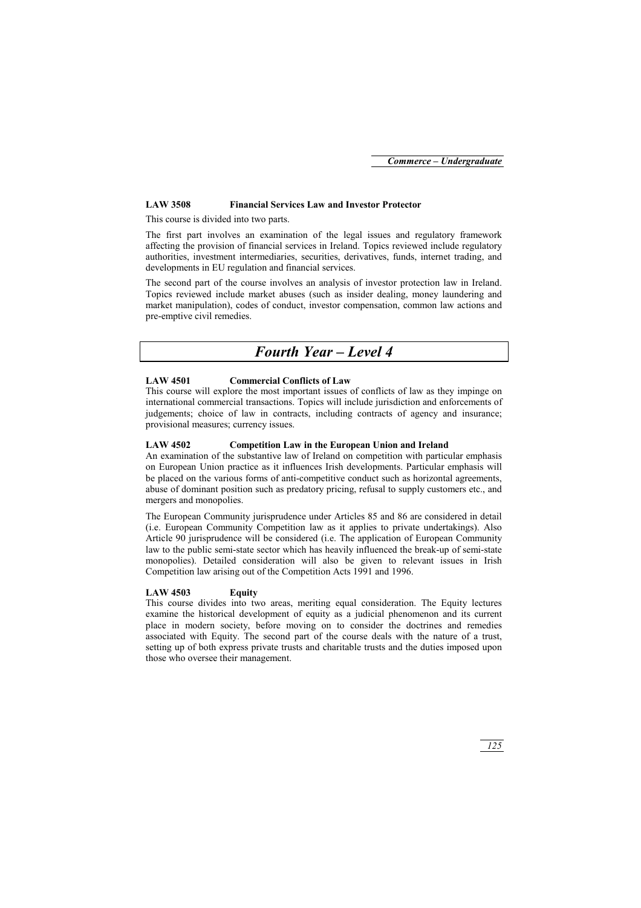**LAW 3508 Financial Services Law and Investor Protector**

This course is divided into two parts.

The first part involves an examination of the legal issues and regulatory framework affecting the provision of financial services in Ireland. Topics reviewed include regulatory authorities, investment intermediaries, securities, derivatives, funds, internet trading, and developments in EU regulation and financial services.

The second part of the course involves an analysis of investor protection law in Ireland. Topics reviewed include market abuses (such as insider dealing, money laundering and market manipulation), codes of conduct, investor compensation, common law actions and pre-emptive civil remedies.

## *Fourth Year – Level 4*

**LAW 4501 Commercial Conflicts of Law**

This course will explore the most important issues of conflicts of law as they impinge on international commercial transactions. Topics will include jurisdiction and enforcements of judgements; choice of law in contracts, including contracts of agency and insurance; provisional measures; currency issues.

**LAW 4502 Competition Law in the European Union and Ireland**

An examination of the substantive law of Ireland on competition with particular emphasis on European Union practice as it influences Irish developments. Particular emphasis will be placed on the various forms of anti-competitive conduct such as horizontal agreements, abuse of dominant position such as predatory pricing, refusal to supply customers etc., and mergers and monopolies.

The European Community jurisprudence under Articles 85 and 86 are considered in detail (i.e. European Community Competition law as it applies to private undertakings). Also Article 90 jurisprudence will be considered (i.e. The application of European Community law to the public semi-state sector which has heavily influenced the break-up of semi-state monopolies). Detailed consideration will also be given to relevant issues in Irish Competition law arising out of the Competition Acts 1991 and 1996.

**LAW 4503 Equity**

This course divides into two areas, meriting equal consideration. The Equity lectures examine the historical development of equity as a judicial phenomenon and its current place in modern society, before moving on to consider the doctrines and remedies associated with Equity. The second part of the course deals with the nature of a trust, setting up of both express private trusts and charitable trusts and the duties imposed upon those who oversee their management.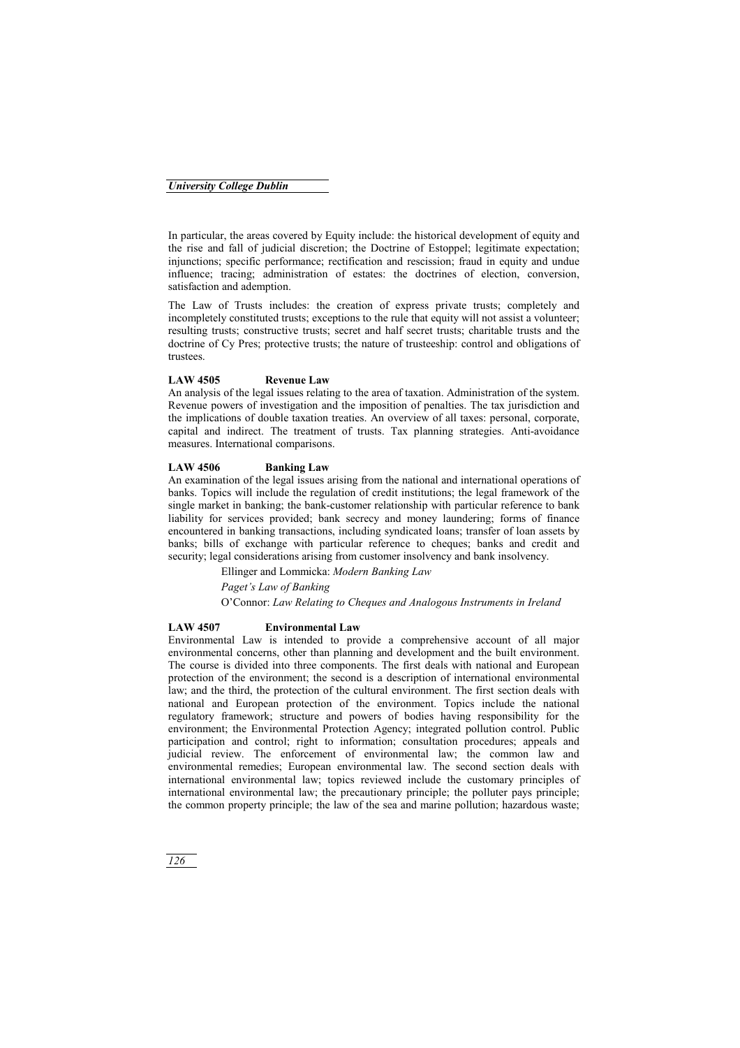In particular, the areas covered by Equity include: the historical development of equity and the rise and fall of judicial discretion; the Doctrine of Estoppel; legitimate expectation; injunctions; specific performance; rectification and rescission; fraud in equity and undue influence; tracing; administration of estates: the doctrines of election, conversion, satisfaction and ademption.

The Law of Trusts includes: the creation of express private trusts; completely and incompletely constituted trusts; exceptions to the rule that equity will not assist a volunteer; resulting trusts; constructive trusts; secret and half secret trusts; charitable trusts and the doctrine of Cy Pres; protective trusts; the nature of trusteeship: control and obligations of trustees.

**LAW 4505 Revenue Law**

An analysis of the legal issues relating to the area of taxation. Administration of the system. Revenue powers of investigation and the imposition of penalties. The tax jurisdiction and the implications of double taxation treaties. An overview of all taxes: personal, corporate, capital and indirect. The treatment of trusts. Tax planning strategies. Anti-avoidance measures. International comparisons.

**LAW 4506 Banking Law**

An examination of the legal issues arising from the national and international operations of banks. Topics will include the regulation of credit institutions; the legal framework of the single market in banking; the bank-customer relationship with particular reference to bank liability for services provided; bank secrecy and money laundering; forms of finance encountered in banking transactions, including syndicated loans; transfer of loan assets by banks; bills of exchange with particular reference to cheques; banks and credit and security; legal considerations arising from customer insolvency and bank insolvency.

Ellinger and Lommicka: *Modern Banking Law*

*Paget's Law of Banking*

O'Connor: *Law Relating to Cheques and Analogous Instruments in Ireland*

**LAW 4507 Environmental Law**

Environmental Law is intended to provide a comprehensive account of all major environmental concerns, other than planning and development and the built environment. The course is divided into three components. The first deals with national and European protection of the environment; the second is a description of international environmental law; and the third, the protection of the cultural environment. The first section deals with national and European protection of the environment. Topics include the national regulatory framework; structure and powers of bodies having responsibility for the environment; the Environmental Protection Agency; integrated pollution control. Public participation and control; right to information; consultation procedures; appeals and judicial review. The enforcement of environmental law; the common law and environmental remedies; European environmental law. The second section deals with international environmental law; topics reviewed include the customary principles of international environmental law; the precautionary principle; the polluter pays principle; the common property principle; the law of the sea and marine pollution; hazardous waste;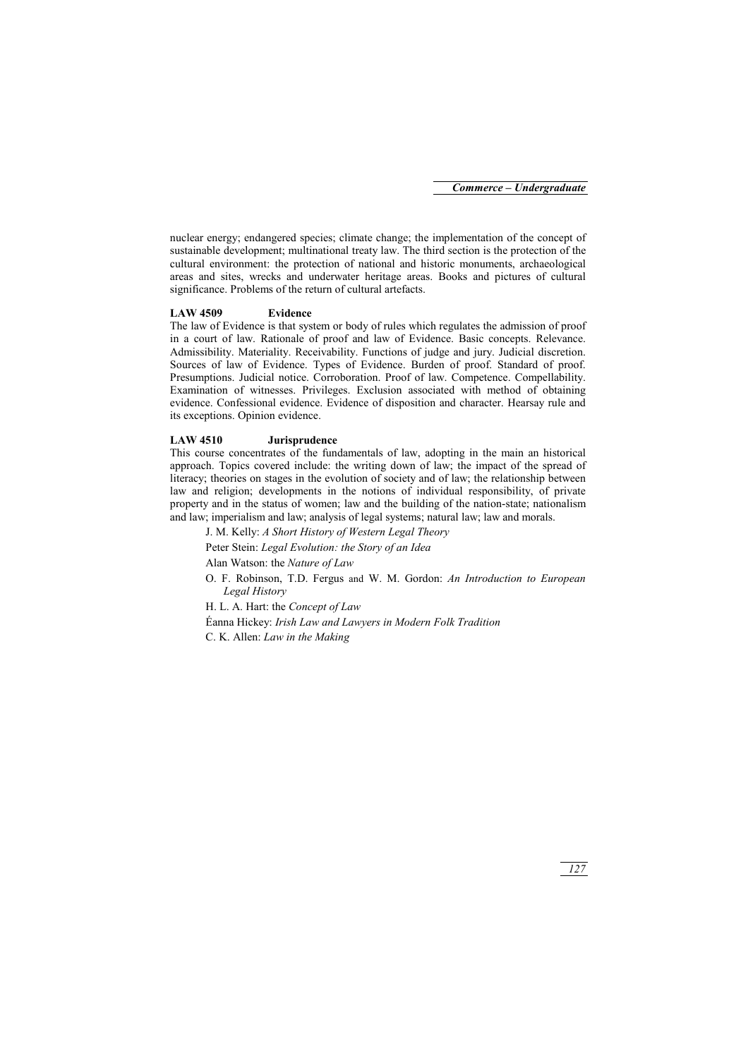nuclear energy; endangered species; climate change; the implementation of the concept of sustainable development; multinational treaty law. The third section is the protection of the cultural environment: the protection of national and historic monuments, archaeological areas and sites, wrecks and underwater heritage areas. Books and pictures of cultural significance. Problems of the return of cultural artefacts.

**LAW 4509 Evidence**

The law of Evidence is that system or body of rules which regulates the admission of proof in a court of law. Rationale of proof and law of Evidence. Basic concepts. Relevance. Admissibility. Materiality. Receivability. Functions of judge and jury. Judicial discretion. Sources of law of Evidence. Types of Evidence. Burden of proof. Standard of proof. Presumptions. Judicial notice. Corroboration. Proof of law. Competence. Compellability. Examination of witnesses. Privileges. Exclusion associated with method of obtaining evidence. Confessional evidence. Evidence of disposition and character. Hearsay rule and its exceptions. Opinion evidence.

**LAW 4510 Jurisprudence**

This course concentrates of the fundamentals of law, adopting in the main an historical approach. Topics covered include: the writing down of law; the impact of the spread of literacy; theories on stages in the evolution of society and of law; the relationship between law and religion; developments in the notions of individual responsibility, of private property and in the status of women; law and the building of the nation-state; nationalism and law; imperialism and law; analysis of legal systems; natural law; law and morals.

J. M. Kelly: *A Short History of Western Legal Theory*

Peter Stein: *Legal Evolution: the Story of an Idea*

Alan Watson: the *Nature of Law*

O. F. Robinson, T.D. Fergus and W. M. Gordon: *An Introduction to European Legal History*

H. L. A. Hart: the *Concept of Law*

Éanna Hickey: *Irish Law and Lawyers in Modern Folk Tradition*

C. K. Allen: *Law in the Making*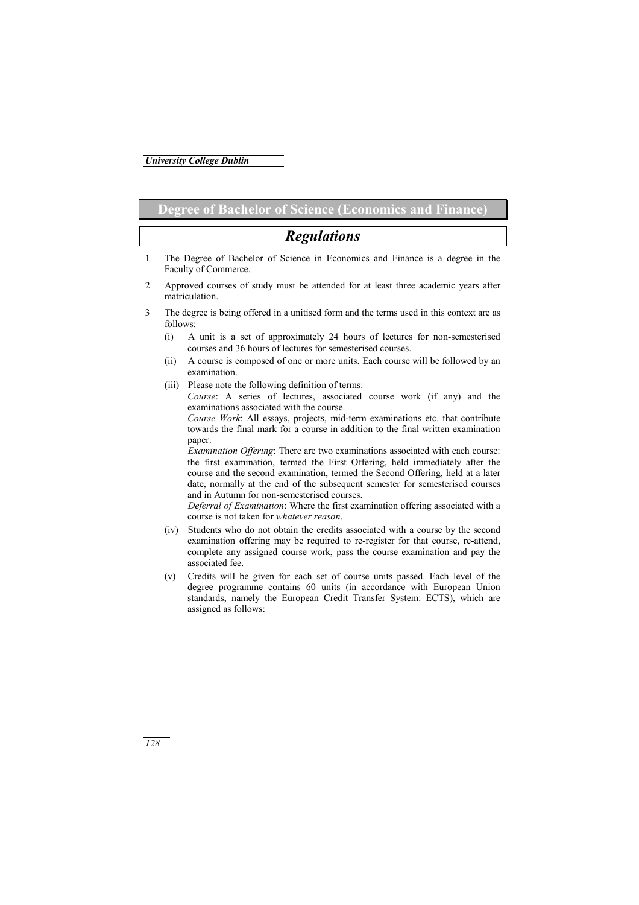## Degree of Bachelor of Science (Economics and Finance)

## *Regulations*

1. The Degree of Bachelor of Science in Economics and Finance is a degree in the Faculty of Commerce.

2. Approved courses of study must be attended for at least three academic years after matriculation.

3. The degree is being offered in a unitised form and the terms used in this context are as follows:

   (i) A unit is a set of approximately 24 hours of lectures for non-semesterised courses and 36 hours of lectures for semesterised courses.

   (ii) A course is composed of one or more units. Each course will be followed by an examination.

   (iii) Please note the following definition of terms:
   *Course*: A series of lectures, associated course work (if any) and the examinations associated with the course.
   *Course Work*: All essays, projects, mid-term examinations etc. that contribute towards the final mark for a course in addition to the final written examination paper.
   *Examination Offering*: There are two examinations associated with each course: the first examination, termed the First Offering, held immediately after the course and the second examination, termed the Second Offering, held at a later date, normally at the end of the subsequent semester for semesterised courses and in Autumn for non-semesterised courses.
   *Deferral of Examination*: Where the first examination offering associated with a course is not taken for *whatever reason*.

   (iv) Students who do not obtain the credits associated with a course by the second examination offering may be required to re-register for that course, re-attend, complete any assigned course work, pass the course examination and pay the associated fee.

   (v) Credits will be given for each set of course units passed. Each level of the degree programme contains 60 units (in accordance with European Union standards, namely the European Credit Transfer System: ECTS), which are assigned as follows: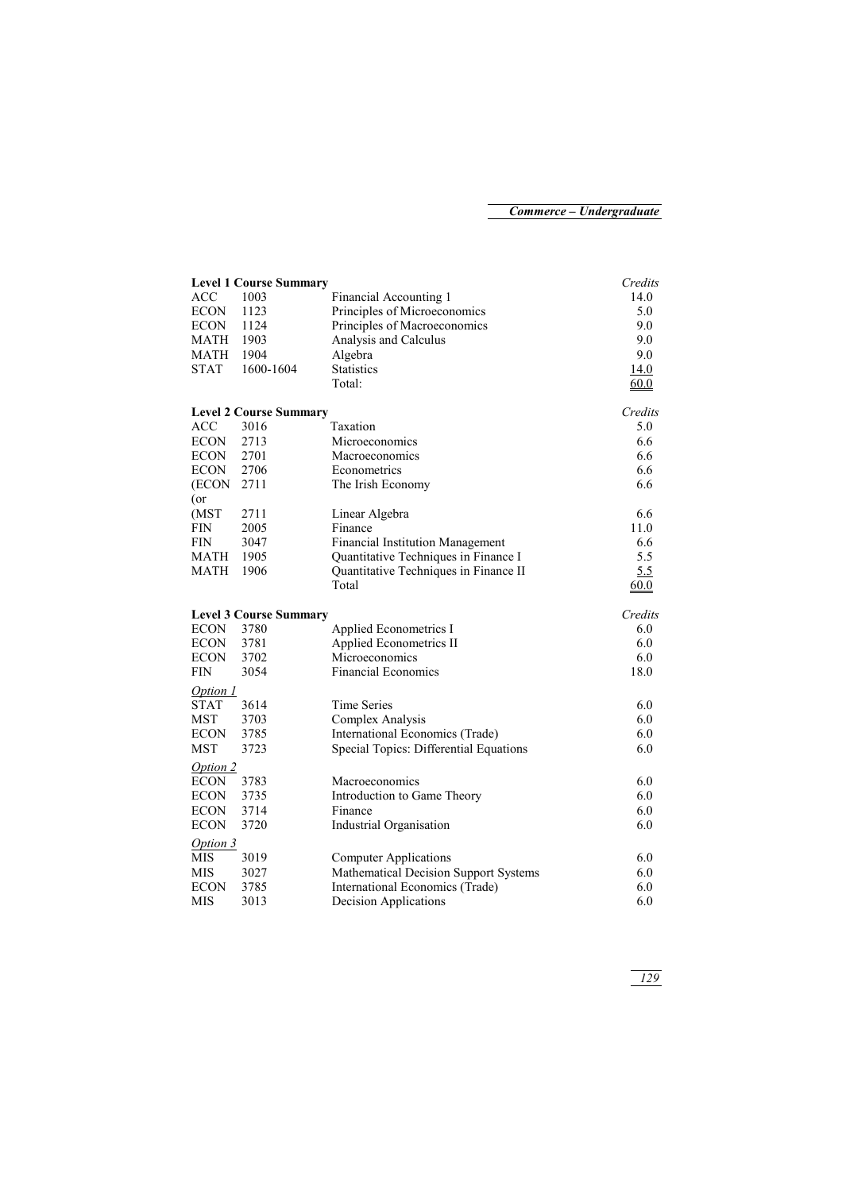**Level 1 Course Summary**

| | | | Credits |
|---|---|---|---|
| ACC | 1003 | Financial Accounting 1 | 14.0 |
| ECON | 1123 | Principles of Microeconomics | 5.0 |
| ECON | 1124 | Principles of Macroeconomics | 9.0 |
| MATH | 1903 | Analysis and Calculus | 9.0 |
| MATH | 1904 | Algebra | 9.0 |
| STAT | 1600-1604 | Statistics | 14.0 |
| | | Total: | 60.0 |

**Level 2 Course Summary**

| | | | Credits |
|---|---|---|---|
| ACC | 3016 | Taxation | 5.0 |
| ECON | 2713 | Microeconomics | 6.6 |
| ECON | 2701 | Macroeconomics | 6.6 |
| ECON | 2706 | Econometrics | 6.6 |
| (ECON | 2711 | The Irish Economy | 6.6 |
| (or | | | |
| (MST | 2711 | Linear Algebra | 6.6 |
| FIN | 2005 | Finance | 11.0 |
| FIN | 3047 | Financial Institution Management | 6.6 |
| MATH | 1905 | Quantitative Techniques in Finance I | 5.5 |
| MATH | 1906 | Quantitative Techniques in Finance II | 5.5 |
| | | Total | 60.0 |

**Level 3 Course Summary**

| | | | Credits |
|---|---|---|---|
| ECON | 3780 | Applied Econometrics I | 6.0 |
| ECON | 3781 | Applied Econometrics II | 6.0 |
| ECON | 3702 | Microeconomics | 6.0 |
| FIN | 3054 | Financial Economics | 18.0 |
| *Option 1* | | | |
| STAT | 3614 | Time Series | 6.0 |
| MST | 3703 | Complex Analysis | 6.0 |
| ECON | 3785 | International Economics (Trade) | 6.0 |
| MST | 3723 | Special Topics: Differential Equations | 6.0 |
| *Option 2* | | | |
| ECON | 3783 | Macroeconomics | 6.0 |
| ECON | 3735 | Introduction to Game Theory | 6.0 |
| ECON | 3714 | Finance | 6.0 |
| ECON | 3720 | Industrial Organisation | 6.0 |
| *Option 3* | | | |
| MIS | 3019 | Computer Applications | 6.0 |
| MIS | 3027 | Mathematical Decision Support Systems | 6.0 |
| ECON | 3785 | International Economics (Trade) | 6.0 |
| MIS | 3013 | Decision Applications | 6.0 |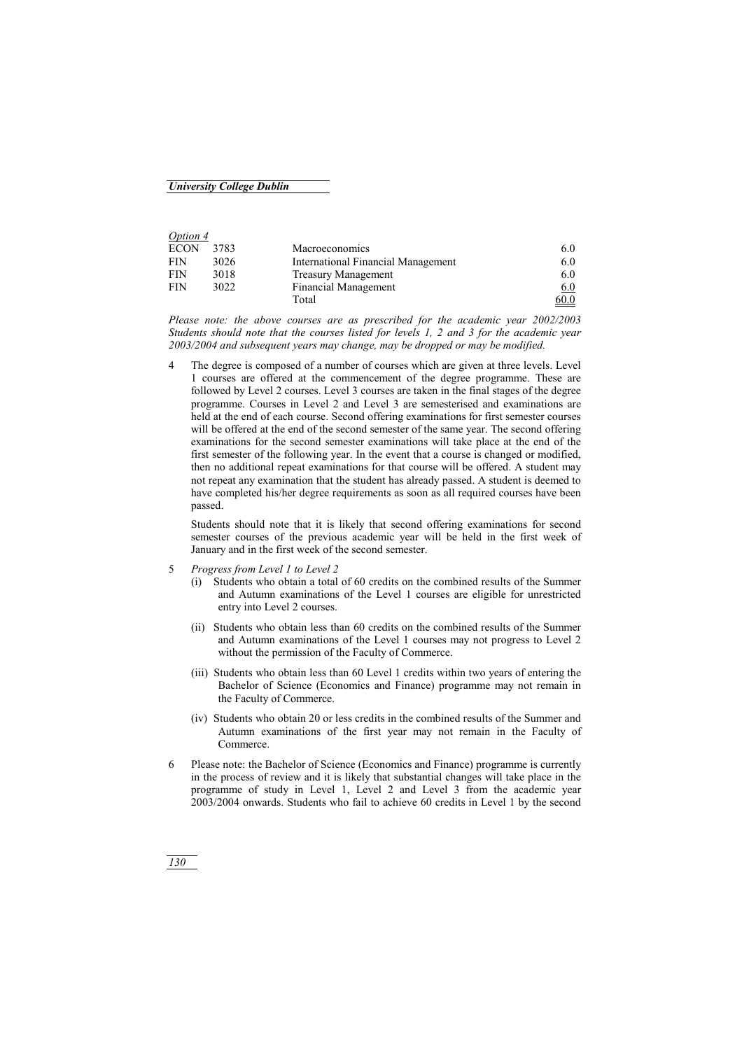*Option 4*

| | | | |
|---|---|---|---|
| ECON | 3783 | Macroeconomics | 6.0 |
| FIN | 3026 | International Financial Management | 6.0 |
| FIN | 3018 | Treasury Management | 6.0 |
| FIN | 3022 | Financial Management | 6.0 |
| | | Total | 60.0 |

*Please note: the above courses are as prescribed for the academic year 2002/2003 Students should note that the courses listed for levels 1, 2 and 3 for the academic year 2003/2004 and subsequent years may change, may be dropped or may be modified.*

4 The degree is composed of a number of courses which are given at three levels. Level 1 courses are offered at the commencement of the degree programme. These are followed by Level 2 courses. Level 3 courses are taken in the final stages of the degree programme. Courses in Level 2 and Level 3 are semesterised and examinations are held at the end of each course. Second offering examinations for first semester courses will be offered at the end of the second semester of the same year. The second offering examinations for the second semester examinations will take place at the end of the first semester of the following year. In the event that a course is changed or modified, then no additional repeat examinations for that course will be offered. A student may not repeat any examination that the student has already passed. A student is deemed to have completed his/her degree requirements as soon as all required courses have been passed.

   Students should note that it is likely that second offering examinations for second semester courses of the previous academic year will be held in the first week of January and in the first week of the second semester.

5 *Progress from Level 1 to Level 2*
   (i) Students who obtain a total of 60 credits on the combined results of the Summer and Autumn examinations of the Level 1 courses are eligible for unrestricted entry into Level 2 courses.

   (ii) Students who obtain less than 60 credits on the combined results of the Summer and Autumn examinations of the Level 1 courses may not progress to Level 2 without the permission of the Faculty of Commerce.

   (iii) Students who obtain less than 60 Level 1 credits within two years of entering the Bachelor of Science (Economics and Finance) programme may not remain in the Faculty of Commerce.

   (iv) Students who obtain 20 or less credits in the combined results of the Summer and Autumn examinations of the first year may not remain in the Faculty of Commerce.

6 Please note: the Bachelor of Science (Economics and Finance) programme is currently in the process of review and it is likely that substantial changes will take place in the programme of study in Level 1, Level 2 and Level 3 from the academic year 2003/2004 onwards. Students who fail to achieve 60 credits in Level 1 by the second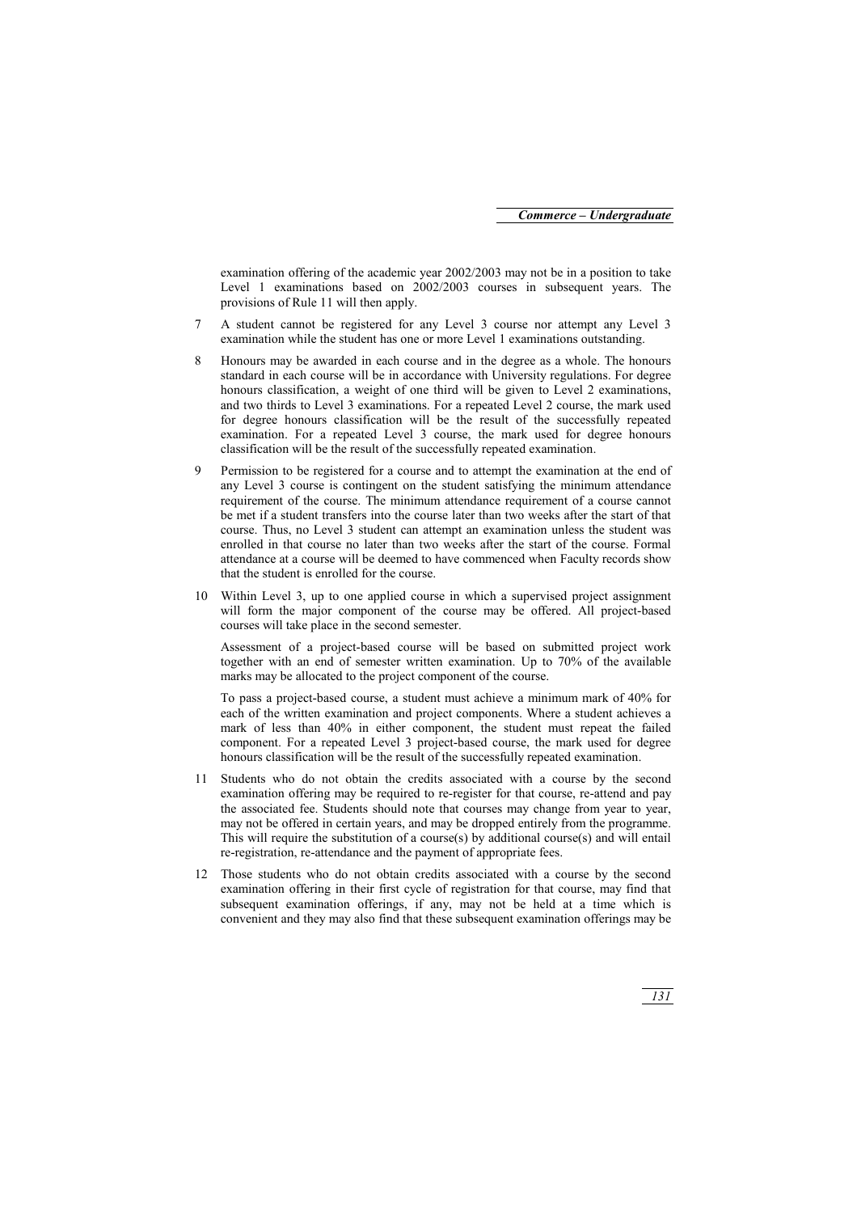examination offering of the academic year 2002/2003 may not be in a position to take Level 1 examinations based on 2002/2003 courses in subsequent years. The provisions of Rule 11 will then apply.

7 A student cannot be registered for any Level 3 course nor attempt any Level 3 examination while the student has one or more Level 1 examinations outstanding.

8 Honours may be awarded in each course and in the degree as a whole. The honours standard in each course will be in accordance with University regulations. For degree honours classification, a weight of one third will be given to Level 2 examinations, and two thirds to Level 3 examinations. For a repeated Level 2 course, the mark used for degree honours classification will be the result of the successfully repeated examination. For a repeated Level 3 course, the mark used for degree honours classification will be the result of the successfully repeated examination.

9 Permission to be registered for a course and to attempt the examination at the end of any Level 3 course is contingent on the student satisfying the minimum attendance requirement of the course. The minimum attendance requirement of a course cannot be met if a student transfers into the course later than two weeks after the start of that course. Thus, no Level 3 student can attempt an examination unless the student was enrolled in that course no later than two weeks after the start of the course. Formal attendance at a course will be deemed to have commenced when Faculty records show that the student is enrolled for the course.

10 Within Level 3, up to one applied course in which a supervised project assignment will form the major component of the course may be offered. All project-based courses will take place in the second semester.

Assessment of a project-based course will be based on submitted project work together with an end of semester written examination. Up to 70% of the available marks may be allocated to the project component of the course.

To pass a project-based course, a student must achieve a minimum mark of 40% for each of the written examination and project components. Where a student achieves a mark of less than 40% in either component, the student must repeat the failed component. For a repeated Level 3 project-based course, the mark used for degree honours classification will be the result of the successfully repeated examination.

11 Students who do not obtain the credits associated with a course by the second examination offering may be required to re-register for that course, re-attend and pay the associated fee. Students should note that courses may change from year to year, may not be offered in certain years, and may be dropped entirely from the programme. This will require the substitution of a course(s) by additional course(s) and will entail re-registration, re-attendance and the payment of appropriate fees.

12 Those students who do not obtain credits associated with a course by the second examination offering in their first cycle of registration for that course, may find that subsequent examination offerings, if any, may not be held at a time which is convenient and they may also find that these subsequent examination offerings may be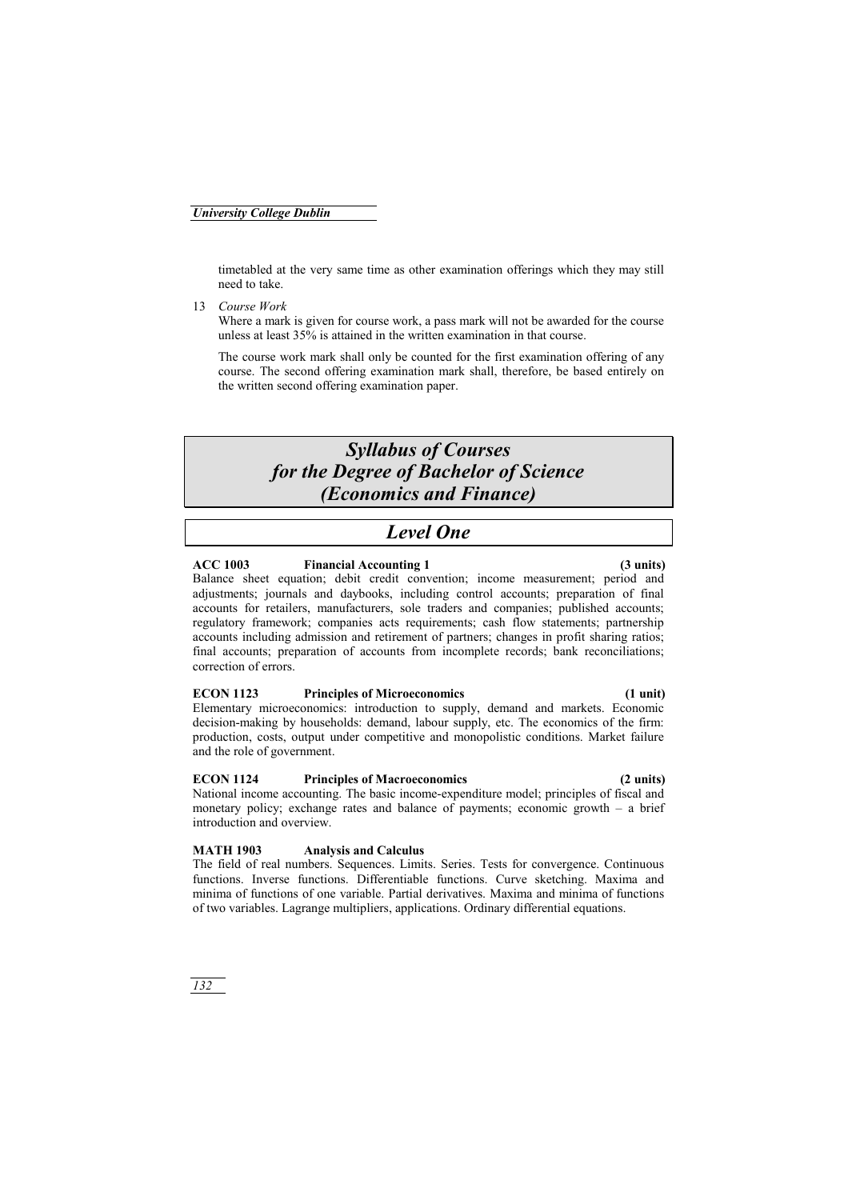timetabled at the very same time as other examination offerings which they may still need to take.

13 *Course Work*

Where a mark is given for course work, a pass mark will not be awarded for the course unless at least 35% is attained in the written examination in that course.

The course work mark shall only be counted for the first examination offering of any course. The second offering examination mark shall, therefore, be based entirely on the written second offering examination paper.

# *Syllabus of Courses for the Degree of Bachelor of Science (Economics and Finance)*

## *Level One*

**ACC 1003 Financial Accounting 1 (3 units)**

Balance sheet equation; debit credit convention; income measurement; period and adjustments; journals and daybooks, including control accounts; preparation of final accounts for retailers, manufacturers, sole traders and companies; published accounts; regulatory framework; companies acts requirements; cash flow statements; partnership accounts including admission and retirement of partners; changes in profit sharing ratios; final accounts; preparation of accounts from incomplete records; bank reconciliations; correction of errors.

**ECON 1123 Principles of Microeconomics (1 unit)**

Elementary microeconomics: introduction to supply, demand and markets. Economic decision-making by households: demand, labour supply, etc. The economics of the firm: production, costs, output under competitive and monopolistic conditions. Market failure and the role of government.

**ECON 1124 Principles of Macroeconomics (2 units)**

National income accounting. The basic income-expenditure model; principles of fiscal and monetary policy; exchange rates and balance of payments; economic growth – a brief introduction and overview.

**MATH 1903 Analysis and Calculus**

The field of real numbers. Sequences. Limits. Series. Tests for convergence. Continuous functions. Inverse functions. Differentiable functions. Curve sketching. Maxima and minima of functions of one variable. Partial derivatives. Maxima and minima of functions of two variables. Lagrange multipliers, applications. Ordinary differential equations.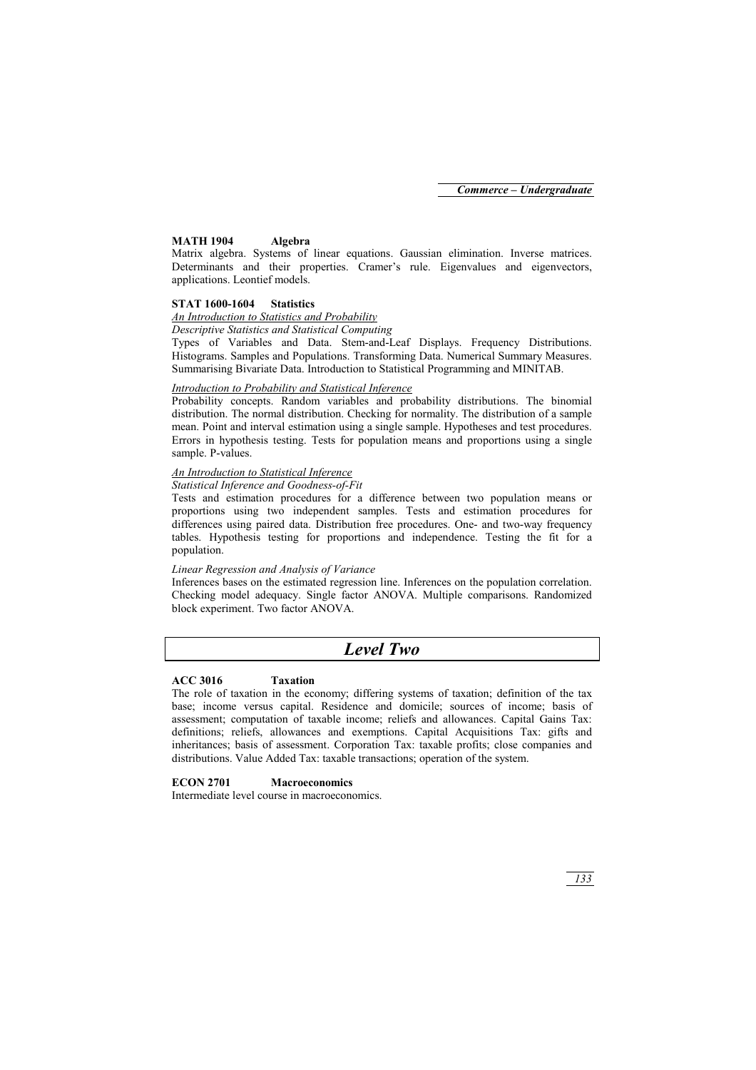**MATH 1904 Algebra**

Matrix algebra. Systems of linear equations. Gaussian elimination. Inverse matrices. Determinants and their properties. Cramer's rule. Eigenvalues and eigenvectors, applications. Leontief models.

**STAT 1600-1604 Statistics**

*An Introduction to Statistics and Probability*

*Descriptive Statistics and Statistical Computing*

Types of Variables and Data. Stem-and-Leaf Displays. Frequency Distributions. Histograms. Samples and Populations. Transforming Data. Numerical Summary Measures. Summarising Bivariate Data. Introduction to Statistical Programming and MINITAB.

*Introduction to Probability and Statistical Inference*

Probability concepts. Random variables and probability distributions. The binomial distribution. The normal distribution. Checking for normality. The distribution of a sample mean. Point and interval estimation using a single sample. Hypotheses and test procedures. Errors in hypothesis testing. Tests for population means and proportions using a single sample. P-values.

*An Introduction to Statistical Inference*

*Statistical Inference and Goodness-of-Fit*

Tests and estimation procedures for a difference between two population means or proportions using two independent samples. Tests and estimation procedures for differences using paired data. Distribution free procedures. One- and two-way frequency tables. Hypothesis testing for proportions and independence. Testing the fit for a population.

*Linear Regression and Analysis of Variance*

Inferences bases on the estimated regression line. Inferences on the population correlation. Checking model adequacy. Single factor ANOVA. Multiple comparisons. Randomized block experiment. Two factor ANOVA.

# *Level Two*

**ACC 3016 Taxation**

The role of taxation in the economy; differing systems of taxation; definition of the tax base; income versus capital. Residence and domicile; sources of income; basis of assessment; computation of taxable income; reliefs and allowances. Capital Gains Tax: definitions; reliefs, allowances and exemptions. Capital Acquisitions Tax: gifts and inheritances; basis of assessment. Corporation Tax: taxable profits; close companies and distributions. Value Added Tax: taxable transactions; operation of the system.

**ECON 2701 Macroeconomics**

Intermediate level course in macroeconomics.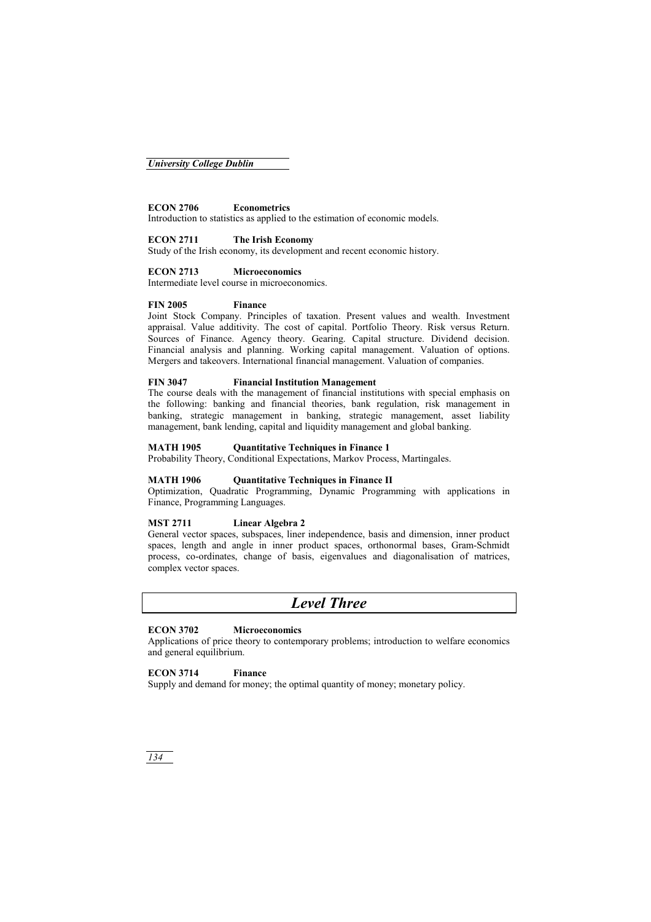**ECON 2706 Econometrics**
Introduction to statistics as applied to the estimation of economic models.

**ECON 2711 The Irish Economy**
Study of the Irish economy, its development and recent economic history.

**ECON 2713 Microeconomics**
Intermediate level course in microeconomics.

**FIN 2005 Finance**
Joint Stock Company. Principles of taxation. Present values and wealth. Investment appraisal. Value additivity. The cost of capital. Portfolio Theory. Risk versus Return. Sources of Finance. Agency theory. Gearing. Capital structure. Dividend decision. Financial analysis and planning. Working capital management. Valuation of options. Mergers and takeovers. International financial management. Valuation of companies.

**FIN 3047 Financial Institution Management**
The course deals with the management of financial institutions with special emphasis on the following: banking and financial theories, bank regulation, risk management in banking, strategic management in banking, strategic management, asset liability management, bank lending, capital and liquidity management and global banking.

**MATH 1905 Quantitative Techniques in Finance 1**
Probability Theory, Conditional Expectations, Markov Process, Martingales.

**MATH 1906 Quantitative Techniques in Finance II**
Optimization, Quadratic Programming, Dynamic Programming with applications in Finance, Programming Languages.

**MST 2711 Linear Algebra 2**
General vector spaces, subspaces, liner independence, basis and dimension, inner product spaces, length and angle in inner product spaces, orthonormal bases, Gram-Schmidt process, co-ordinates, change of basis, eigenvalues and diagonalisation of matrices, complex vector spaces.

## *Level Three*

**ECON 3702 Microeconomics**
Applications of price theory to contemporary problems; introduction to welfare economics and general equilibrium.

**ECON 3714 Finance**
Supply and demand for money; the optimal quantity of money; monetary policy.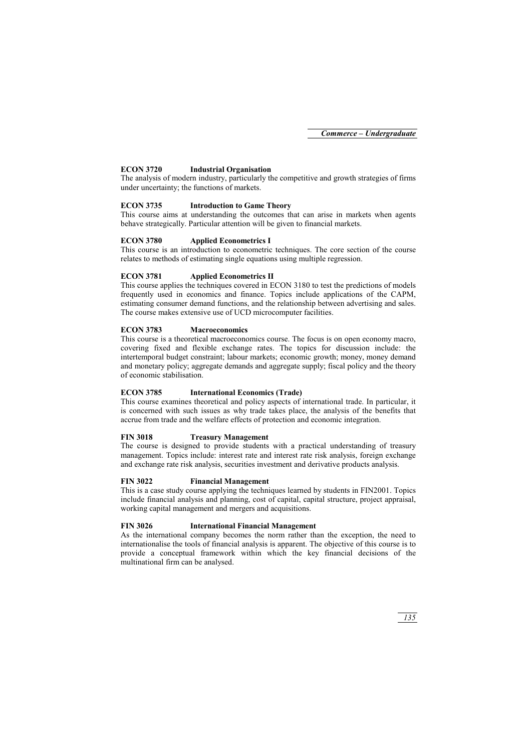### ECON 3720 Industrial Organisation

The analysis of modern industry, particularly the competitive and growth strategies of firms under uncertainty; the functions of markets.

### ECON 3735 Introduction to Game Theory

This course aims at understanding the outcomes that can arise in markets when agents behave strategically. Particular attention will be given to financial markets.

### ECON 3780 Applied Econometrics I

This course is an introduction to econometric techniques. The core section of the course relates to methods of estimating single equations using multiple regression.

### ECON 3781 Applied Econometrics II

This course applies the techniques covered in ECON 3180 to test the predictions of models frequently used in economics and finance. Topics include applications of the CAPM, estimating consumer demand functions, and the relationship between advertising and sales. The course makes extensive use of UCD microcomputer facilities.

### ECON 3783 Macroeconomics

This course is a theoretical macroeconomics course. The focus is on open economy macro, covering fixed and flexible exchange rates. The topics for discussion include: the intertemporal budget constraint; labour markets; economic growth; money, money demand and monetary policy; aggregate demands and aggregate supply; fiscal policy and the theory of economic stabilisation.

### ECON 3785 International Economics (Trade)

This course examines theoretical and policy aspects of international trade. In particular, it is concerned with such issues as why trade takes place, the analysis of the benefits that accrue from trade and the welfare effects of protection and economic integration.

### FIN 3018 Treasury Management

The course is designed to provide students with a practical understanding of treasury management. Topics include: interest rate and interest rate risk analysis, foreign exchange and exchange rate risk analysis, securities investment and derivative products analysis.

### FIN 3022 Financial Management

This is a case study course applying the techniques learned by students in FIN2001. Topics include financial analysis and planning, cost of capital, capital structure, project appraisal, working capital management and mergers and acquisitions.

### FIN 3026 International Financial Management

As the international company becomes the norm rather than the exception, the need to internationalise the tools of financial analysis is apparent. The objective of this course is to provide a conceptual framework within which the key financial decisions of the multinational firm can be analysed.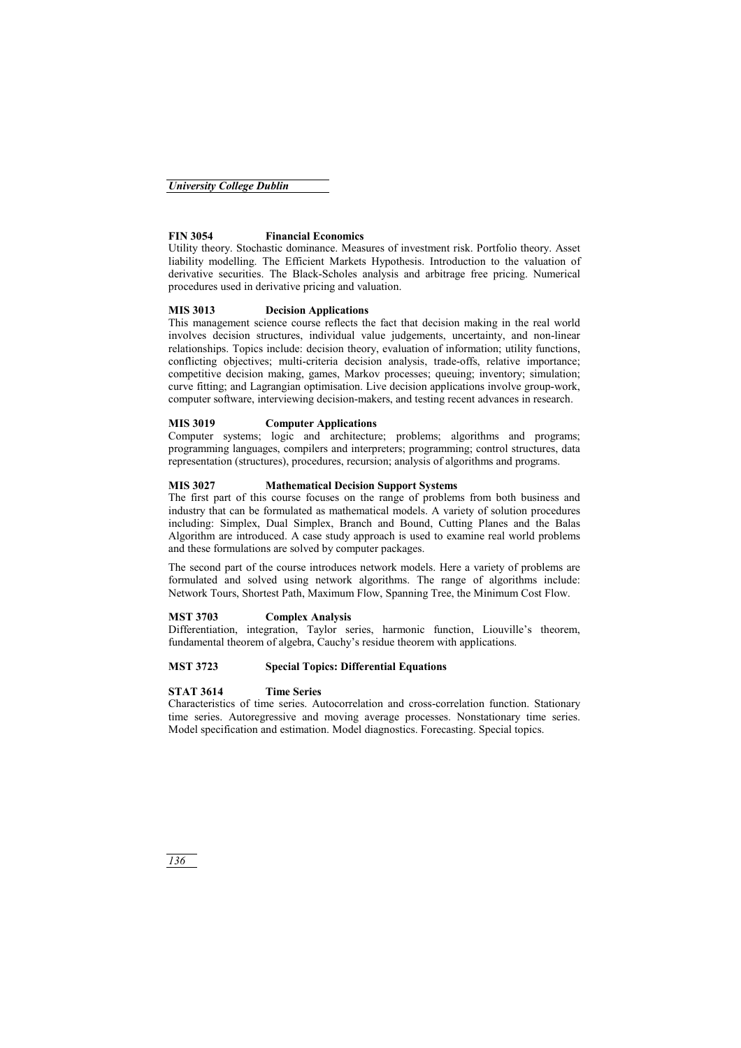**FIN 3054 Financial Economics**

Utility theory. Stochastic dominance. Measures of investment risk. Portfolio theory. Asset liability modelling. The Efficient Markets Hypothesis. Introduction to the valuation of derivative securities. The Black-Scholes analysis and arbitrage free pricing. Numerical procedures used in derivative pricing and valuation.

**MIS 3013 Decision Applications**

This management science course reflects the fact that decision making in the real world involves decision structures, individual value judgements, uncertainty, and non-linear relationships. Topics include: decision theory, evaluation of information; utility functions, conflicting objectives; multi-criteria decision analysis, trade-offs, relative importance; competitive decision making, games, Markov processes; queuing; inventory; simulation; curve fitting; and Lagrangian optimisation. Live decision applications involve group-work, computer software, interviewing decision-makers, and testing recent advances in research.

**MIS 3019 Computer Applications**

Computer systems; logic and architecture; problems; algorithms and programs; programming languages, compilers and interpreters; programming; control structures, data representation (structures), procedures, recursion; analysis of algorithms and programs.

**MIS 3027 Mathematical Decision Support Systems**

The first part of this course focuses on the range of problems from both business and industry that can be formulated as mathematical models. A variety of solution procedures including: Simplex, Dual Simplex, Branch and Bound, Cutting Planes and the Balas Algorithm are introduced. A case study approach is used to examine real world problems and these formulations are solved by computer packages.

The second part of the course introduces network models. Here a variety of problems are formulated and solved using network algorithms. The range of algorithms include: Network Tours, Shortest Path, Maximum Flow, Spanning Tree, the Minimum Cost Flow.

**MST 3703 Complex Analysis**

Differentiation, integration, Taylor series, harmonic function, Liouville's theorem, fundamental theorem of algebra, Cauchy's residue theorem with applications.

**MST 3723 Special Topics: Differential Equations**

**STAT 3614 Time Series**

Characteristics of time series. Autocorrelation and cross-correlation function. Stationary time series. Autoregressive and moving average processes. Nonstationary time series. Model specification and estimation. Model diagnostics. Forecasting. Special topics.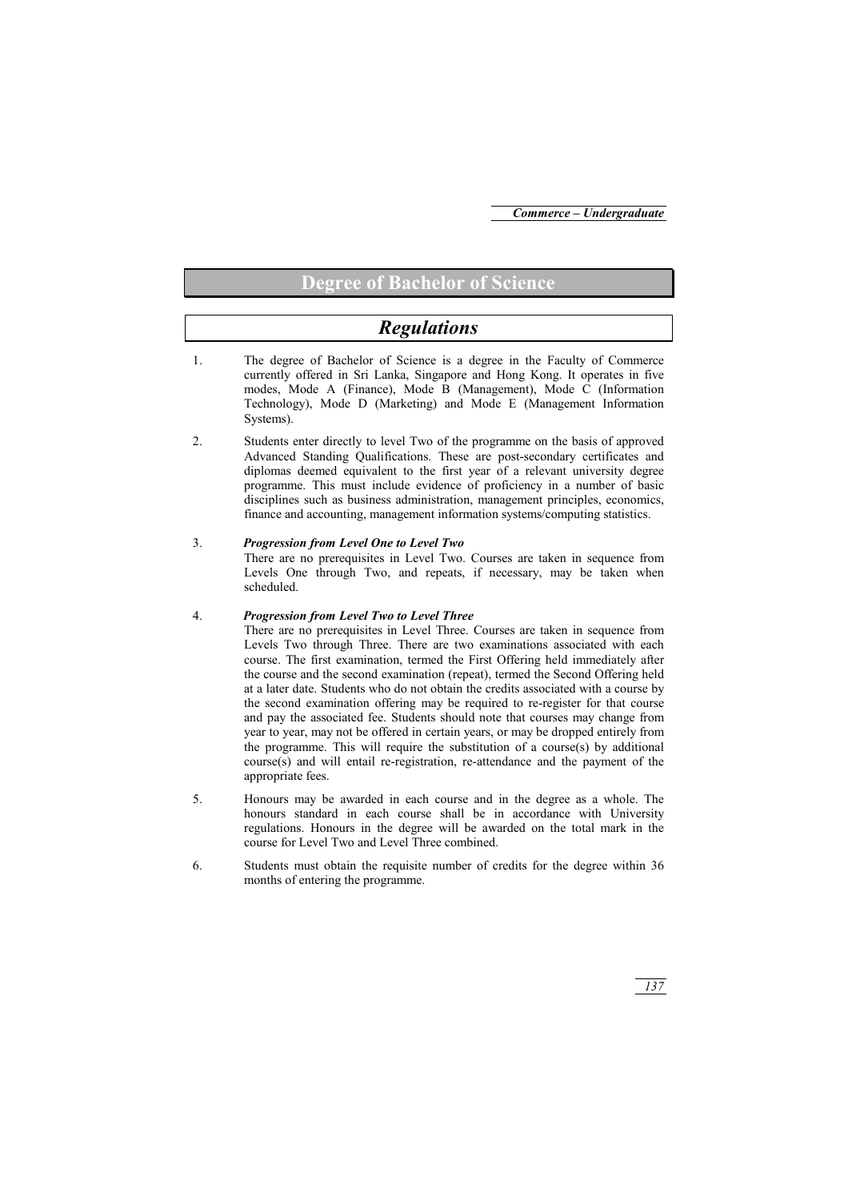# Degree of Bachelor of Science

## *Regulations*

1. The degree of Bachelor of Science is a degree in the Faculty of Commerce currently offered in Sri Lanka, Singapore and Hong Kong. It operates in five modes, Mode A (Finance), Mode B (Management), Mode C (Information Technology), Mode D (Marketing) and Mode E (Management Information Systems).

2. Students enter directly to level Two of the programme on the basis of approved Advanced Standing Qualifications. These are post-secondary certificates and diplomas deemed equivalent to the first year of a relevant university degree programme. This must include evidence of proficiency in a number of basic disciplines such as business administration, management principles, economics, finance and accounting, management information systems/computing statistics.

3. ***Progression from Level One to Level Two***
   There are no prerequisites in Level Two. Courses are taken in sequence from Levels One through Two, and repeats, if necessary, may be taken when scheduled.

4. ***Progression from Level Two to Level Three***
   There are no prerequisites in Level Three. Courses are taken in sequence from Levels Two through Three. There are two examinations associated with each course. The first examination, termed the First Offering held immediately after the course and the second examination (repeat), termed the Second Offering held at a later date. Students who do not obtain the credits associated with a course by the second examination offering may be required to re-register for that course and pay the associated fee. Students should note that courses may change from year to year, may not be offered in certain years, or may be dropped entirely from the programme. This will require the substitution of a course(s) by additional course(s) and will entail re-registration, re-attendance and the payment of the appropriate fees.

5. Honours may be awarded in each course and in the degree as a whole. The honours standard in each course shall be in accordance with University regulations. Honours in the degree will be awarded on the total mark in the course for Level Two and Level Three combined.

6. Students must obtain the requisite number of credits for the degree within 36 months of entering the programme.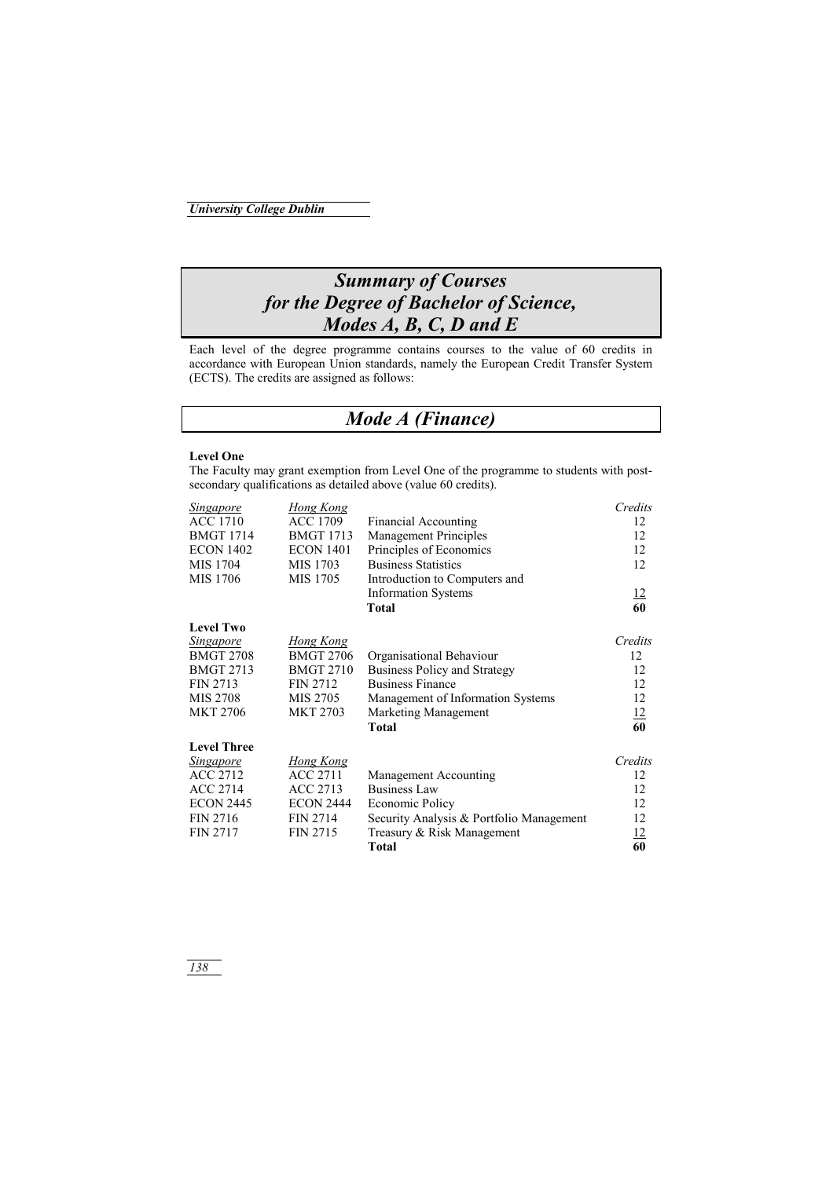# *Summary of Courses for the Degree of Bachelor of Science, Modes A, B, C, D and E*

Each level of the degree programme contains courses to the value of 60 credits in accordance with European Union standards, namely the European Credit Transfer System (ECTS). The credits are assigned as follows:

## *Mode A (Finance)*

**Level One**

The Faculty may grant exemption from Level One of the programme to students with post-secondary qualifications as detailed above (value 60 credits).

| *Singapore* | *Hong Kong* | | *Credits* |
|---|---|---|---|
| ACC 1710 | ACC 1709 | Financial Accounting | 12 |
| BMGT 1714 | BMGT 1713 | Management Principles | 12 |
| ECON 1402 | ECON 1401 | Principles of Economics | 12 |
| MIS 1704 | MIS 1703 | Business Statistics | 12 |
| MIS 1706 | MIS 1705 | Introduction to Computers and Information Systems | 12 |
| | | **Total** | **60** |

**Level Two**

| *Singapore* | *Hong Kong* | | *Credits* |
|---|---|---|---|
| BMGT 2708 | BMGT 2706 | Organisational Behaviour | 12 |
| BMGT 2713 | BMGT 2710 | Business Policy and Strategy | 12 |
| FIN 2713 | FIN 2712 | Business Finance | 12 |
| MIS 2708 | MIS 2705 | Management of Information Systems | 12 |
| MKT 2706 | MKT 2703 | Marketing Management | 12 |
| | | **Total** | **60** |

**Level Three**

| *Singapore* | *Hong Kong* | | *Credits* |
|---|---|---|---|
| ACC 2712 | ACC 2711 | Management Accounting | 12 |
| ACC 2714 | ACC 2713 | Business Law | 12 |
| ECON 2445 | ECON 2444 | Economic Policy | 12 |
| FIN 2716 | FIN 2714 | Security Analysis & Portfolio Management | 12 |
| FIN 2717 | FIN 2715 | Treasury & Risk Management | 12 |
| | | **Total** | **60** |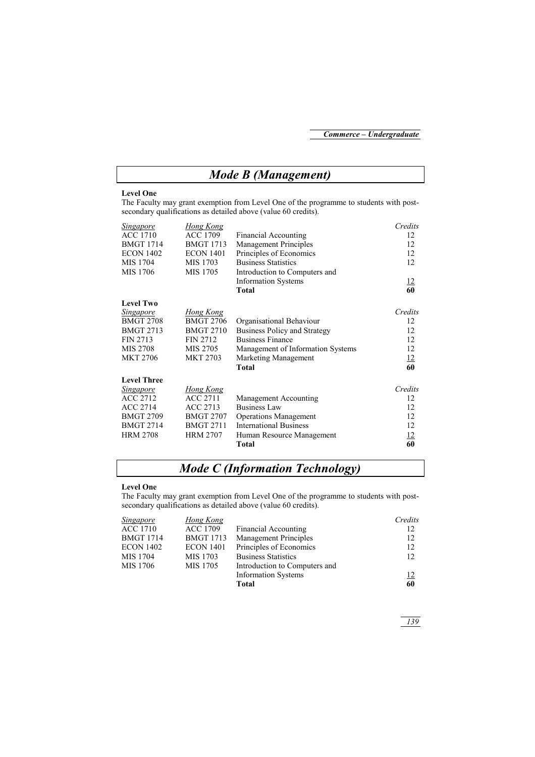# *Mode B (Management)*

**Level One**

The Faculty may grant exemption from Level One of the programme to students with post-secondary qualifications as detailed above (value 60 credits).

| *Singapore* | *Hong Kong* | | *Credits* |
|---|---|---|---|
| ACC 1710 | ACC 1709 | Financial Accounting | 12 |
| BMGT 1714 | BMGT 1713 | Management Principles | 12 |
| ECON 1402 | ECON 1401 | Principles of Economics | 12 |
| MIS 1704 | MIS 1703 | Business Statistics | 12 |
| MIS 1706 | MIS 1705 | Introduction to Computers and Information Systems | 12 |
| | | **Total** | **60** |

**Level Two**

| *Singapore* | *Hong Kong* | | *Credits* |
|---|---|---|---|
| BMGT 2708 | BMGT 2706 | Organisational Behaviour | 12 |
| BMGT 2713 | BMGT 2710 | Business Policy and Strategy | 12 |
| FIN 2713 | FIN 2712 | Business Finance | 12 |
| MIS 2708 | MIS 2705 | Management of Information Systems | 12 |
| MKT 2706 | MKT 2703 | Marketing Management | 12 |
| | | **Total** | **60** |

**Level Three**

| *Singapore* | *Hong Kong* | | *Credits* |
|---|---|---|---|
| ACC 2712 | ACC 2711 | Management Accounting | 12 |
| ACC 2714 | ACC 2713 | Business Law | 12 |
| BMGT 2709 | BMGT 2707 | Operations Management | 12 |
| BMGT 2714 | BMGT 2711 | International Business | 12 |
| HRM 2708 | HRM 2707 | Human Resource Management | 12 |
| | | **Total** | **60** |

# *Mode C (Information Technology)*

**Level One**

The Faculty may grant exemption from Level One of the programme to students with post-secondary qualifications as detailed above (value 60 credits).

| *Singapore* | *Hong Kong* | | *Credits* |
|---|---|---|---|
| ACC 1710 | ACC 1709 | Financial Accounting | 12 |
| BMGT 1714 | BMGT 1713 | Management Principles | 12 |
| ECON 1402 | ECON 1401 | Principles of Economics | 12 |
| MIS 1704 | MIS 1703 | Business Statistics | 12 |
| MIS 1706 | MIS 1705 | Introduction to Computers and Information Systems | 12 |
| | | **Total** | **60** |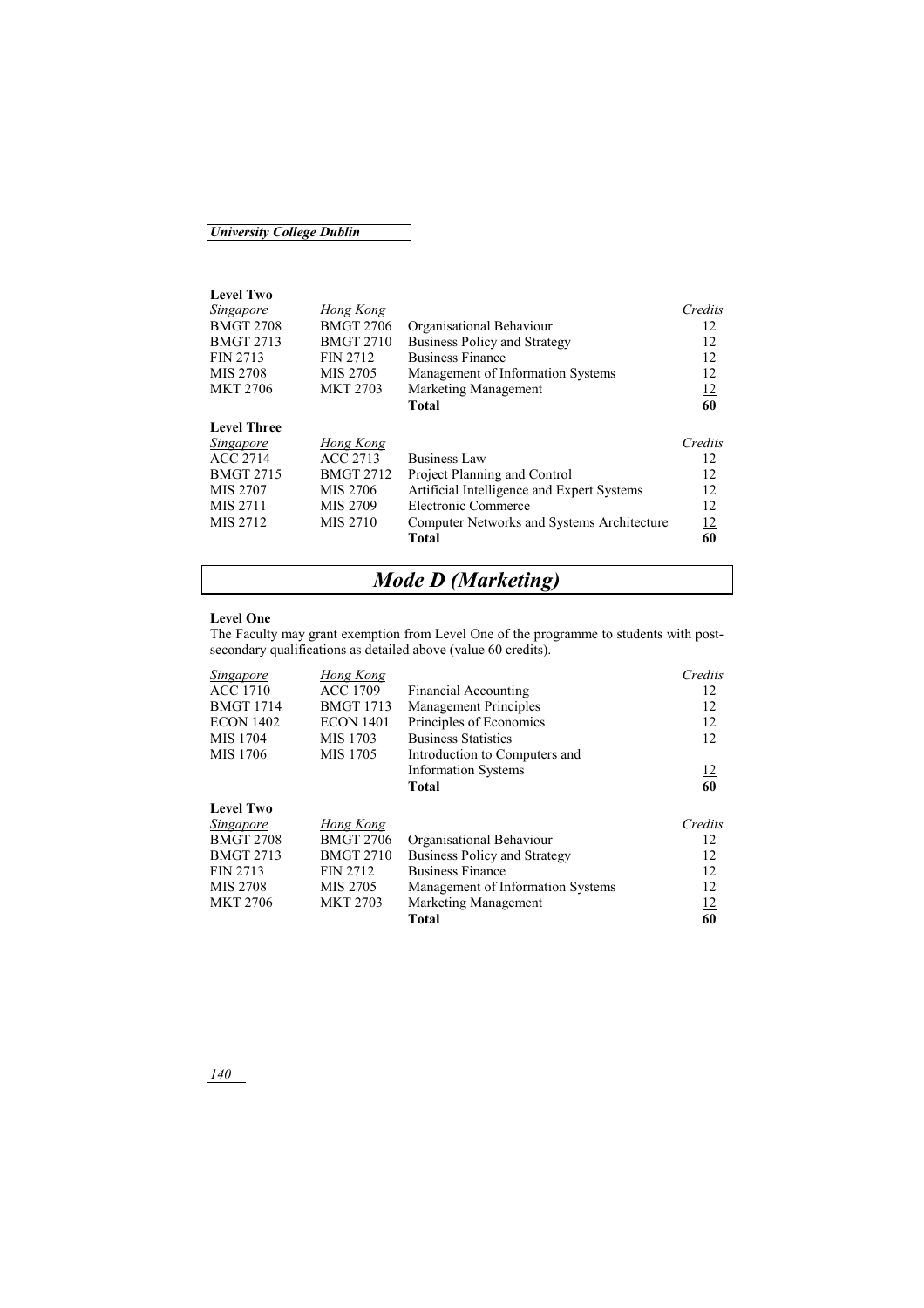**Level Two**

| *Singapore* | *Hong Kong* | | *Credits* |
|---|---|---|---|
| BMGT 2708 | BMGT 2706 | Organisational Behaviour | 12 |
| BMGT 2713 | BMGT 2710 | Business Policy and Strategy | 12 |
| FIN 2713 | FIN 2712 | Business Finance | 12 |
| MIS 2708 | MIS 2705 | Management of Information Systems | 12 |
| MKT 2706 | MKT 2703 | Marketing Management | 12 |
| | | **Total** | **60** |

**Level Three**

| *Singapore* | *Hong Kong* | | *Credits* |
|---|---|---|---|
| ACC 2714 | ACC 2713 | Business Law | 12 |
| BMGT 2715 | BMGT 2712 | Project Planning and Control | 12 |
| MIS 2707 | MIS 2706 | Artificial Intelligence and Expert Systems | 12 |
| MIS 2711 | MIS 2709 | Electronic Commerce | 12 |
| MIS 2712 | MIS 2710 | Computer Networks and Systems Architecture | 12 |
| | | **Total** | **60** |

# *Mode D (Marketing)*

**Level One**

The Faculty may grant exemption from Level One of the programme to students with post-secondary qualifications as detailed above (value 60 credits).

| *Singapore* | *Hong Kong* | | *Credits* |
|---|---|---|---|
| ACC 1710 | ACC 1709 | Financial Accounting | 12 |
| BMGT 1714 | BMGT 1713 | Management Principles | 12 |
| ECON 1402 | ECON 1401 | Principles of Economics | 12 |
| MIS 1704 | MIS 1703 | Business Statistics | 12 |
| MIS 1706 | MIS 1705 | Introduction to Computers and Information Systems | 12 |
| | | **Total** | **60** |

**Level Two**

| *Singapore* | *Hong Kong* | | *Credits* |
|---|---|---|---|
| BMGT 2708 | BMGT 2706 | Organisational Behaviour | 12 |
| BMGT 2713 | BMGT 2710 | Business Policy and Strategy | 12 |
| FIN 2713 | FIN 2712 | Business Finance | 12 |
| MIS 2708 | MIS 2705 | Management of Information Systems | 12 |
| MKT 2706 | MKT 2703 | Marketing Management | 12 |
| | | **Total** | **60** |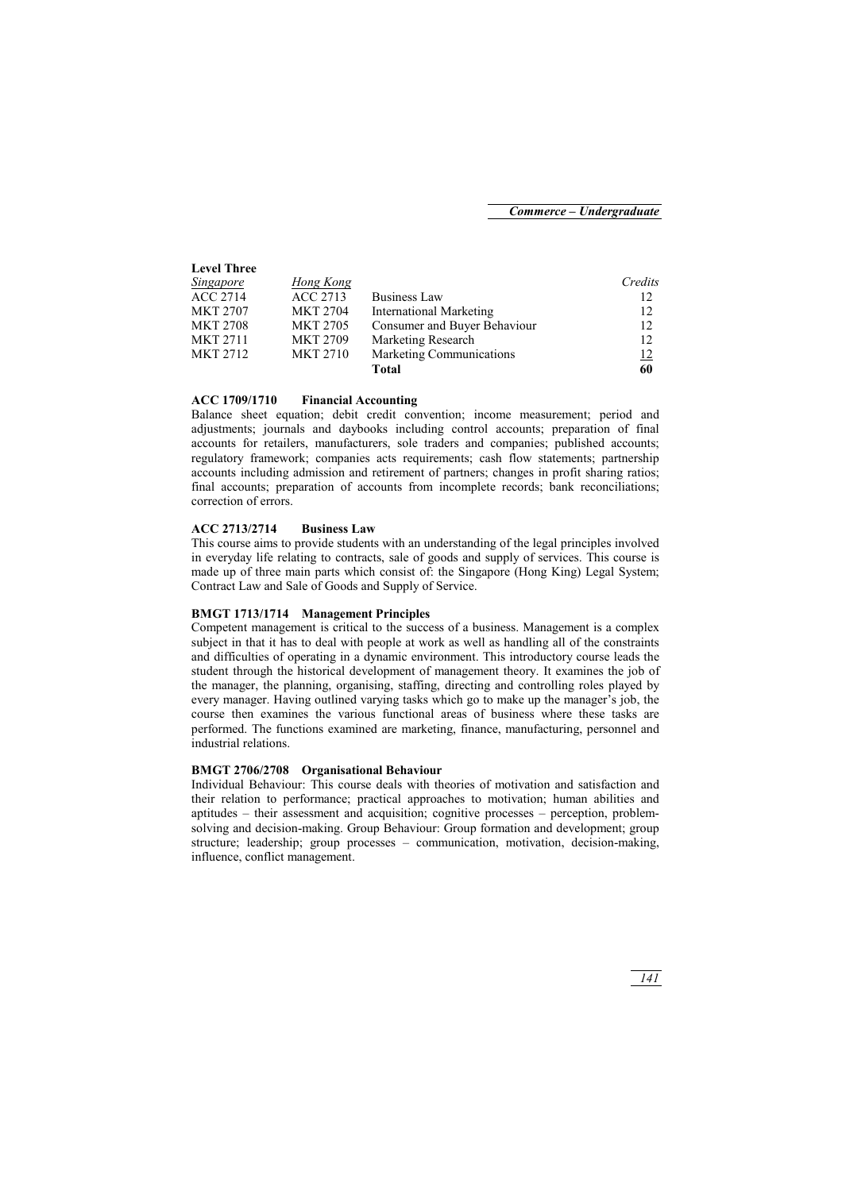**Level Three**

| *Singapore* | *Hong Kong* | | *Credits* |
|---|---|---|---|
| ACC 2714 | ACC 2713 | Business Law | 12 |
| MKT 2707 | MKT 2704 | International Marketing | 12 |
| MKT 2708 | MKT 2705 | Consumer and Buyer Behaviour | 12 |
| MKT 2711 | MKT 2709 | Marketing Research | 12 |
| MKT 2712 | MKT 2710 | Marketing Communications | 12 |
| | | **Total** | **60** |

**ACC 1709/1710 Financial Accounting**

Balance sheet equation; debit credit convention; income measurement; period and adjustments; journals and daybooks including control accounts; preparation of final accounts for retailers, manufacturers, sole traders and companies; published accounts; regulatory framework; companies acts requirements; cash flow statements; partnership accounts including admission and retirement of partners; changes in profit sharing ratios; final accounts; preparation of accounts from incomplete records; bank reconciliations; correction of errors.

**ACC 2713/2714 Business Law**

This course aims to provide students with an understanding of the legal principles involved in everyday life relating to contracts, sale of goods and supply of services. This course is made up of three main parts which consist of: the Singapore (Hong King) Legal System; Contract Law and Sale of Goods and Supply of Service.

**BMGT 1713/1714 Management Principles**

Competent management is critical to the success of a business. Management is a complex subject in that it has to deal with people at work as well as handling all of the constraints and difficulties of operating in a dynamic environment. This introductory course leads the student through the historical development of management theory. It examines the job of the manager, the planning, organising, staffing, directing and controlling roles played by every manager. Having outlined varying tasks which go to make up the manager's job, the course then examines the various functional areas of business where these tasks are performed. The functions examined are marketing, finance, manufacturing, personnel and industrial relations.

**BMGT 2706/2708 Organisational Behaviour**

Individual Behaviour: This course deals with theories of motivation and satisfaction and their relation to performance; practical approaches to motivation; human abilities and aptitudes – their assessment and acquisition; cognitive processes – perception, problem-solving and decision-making. Group Behaviour: Group formation and development; group structure; leadership; group processes – communication, motivation, decision-making, influence, conflict management.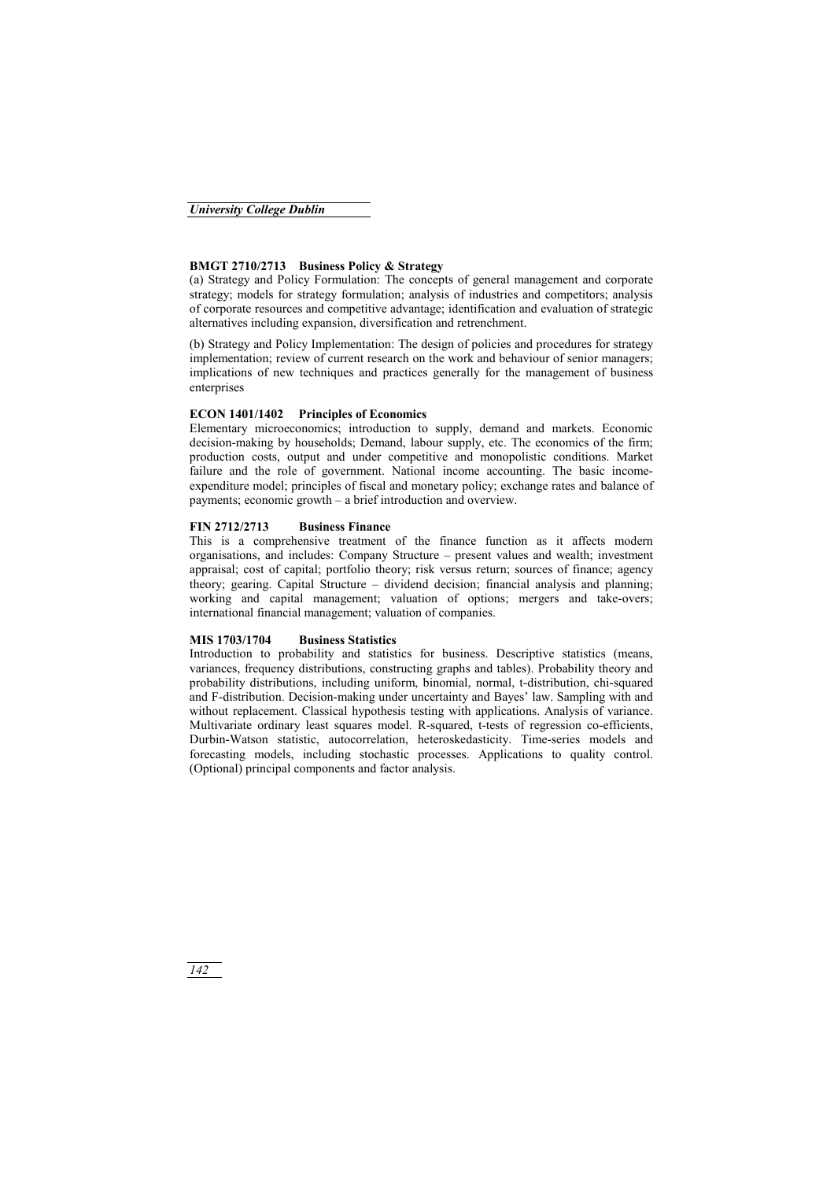**BMGT 2710/2713 Business Policy & Strategy**

(a) Strategy and Policy Formulation: The concepts of general management and corporate strategy; models for strategy formulation; analysis of industries and competitors; analysis of corporate resources and competitive advantage; identification and evaluation of strategic alternatives including expansion, diversification and retrenchment.

(b) Strategy and Policy Implementation: The design of policies and procedures for strategy implementation; review of current research on the work and behaviour of senior managers; implications of new techniques and practices generally for the management of business enterprises

**ECON 1401/1402 Principles of Economics**

Elementary microeconomics; introduction to supply, demand and markets. Economic decision-making by households; Demand, labour supply, etc. The economics of the firm; production costs, output and under competitive and monopolistic conditions. Market failure and the role of government. National income accounting. The basic income-expenditure model; principles of fiscal and monetary policy; exchange rates and balance of payments; economic growth – a brief introduction and overview.

**FIN 2712/2713 Business Finance**

This is a comprehensive treatment of the finance function as it affects modern organisations, and includes: Company Structure – present values and wealth; investment appraisal; cost of capital; portfolio theory; risk versus return; sources of finance; agency theory; gearing. Capital Structure – dividend decision; financial analysis and planning; working and capital management; valuation of options; mergers and take-overs; international financial management; valuation of companies.

**MIS 1703/1704 Business Statistics**

Introduction to probability and statistics for business. Descriptive statistics (means, variances, frequency distributions, constructing graphs and tables). Probability theory and probability distributions, including uniform, binomial, normal, t-distribution, chi-squared and F-distribution. Decision-making under uncertainty and Bayes' law. Sampling with and without replacement. Classical hypothesis testing with applications. Analysis of variance. Multivariate ordinary least squares model. R-squared, t-tests of regression co-efficients, Durbin-Watson statistic, autocorrelation, heteroskedasticity. Time-series models and forecasting models, including stochastic processes. Applications to quality control. (Optional) principal components and factor analysis.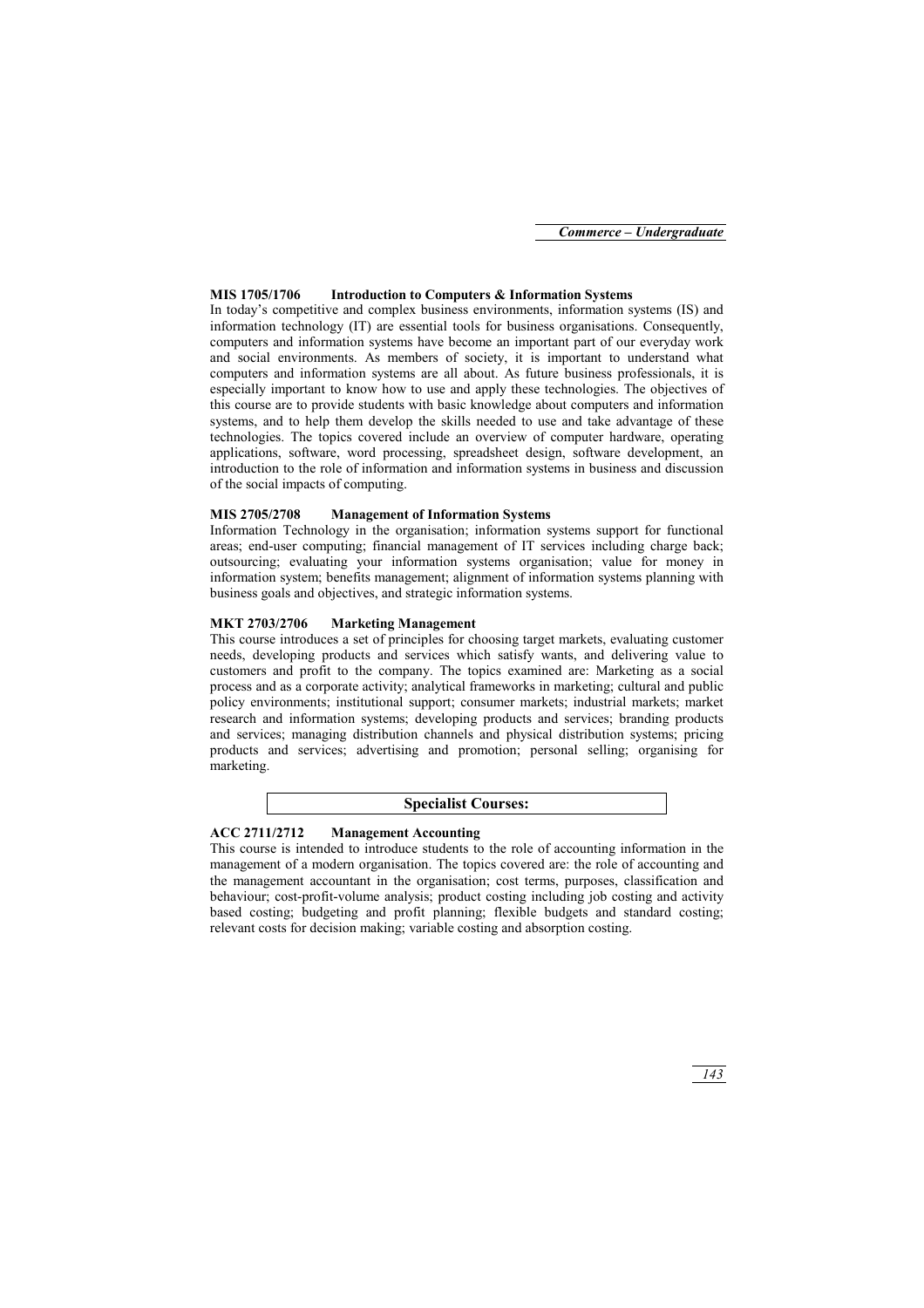**MIS 1705/1706 Introduction to Computers & Information Systems**

In today's competitive and complex business environments, information systems (IS) and information technology (IT) are essential tools for business organisations. Consequently, computers and information systems have become an important part of our everyday work and social environments. As members of society, it is important to understand what computers and information systems are all about. As future business professionals, it is especially important to know how to use and apply these technologies. The objectives of this course are to provide students with basic knowledge about computers and information systems, and to help them develop the skills needed to use and take advantage of these technologies. The topics covered include an overview of computer hardware, operating applications, software, word processing, spreadsheet design, software development, an introduction to the role of information and information systems in business and discussion of the social impacts of computing.

**MIS 2705/2708 Management of Information Systems**

Information Technology in the organisation; information systems support for functional areas; end-user computing; financial management of IT services including charge back; outsourcing; evaluating your information systems organisation; value for money in information system; benefits management; alignment of information systems planning with business goals and objectives, and strategic information systems.

**MKT 2703/2706 Marketing Management**

This course introduces a set of principles for choosing target markets, evaluating customer needs, developing products and services which satisfy wants, and delivering value to customers and profit to the company. The topics examined are: Marketing as a social process and as a corporate activity; analytical frameworks in marketing; cultural and public policy environments; institutional support; consumer markets; industrial markets; market research and information systems; developing products and services; branding products and services; managing distribution channels and physical distribution systems; pricing products and services; advertising and promotion; personal selling; organising for marketing.

## Specialist Courses:

**ACC 2711/2712 Management Accounting**

This course is intended to introduce students to the role of accounting information in the management of a modern organisation. The topics covered are: the role of accounting and the management accountant in the organisation; cost terms, purposes, classification and behaviour; cost-profit-volume analysis; product costing including job costing and activity based costing; budgeting and profit planning; flexible budgets and standard costing; relevant costs for decision making; variable costing and absorption costing.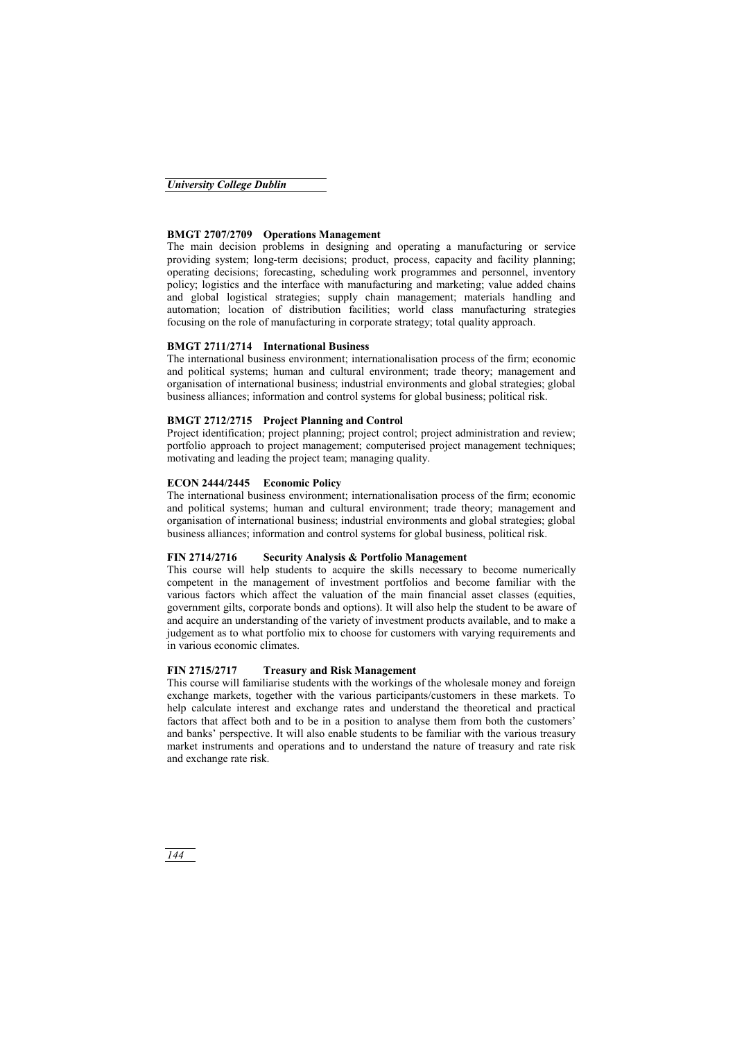**BMGT 2707/2709 Operations Management**

The main decision problems in designing and operating a manufacturing or service providing system; long-term decisions; product, process, capacity and facility planning; operating decisions; forecasting, scheduling work programmes and personnel, inventory policy; logistics and the interface with manufacturing and marketing; value added chains and global logistical strategies; supply chain management; materials handling and automation; location of distribution facilities; world class manufacturing strategies focusing on the role of manufacturing in corporate strategy; total quality approach.

**BMGT 2711/2714 International Business**

The international business environment; internationalisation process of the firm; economic and political systems; human and cultural environment; trade theory; management and organisation of international business; industrial environments and global strategies; global business alliances; information and control systems for global business; political risk.

**BMGT 2712/2715 Project Planning and Control**

Project identification; project planning; project control; project administration and review; portfolio approach to project management; computerised project management techniques; motivating and leading the project team; managing quality.

**ECON 2444/2445 Economic Policy**

The international business environment; internationalisation process of the firm; economic and political systems; human and cultural environment; trade theory; management and organisation of international business; industrial environments and global strategies; global business alliances; information and control systems for global business, political risk.

**FIN 2714/2716 Security Analysis & Portfolio Management**

This course will help students to acquire the skills necessary to become numerically competent in the management of investment portfolios and become familiar with the various factors which affect the valuation of the main financial asset classes (equities, government gilts, corporate bonds and options). It will also help the student to be aware of and acquire an understanding of the variety of investment products available, and to make a judgement as to what portfolio mix to choose for customers with varying requirements and in various economic climates.

**FIN 2715/2717 Treasury and Risk Management**

This course will familiarise students with the workings of the wholesale money and foreign exchange markets, together with the various participants/customers in these markets. To help calculate interest and exchange rates and understand the theoretical and practical factors that affect both and to be in a position to analyse them from both the customers' and banks' perspective. It will also enable students to be familiar with the various treasury market instruments and operations and to understand the nature of treasury and rate risk and exchange rate risk.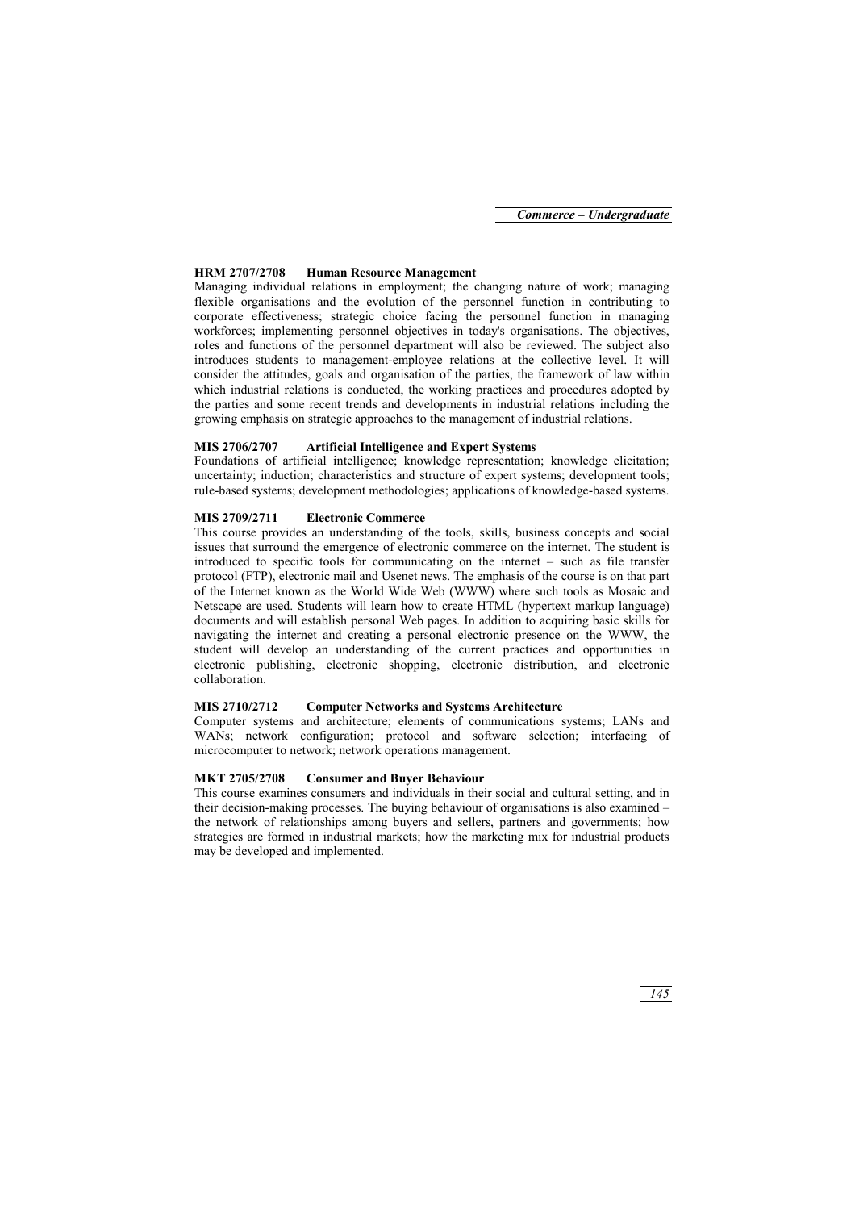### HRM 2707/2708 Human Resource Management

Managing individual relations in employment; the changing nature of work; managing flexible organisations and the evolution of the personnel function in contributing to corporate effectiveness; strategic choice facing the personnel function in managing workforces; implementing personnel objectives in today's organisations. The objectives, roles and functions of the personnel department will also be reviewed. The subject also introduces students to management-employee relations at the collective level. It will consider the attitudes, goals and organisation of the parties, the framework of law within which industrial relations is conducted, the working practices and procedures adopted by the parties and some recent trends and developments in industrial relations including the growing emphasis on strategic approaches to the management of industrial relations.

### MIS 2706/2707 Artificial Intelligence and Expert Systems

Foundations of artificial intelligence; knowledge representation; knowledge elicitation; uncertainty; induction; characteristics and structure of expert systems; development tools; rule-based systems; development methodologies; applications of knowledge-based systems.

### MIS 2709/2711 Electronic Commerce

This course provides an understanding of the tools, skills, business concepts and social issues that surround the emergence of electronic commerce on the internet. The student is introduced to specific tools for communicating on the internet – such as file transfer protocol (FTP), electronic mail and Usenet news. The emphasis of the course is on that part of the Internet known as the World Wide Web (WWW) where such tools as Mosaic and Netscape are used. Students will learn how to create HTML (hypertext markup language) documents and will establish personal Web pages. In addition to acquiring basic skills for navigating the internet and creating a personal electronic presence on the WWW, the student will develop an understanding of the current practices and opportunities in electronic publishing, electronic shopping, electronic distribution, and electronic collaboration.

### MIS 2710/2712 Computer Networks and Systems Architecture

Computer systems and architecture; elements of communications systems; LANs and WANs; network configuration; protocol and software selection; interfacing of microcomputer to network; network operations management.

### MKT 2705/2708 Consumer and Buyer Behaviour

This course examines consumers and individuals in their social and cultural setting, and in their decision-making processes. The buying behaviour of organisations is also examined – the network of relationships among buyers and sellers, partners and governments; how strategies are formed in industrial markets; how the marketing mix for industrial products may be developed and implemented.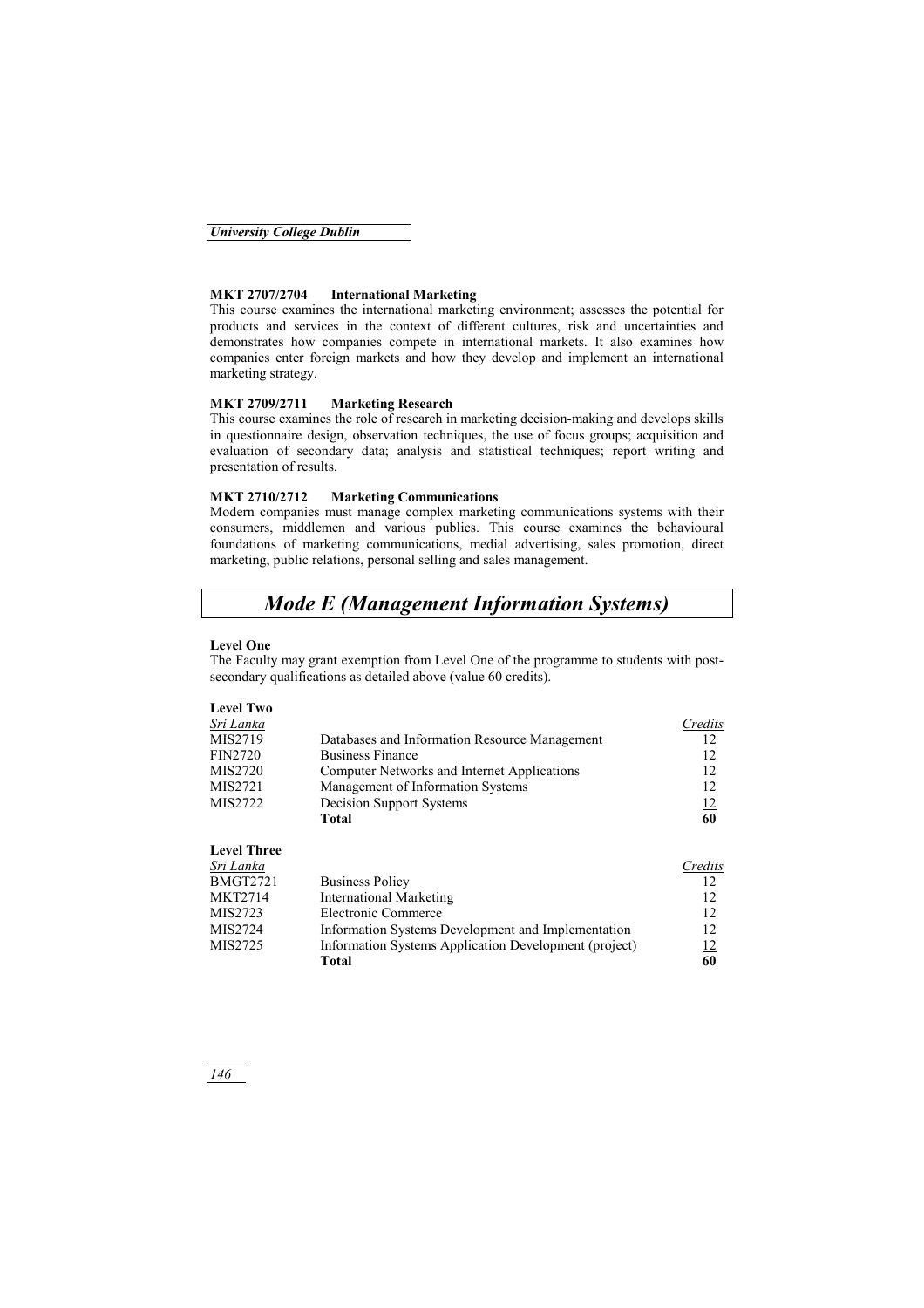### MKT 2707/2704 International Marketing

This course examines the international marketing environment; assesses the potential for products and services in the context of different cultures, risk and uncertainties and demonstrates how companies compete in international markets. It also examines how companies enter foreign markets and how they develop and implement an international marketing strategy.

### MKT 2709/2711 Marketing Research

This course examines the role of research in marketing decision-making and develops skills in questionnaire design, observation techniques, the use of focus groups; acquisition and evaluation of secondary data; analysis and statistical techniques; report writing and presentation of results.

### MKT 2710/2712 Marketing Communications

Modern companies must manage complex marketing communications systems with their consumers, middlemen and various publics. This course examines the behavioural foundations of marketing communications, medial advertising, sales promotion, direct marketing, public relations, personal selling and sales management.

## *Mode E (Management Information Systems)*

**Level One**

The Faculty may grant exemption from Level One of the programme to students with post-secondary qualifications as detailed above (value 60 credits).

**Level Two**

| *Sri Lanka* | | *Credits* |
|---|---|---|
| MIS2719 | Databases and Information Resource Management | 12 |
| FIN2720 | Business Finance | 12 |
| MIS2720 | Computer Networks and Internet Applications | 12 |
| MIS2721 | Management of Information Systems | 12 |
| MIS2722 | Decision Support Systems | 12 |
| | **Total** | **60** |

**Level Three**

| *Sri Lanka* | | *Credits* |
|---|---|---|
| BMGT2721 | Business Policy | 12 |
| MKT2714 | International Marketing | 12 |
| MIS2723 | Electronic Commerce | 12 |
| MIS2724 | Information Systems Development and Implementation | 12 |
| MIS2725 | Information Systems Application Development (project) | 12 |
| | **Total** | **60** |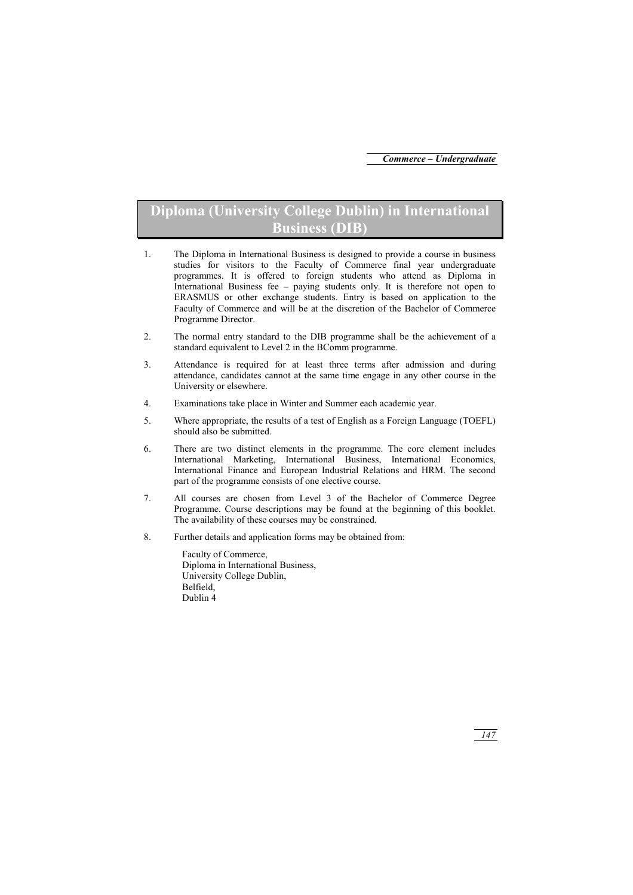# Diploma (University College Dublin) in International Business (DIB)

1. The Diploma in International Business is designed to provide a course in business studies for visitors to the Faculty of Commerce final year undergraduate programmes. It is offered to foreign students who attend as Diploma in International Business fee – paying students only. It is therefore not open to ERASMUS or other exchange students. Entry is based on application to the Faculty of Commerce and will be at the discretion of the Bachelor of Commerce Programme Director.

2. The normal entry standard to the DIB programme shall be the achievement of a standard equivalent to Level 2 in the BComm programme.

3. Attendance is required for at least three terms after admission and during attendance, candidates cannot at the same time engage in any other course in the University or elsewhere.

4. Examinations take place in Winter and Summer each academic year.

5. Where appropriate, the results of a test of English as a Foreign Language (TOEFL) should also be submitted.

6. There are two distinct elements in the programme. The core element includes International Marketing, International Business, International Economics, International Finance and European Industrial Relations and HRM. The second part of the programme consists of one elective course.

7. All courses are chosen from Level 3 of the Bachelor of Commerce Degree Programme. Course descriptions may be found at the beginning of this booklet. The availability of these courses may be constrained.

8. Further details and application forms may be obtained from:

   Faculty of Commerce,  
   Diploma in International Business,  
   University College Dublin,  
   Belfield,  
   Dublin 4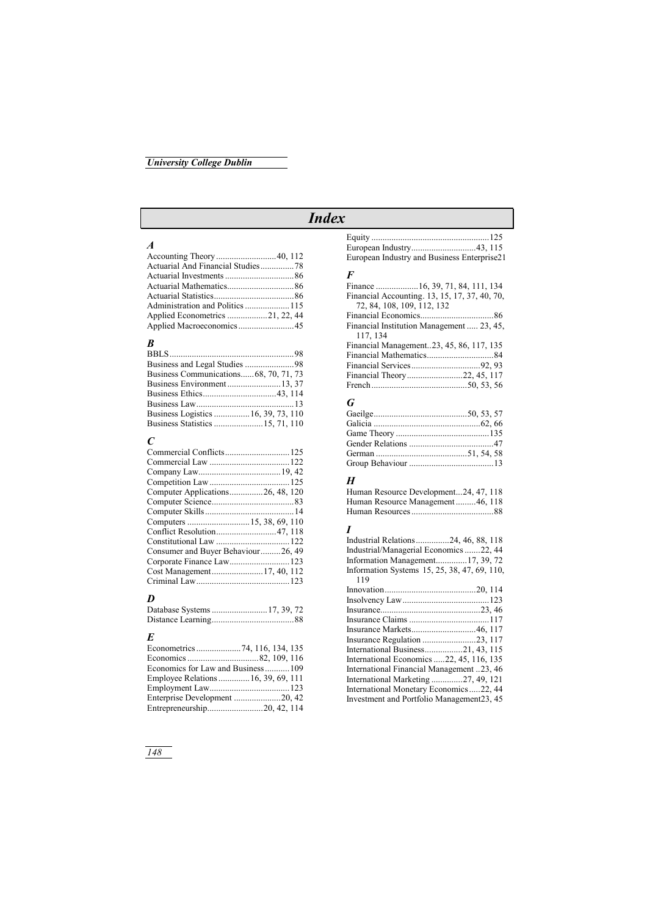# Index

### A

Accounting Theory 40, 112
Actuarial And Financial Studies 78
Actuarial Investments 86
Actuarial Mathematics 86
Actuarial Statistics 86
Administration and Politics 115
Applied Econometrics 21, 22, 44
Applied Macroeconomics 45

### B

BBLS 98
Business and Legal Studies 98
Business Communications 68, 70, 71, 73
Business Environment 13, 37
Business Ethics 43, 114
Business Law 13
Business Logistics 16, 39, 73, 110
Business Statistics 15, 71, 110

### C

Commercial Conflicts 125
Commercial Law 122
Company Law 19, 42
Competition Law 125
Computer Applications 26, 48, 120
Computer Science 83
Computer Skills 14
Computers 15, 38, 69, 110
Conflict Resolution 47, 118
Constitutional Law 122
Consumer and Buyer Behaviour 26, 49
Corporate Finance Law 123
Cost Management 17, 40, 112
Criminal Law 123

### D

Database Systems 17, 39, 72
Distance Learning 88

### E

Econometrics 74, 116, 134, 135
Economics 82, 109, 116
Economics for Law and Business 109
Employee Relations 16, 39, 69, 111
Employment Law 123
Enterprise Development 20, 42
Entrepreneurship 20, 42, 114
Equity 125
European Industry 43, 115
European Industry and Business Enterprise 21

### F

Finance 16, 39, 71, 84, 111, 134
Financial Accounting. 13, 15, 17, 37, 40, 70, 72, 84, 108, 109, 112, 132
Financial Economics 86
Financial Institution Management 23, 45, 117, 134
Financial Management 23, 45, 86, 117, 135
Financial Mathematics 84
Financial Services 92, 93
Financial Theory 22, 45, 117
French 50, 53, 56

### G

Gaeilge 50, 53, 57
Galicia 62, 66
Game Theory 135
Gender Relations 47
German 51, 54, 58
Group Behaviour 13

### H

Human Resource Development 24, 47, 118
Human Resource Management 46, 118
Human Resources 88

### I

Industrial Relations 24, 46, 88, 118
Industrial/Managerial Economics 22, 44
Information Management 17, 39, 72
Information Systems 15, 25, 38, 47, 69, 110, 119
Innovation 20, 114
Insolvency Law 123
Insurance 23, 46
Insurance Claims 117
Insurance Markets 46, 117
Insurance Regulation 23, 117
International Business 21, 43, 115
International Economics 22, 45, 116, 135
International Financial Management 23, 46
International Marketing 27, 49, 121
International Monetary Economics 22, 44
Investment and Portfolio Management 23, 45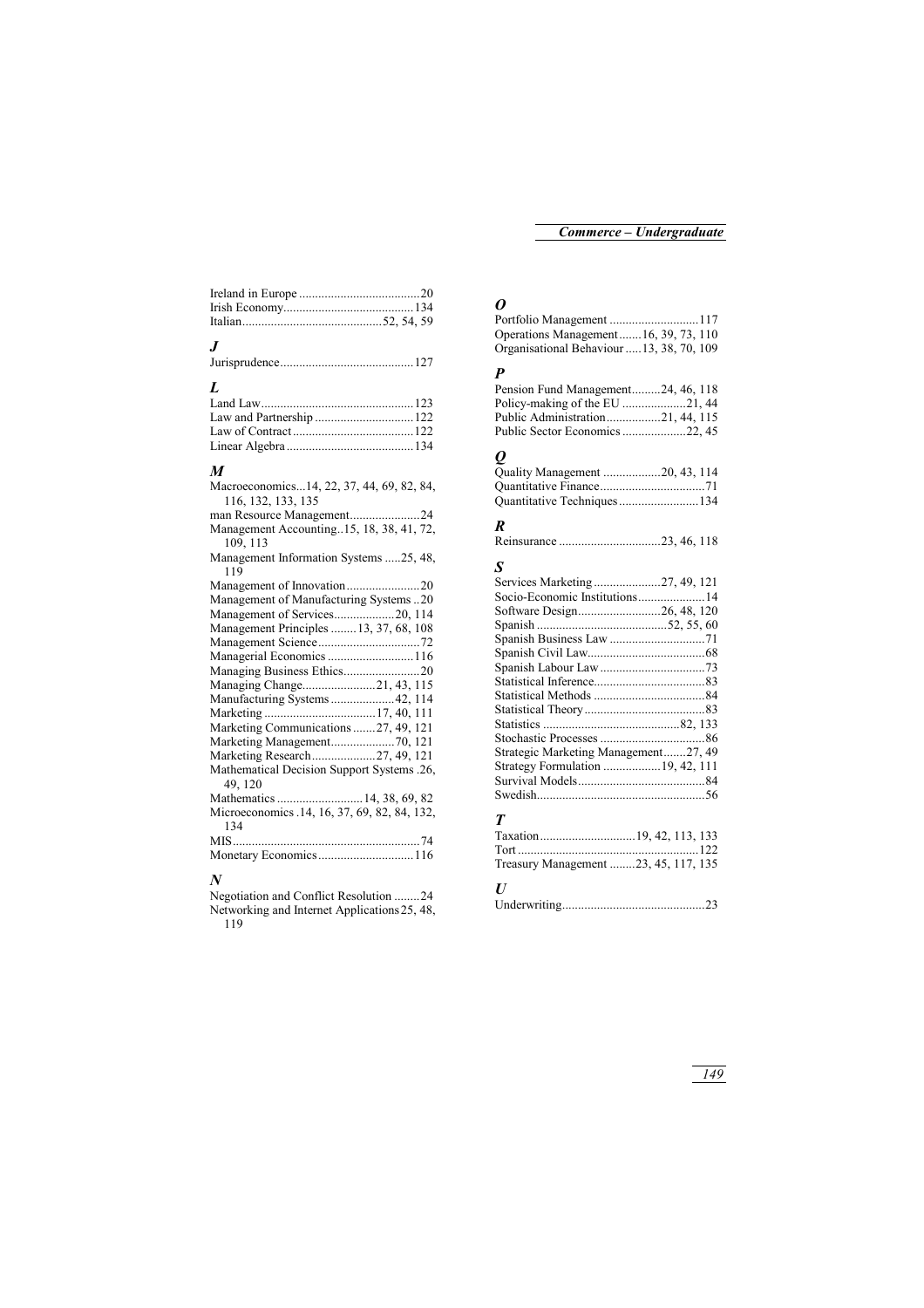Ireland in Europe ......................................20
Irish Economy.........................................134
Italian...........................................52, 54, 59

## J

Jurisprudence..........................................127

## L

Land Law................................................123
Law and Partnership ...............................122
Law of Contract......................................122
Linear Algebra........................................134

## M

Macroeconomics...14, 22, 37, 44, 69, 82, 84, 116, 132, 133, 135
man Resource Management......................24
Management Accounting..15, 18, 38, 41, 72, 109, 113
Management Information Systems .....25, 48, 119
Management of Innovation.......................20
Management of Manufacturing Systems ..20
Management of Services...................20, 114
Management Principles ........13, 37, 68, 108
Management Science................................72
Managerial Economics ...........................116
Managing Business Ethics........................20
Managing Change.......................21, 43, 115
Manufacturing Systems ....................42, 114
Marketing ...................................17, 40, 111
Marketing Communications .......27, 49, 121
Marketing Management....................70, 121
Marketing Research....................27, 49, 121
Mathematical Decision Support Systems .26, 49, 120
Mathematics ...........................14, 38, 69, 82
Microeconomics .14, 16, 37, 69, 82, 84, 132, 134
MIS...........................................................74
Monetary Economics..............................116

## N

Negotiation and Conflict Resolution ........24
Networking and Internet Applications 25, 48, 119

## O

Portfolio Management ............................117
Operations Management.......16, 39, 73, 110
Organisational Behaviour .....13, 38, 70, 109

## P

Pension Fund Management.........24, 46, 118
Policy-making of the EU ....................21, 44
Public Administration.................21, 44, 115
Public Sector Economics ....................22, 45

## Q

Quality Management ..................20, 43, 114
Quantitative Finance.................................71
Quantitative Techniques.........................134

## R

Reinsurance ................................23, 46, 118

## S

Services Marketing .....................27, 49, 121
Socio-Economic Institutions.....................14
Software Design..........................26, 48, 120
Spanish .........................................52, 55, 60
Spanish Business Law ..............................71
Spanish Civil Law.....................................68
Spanish Labour Law .................................73
Statistical Inference...................................83
Statistical Methods ...................................84
Statistical Theory......................................83
Statistics ...........................................82, 133
Stochastic Processes .................................86
Strategic Marketing Management.......27, 49
Strategy Formulation ..................19, 42, 111
Survival Models........................................84
Swedish.....................................................56

## T

Taxation..............................19, 42, 113, 133
Tort .........................................................122
Treasury Management ........23, 45, 117, 135

## U

Underwriting.............................................23